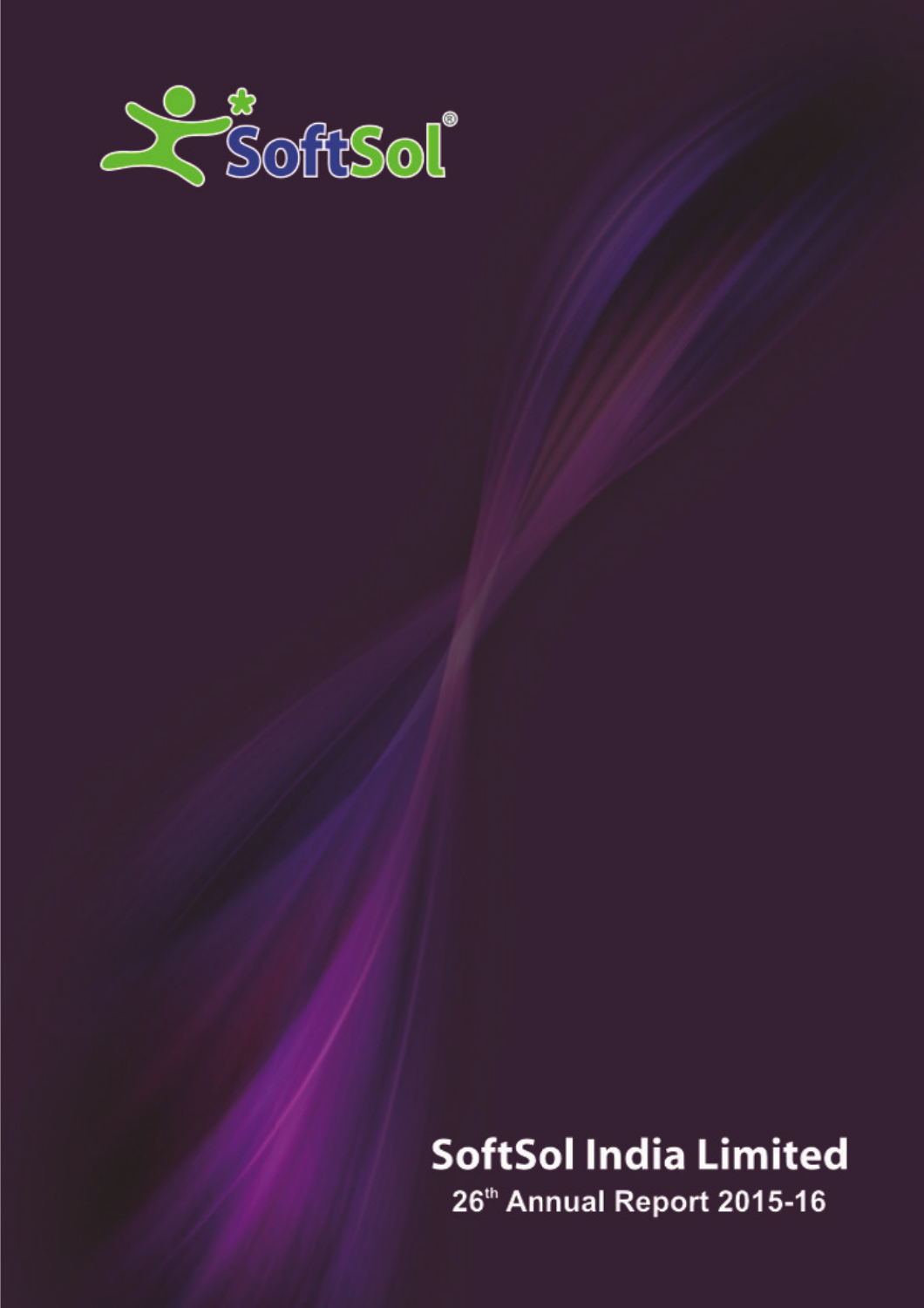SoftSol®

# SoftSol India Limited

26th Annual Report 2015-16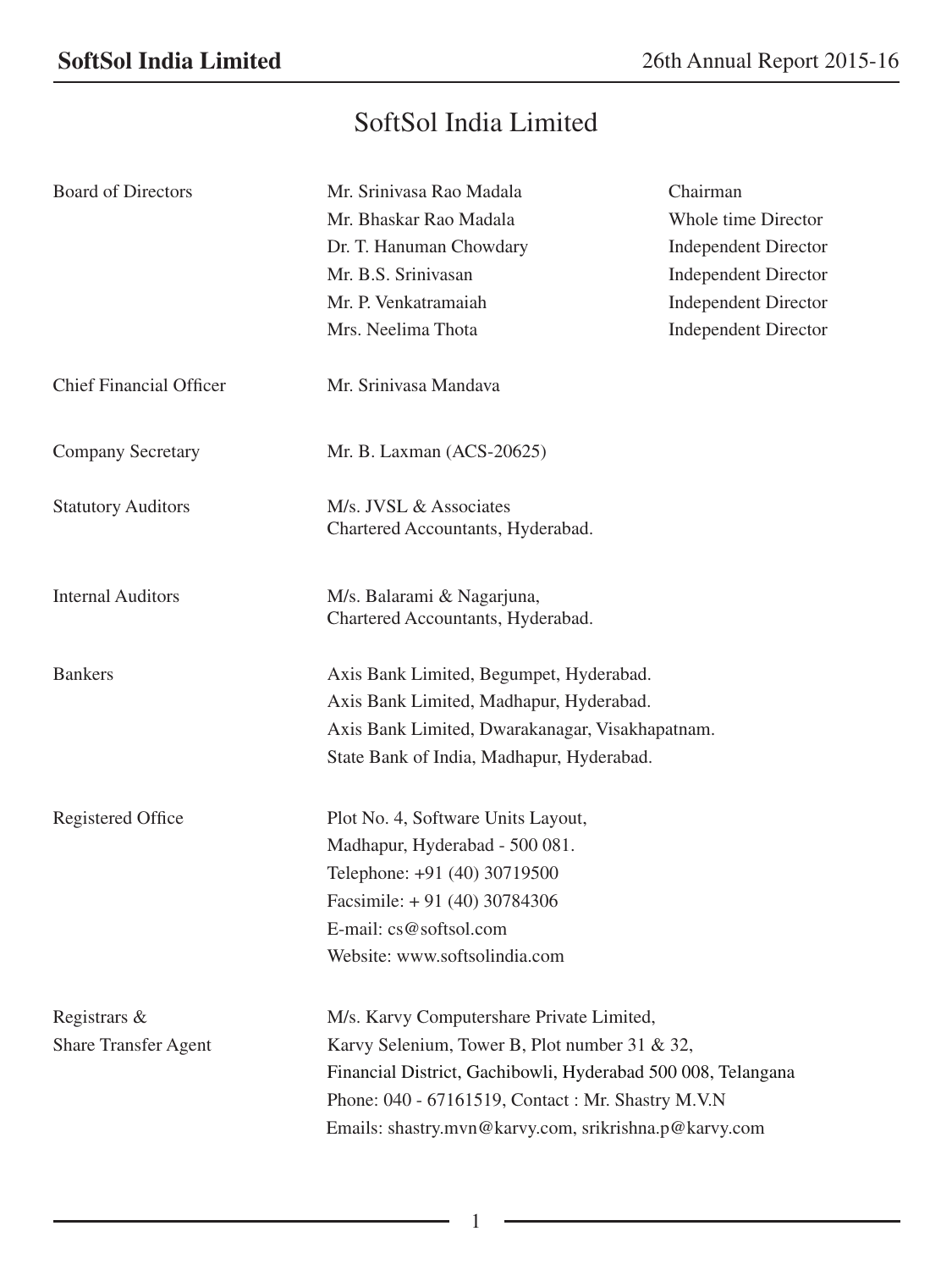# SoftSol India Limited

| | | |
|---|---|---|
| Board of Directors | Mr. Srinivasa Rao Madala | Chairman |
| | Mr. Bhaskar Rao Madala | Whole time Director |
| | Dr. T. Hanuman Chowdary | Independent Director |
| | Mr. B.S. Srinivasan | Independent Director |
| | Mr. P. Venkatramaiah | Independent Director |
| | Mrs. Neelima Thota | Independent Director |
| Chief Financial Officer | Mr. Srinivasa Mandava | |
| Company Secretary | Mr. B. Laxman (ACS-20625) | |
| Statutory Auditors | M/s. JVSL & Associates<br>Chartered Accountants, Hyderabad. | |
| Internal Auditors | M/s. Balarami & Nagarjuna,<br>Chartered Accountants, Hyderabad. | |
| Bankers | Axis Bank Limited, Begumpet, Hyderabad.<br>Axis Bank Limited, Madhapur, Hyderabad.<br>Axis Bank Limited, Dwarakanagar, Visakhapatnam.<br>State Bank of India, Madhapur, Hyderabad. | |
| Registered Office | Plot No. 4, Software Units Layout,<br>Madhapur, Hyderabad - 500 081.<br>Telephone: +91 (40) 30719500<br>Facsimile: + 91 (40) 30784306<br>E-mail: cs@softsol.com<br>Website: www.softsolindia.com | |
| Registrars & Share Transfer Agent | M/s. Karvy Computershare Private Limited,<br>Karvy Selenium, Tower B, Plot number 31 & 32,<br>Financial District, Gachibowli, Hyderabad 500 008, Telangana<br>Phone: 040 - 67161519, Contact : Mr. Shastry M.V.N<br>Emails: shastry.mvn@karvy.com, srikrishna.p@karvy.com | |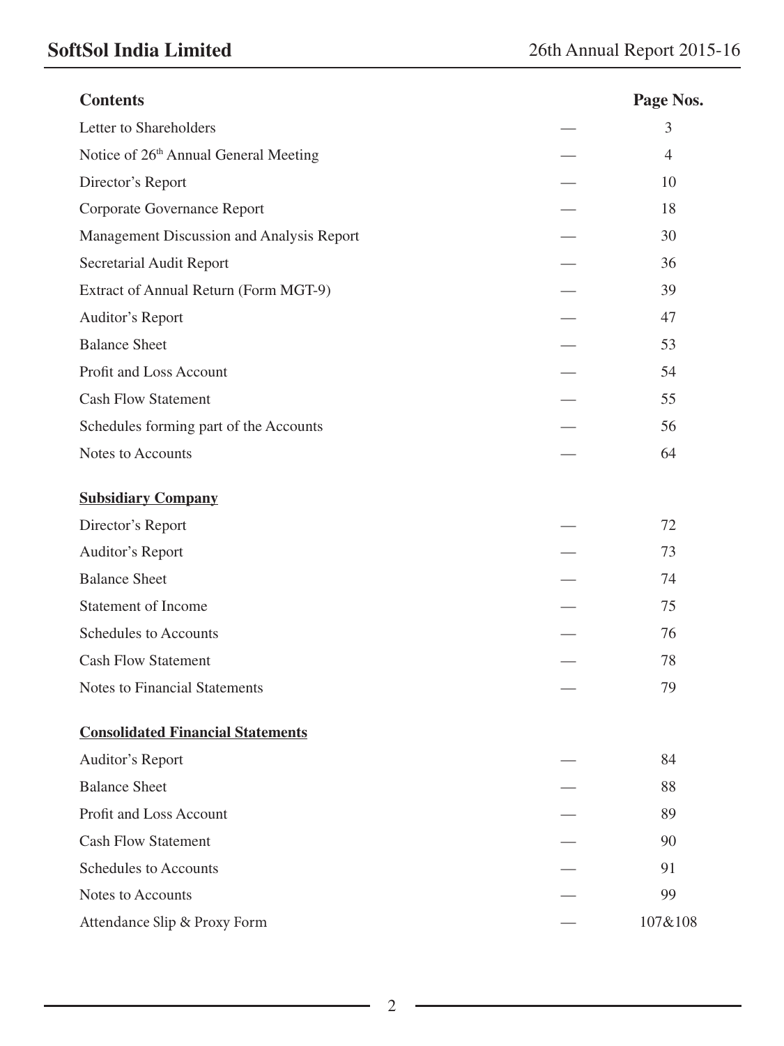| Contents | | Page Nos. |
|---|---|---|
| Letter to Shareholders | — | 3 |
| Notice of 26th Annual General Meeting | — | 4 |
| Director's Report | — | 10 |
| Corporate Governance Report | — | 18 |
| Management Discussion and Analysis Report | — | 30 |
| Secretarial Audit Report | — | 36 |
| Extract of Annual Return (Form MGT-9) | — | 39 |
| Auditor's Report | — | 47 |
| Balance Sheet | — | 53 |
| Profit and Loss Account | — | 54 |
| Cash Flow Statement | — | 55 |
| Schedules forming part of the Accounts | — | 56 |
| Notes to Accounts | — | 64 |
| **Subsidiary Company** | | |
| Director's Report | — | 72 |
| Auditor's Report | — | 73 |
| Balance Sheet | — | 74 |
| Statement of Income | — | 75 |
| Schedules to Accounts | — | 76 |
| Cash Flow Statement | — | 78 |
| Notes to Financial Statements | — | 79 |
| **Consolidated Financial Statements** | | |
| Auditor's Report | — | 84 |
| Balance Sheet | — | 88 |
| Profit and Loss Account | — | 89 |
| Cash Flow Statement | — | 90 |
| Schedules to Accounts | — | 91 |
| Notes to Accounts | — | 99 |
| Attendance Slip & Proxy Form | — | 107&108 |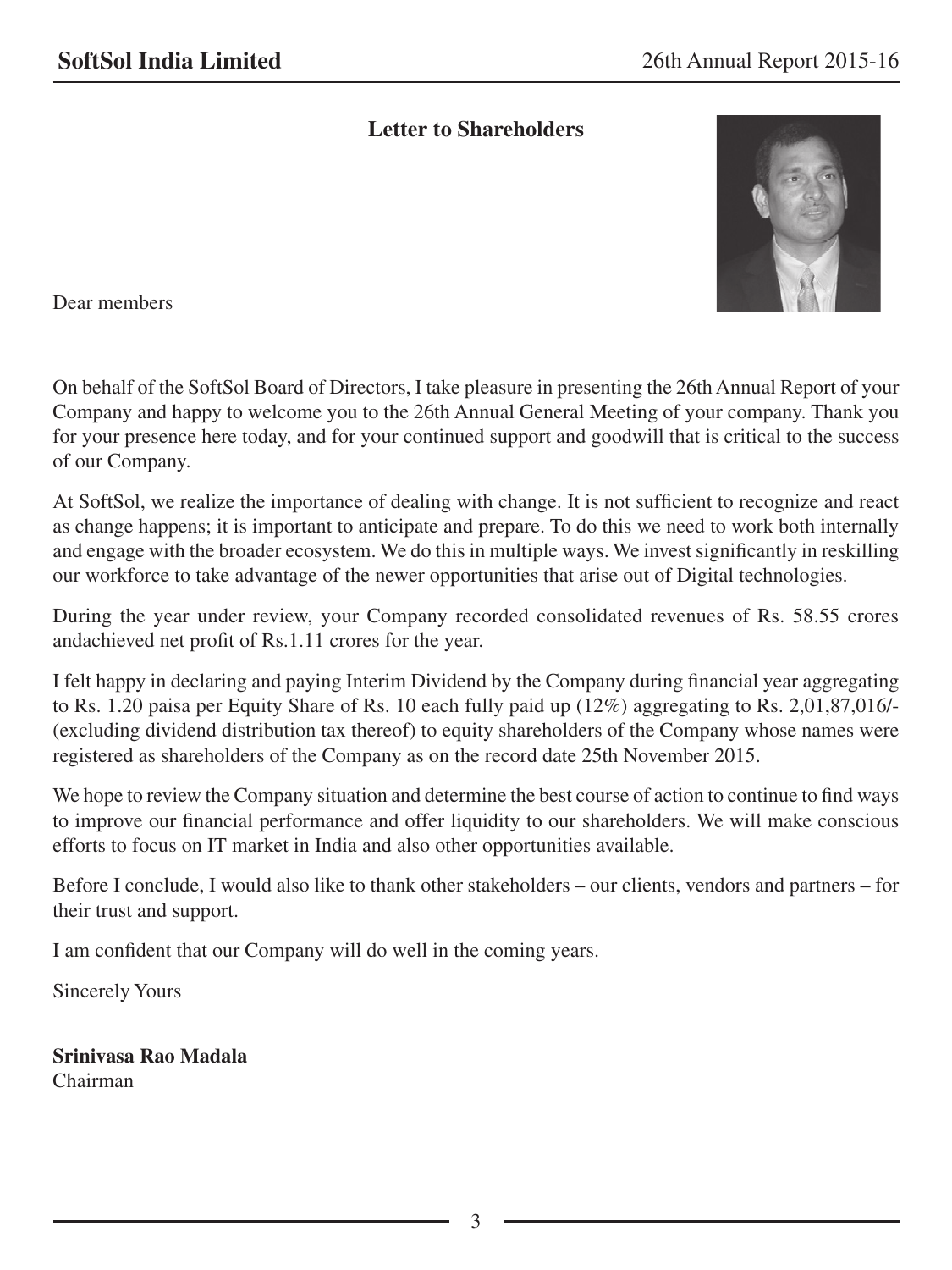## Letter to Shareholders

Dear members

On behalf of the SoftSol Board of Directors, I take pleasure in presenting the 26th Annual Report of your Company and happy to welcome you to the 26th Annual General Meeting of your company. Thank you for your presence here today, and for your continued support and goodwill that is critical to the success of our Company.

At SoftSol, we realize the importance of dealing with change. It is not sufficient to recognize and react as change happens; it is important to anticipate and prepare. To do this we need to work both internally and engage with the broader ecosystem. We do this in multiple ways. We invest significantly in reskilling our workforce to take advantage of the newer opportunities that arise out of Digital technologies.

During the year under review, your Company recorded consolidated revenues of Rs. 58.55 crores andachieved net profit of Rs.1.11 crores for the year.

I felt happy in declaring and paying Interim Dividend by the Company during financial year aggregating to Rs. 1.20 paisa per Equity Share of Rs. 10 each fully paid up (12%) aggregating to Rs. 2,01,87,016/- (excluding dividend distribution tax thereof) to equity shareholders of the Company whose names were registered as shareholders of the Company as on the record date 25th November 2015.

We hope to review the Company situation and determine the best course of action to continue to find ways to improve our financial performance and offer liquidity to our shareholders. We will make conscious efforts to focus on IT market in India and also other opportunities available.

Before I conclude, I would also like to thank other stakeholders – our clients, vendors and partners – for their trust and support.

I am confident that our Company will do well in the coming years.

Sincerely Yours

**Srinivasa Rao Madala**
Chairman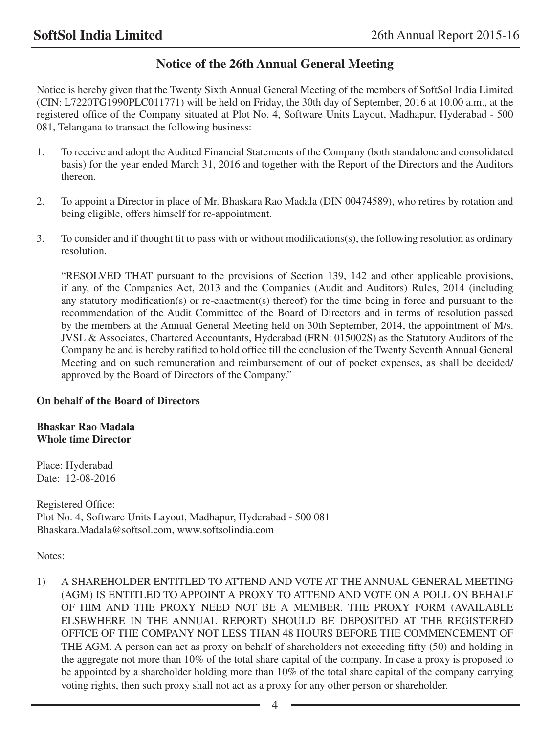# Notice of the 26th Annual General Meeting

Notice is hereby given that the Twenty Sixth Annual General Meeting of the members of SoftSol India Limited (CIN: L7220TG1990PLC011771) will be held on Friday, the 30th day of September, 2016 at 10.00 a.m., at the registered office of the Company situated at Plot No. 4, Software Units Layout, Madhapur, Hyderabad - 500 081, Telangana to transact the following business:

1. To receive and adopt the Audited Financial Statements of the Company (both standalone and consolidated basis) for the year ended March 31, 2016 and together with the Report of the Directors and the Auditors thereon.

2. To appoint a Director in place of Mr. Bhaskara Rao Madala (DIN 00474589), who retires by rotation and being eligible, offers himself for re-appointment.

3. To consider and if thought fit to pass with or without modifications(s), the following resolution as ordinary resolution.

   "RESOLVED THAT pursuant to the provisions of Section 139, 142 and other applicable provisions, if any, of the Companies Act, 2013 and the Companies (Audit and Auditors) Rules, 2014 (including any statutory modification(s) or re-enactment(s) thereof) for the time being in force and pursuant to the recommendation of the Audit Committee of the Board of Directors and in terms of resolution passed by the members at the Annual General Meeting held on 30th September, 2014, the appointment of M/s. JVSL & Associates, Chartered Accountants, Hyderabad (FRN: 015002S) as the Statutory Auditors of the Company be and is hereby ratified to hold office till the conclusion of the Twenty Seventh Annual General Meeting and on such remuneration and reimbursement of out of pocket expenses, as shall be decided/ approved by the Board of Directors of the Company."

**On behalf of the Board of Directors**

**Bhaskar Rao Madala**
**Whole time Director**

Place: Hyderabad
Date: 12-08-2016

Registered Office:
Plot No. 4, Software Units Layout, Madhapur, Hyderabad - 500 081
Bhaskara.Madala@softsol.com, www.softsolindia.com

Notes:

1) A SHAREHOLDER ENTITLED TO ATTEND AND VOTE AT THE ANNUAL GENERAL MEETING (AGM) IS ENTITLED TO APPOINT A PROXY TO ATTEND AND VOTE ON A POLL ON BEHALF OF HIM AND THE PROXY NEED NOT BE A MEMBER. THE PROXY FORM (AVAILABLE ELSEWHERE IN THE ANNUAL REPORT) SHOULD BE DEPOSITED AT THE REGISTERED OFFICE OF THE COMPANY NOT LESS THAN 48 HOURS BEFORE THE COMMENCEMENT OF THE AGM. A person can act as proxy on behalf of shareholders not exceeding fifty (50) and holding in the aggregate not more than 10% of the total share capital of the company. In case a proxy is proposed to be appointed by a shareholder holding more than 10% of the total share capital of the company carrying voting rights, then such proxy shall not act as a proxy for any other person or shareholder.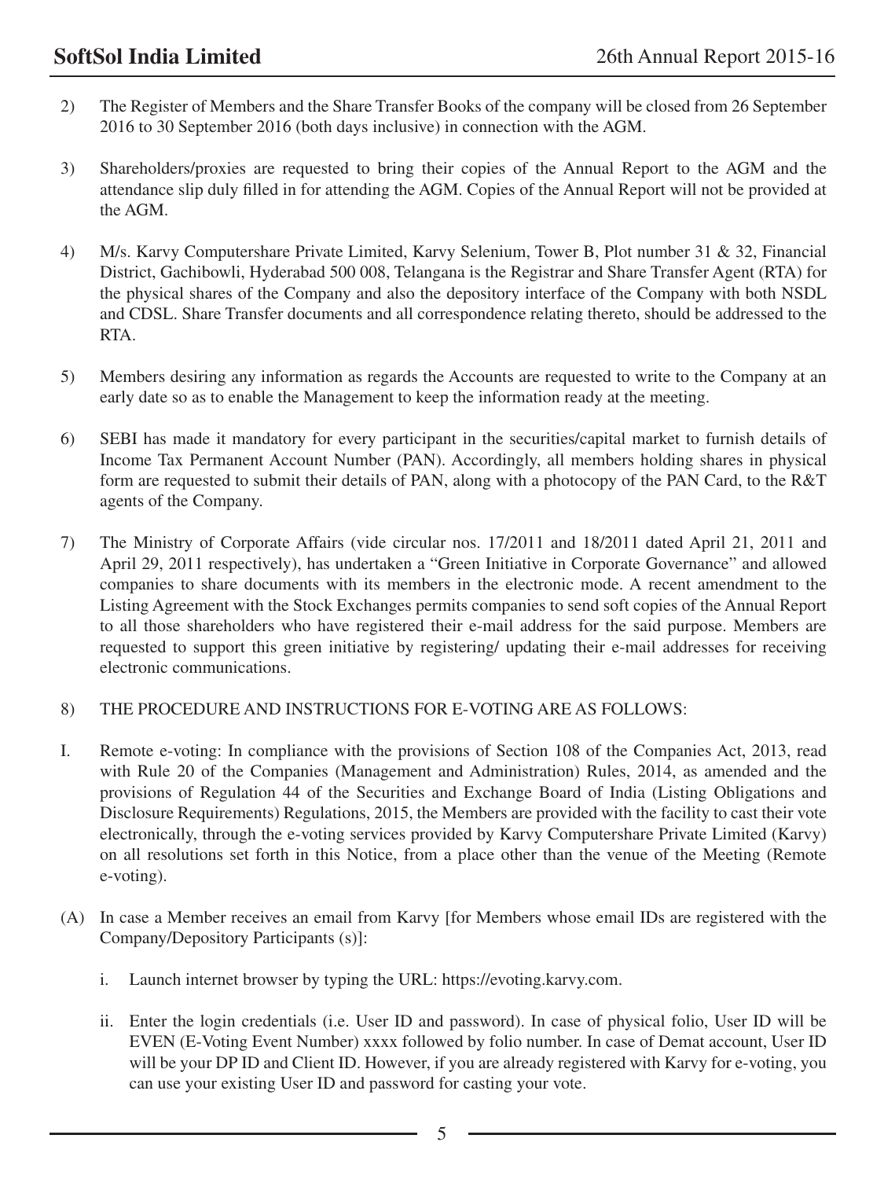2) The Register of Members and the Share Transfer Books of the company will be closed from 26 September 2016 to 30 September 2016 (both days inclusive) in connection with the AGM.

3) Shareholders/proxies are requested to bring their copies of the Annual Report to the AGM and the attendance slip duly filled in for attending the AGM. Copies of the Annual Report will not be provided at the AGM.

4) M/s. Karvy Computershare Private Limited, Karvy Selenium, Tower B, Plot number 31 & 32, Financial District, Gachibowli, Hyderabad 500 008, Telangana is the Registrar and Share Transfer Agent (RTA) for the physical shares of the Company and also the depository interface of the Company with both NSDL and CDSL. Share Transfer documents and all correspondence relating thereto, should be addressed to the RTA.

5) Members desiring any information as regards the Accounts are requested to write to the Company at an early date so as to enable the Management to keep the information ready at the meeting.

6) SEBI has made it mandatory for every participant in the securities/capital market to furnish details of Income Tax Permanent Account Number (PAN). Accordingly, all members holding shares in physical form are requested to submit their details of PAN, along with a photocopy of the PAN Card, to the R&T agents of the Company.

7) The Ministry of Corporate Affairs (vide circular nos. 17/2011 and 18/2011 dated April 21, 2011 and April 29, 2011 respectively), has undertaken a "Green Initiative in Corporate Governance" and allowed companies to share documents with its members in the electronic mode. A recent amendment to the Listing Agreement with the Stock Exchanges permits companies to send soft copies of the Annual Report to all those shareholders who have registered their e-mail address for the said purpose. Members are requested to support this green initiative by registering/ updating their e-mail addresses for receiving electronic communications.

8) THE PROCEDURE AND INSTRUCTIONS FOR E-VOTING ARE AS FOLLOWS:

I. Remote e-voting: In compliance with the provisions of Section 108 of the Companies Act, 2013, read with Rule 20 of the Companies (Management and Administration) Rules, 2014, as amended and the provisions of Regulation 44 of the Securities and Exchange Board of India (Listing Obligations and Disclosure Requirements) Regulations, 2015, the Members are provided with the facility to cast their vote electronically, through the e-voting services provided by Karvy Computershare Private Limited (Karvy) on all resolutions set forth in this Notice, from a place other than the venue of the Meeting (Remote e-voting).

(A) In case a Member receives an email from Karvy [for Members whose email IDs are registered with the Company/Depository Participants (s)]:

   i. Launch internet browser by typing the URL: https://evoting.karvy.com.

   ii. Enter the login credentials (i.e. User ID and password). In case of physical folio, User ID will be EVEN (E-Voting Event Number) xxxx followed by folio number. In case of Demat account, User ID will be your DP ID and Client ID. However, if you are already registered with Karvy for e-voting, you can use your existing User ID and password for casting your vote.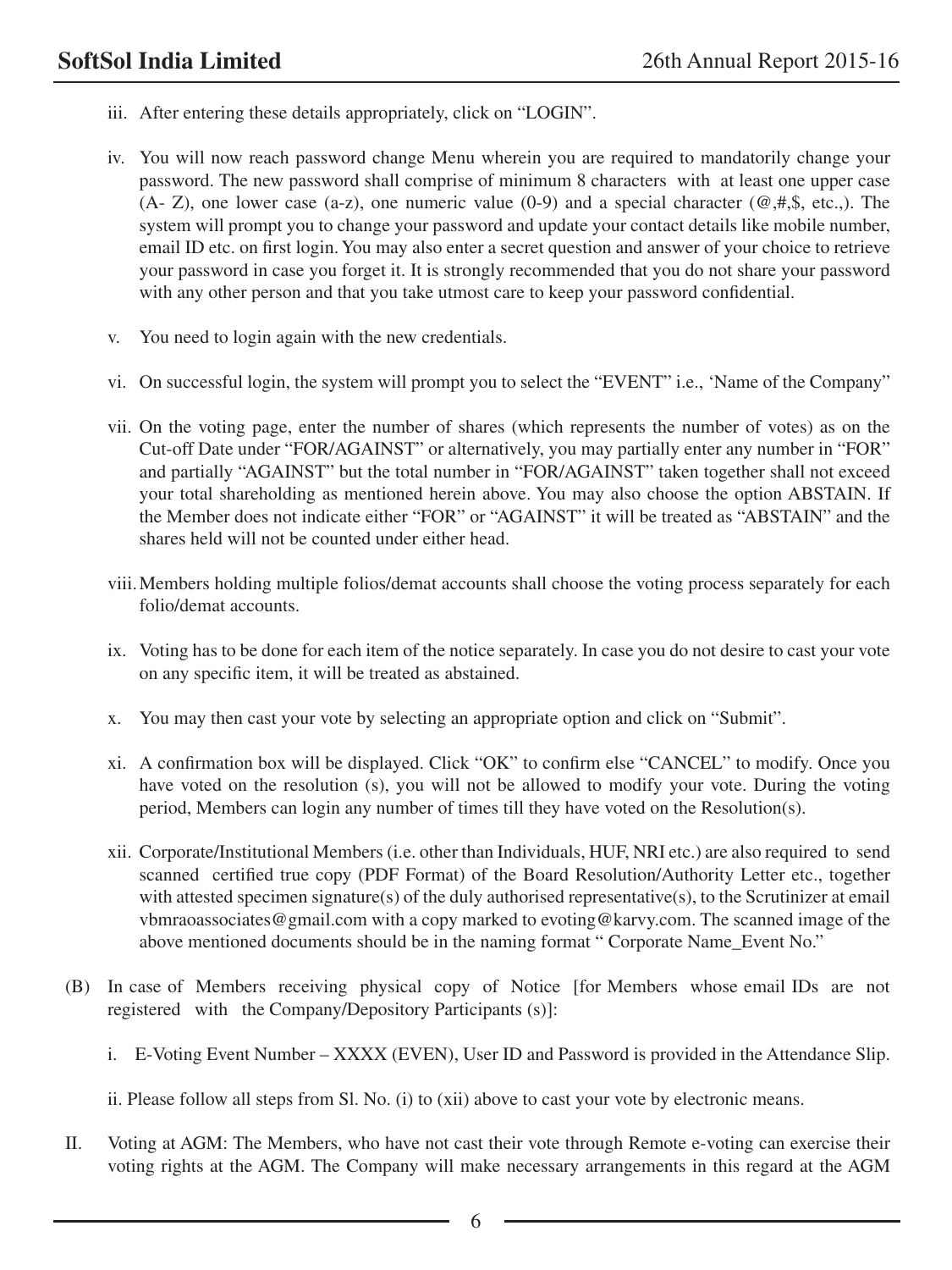iii. After entering these details appropriately, click on "LOGIN".

iv. You will now reach password change Menu wherein you are required to mandatorily change your password. The new password shall comprise of minimum 8 characters with at least one upper case (A- Z), one lower case (a-z), one numeric value (0-9) and a special character (@,#,$, etc.,). The system will prompt you to change your password and update your contact details like mobile number, email ID etc. on first login. You may also enter a secret question and answer of your choice to retrieve your password in case you forget it. It is strongly recommended that you do not share your password with any other person and that you take utmost care to keep your password confidential.

v. You need to login again with the new credentials.

vi. On successful login, the system will prompt you to select the "EVENT" i.e., 'Name of the Company"

vii. On the voting page, enter the number of shares (which represents the number of votes) as on the Cut-off Date under "FOR/AGAINST" or alternatively, you may partially enter any number in "FOR" and partially "AGAINST" but the total number in "FOR/AGAINST" taken together shall not exceed your total shareholding as mentioned herein above. You may also choose the option ABSTAIN. If the Member does not indicate either "FOR" or "AGAINST" it will be treated as "ABSTAIN" and the shares held will not be counted under either head.

viii. Members holding multiple folios/demat accounts shall choose the voting process separately for each folio/demat accounts.

ix. Voting has to be done for each item of the notice separately. In case you do not desire to cast your vote on any specific item, it will be treated as abstained.

x. You may then cast your vote by selecting an appropriate option and click on "Submit".

xi. A confirmation box will be displayed. Click "OK" to confirm else "CANCEL" to modify. Once you have voted on the resolution (s), you will not be allowed to modify your vote. During the voting period, Members can login any number of times till they have voted on the Resolution(s).

xii. Corporate/Institutional Members (i.e. other than Individuals, HUF, NRI etc.) are also required to send scanned certified true copy (PDF Format) of the Board Resolution/Authority Letter etc., together with attested specimen signature(s) of the duly authorised representative(s), to the Scrutinizer at email vbmraoassociates@gmail.com with a copy marked to evoting@karvy.com. The scanned image of the above mentioned documents should be in the naming format " Corporate Name_Event No."

(B) In case of Members receiving physical copy of Notice [for Members whose email IDs are not registered with the Company/Depository Participants (s)]:

i. E-Voting Event Number – XXXX (EVEN), User ID and Password is provided in the Attendance Slip.

ii. Please follow all steps from Sl. No. (i) to (xii) above to cast your vote by electronic means.

II. Voting at AGM: The Members, who have not cast their vote through Remote e-voting can exercise their voting rights at the AGM. The Company will make necessary arrangements in this regard at the AGM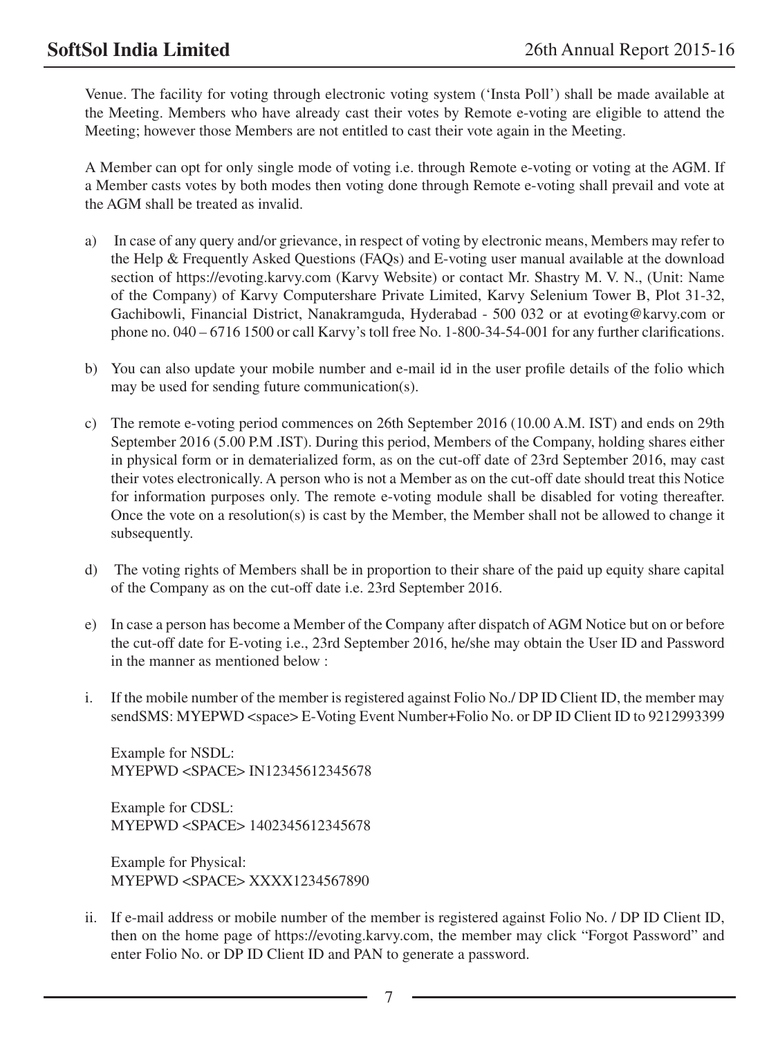Venue. The facility for voting through electronic voting system ('Insta Poll') shall be made available at the Meeting. Members who have already cast their votes by Remote e-voting are eligible to attend the Meeting; however those Members are not entitled to cast their vote again in the Meeting.

A Member can opt for only single mode of voting i.e. through Remote e-voting or voting at the AGM. If a Member casts votes by both modes then voting done through Remote e-voting shall prevail and vote at the AGM shall be treated as invalid.

a) In case of any query and/or grievance, in respect of voting by electronic means, Members may refer to the Help & Frequently Asked Questions (FAQs) and E-voting user manual available at the download section of https://evoting.karvy.com (Karvy Website) or contact Mr. Shastry M. V. N., (Unit: Name of the Company) of Karvy Computershare Private Limited, Karvy Selenium Tower B, Plot 31-32, Gachibowli, Financial District, Nanakramguda, Hyderabad - 500 032 or at evoting@karvy.com or phone no. 040 – 6716 1500 or call Karvy's toll free No. 1-800-34-54-001 for any further clarifications.

b) You can also update your mobile number and e-mail id in the user profile details of the folio which may be used for sending future communication(s).

c) The remote e-voting period commences on 26th September 2016 (10.00 A.M. IST) and ends on 29th September 2016 (5.00 P.M .IST). During this period, Members of the Company, holding shares either in physical form or in dematerialized form, as on the cut-off date of 23rd September 2016, may cast their votes electronically. A person who is not a Member as on the cut-off date should treat this Notice for information purposes only. The remote e-voting module shall be disabled for voting thereafter. Once the vote on a resolution(s) is cast by the Member, the Member shall not be allowed to change it subsequently.

d) The voting rights of Members shall be in proportion to their share of the paid up equity share capital of the Company as on the cut-off date i.e. 23rd September 2016.

e) In case a person has become a Member of the Company after dispatch of AGM Notice but on or before the cut-off date for E-voting i.e., 23rd September 2016, he/she may obtain the User ID and Password in the manner as mentioned below :

i. If the mobile number of the member is registered against Folio No./ DP ID Client ID, the member may sendSMS: MYEPWD <space> E-Voting Event Number+Folio No. or DP ID Client ID to 9212993399

   Example for NSDL:
   MYEPWD <SPACE> IN12345612345678

   Example for CDSL:
   MYEPWD <SPACE> 1402345612345678

   Example for Physical:
   MYEPWD <SPACE> XXXX1234567890

ii. If e-mail address or mobile number of the member is registered against Folio No. / DP ID Client ID, then on the home page of https://evoting.karvy.com, the member may click "Forgot Password" and enter Folio No. or DP ID Client ID and PAN to generate a password.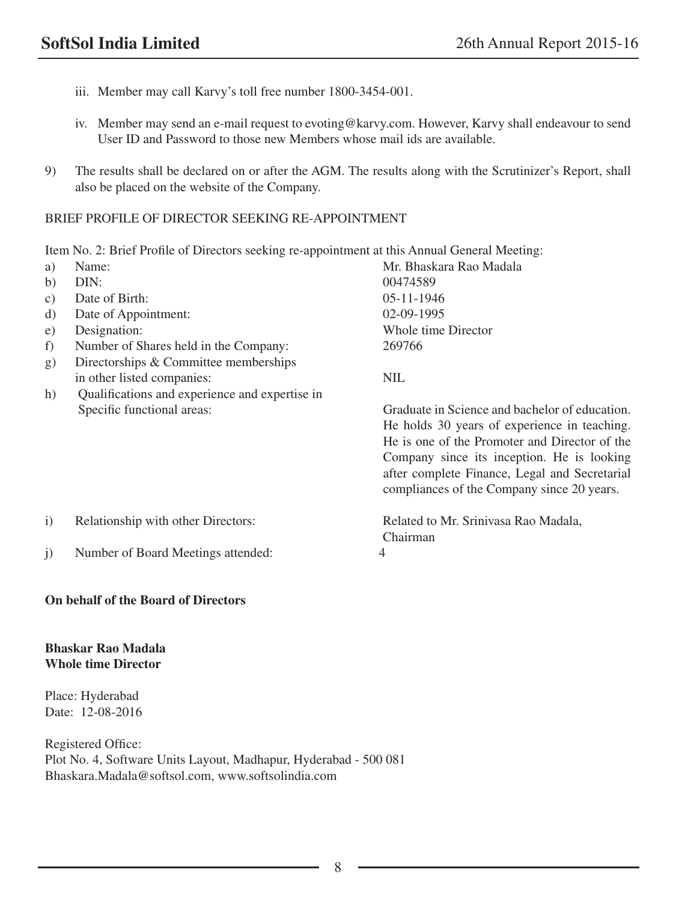iii. Member may call Karvy's toll free number 1800-3454-001.

iv. Member may send an e-mail request to evoting@karvy.com. However, Karvy shall endeavour to send User ID and Password to those new Members whose mail ids are available.

9) The results shall be declared on or after the AGM. The results along with the Scrutinizer's Report, shall also be placed on the website of the Company.

BRIEF PROFILE OF DIRECTOR SEEKING RE-APPOINTMENT

Item No. 2: Brief Profile of Directors seeking re-appointment at this Annual General Meeting:

| | | |
|---|---|---|
| a) | Name: | Mr. Bhaskara Rao Madala |
| b) | DIN: | 00474589 |
| c) | Date of Birth: | 05-11-1946 |
| d) | Date of Appointment: | 02-09-1995 |
| e) | Designation: | Whole time Director |
| f) | Number of Shares held in the Company: | 269766 |
| g) | Directorships & Committee memberships in other listed companies: | NIL |
| h) | Qualifications and experience and expertise in Specific functional areas: | Graduate in Science and bachelor of education. He holds 30 years of experience in teaching. He is one of the Promoter and Director of the Company since its inception. He is looking after complete Finance, Legal and Secretarial compliances of the Company since 20 years. |
| i) | Relationship with other Directors: | Related to Mr. Srinivasa Rao Madala, Chairman |
| j) | Number of Board Meetings attended: | 4 |

**On behalf of the Board of Directors**

**Bhaskar Rao Madala**
**Whole time Director**

Place: Hyderabad
Date: 12-08-2016

Registered Office:
Plot No. 4, Software Units Layout, Madhapur, Hyderabad - 500 081
Bhaskara.Madala@softsol.com, www.softsolindia.com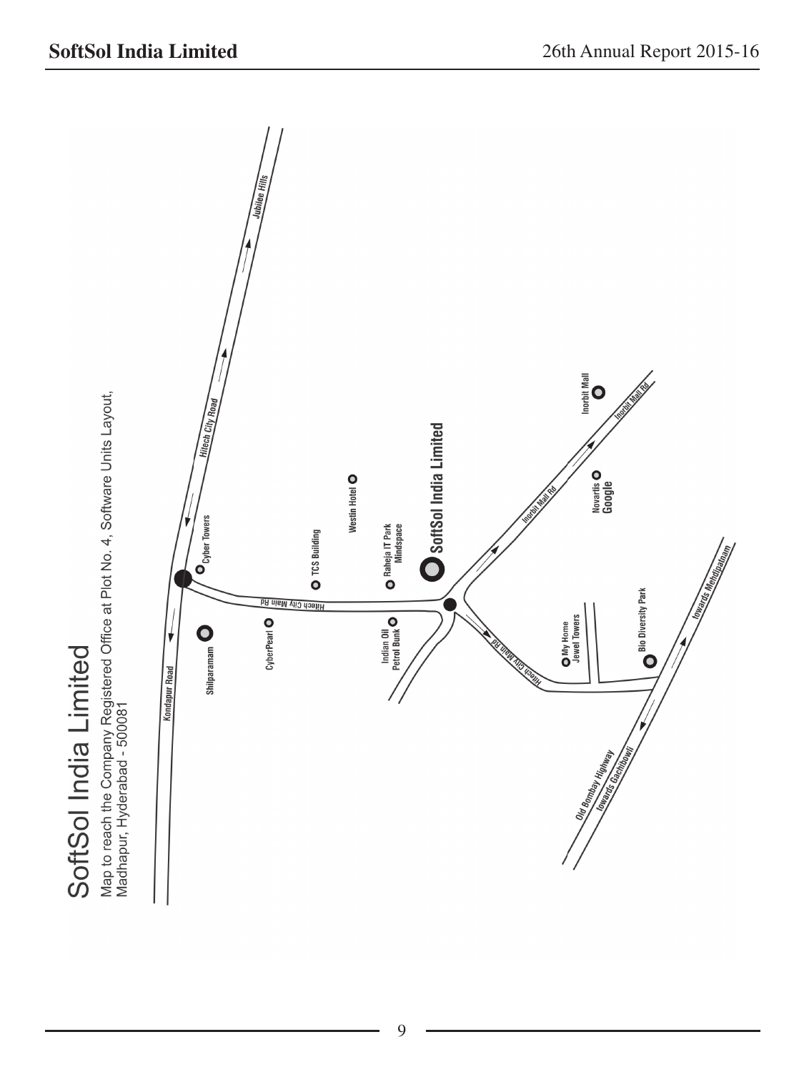# SoftSol India Limited

Map to reach the Company Registered Office at Plot No. 4, Software Units Layout, Madhapur, Hyderabad - 500081

Kondapur Road

Shilparamam

CyberPearl

Cyber Towers

Hitech City Road

Jubilee Hills

TCS Building

Westin Hotel

Hitech City Main Rd

Raheja IT Park Mindspace

Indian Oil Petrol Bunk

SoftSol India Limited

Inorbit Mall Rd

Inorbit Mall

Novartis

Google

My Home Jewel Towers

Bio Diversity Park

towards Mehdipatnam

Old Bombay Highway towards Gachibowli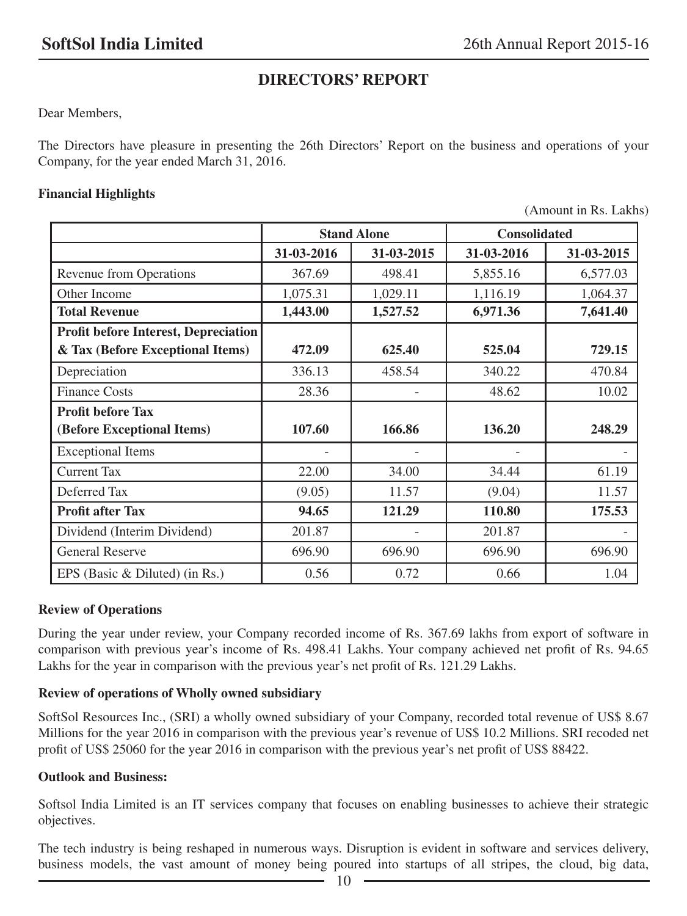# DIRECTORS' REPORT

Dear Members,

The Directors have pleasure in presenting the 26th Directors' Report on the business and operations of your Company, for the year ended March 31, 2016.

**Financial Highlights**

(Amount in Rs. Lakhs)

| | Stand Alone | | Consolidated | |
|---|---|---|---|---|
| | 31-03-2016 | 31-03-2015 | 31-03-2016 | 31-03-2015 |
| Revenue from Operations | 367.69 | 498.41 | 5,855.16 | 6,577.03 |
| Other Income | 1,075.31 | 1,029.11 | 1,116.19 | 1,064.37 |
| **Total Revenue** | **1,443.00** | **1,527.52** | **6,971.36** | **7,641.40** |
| **Profit before Interest, Depreciation & Tax (Before Exceptional Items)** | **472.09** | **625.40** | **525.04** | **729.15** |
| Depreciation | 336.13 | 458.54 | 340.22 | 470.84 |
| Finance Costs | 28.36 | - | 48.62 | 10.02 |
| **Profit before Tax (Before Exceptional Items)** | **107.60** | **166.86** | **136.20** | **248.29** |
| Exceptional Items | - | - | - | - |
| Current Tax | 22.00 | 34.00 | 34.44 | 61.19 |
| Deferred Tax | (9.05) | 11.57 | (9.04) | 11.57 |
| **Profit after Tax** | **94.65** | **121.29** | **110.80** | **175.53** |
| Dividend (Interim Dividend) | 201.87 | - | 201.87 | - |
| General Reserve | 696.90 | 696.90 | 696.90 | 696.90 |
| EPS (Basic & Diluted) (in Rs.) | 0.56 | 0.72 | 0.66 | 1.04 |

**Review of Operations**

During the year under review, your Company recorded income of Rs. 367.69 lakhs from export of software in comparison with previous year's income of Rs. 498.41 Lakhs. Your company achieved net profit of Rs. 94.65 Lakhs for the year in comparison with the previous year's net profit of Rs. 121.29 Lakhs.

**Review of operations of Wholly owned subsidiary**

SoftSol Resources Inc., (SRI) a wholly owned subsidiary of your Company, recorded total revenue of US$ 8.67 Millions for the year 2016 in comparison with the previous year's revenue of US$ 10.2 Millions. SRI recoded net profit of US$ 25060 for the year 2016 in comparison with the previous year's net profit of US$ 88422.

**Outlook and Business:**

Softsol India Limited is an IT services company that focuses on enabling businesses to achieve their strategic objectives.

The tech industry is being reshaped in numerous ways. Disruption is evident in software and services delivery, business models, the vast amount of money being poured into startups of all stripes, the cloud, big data,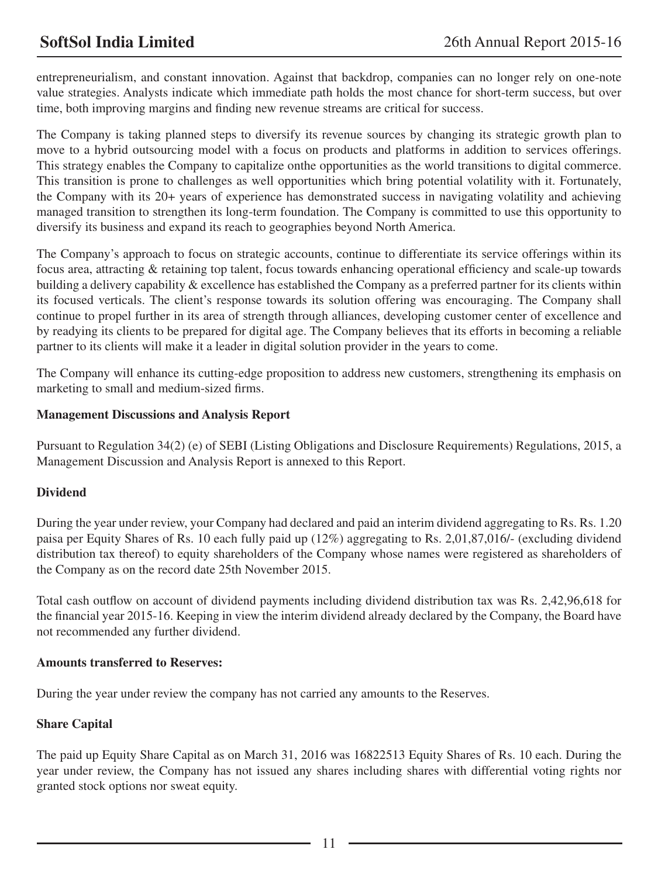entrepreneurialism, and constant innovation. Against that backdrop, companies can no longer rely on one-note value strategies. Analysts indicate which immediate path holds the most chance for short-term success, but over time, both improving margins and finding new revenue streams are critical for success.

The Company is taking planned steps to diversify its revenue sources by changing its strategic growth plan to move to a hybrid outsourcing model with a focus on products and platforms in addition to services offerings. This strategy enables the Company to capitalize onthe opportunities as the world transitions to digital commerce. This transition is prone to challenges as well opportunities which bring potential volatility with it. Fortunately, the Company with its 20+ years of experience has demonstrated success in navigating volatility and achieving managed transition to strengthen its long-term foundation. The Company is committed to use this opportunity to diversify its business and expand its reach to geographies beyond North America.

The Company's approach to focus on strategic accounts, continue to differentiate its service offerings within its focus area, attracting & retaining top talent, focus towards enhancing operational efficiency and scale-up towards building a delivery capability & excellence has established the Company as a preferred partner for its clients within its focused verticals. The client's response towards its solution offering was encouraging. The Company shall continue to propel further in its area of strength through alliances, developing customer center of excellence and by readying its clients to be prepared for digital age. The Company believes that its efforts in becoming a reliable partner to its clients will make it a leader in digital solution provider in the years to come.

The Company will enhance its cutting-edge proposition to address new customers, strengthening its emphasis on marketing to small and medium-sized firms.

**Management Discussions and Analysis Report**

Pursuant to Regulation 34(2) (e) of SEBI (Listing Obligations and Disclosure Requirements) Regulations, 2015, a Management Discussion and Analysis Report is annexed to this Report.

**Dividend**

During the year under review, your Company had declared and paid an interim dividend aggregating to Rs. Rs. 1.20 paisa per Equity Shares of Rs. 10 each fully paid up (12%) aggregating to Rs. 2,01,87,016/- (excluding dividend distribution tax thereof) to equity shareholders of the Company whose names were registered as shareholders of the Company as on the record date 25th November 2015.

Total cash outflow on account of dividend payments including dividend distribution tax was Rs. 2,42,96,618 for the financial year 2015-16. Keeping in view the interim dividend already declared by the Company, the Board have not recommended any further dividend.

**Amounts transferred to Reserves:**

During the year under review the company has not carried any amounts to the Reserves.

**Share Capital**

The paid up Equity Share Capital as on March 31, 2016 was 16822513 Equity Shares of Rs. 10 each. During the year under review, the Company has not issued any shares including shares with differential voting rights nor granted stock options nor sweat equity.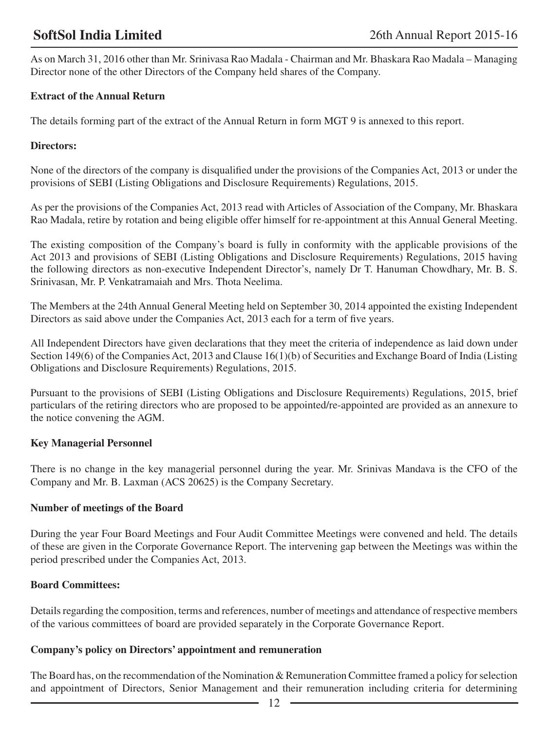As on March 31, 2016 other than Mr. Srinivasa Rao Madala - Chairman and Mr. Bhaskara Rao Madala – Managing Director none of the other Directors of the Company held shares of the Company.

**Extract of the Annual Return**

The details forming part of the extract of the Annual Return in form MGT 9 is annexed to this report.

**Directors:**

None of the directors of the company is disqualified under the provisions of the Companies Act, 2013 or under the provisions of SEBI (Listing Obligations and Disclosure Requirements) Regulations, 2015.

As per the provisions of the Companies Act, 2013 read with Articles of Association of the Company, Mr. Bhaskara Rao Madala, retire by rotation and being eligible offer himself for re-appointment at this Annual General Meeting.

The existing composition of the Company's board is fully in conformity with the applicable provisions of the Act 2013 and provisions of SEBI (Listing Obligations and Disclosure Requirements) Regulations, 2015 having the following directors as non-executive Independent Director's, namely Dr T. Hanuman Chowdhary, Mr. B. S. Srinivasan, Mr. P. Venkatramaiah and Mrs. Thota Neelima.

The Members at the 24th Annual General Meeting held on September 30, 2014 appointed the existing Independent Directors as said above under the Companies Act, 2013 each for a term of five years.

All Independent Directors have given declarations that they meet the criteria of independence as laid down under Section 149(6) of the Companies Act, 2013 and Clause 16(1)(b) of Securities and Exchange Board of India (Listing Obligations and Disclosure Requirements) Regulations, 2015.

Pursuant to the provisions of SEBI (Listing Obligations and Disclosure Requirements) Regulations, 2015, brief particulars of the retiring directors who are proposed to be appointed/re-appointed are provided as an annexure to the notice convening the AGM.

**Key Managerial Personnel**

There is no change in the key managerial personnel during the year. Mr. Srinivas Mandava is the CFO of the Company and Mr. B. Laxman (ACS 20625) is the Company Secretary.

**Number of meetings of the Board**

During the year Four Board Meetings and Four Audit Committee Meetings were convened and held. The details of these are given in the Corporate Governance Report. The intervening gap between the Meetings was within the period prescribed under the Companies Act, 2013.

**Board Committees:**

Details regarding the composition, terms and references, number of meetings and attendance of respective members of the various committees of board are provided separately in the Corporate Governance Report.

**Company's policy on Directors' appointment and remuneration**

The Board has, on the recommendation of the Nomination & Remuneration Committee framed a policy for selection and appointment of Directors, Senior Management and their remuneration including criteria for determining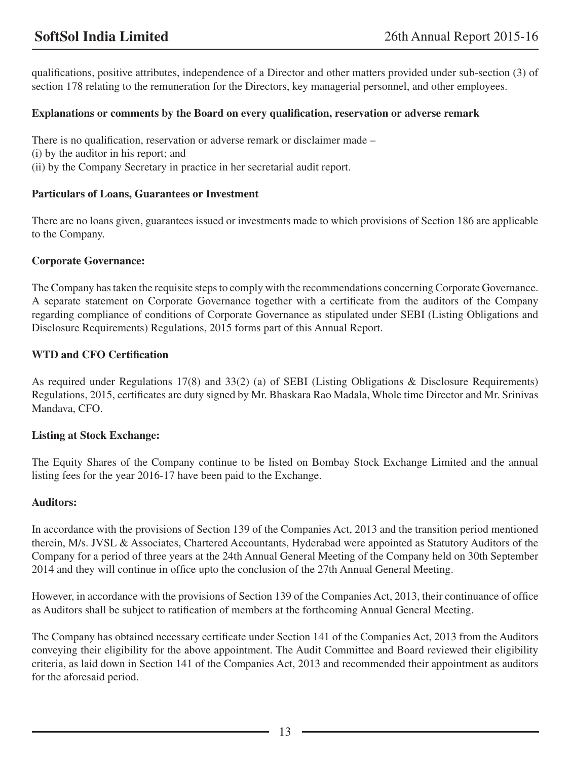qualifications, positive attributes, independence of a Director and other matters provided under sub-section (3) of section 178 relating to the remuneration for the Directors, key managerial personnel, and other employees.

**Explanations or comments by the Board on every qualification, reservation or adverse remark**

There is no qualification, reservation or adverse remark or disclaimer made –
(i) by the auditor in his report; and
(ii) by the Company Secretary in practice in her secretarial audit report.

**Particulars of Loans, Guarantees or Investment**

There are no loans given, guarantees issued or investments made to which provisions of Section 186 are applicable to the Company.

**Corporate Governance:**

The Company has taken the requisite steps to comply with the recommendations concerning Corporate Governance. A separate statement on Corporate Governance together with a certificate from the auditors of the Company regarding compliance of conditions of Corporate Governance as stipulated under SEBI (Listing Obligations and Disclosure Requirements) Regulations, 2015 forms part of this Annual Report.

**WTD and CFO Certification**

As required under Regulations 17(8) and 33(2) (a) of SEBI (Listing Obligations & Disclosure Requirements) Regulations, 2015, certificates are duty signed by Mr. Bhaskara Rao Madala, Whole time Director and Mr. Srinivas Mandava, CFO.

**Listing at Stock Exchange:**

The Equity Shares of the Company continue to be listed on Bombay Stock Exchange Limited and the annual listing fees for the year 2016-17 have been paid to the Exchange.

**Auditors:**

In accordance with the provisions of Section 139 of the Companies Act, 2013 and the transition period mentioned therein, M/s. JVSL & Associates, Chartered Accountants, Hyderabad were appointed as Statutory Auditors of the Company for a period of three years at the 24th Annual General Meeting of the Company held on 30th September 2014 and they will continue in office upto the conclusion of the 27th Annual General Meeting.

However, in accordance with the provisions of Section 139 of the Companies Act, 2013, their continuance of office as Auditors shall be subject to ratification of members at the forthcoming Annual General Meeting.

The Company has obtained necessary certificate under Section 141 of the Companies Act, 2013 from the Auditors conveying their eligibility for the above appointment. The Audit Committee and Board reviewed their eligibility criteria, as laid down in Section 141 of the Companies Act, 2013 and recommended their appointment as auditors for the aforesaid period.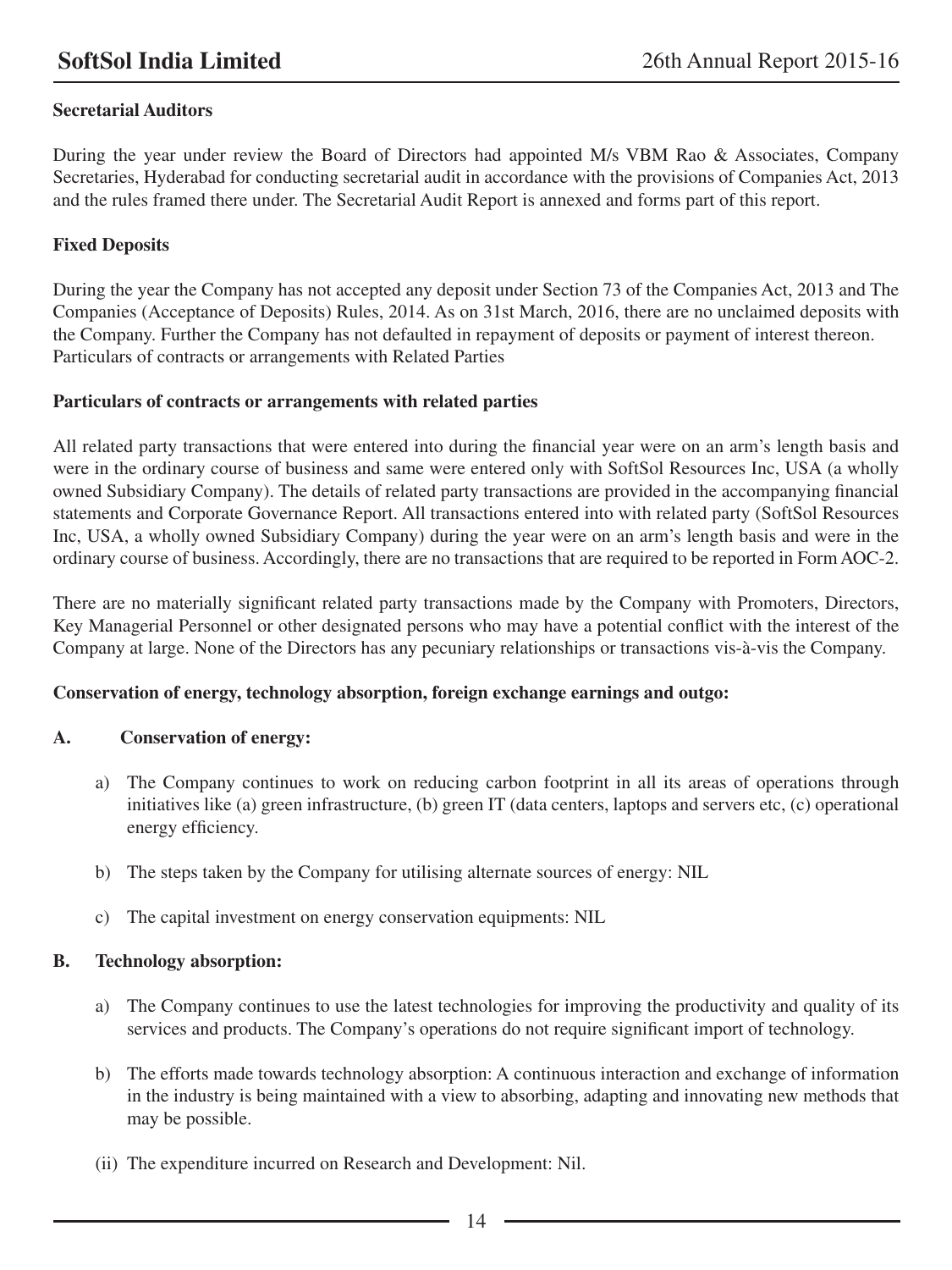**Secretarial Auditors**

During the year under review the Board of Directors had appointed M/s VBM Rao & Associates, Company Secretaries, Hyderabad for conducting secretarial audit in accordance with the provisions of Companies Act, 2013 and the rules framed there under. The Secretarial Audit Report is annexed and forms part of this report.

**Fixed Deposits**

During the year the Company has not accepted any deposit under Section 73 of the Companies Act, 2013 and The Companies (Acceptance of Deposits) Rules, 2014. As on 31st March, 2016, there are no unclaimed deposits with the Company. Further the Company has not defaulted in repayment of deposits or payment of interest thereon. Particulars of contracts or arrangements with Related Parties

**Particulars of contracts or arrangements with related parties**

All related party transactions that were entered into during the financial year were on an arm's length basis and were in the ordinary course of business and same were entered only with SoftSol Resources Inc, USA (a wholly owned Subsidiary Company). The details of related party transactions are provided in the accompanying financial statements and Corporate Governance Report. All transactions entered into with related party (SoftSol Resources Inc, USA, a wholly owned Subsidiary Company) during the year were on an arm's length basis and were in the ordinary course of business. Accordingly, there are no transactions that are required to be reported in Form AOC-2.

There are no materially significant related party transactions made by the Company with Promoters, Directors, Key Managerial Personnel or other designated persons who may have a potential conflict with the interest of the Company at large. None of the Directors has any pecuniary relationships or transactions vis-à-vis the Company.

**Conservation of energy, technology absorption, foreign exchange earnings and outgo:**

**A. Conservation of energy:**

a) The Company continues to work on reducing carbon footprint in all its areas of operations through initiatives like (a) green infrastructure, (b) green IT (data centers, laptops and servers etc, (c) operational energy efficiency.

b) The steps taken by the Company for utilising alternate sources of energy: NIL

c) The capital investment on energy conservation equipments: NIL

**B. Technology absorption:**

a) The Company continues to use the latest technologies for improving the productivity and quality of its services and products. The Company's operations do not require significant import of technology.

b) The efforts made towards technology absorption: A continuous interaction and exchange of information in the industry is being maintained with a view to absorbing, adapting and innovating new methods that may be possible.

(ii) The expenditure incurred on Research and Development: Nil.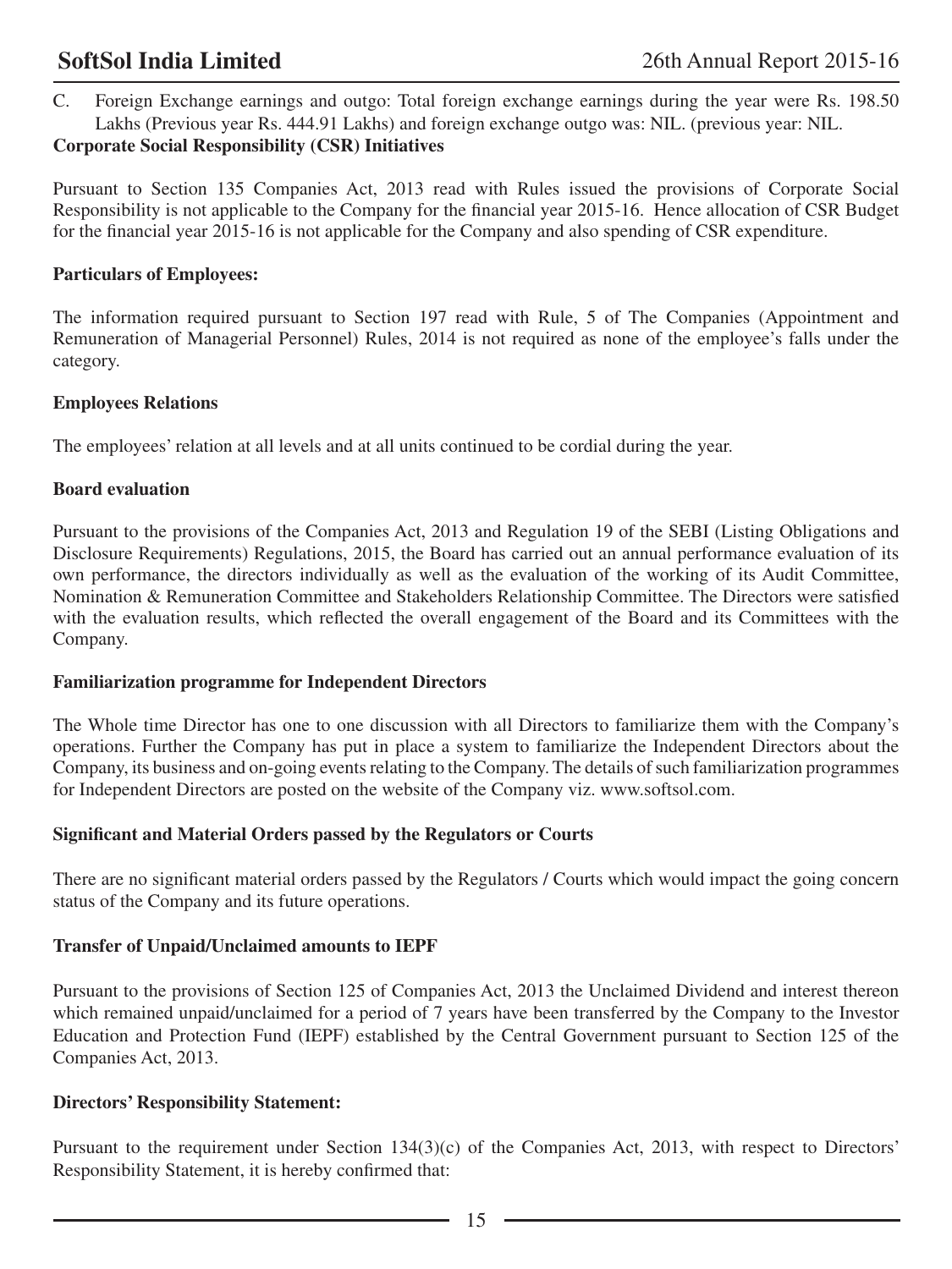C. Foreign Exchange earnings and outgo: Total foreign exchange earnings during the year were Rs. 198.50 Lakhs (Previous year Rs. 444.91 Lakhs) and foreign exchange outgo was: NIL. (previous year: NIL.

**Corporate Social Responsibility (CSR) Initiatives**

Pursuant to Section 135 Companies Act, 2013 read with Rules issued the provisions of Corporate Social Responsibility is not applicable to the Company for the financial year 2015-16. Hence allocation of CSR Budget for the financial year 2015-16 is not applicable for the Company and also spending of CSR expenditure.

**Particulars of Employees:**

The information required pursuant to Section 197 read with Rule, 5 of The Companies (Appointment and Remuneration of Managerial Personnel) Rules, 2014 is not required as none of the employee's falls under the category.

**Employees Relations**

The employees' relation at all levels and at all units continued to be cordial during the year.

**Board evaluation**

Pursuant to the provisions of the Companies Act, 2013 and Regulation 19 of the SEBI (Listing Obligations and Disclosure Requirements) Regulations, 2015, the Board has carried out an annual performance evaluation of its own performance, the directors individually as well as the evaluation of the working of its Audit Committee, Nomination & Remuneration Committee and Stakeholders Relationship Committee. The Directors were satisfied with the evaluation results, which reflected the overall engagement of the Board and its Committees with the Company.

**Familiarization programme for Independent Directors**

The Whole time Director has one to one discussion with all Directors to familiarize them with the Company's operations. Further the Company has put in place a system to familiarize the Independent Directors about the Company, its business and on-going events relating to the Company. The details of such familiarization programmes for Independent Directors are posted on the website of the Company viz. www.softsol.com.

**Significant and Material Orders passed by the Regulators or Courts**

There are no significant material orders passed by the Regulators / Courts which would impact the going concern status of the Company and its future operations.

**Transfer of Unpaid/Unclaimed amounts to IEPF**

Pursuant to the provisions of Section 125 of Companies Act, 2013 the Unclaimed Dividend and interest thereon which remained unpaid/unclaimed for a period of 7 years have been transferred by the Company to the Investor Education and Protection Fund (IEPF) established by the Central Government pursuant to Section 125 of the Companies Act, 2013.

**Directors' Responsibility Statement:**

Pursuant to the requirement under Section 134(3)(c) of the Companies Act, 2013, with respect to Directors' Responsibility Statement, it is hereby confirmed that: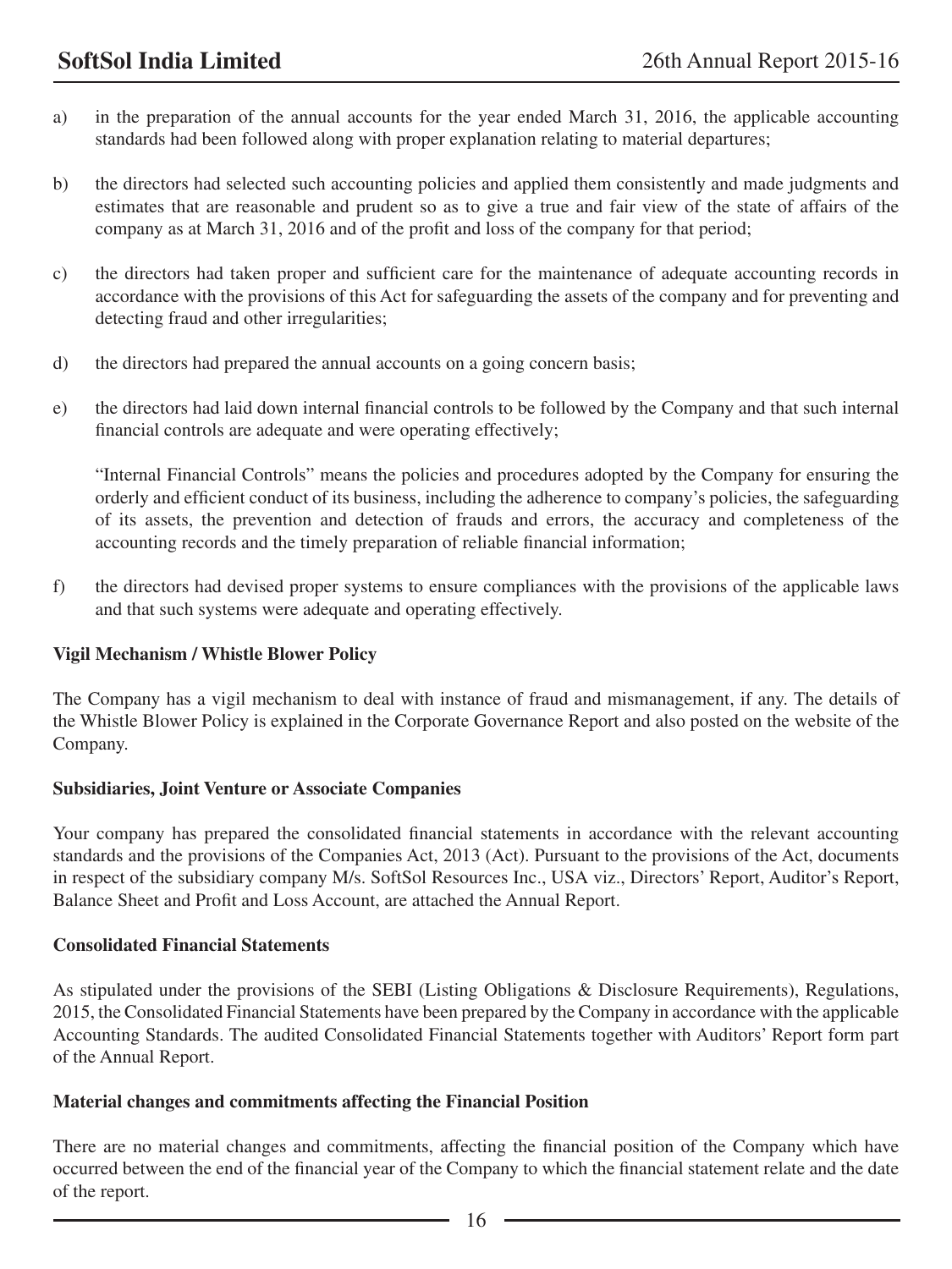a) in the preparation of the annual accounts for the year ended March 31, 2016, the applicable accounting standards had been followed along with proper explanation relating to material departures;

b) the directors had selected such accounting policies and applied them consistently and made judgments and estimates that are reasonable and prudent so as to give a true and fair view of the state of affairs of the company as at March 31, 2016 and of the profit and loss of the company for that period;

c) the directors had taken proper and sufficient care for the maintenance of adequate accounting records in accordance with the provisions of this Act for safeguarding the assets of the company and for preventing and detecting fraud and other irregularities;

d) the directors had prepared the annual accounts on a going concern basis;

e) the directors had laid down internal financial controls to be followed by the Company and that such internal financial controls are adequate and were operating effectively;

   "Internal Financial Controls" means the policies and procedures adopted by the Company for ensuring the orderly and efficient conduct of its business, including the adherence to company's policies, the safeguarding of its assets, the prevention and detection of frauds and errors, the accuracy and completeness of the accounting records and the timely preparation of reliable financial information;

f) the directors had devised proper systems to ensure compliances with the provisions of the applicable laws and that such systems were adequate and operating effectively.

**Vigil Mechanism / Whistle Blower Policy**

The Company has a vigil mechanism to deal with instance of fraud and mismanagement, if any. The details of the Whistle Blower Policy is explained in the Corporate Governance Report and also posted on the website of the Company.

**Subsidiaries, Joint Venture or Associate Companies**

Your company has prepared the consolidated financial statements in accordance with the relevant accounting standards and the provisions of the Companies Act, 2013 (Act). Pursuant to the provisions of the Act, documents in respect of the subsidiary company M/s. SoftSol Resources Inc., USA viz., Directors' Report, Auditor's Report, Balance Sheet and Profit and Loss Account, are attached the Annual Report.

**Consolidated Financial Statements**

As stipulated under the provisions of the SEBI (Listing Obligations & Disclosure Requirements), Regulations, 2015, the Consolidated Financial Statements have been prepared by the Company in accordance with the applicable Accounting Standards. The audited Consolidated Financial Statements together with Auditors' Report form part of the Annual Report.

**Material changes and commitments affecting the Financial Position**

There are no material changes and commitments, affecting the financial position of the Company which have occurred between the end of the financial year of the Company to which the financial statement relate and the date of the report.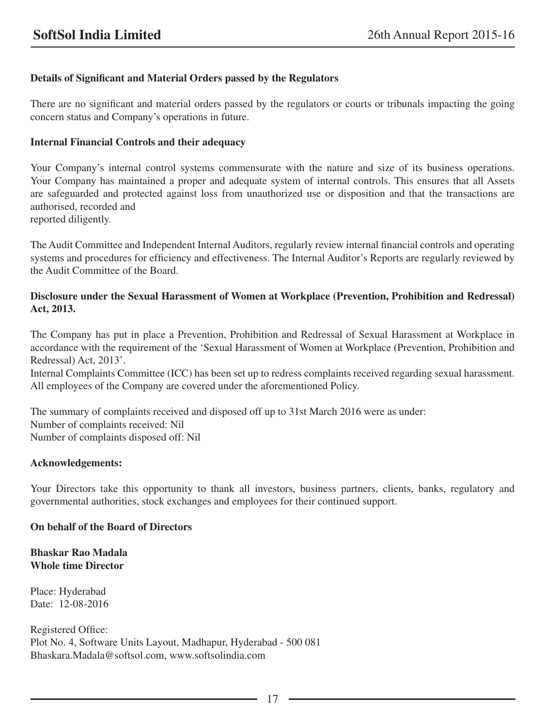**Details of Significant and Material Orders passed by the Regulators**

There are no significant and material orders passed by the regulators or courts or tribunals impacting the going concern status and Company's operations in future.

**Internal Financial Controls and their adequacy**

Your Company's internal control systems commensurate with the nature and size of its business operations. Your Company has maintained a proper and adequate system of internal controls. This ensures that all Assets are safeguarded and protected against loss from unauthorized use or disposition and that the transactions are authorised, recorded and
reported diligently.

The Audit Committee and Independent Internal Auditors, regularly review internal financial controls and operating systems and procedures for efficiency and effectiveness. The Internal Auditor's Reports are regularly reviewed by the Audit Committee of the Board.

**Disclosure under the Sexual Harassment of Women at Workplace (Prevention, Prohibition and Redressal) Act, 2013.**

The Company has put in place a Prevention, Prohibition and Redressal of Sexual Harassment at Workplace in accordance with the requirement of the 'Sexual Harassment of Women at Workplace (Prevention, Prohibition and Redressal) Act, 2013'.
Internal Complaints Committee (ICC) has been set up to redress complaints received regarding sexual harassment. All employees of the Company are covered under the aforementioned Policy.

The summary of complaints received and disposed off up to 31st March 2016 were as under:
Number of complaints received: Nil
Number of complaints disposed off: Nil

**Acknowledgements:**

Your Directors take this opportunity to thank all investors, business partners, clients, banks, regulatory and governmental authorities, stock exchanges and employees for their continued support.

**On behalf of the Board of Directors**

**Bhaskar Rao Madala**
**Whole time Director**

Place: Hyderabad
Date: 12-08-2016

Registered Office:
Plot No. 4, Software Units Layout, Madhapur, Hyderabad - 500 081
Bhaskara.Madala@softsol.com, www.softsolindia.com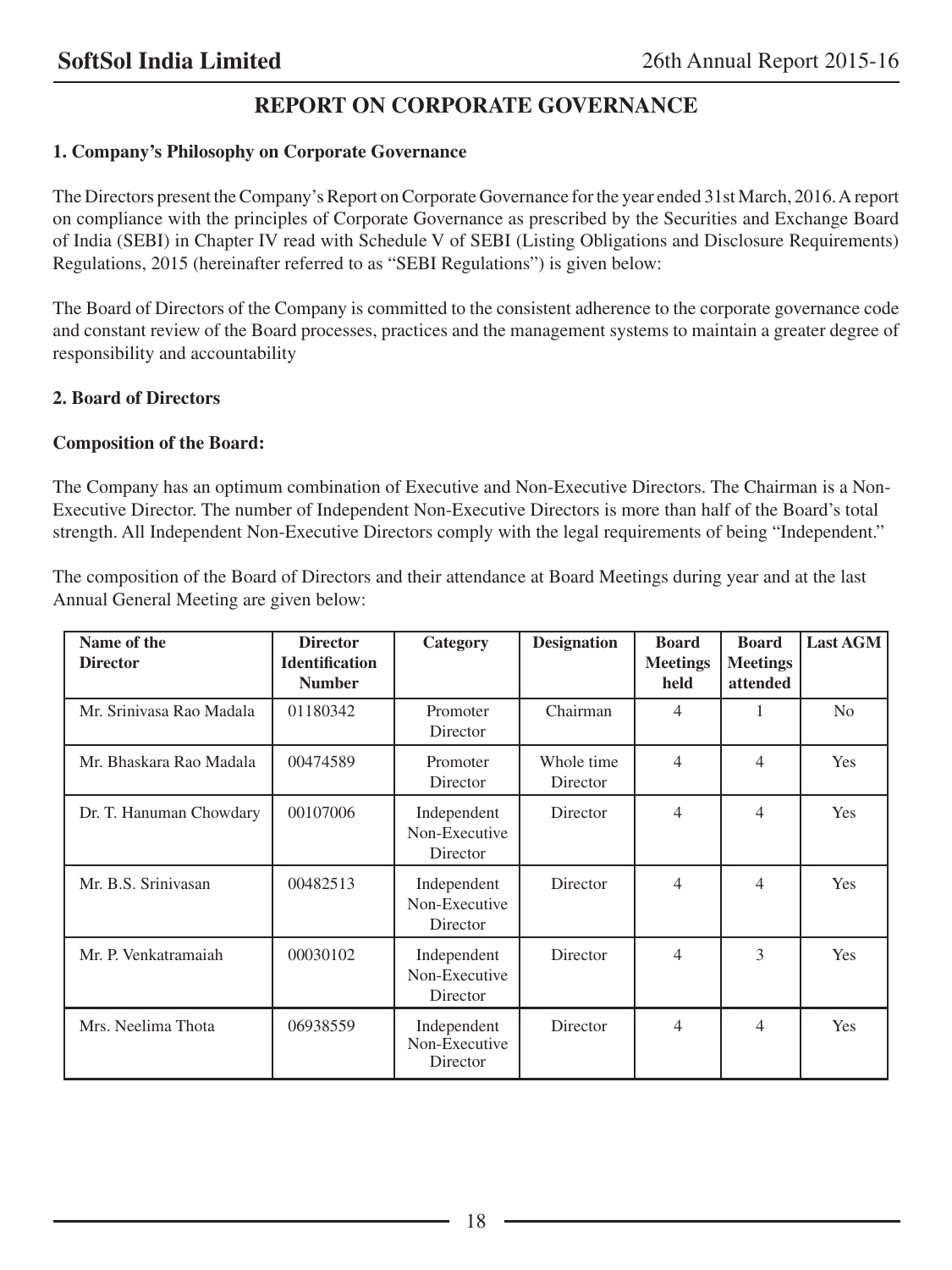# REPORT ON CORPORATE GOVERNANCE

### 1. Company's Philosophy on Corporate Governance

The Directors present the Company's Report on Corporate Governance for the year ended 31st March, 2016. A report on compliance with the principles of Corporate Governance as prescribed by the Securities and Exchange Board of India (SEBI) in Chapter IV read with Schedule V of SEBI (Listing Obligations and Disclosure Requirements) Regulations, 2015 (hereinafter referred to as "SEBI Regulations") is given below:

The Board of Directors of the Company is committed to the consistent adherence to the corporate governance code and constant review of the Board processes, practices and the management systems to maintain a greater degree of responsibility and accountability

### 2. Board of Directors

**Composition of the Board:**

The Company has an optimum combination of Executive and Non-Executive Directors. The Chairman is a Non-Executive Director. The number of Independent Non-Executive Directors is more than half of the Board's total strength. All Independent Non-Executive Directors comply with the legal requirements of being "Independent."

The composition of the Board of Directors and their attendance at Board Meetings during year and at the last Annual General Meeting are given below:

| Name of the Director | Director Identification Number | Category | Designation | Board Meetings held | Board Meetings attended | Last AGM |
|---|---|---|---|---|---|---|
| Mr. Srinivasa Rao Madala | 01180342 | Promoter Director | Chairman | 4 | 1 | No |
| Mr. Bhaskara Rao Madala | 00474589 | Promoter Director | Whole time Director | 4 | 4 | Yes |
| Dr. T. Hanuman Chowdary | 00107006 | Independent Non-Executive Director | Director | 4 | 4 | Yes |
| Mr. B.S. Srinivasan | 00482513 | Independent Non-Executive Director | Director | 4 | 4 | Yes |
| Mr. P. Venkatramaiah | 00030102 | Independent Non-Executive Director | Director | 4 | 3 | Yes |
| Mrs. Neelima Thota | 06938559 | Independent Non-Executive Director | Director | 4 | 4 | Yes |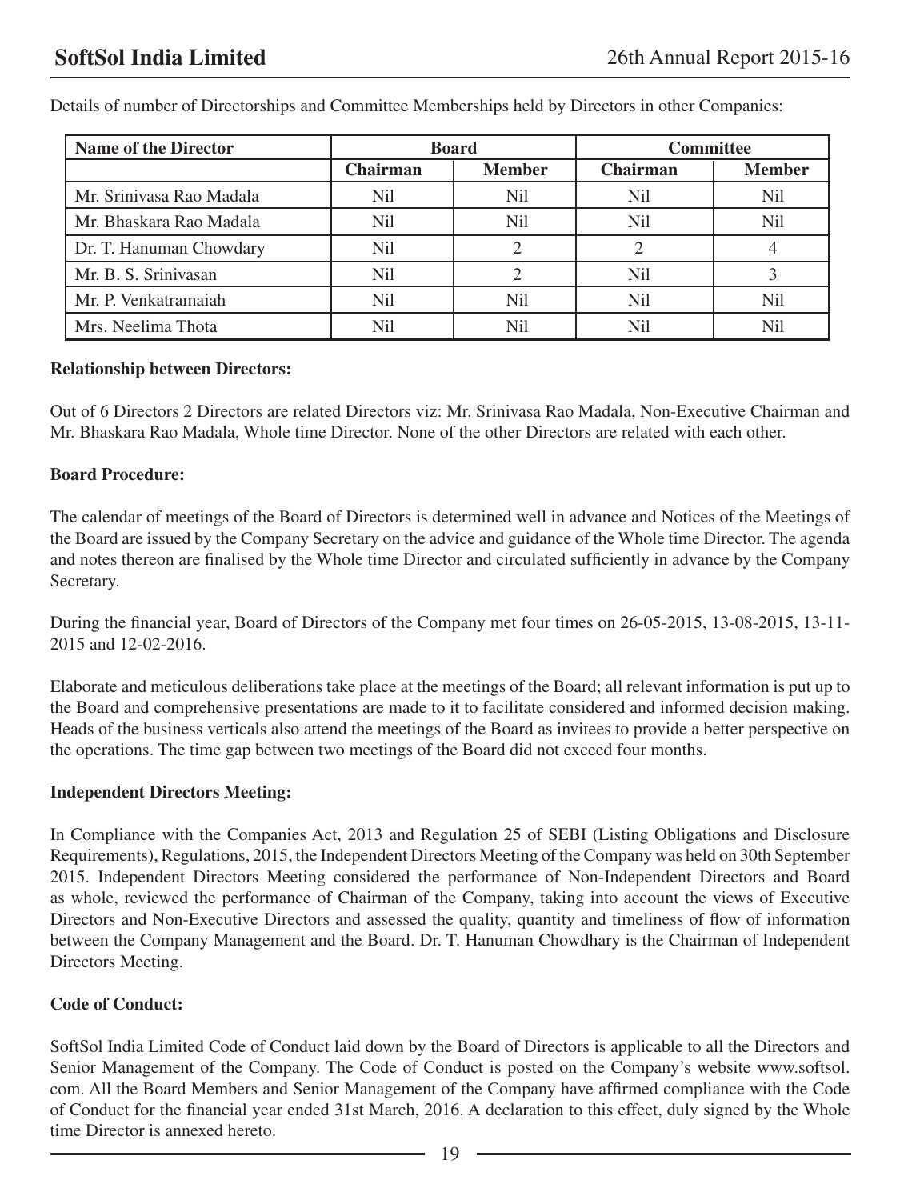Details of number of Directorships and Committee Memberships held by Directors in other Companies:

| Name of the Director | Board | | Committee | |
|---|---|---|---|---|
| | Chairman | Member | Chairman | Member |
| Mr. Srinivasa Rao Madala | Nil | Nil | Nil | Nil |
| Mr. Bhaskara Rao Madala | Nil | Nil | Nil | Nil |
| Dr. T. Hanuman Chowdary | Nil | 2 | 2 | 4 |
| Mr. B. S. Srinivasan | Nil | 2 | Nil | 3 |
| Mr. P. Venkatramaiah | Nil | Nil | Nil | Nil |
| Mrs. Neelima Thota | Nil | Nil | Nil | Nil |

**Relationship between Directors:**

Out of 6 Directors 2 Directors are related Directors viz: Mr. Srinivasa Rao Madala, Non-Executive Chairman and Mr. Bhaskara Rao Madala, Whole time Director. None of the other Directors are related with each other.

**Board Procedure:**

The calendar of meetings of the Board of Directors is determined well in advance and Notices of the Meetings of the Board are issued by the Company Secretary on the advice and guidance of the Whole time Director. The agenda and notes thereon are finalised by the Whole time Director and circulated sufficiently in advance by the Company Secretary.

During the financial year, Board of Directors of the Company met four times on 26-05-2015, 13-08-2015, 13-11-2015 and 12-02-2016.

Elaborate and meticulous deliberations take place at the meetings of the Board; all relevant information is put up to the Board and comprehensive presentations are made to it to facilitate considered and informed decision making. Heads of the business verticals also attend the meetings of the Board as invitees to provide a better perspective on the operations. The time gap between two meetings of the Board did not exceed four months.

**Independent Directors Meeting:**

In Compliance with the Companies Act, 2013 and Regulation 25 of SEBI (Listing Obligations and Disclosure Requirements), Regulations, 2015, the Independent Directors Meeting of the Company was held on 30th September 2015. Independent Directors Meeting considered the performance of Non-Independent Directors and Board as whole, reviewed the performance of Chairman of the Company, taking into account the views of Executive Directors and Non-Executive Directors and assessed the quality, quantity and timeliness of flow of information between the Company Management and the Board. Dr. T. Hanuman Chowdhary is the Chairman of Independent Directors Meeting.

**Code of Conduct:**

SoftSol India Limited Code of Conduct laid down by the Board of Directors is applicable to all the Directors and Senior Management of the Company. The Code of Conduct is posted on the Company's website www.softsol.com. All the Board Members and Senior Management of the Company have affirmed compliance with the Code of Conduct for the financial year ended 31st March, 2016. A declaration to this effect, duly signed by the Whole time Director is annexed hereto.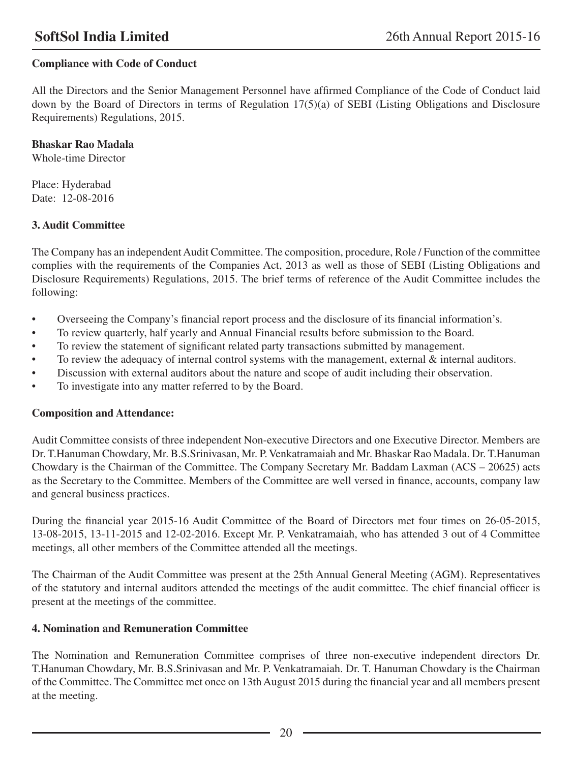**Compliance with Code of Conduct**

All the Directors and the Senior Management Personnel have affirmed Compliance of the Code of Conduct laid down by the Board of Directors in terms of Regulation 17(5)(a) of SEBI (Listing Obligations and Disclosure Requirements) Regulations, 2015.

**Bhaskar Rao Madala**
Whole-time Director

Place: Hyderabad
Date: 12-08-2016

### 3. Audit Committee

The Company has an independent Audit Committee. The composition, procedure, Role / Function of the committee complies with the requirements of the Companies Act, 2013 as well as those of SEBI (Listing Obligations and Disclosure Requirements) Regulations, 2015. The brief terms of reference of the Audit Committee includes the following:

- Overseeing the Company's financial report process and the disclosure of its financial information's.
- To review quarterly, half yearly and Annual Financial results before submission to the Board.
- To review the statement of significant related party transactions submitted by management.
- To review the adequacy of internal control systems with the management, external & internal auditors.
- Discussion with external auditors about the nature and scope of audit including their observation.
- To investigate into any matter referred to by the Board.

**Composition and Attendance:**

Audit Committee consists of three independent Non-executive Directors and one Executive Director. Members are Dr. T.Hanuman Chowdary, Mr. B.S.Srinivasan, Mr. P. Venkatramaiah and Mr. Bhaskar Rao Madala. Dr. T.Hanuman Chowdary is the Chairman of the Committee. The Company Secretary Mr. Baddam Laxman (ACS – 20625) acts as the Secretary to the Committee. Members of the Committee are well versed in finance, accounts, company law and general business practices.

During the financial year 2015-16 Audit Committee of the Board of Directors met four times on 26-05-2015, 13-08-2015, 13-11-2015 and 12-02-2016. Except Mr. P. Venkatramaiah, who has attended 3 out of 4 Committee meetings, all other members of the Committee attended all the meetings.

The Chairman of the Audit Committee was present at the 25th Annual General Meeting (AGM). Representatives of the statutory and internal auditors attended the meetings of the audit committee. The chief financial officer is present at the meetings of the committee.

### 4. Nomination and Remuneration Committee

The Nomination and Remuneration Committee comprises of three non-executive independent directors Dr. T.Hanuman Chowdary, Mr. B.S.Srinivasan and Mr. P. Venkatramaiah. Dr. T. Hanuman Chowdary is the Chairman of the Committee. The Committee met once on 13th August 2015 during the financial year and all members present at the meeting.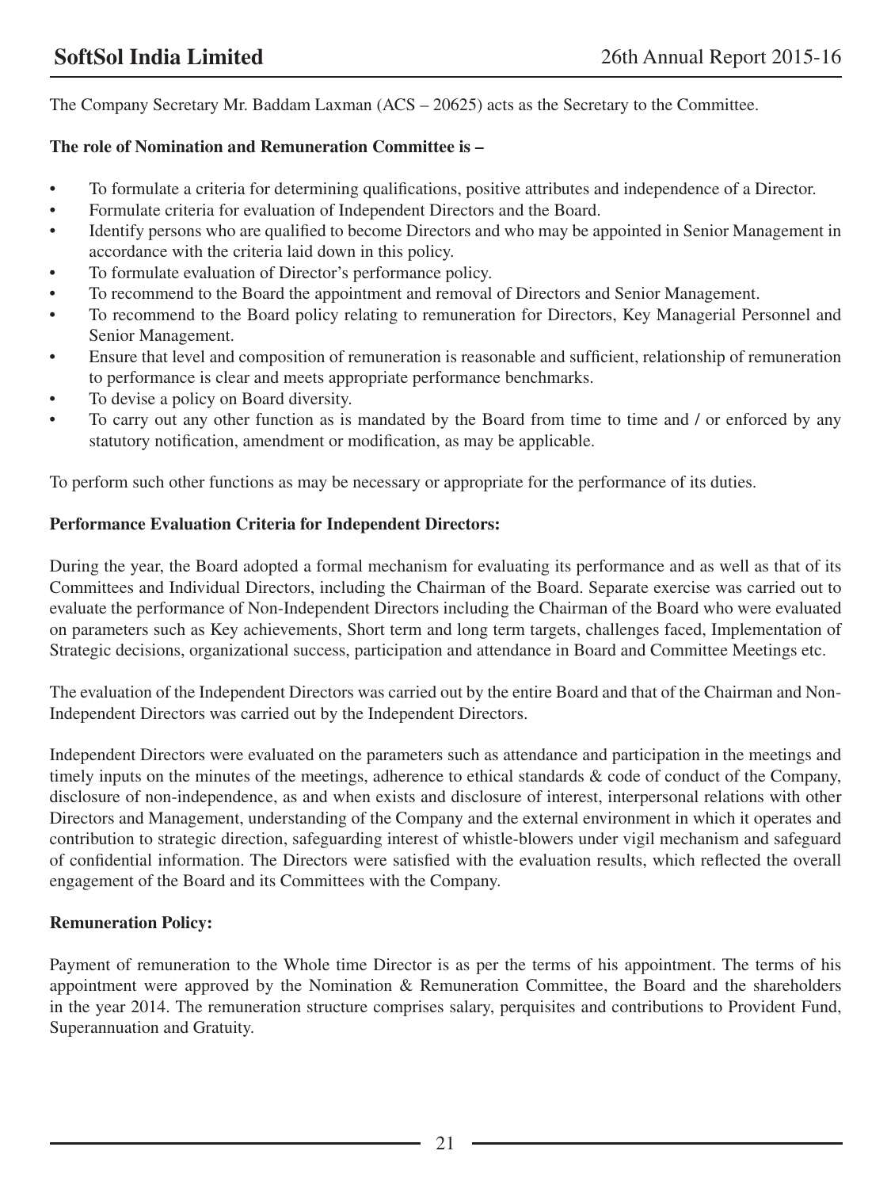The Company Secretary Mr. Baddam Laxman (ACS – 20625) acts as the Secretary to the Committee.

**The role of Nomination and Remuneration Committee is –**

- To formulate a criteria for determining qualifications, positive attributes and independence of a Director.
- Formulate criteria for evaluation of Independent Directors and the Board.
- Identify persons who are qualified to become Directors and who may be appointed in Senior Management in accordance with the criteria laid down in this policy.
- To formulate evaluation of Director's performance policy.
- To recommend to the Board the appointment and removal of Directors and Senior Management.
- To recommend to the Board policy relating to remuneration for Directors, Key Managerial Personnel and Senior Management.
- Ensure that level and composition of remuneration is reasonable and sufficient, relationship of remuneration to performance is clear and meets appropriate performance benchmarks.
- To devise a policy on Board diversity.
- To carry out any other function as is mandated by the Board from time to time and / or enforced by any statutory notification, amendment or modification, as may be applicable.

To perform such other functions as may be necessary or appropriate for the performance of its duties.

**Performance Evaluation Criteria for Independent Directors:**

During the year, the Board adopted a formal mechanism for evaluating its performance and as well as that of its Committees and Individual Directors, including the Chairman of the Board. Separate exercise was carried out to evaluate the performance of Non-Independent Directors including the Chairman of the Board who were evaluated on parameters such as Key achievements, Short term and long term targets, challenges faced, Implementation of Strategic decisions, organizational success, participation and attendance in Board and Committee Meetings etc.

The evaluation of the Independent Directors was carried out by the entire Board and that of the Chairman and Non-Independent Directors was carried out by the Independent Directors.

Independent Directors were evaluated on the parameters such as attendance and participation in the meetings and timely inputs on the minutes of the meetings, adherence to ethical standards & code of conduct of the Company, disclosure of non-independence, as and when exists and disclosure of interest, interpersonal relations with other Directors and Management, understanding of the Company and the external environment in which it operates and contribution to strategic direction, safeguarding interest of whistle-blowers under vigil mechanism and safeguard of confidential information. The Directors were satisfied with the evaluation results, which reflected the overall engagement of the Board and its Committees with the Company.

**Remuneration Policy:**

Payment of remuneration to the Whole time Director is as per the terms of his appointment. The terms of his appointment were approved by the Nomination & Remuneration Committee, the Board and the shareholders in the year 2014. The remuneration structure comprises salary, perquisites and contributions to Provident Fund, Superannuation and Gratuity.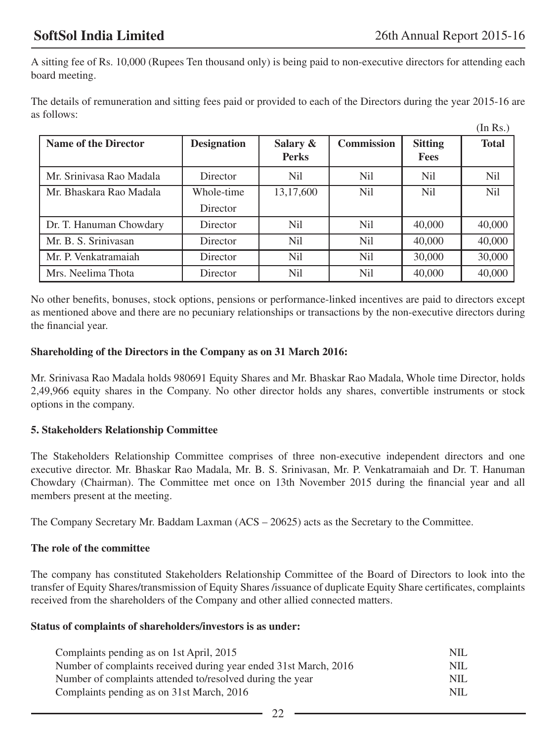A sitting fee of Rs. 10,000 (Rupees Ten thousand only) is being paid to non-executive directors for attending each board meeting.

The details of remuneration and sitting fees paid or provided to each of the Directors during the year 2015-16 are as follows:

(In Rs.)

| Name of the Director | Designation | Salary & Perks | Commission | Sitting Fees | Total |
|---|---|---|---|---|---|
| Mr. Srinivasa Rao Madala | Director | Nil | Nil | Nil | Nil |
| Mr. Bhaskara Rao Madala | Whole-time Director | 13,17,600 | Nil | Nil | Nil |
| Dr. T. Hanuman Chowdary | Director | Nil | Nil | 40,000 | 40,000 |
| Mr. B. S. Srinivasan | Director | Nil | Nil | 40,000 | 40,000 |
| Mr. P. Venkatramaiah | Director | Nil | Nil | 30,000 | 30,000 |
| Mrs. Neelima Thota | Director | Nil | Nil | 40,000 | 40,000 |

No other benefits, bonuses, stock options, pensions or performance-linked incentives are paid to directors except as mentioned above and there are no pecuniary relationships or transactions by the non-executive directors during the financial year.

**Shareholding of the Directors in the Company as on 31 March 2016:**

Mr. Srinivasa Rao Madala holds 980691 Equity Shares and Mr. Bhaskar Rao Madala, Whole time Director, holds 2,49,966 equity shares in the Company. No other director holds any shares, convertible instruments or stock options in the company.

**5. Stakeholders Relationship Committee**

The Stakeholders Relationship Committee comprises of three non-executive independent directors and one executive director. Mr. Bhaskar Rao Madala, Mr. B. S. Srinivasan, Mr. P. Venkatramaiah and Dr. T. Hanuman Chowdary (Chairman). The Committee met once on 13th November 2015 during the financial year and all members present at the meeting.

The Company Secretary Mr. Baddam Laxman (ACS – 20625) acts as the Secretary to the Committee.

**The role of the committee**

The company has constituted Stakeholders Relationship Committee of the Board of Directors to look into the transfer of Equity Shares/transmission of Equity Shares /issuance of duplicate Equity Share certificates, complaints received from the shareholders of the Company and other allied connected matters.

**Status of complaints of shareholders/investors is as under:**

| | |
|---|---|
| Complaints pending as on 1st April, 2015 | NIL |
| Number of complaints received during year ended 31st March, 2016 | NIL |
| Number of complaints attended to/resolved during the year | NIL |
| Complaints pending as on 31st March, 2016 | NIL |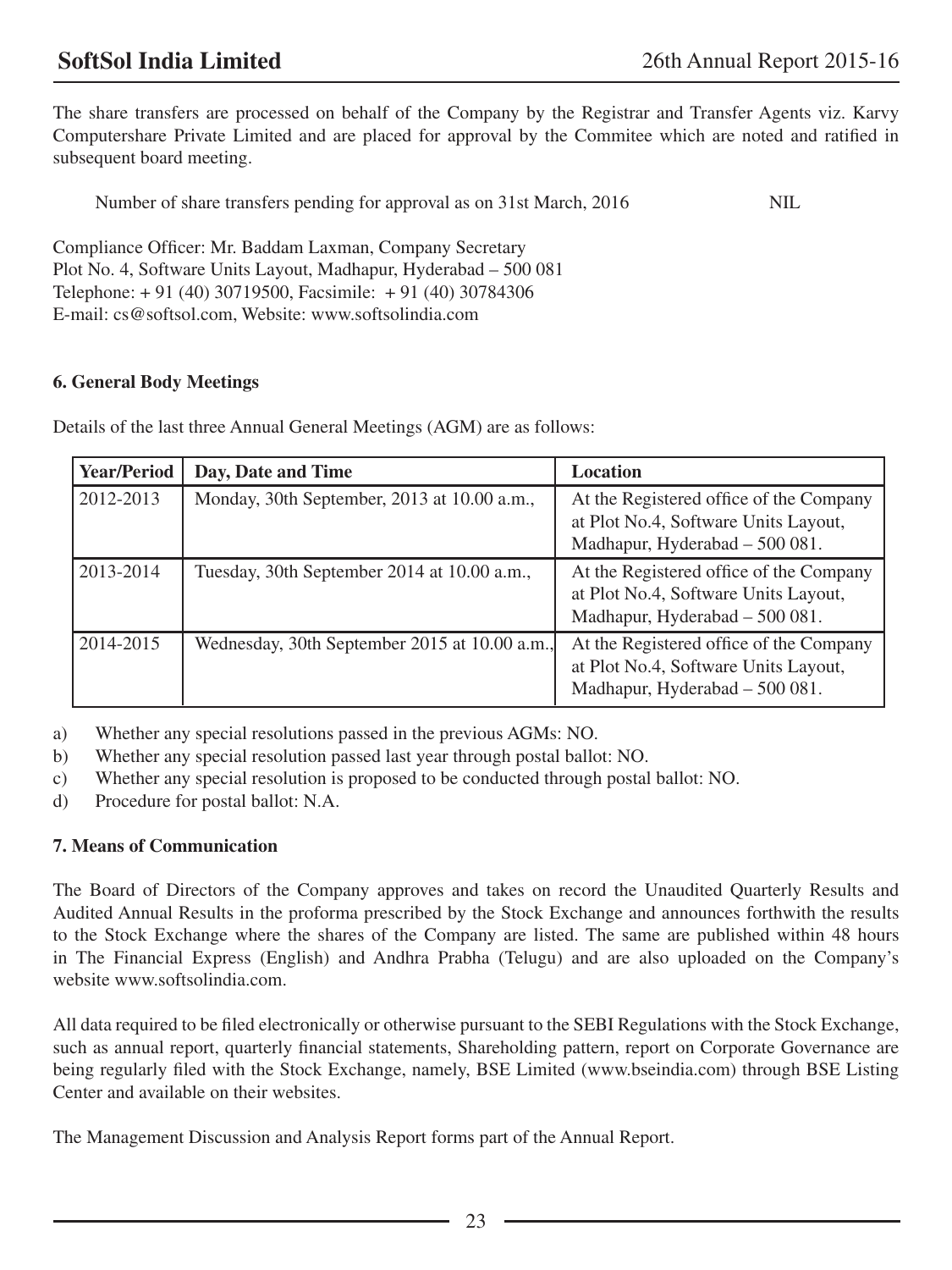The share transfers are processed on behalf of the Company by the Registrar and Transfer Agents viz. Karvy Computershare Private Limited and are placed for approval by the Commitee which are noted and ratified in subsequent board meeting.

Number of share transfers pending for approval as on 31st March, 2016 NIL

Compliance Officer: Mr. Baddam Laxman, Company Secretary
Plot No. 4, Software Units Layout, Madhapur, Hyderabad – 500 081
Telephone: + 91 (40) 30719500, Facsimile: + 91 (40) 30784306
E-mail: cs@softsol.com, Website: www.softsolindia.com

### 6. General Body Meetings

Details of the last three Annual General Meetings (AGM) are as follows:

| Year/Period | Day, Date and Time | Location |
|---|---|---|
| 2012-2013 | Monday, 30th September, 2013 at 10.00 a.m., | At the Registered office of the Company at Plot No.4, Software Units Layout, Madhapur, Hyderabad – 500 081. |
| 2013-2014 | Tuesday, 30th September 2014 at 10.00 a.m., | At the Registered office of the Company at Plot No.4, Software Units Layout, Madhapur, Hyderabad – 500 081. |
| 2014-2015 | Wednesday, 30th September 2015 at 10.00 a.m., | At the Registered office of the Company at Plot No.4, Software Units Layout, Madhapur, Hyderabad – 500 081. |

a) Whether any special resolutions passed in the previous AGMs: NO.
b) Whether any special resolution passed last year through postal ballot: NO.
c) Whether any special resolution is proposed to be conducted through postal ballot: NO.
d) Procedure for postal ballot: N.A.

### 7. Means of Communication

The Board of Directors of the Company approves and takes on record the Unaudited Quarterly Results and Audited Annual Results in the proforma prescribed by the Stock Exchange and announces forthwith the results to the Stock Exchange where the shares of the Company are listed. The same are published within 48 hours in The Financial Express (English) and Andhra Prabha (Telugu) and are also uploaded on the Company's website www.softsolindia.com.

All data required to be filed electronically or otherwise pursuant to the SEBI Regulations with the Stock Exchange, such as annual report, quarterly financial statements, Shareholding pattern, report on Corporate Governance are being regularly filed with the Stock Exchange, namely, BSE Limited (www.bseindia.com) through BSE Listing Center and available on their websites.

The Management Discussion and Analysis Report forms part of the Annual Report.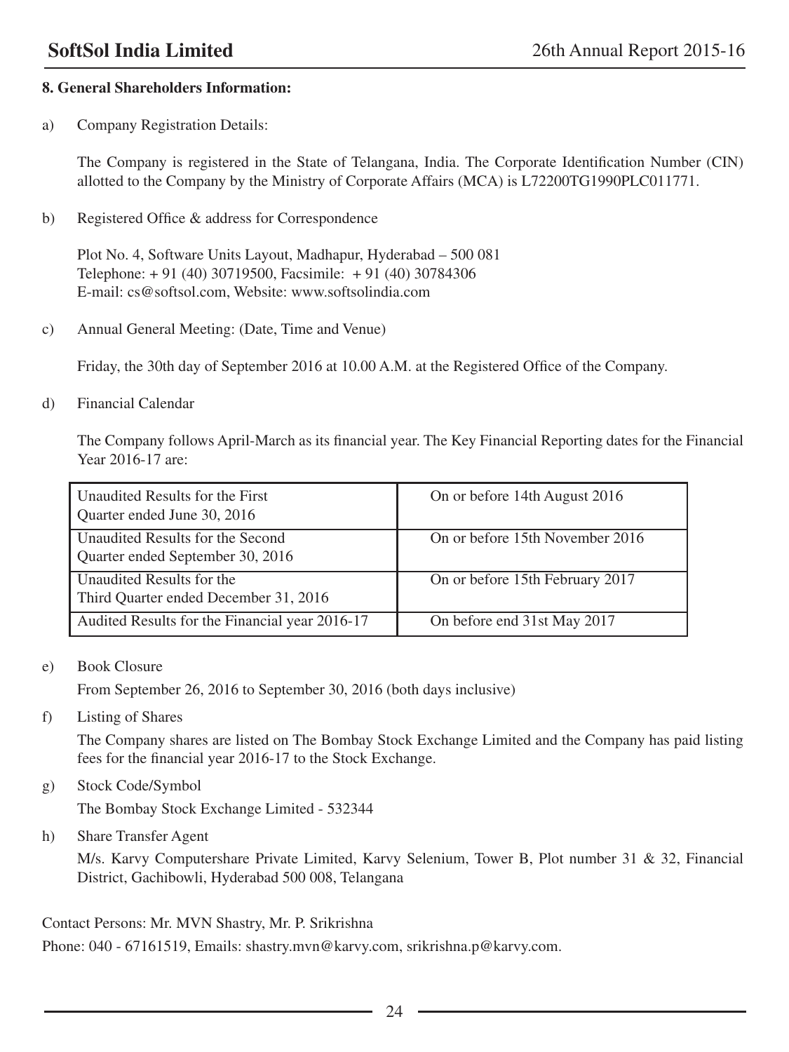**8. General Shareholders Information:**

a) Company Registration Details:

The Company is registered in the State of Telangana, India. The Corporate Identification Number (CIN) allotted to the Company by the Ministry of Corporate Affairs (MCA) is L72200TG1990PLC011771.

b) Registered Office & address for Correspondence

Plot No. 4, Software Units Layout, Madhapur, Hyderabad – 500 081
Telephone: + 91 (40) 30719500, Facsimile: + 91 (40) 30784306
E-mail: cs@softsol.com, Website: www.softsolindia.com

c) Annual General Meeting: (Date, Time and Venue)

Friday, the 30th day of September 2016 at 10.00 A.M. at the Registered Office of the Company.

d) Financial Calendar

The Company follows April-March as its financial year. The Key Financial Reporting dates for the Financial Year 2016-17 are:

| | |
|---|---|
| Unaudited Results for the First Quarter ended June 30, 2016 | On or before 14th August 2016 |
| Unaudited Results for the Second Quarter ended September 30, 2016 | On or before 15th November 2016 |
| Unaudited Results for the Third Quarter ended December 31, 2016 | On or before 15th February 2017 |
| Audited Results for the Financial year 2016-17 | On before end 31st May 2017 |

e) Book Closure

From September 26, 2016 to September 30, 2016 (both days inclusive)

f) Listing of Shares

The Company shares are listed on The Bombay Stock Exchange Limited and the Company has paid listing fees for the financial year 2016-17 to the Stock Exchange.

g) Stock Code/Symbol

The Bombay Stock Exchange Limited - 532344

h) Share Transfer Agent

M/s. Karvy Computershare Private Limited, Karvy Selenium, Tower B, Plot number 31 & 32, Financial District, Gachibowli, Hyderabad 500 008, Telangana

Contact Persons: Mr. MVN Shastry, Mr. P. Srikrishna

Phone: 040 - 67161519, Emails: shastry.mvn@karvy.com, srikrishna.p@karvy.com.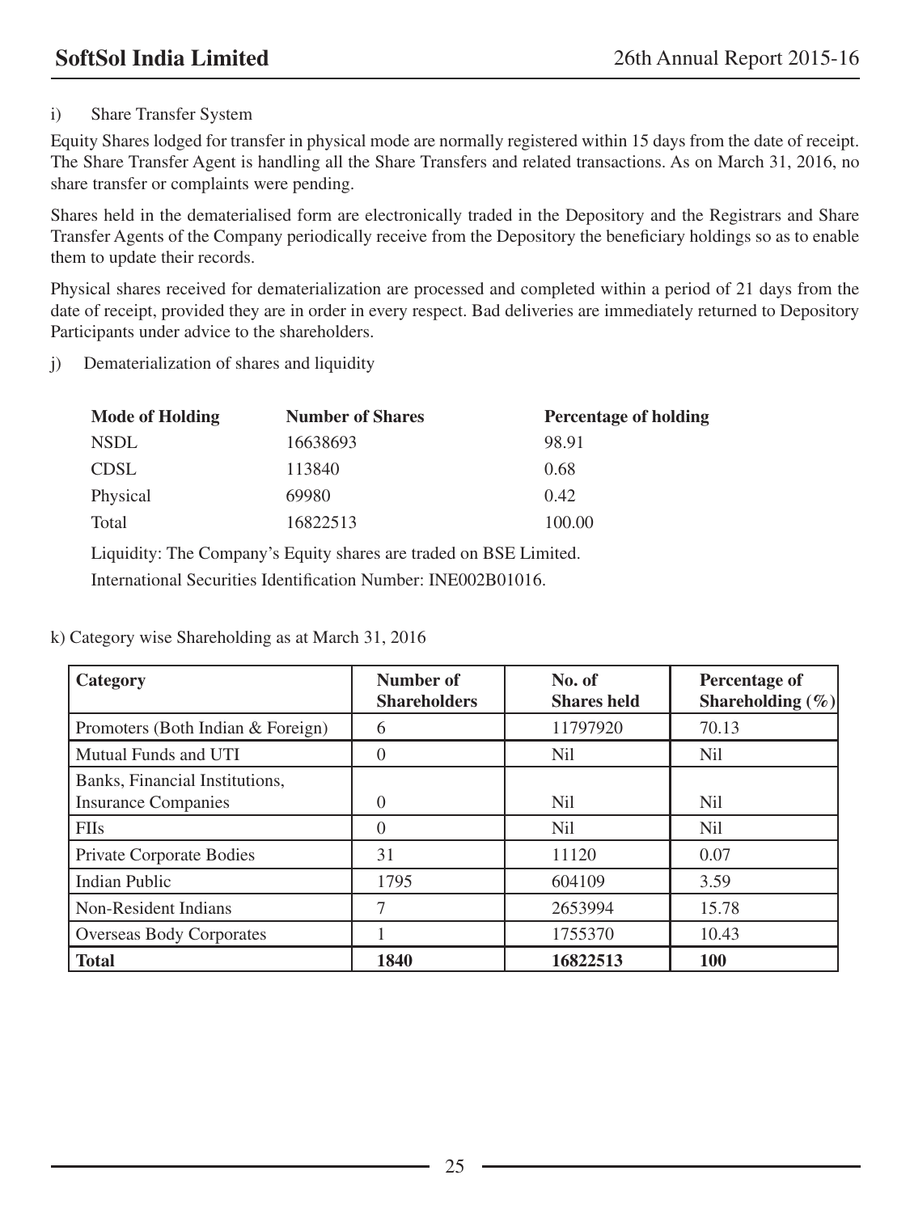i) Share Transfer System

Equity Shares lodged for transfer in physical mode are normally registered within 15 days from the date of receipt. The Share Transfer Agent is handling all the Share Transfers and related transactions. As on March 31, 2016, no share transfer or complaints were pending.

Shares held in the dematerialised form are electronically traded in the Depository and the Registrars and Share Transfer Agents of the Company periodically receive from the Depository the beneficiary holdings so as to enable them to update their records.

Physical shares received for dematerialization are processed and completed within a period of 21 days from the date of receipt, provided they are in order in every respect. Bad deliveries are immediately returned to Depository Participants under advice to the shareholders.

j) Dematerialization of shares and liquidity

| Mode of Holding | Number of Shares | Percentage of holding |
|---|---|---|
| NSDL | 16638693 | 98.91 |
| CDSL | 113840 | 0.68 |
| Physical | 69980 | 0.42 |
| Total | 16822513 | 100.00 |

Liquidity: The Company's Equity shares are traded on BSE Limited.

International Securities Identification Number: INE002B01016.

k) Category wise Shareholding as at March 31, 2016

| Category | Number of Shareholders | No. of Shares held | Percentage of Shareholding (%) |
|---|---|---|---|
| Promoters (Both Indian & Foreign) | 6 | 11797920 | 70.13 |
| Mutual Funds and UTI | 0 | Nil | Nil |
| Banks, Financial Institutions, Insurance Companies | 0 | Nil | Nil |
| FIIs | 0 | Nil | Nil |
| Private Corporate Bodies | 31 | 11120 | 0.07 |
| Indian Public | 1795 | 604109 | 3.59 |
| Non-Resident Indians | 7 | 2653994 | 15.78 |
| Overseas Body Corporates | 1 | 1755370 | 10.43 |
| **Total** | **1840** | **16822513** | **100** |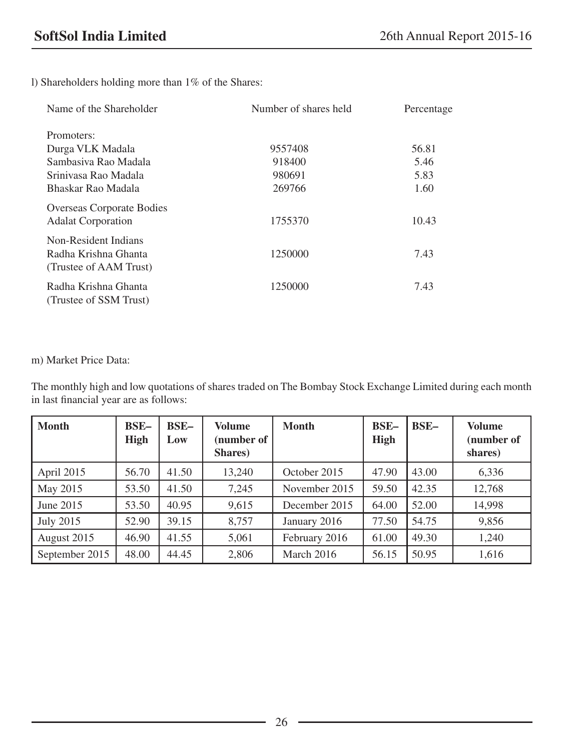l) Shareholders holding more than 1% of the Shares:

| Name of the Shareholder | Number of shares held | Percentage |
|---|---|---|
| Promoters: | | |
| Durga VLK Madala | 9557408 | 56.81 |
| Sambasiva Rao Madala | 918400 | 5.46 |
| Srinivasa Rao Madala | 980691 | 5.83 |
| Bhaskar Rao Madala | 269766 | 1.60 |
| Overseas Corporate Bodies | | |
| Adalat Corporation | 1755370 | 10.43 |
| Non-Resident Indians | | |
| Radha Krishna Ghanta (Trustee of AAM Trust) | 1250000 | 7.43 |
| Radha Krishna Ghanta (Trustee of SSM Trust) | 1250000 | 7.43 |

m) Market Price Data:

The monthly high and low quotations of shares traded on The Bombay Stock Exchange Limited during each month in last financial year are as follows:

| Month | BSE–High | BSE–Low | Volume (number of Shares) | Month | BSE–High | BSE– | Volume (number of shares) |
|---|---|---|---|---|---|---|---|
| April 2015 | 56.70 | 41.50 | 13,240 | October 2015 | 47.90 | 43.00 | 6,336 |
| May 2015 | 53.50 | 41.50 | 7,245 | November 2015 | 59.50 | 42.35 | 12,768 |
| June 2015 | 53.50 | 40.95 | 9,615 | December 2015 | 64.00 | 52.00 | 14,998 |
| July 2015 | 52.90 | 39.15 | 8,757 | January 2016 | 77.50 | 54.75 | 9,856 |
| August 2015 | 46.90 | 41.55 | 5,061 | February 2016 | 61.00 | 49.30 | 1,240 |
| September 2015 | 48.00 | 44.45 | 2,806 | March 2016 | 56.15 | 50.95 | 1,616 |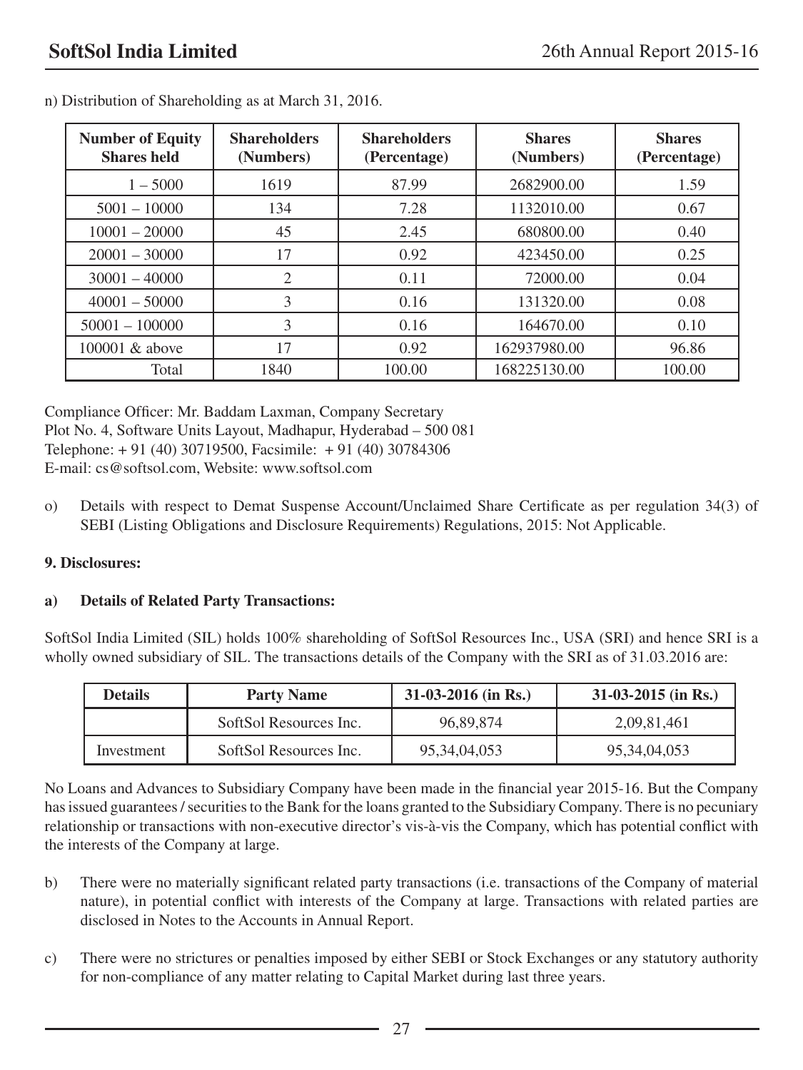n) Distribution of Shareholding as at March 31, 2016.

| Number of Equity Shares held | Shareholders (Numbers) | Shareholders (Percentage) | Shares (Numbers) | Shares (Percentage) |
|---|---|---|---|---|
| 1 – 5000 | 1619 | 87.99 | 2682900.00 | 1.59 |
| 5001 – 10000 | 134 | 7.28 | 1132010.00 | 0.67 |
| 10001 – 20000 | 45 | 2.45 | 680800.00 | 0.40 |
| 20001 – 30000 | 17 | 0.92 | 423450.00 | 0.25 |
| 30001 – 40000 | 2 | 0.11 | 72000.00 | 0.04 |
| 40001 – 50000 | 3 | 0.16 | 131320.00 | 0.08 |
| 50001 – 100000 | 3 | 0.16 | 164670.00 | 0.10 |
| 100001 & above | 17 | 0.92 | 162937980.00 | 96.86 |
| Total | 1840 | 100.00 | 168225130.00 | 100.00 |

Compliance Officer: Mr. Baddam Laxman, Company Secretary
Plot No. 4, Software Units Layout, Madhapur, Hyderabad – 500 081
Telephone: + 91 (40) 30719500, Facsimile: + 91 (40) 30784306
E-mail: cs@softsol.com, Website: www.softsol.com

o) Details with respect to Demat Suspense Account/Unclaimed Share Certificate as per regulation 34(3) of SEBI (Listing Obligations and Disclosure Requirements) Regulations, 2015: Not Applicable.

**9. Disclosures:**

**a) Details of Related Party Transactions:**

SoftSol India Limited (SIL) holds 100% shareholding of SoftSol Resources Inc., USA (SRI) and hence SRI is a wholly owned subsidiary of SIL. The transactions details of the Company with the SRI as of 31.03.2016 are:

| Details | Party Name | 31-03-2016 (in Rs.) | 31-03-2015 (in Rs.) |
|---|---|---|---|
| | SoftSol Resources Inc. | 96,89,874 | 2,09,81,461 |
| Investment | SoftSol Resources Inc. | 95,34,04,053 | 95,34,04,053 |

No Loans and Advances to Subsidiary Company have been made in the financial year 2015-16. But the Company has issued guarantees / securities to the Bank for the loans granted to the Subsidiary Company. There is no pecuniary relationship or transactions with non-executive director's vis-à-vis the Company, which has potential conflict with the interests of the Company at large.

b) There were no materially significant related party transactions (i.e. transactions of the Company of material nature), in potential conflict with interests of the Company at large. Transactions with related parties are disclosed in Notes to the Accounts in Annual Report.

c) There were no strictures or penalties imposed by either SEBI or Stock Exchanges or any statutory authority for non-compliance of any matter relating to Capital Market during last three years.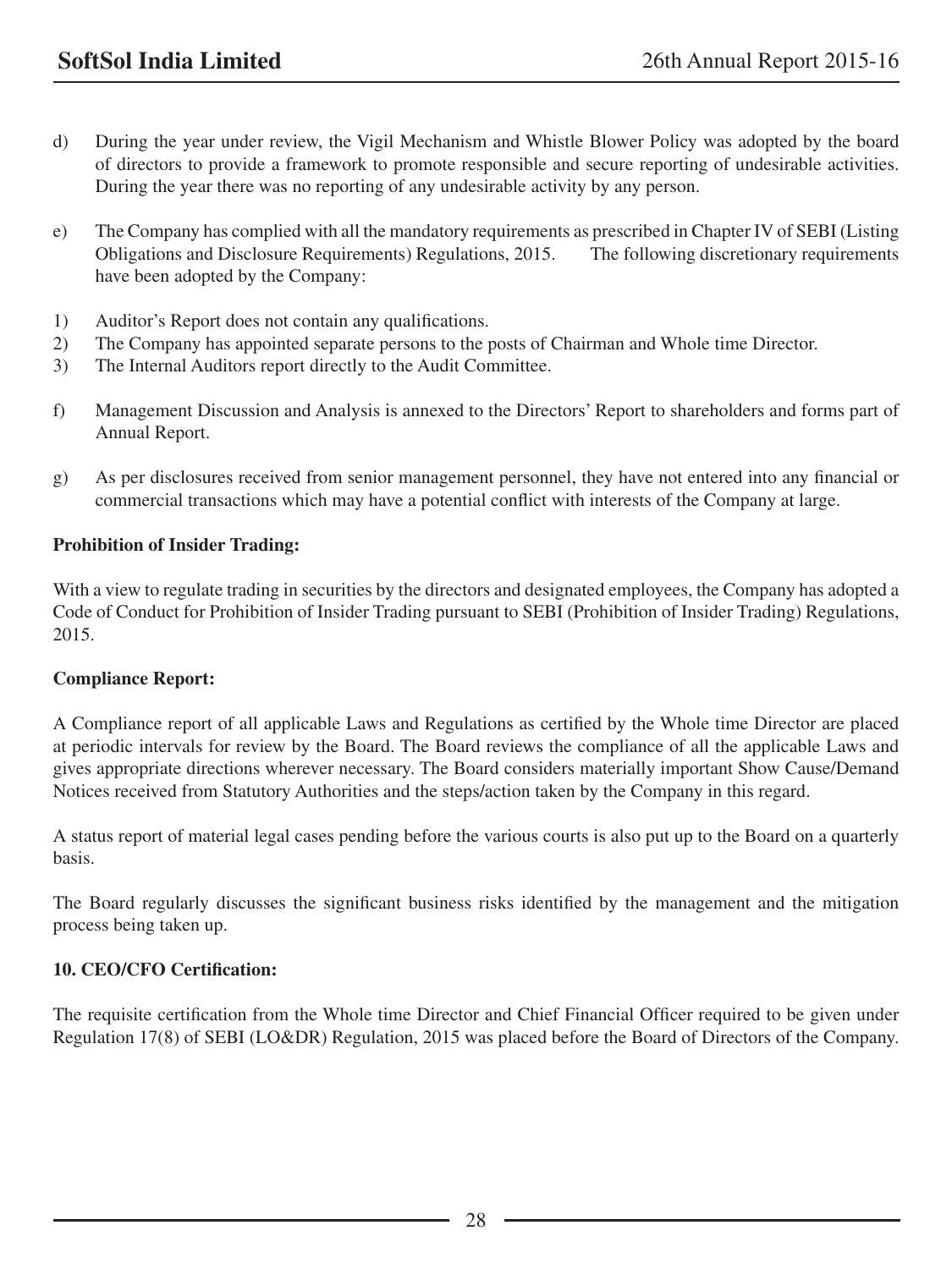d) During the year under review, the Vigil Mechanism and Whistle Blower Policy was adopted by the board of directors to provide a framework to promote responsible and secure reporting of undesirable activities. During the year there was no reporting of any undesirable activity by any person.

e) The Company has complied with all the mandatory requirements as prescribed in Chapter IV of SEBI (Listing Obligations and Disclosure Requirements) Regulations, 2015. The following discretionary requirements have been adopted by the Company:

1) Auditor's Report does not contain any qualifications.
2) The Company has appointed separate persons to the posts of Chairman and Whole time Director.
3) The Internal Auditors report directly to the Audit Committee.

f) Management Discussion and Analysis is annexed to the Directors' Report to shareholders and forms part of Annual Report.

g) As per disclosures received from senior management personnel, they have not entered into any financial or commercial transactions which may have a potential conflict with interests of the Company at large.

**Prohibition of Insider Trading:**

With a view to regulate trading in securities by the directors and designated employees, the Company has adopted a Code of Conduct for Prohibition of Insider Trading pursuant to SEBI (Prohibition of Insider Trading) Regulations, 2015.

**Compliance Report:**

A Compliance report of all applicable Laws and Regulations as certified by the Whole time Director are placed at periodic intervals for review by the Board. The Board reviews the compliance of all the applicable Laws and gives appropriate directions wherever necessary. The Board considers materially important Show Cause/Demand Notices received from Statutory Authorities and the steps/action taken by the Company in this regard.

A status report of material legal cases pending before the various courts is also put up to the Board on a quarterly basis.

The Board regularly discusses the significant business risks identified by the management and the mitigation process being taken up.

**10. CEO/CFO Certification:**

The requisite certification from the Whole time Director and Chief Financial Officer required to be given under Regulation 17(8) of SEBI (LO&DR) Regulation, 2015 was placed before the Board of Directors of the Company.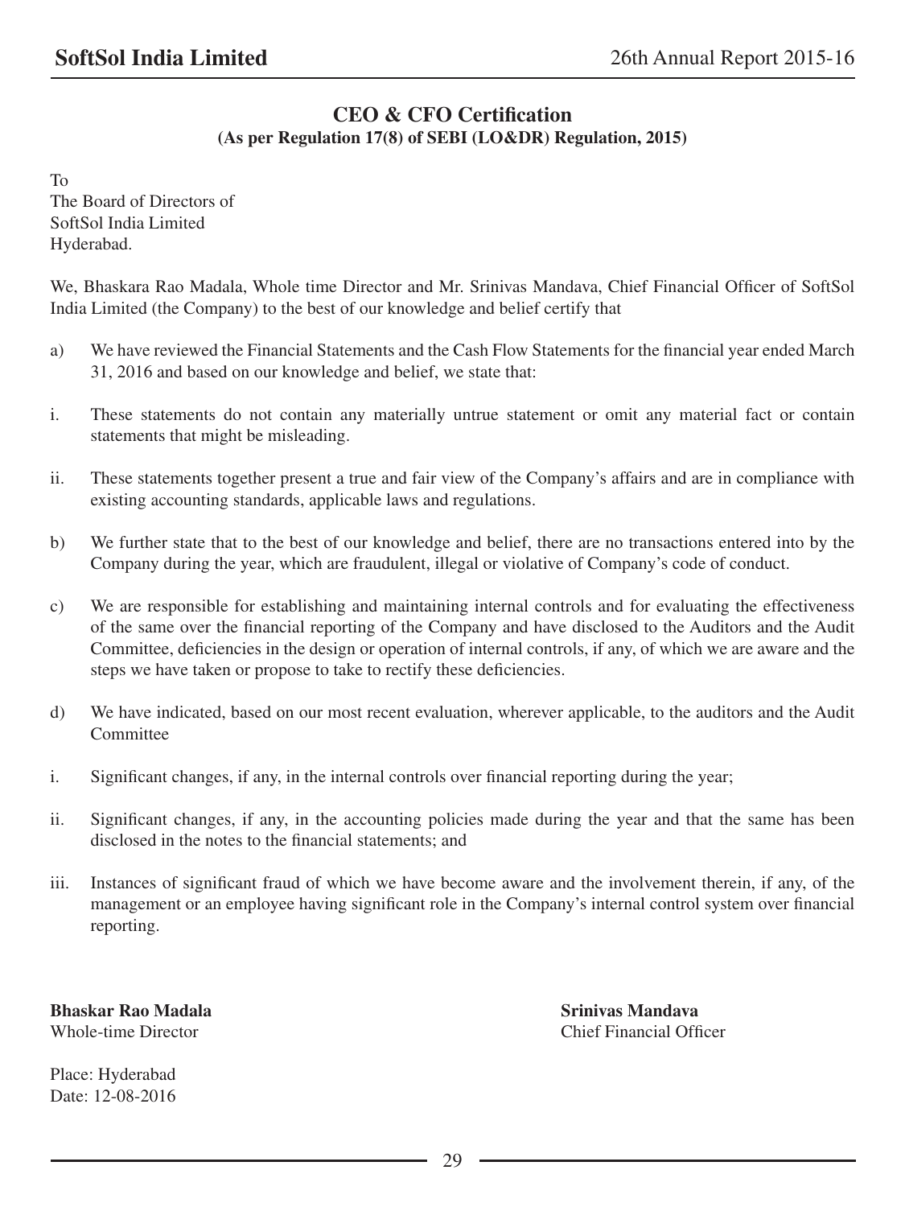## CEO & CFO Certification

**(As per Regulation 17(8) of SEBI (LO&DR) Regulation, 2015)**

To
The Board of Directors of
SoftSol India Limited
Hyderabad.

We, Bhaskara Rao Madala, Whole time Director and Mr. Srinivas Mandava, Chief Financial Officer of SoftSol India Limited (the Company) to the best of our knowledge and belief certify that

a) We have reviewed the Financial Statements and the Cash Flow Statements for the financial year ended March 31, 2016 and based on our knowledge and belief, we state that:

i. These statements do not contain any materially untrue statement or omit any material fact or contain statements that might be misleading.

ii. These statements together present a true and fair view of the Company's affairs and are in compliance with existing accounting standards, applicable laws and regulations.

b) We further state that to the best of our knowledge and belief, there are no transactions entered into by the Company during the year, which are fraudulent, illegal or violative of Company's code of conduct.

c) We are responsible for establishing and maintaining internal controls and for evaluating the effectiveness of the same over the financial reporting of the Company and have disclosed to the Auditors and the Audit Committee, deficiencies in the design or operation of internal controls, if any, of which we are aware and the steps we have taken or propose to take to rectify these deficiencies.

d) We have indicated, based on our most recent evaluation, wherever applicable, to the auditors and the Audit Committee

i. Significant changes, if any, in the internal controls over financial reporting during the year;

ii. Significant changes, if any, in the accounting policies made during the year and that the same has been disclosed in the notes to the financial statements; and

iii. Instances of significant fraud of which we have become aware and the involvement therein, if any, of the management or an employee having significant role in the Company's internal control system over financial reporting.

**Bhaskar Rao Madala**
Whole-time Director

**Srinivas Mandava**
Chief Financial Officer

Place: Hyderabad
Date: 12-08-2016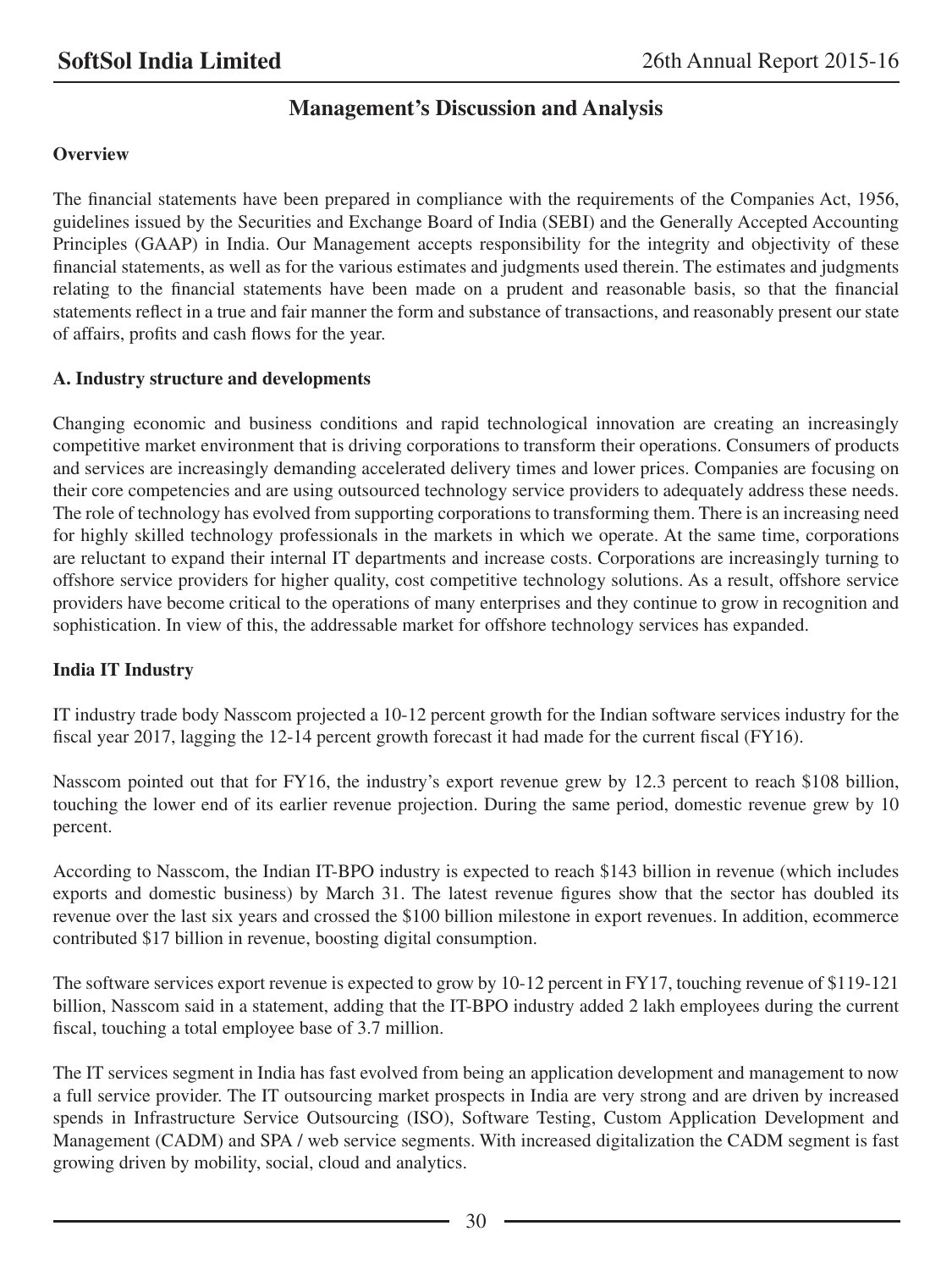# Management's Discussion and Analysis

**Overview**

The financial statements have been prepared in compliance with the requirements of the Companies Act, 1956, guidelines issued by the Securities and Exchange Board of India (SEBI) and the Generally Accepted Accounting Principles (GAAP) in India. Our Management accepts responsibility for the integrity and objectivity of these financial statements, as well as for the various estimates and judgments used therein. The estimates and judgments relating to the financial statements have been made on a prudent and reasonable basis, so that the financial statements reflect in a true and fair manner the form and substance of transactions, and reasonably present our state of affairs, profits and cash flows for the year.

**A. Industry structure and developments**

Changing economic and business conditions and rapid technological innovation are creating an increasingly competitive market environment that is driving corporations to transform their operations. Consumers of products and services are increasingly demanding accelerated delivery times and lower prices. Companies are focusing on their core competencies and are using outsourced technology service providers to adequately address these needs. The role of technology has evolved from supporting corporations to transforming them. There is an increasing need for highly skilled technology professionals in the markets in which we operate. At the same time, corporations are reluctant to expand their internal IT departments and increase costs. Corporations are increasingly turning to offshore service providers for higher quality, cost competitive technology solutions. As a result, offshore service providers have become critical to the operations of many enterprises and they continue to grow in recognition and sophistication. In view of this, the addressable market for offshore technology services has expanded.

**India IT Industry**

IT industry trade body Nasscom projected a 10-12 percent growth for the Indian software services industry for the fiscal year 2017, lagging the 12-14 percent growth forecast it had made for the current fiscal (FY16).

Nasscom pointed out that for FY16, the industry's export revenue grew by 12.3 percent to reach $108 billion, touching the lower end of its earlier revenue projection. During the same period, domestic revenue grew by 10 percent.

According to Nasscom, the Indian IT-BPO industry is expected to reach $143 billion in revenue (which includes exports and domestic business) by March 31. The latest revenue figures show that the sector has doubled its revenue over the last six years and crossed the $100 billion milestone in export revenues. In addition, ecommerce contributed $17 billion in revenue, boosting digital consumption.

The software services export revenue is expected to grow by 10-12 percent in FY17, touching revenue of $119-121 billion, Nasscom said in a statement, adding that the IT-BPO industry added 2 lakh employees during the current fiscal, touching a total employee base of 3.7 million.

The IT services segment in India has fast evolved from being an application development and management to now a full service provider. The IT outsourcing market prospects in India are very strong and are driven by increased spends in Infrastructure Service Outsourcing (ISO), Software Testing, Custom Application Development and Management (CADM) and SPA / web service segments. With increased digitalization the CADM segment is fast growing driven by mobility, social, cloud and analytics.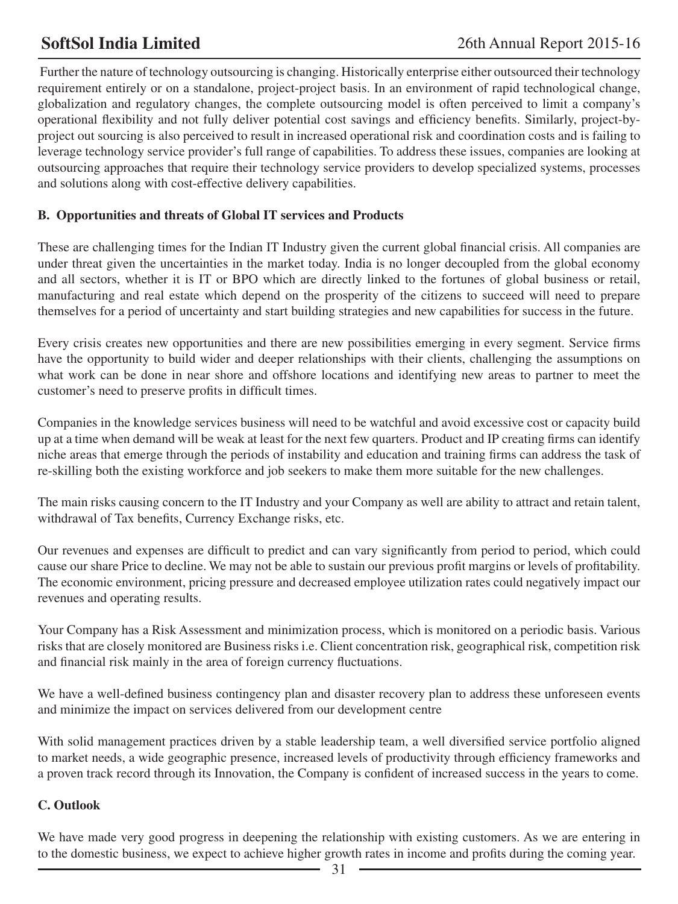Further the nature of technology outsourcing is changing. Historically enterprise either outsourced their technology requirement entirely or on a standalone, project-project basis. In an environment of rapid technological change, globalization and regulatory changes, the complete outsourcing model is often perceived to limit a company's operational flexibility and not fully deliver potential cost savings and efficiency benefits. Similarly, project-by-project out sourcing is also perceived to result in increased operational risk and coordination costs and is failing to leverage technology service provider's full range of capabilities. To address these issues, companies are looking at outsourcing approaches that require their technology service providers to develop specialized systems, processes and solutions along with cost-effective delivery capabilities.

### B. Opportunities and threats of Global IT services and Products

These are challenging times for the Indian IT Industry given the current global financial crisis. All companies are under threat given the uncertainties in the market today. India is no longer decoupled from the global economy and all sectors, whether it is IT or BPO which are directly linked to the fortunes of global business or retail, manufacturing and real estate which depend on the prosperity of the citizens to succeed will need to prepare themselves for a period of uncertainty and start building strategies and new capabilities for success in the future.

Every crisis creates new opportunities and there are new possibilities emerging in every segment. Service firms have the opportunity to build wider and deeper relationships with their clients, challenging the assumptions on what work can be done in near shore and offshore locations and identifying new areas to partner to meet the customer's need to preserve profits in difficult times.

Companies in the knowledge services business will need to be watchful and avoid excessive cost or capacity build up at a time when demand will be weak at least for the next few quarters. Product and IP creating firms can identify niche areas that emerge through the periods of instability and education and training firms can address the task of re-skilling both the existing workforce and job seekers to make them more suitable for the new challenges.

The main risks causing concern to the IT Industry and your Company as well are ability to attract and retain talent, withdrawal of Tax benefits, Currency Exchange risks, etc.

Our revenues and expenses are difficult to predict and can vary significantly from period to period, which could cause our share Price to decline. We may not be able to sustain our previous profit margins or levels of profitability. The economic environment, pricing pressure and decreased employee utilization rates could negatively impact our revenues and operating results.

Your Company has a Risk Assessment and minimization process, which is monitored on a periodic basis. Various risks that are closely monitored are Business risks i.e. Client concentration risk, geographical risk, competition risk and financial risk mainly in the area of foreign currency fluctuations.

We have a well-defined business contingency plan and disaster recovery plan to address these unforeseen events and minimize the impact on services delivered from our development centre

With solid management practices driven by a stable leadership team, a well diversified service portfolio aligned to market needs, a wide geographic presence, increased levels of productivity through efficiency frameworks and a proven track record through its Innovation, the Company is confident of increased success in the years to come.

### C. Outlook

We have made very good progress in deepening the relationship with existing customers. As we are entering in to the domestic business, we expect to achieve higher growth rates in income and profits during the coming year.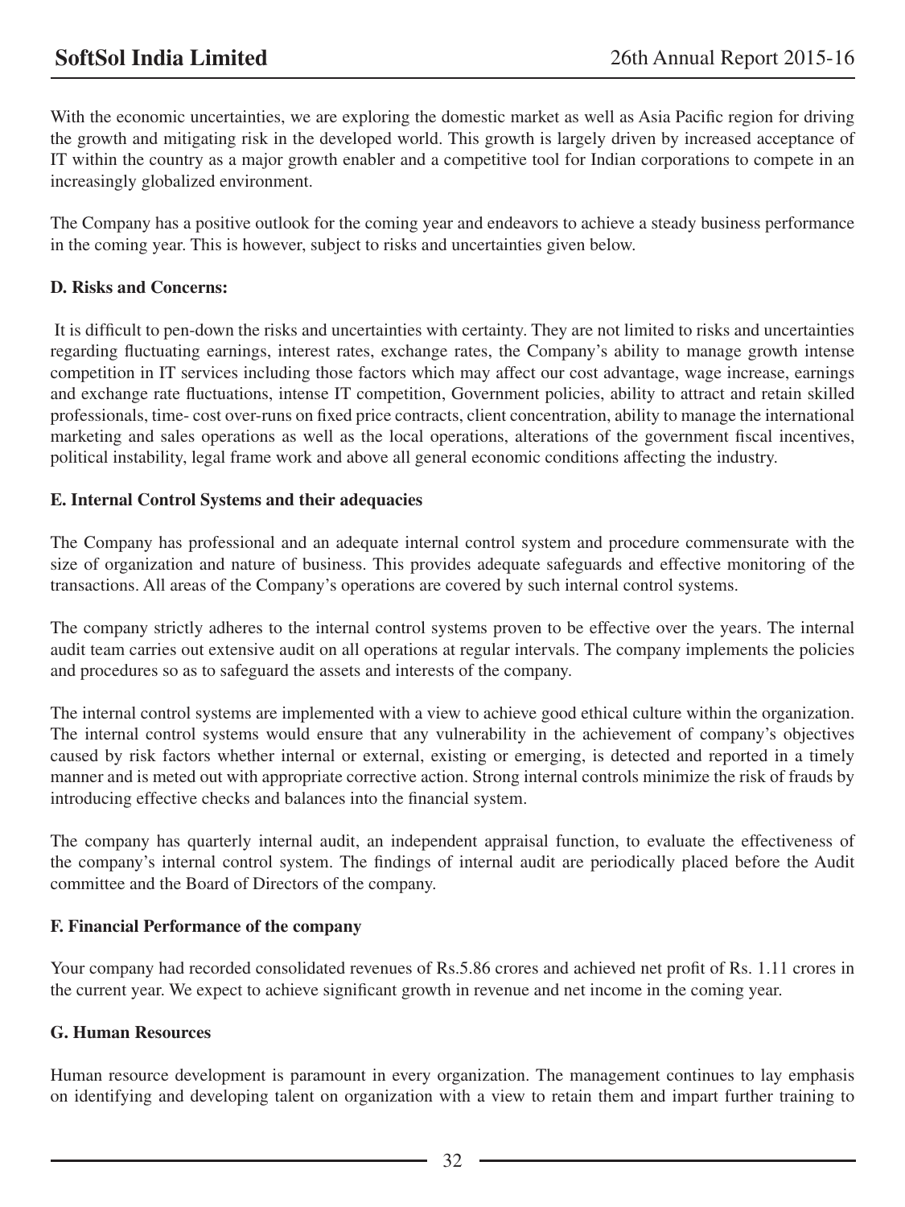With the economic uncertainties, we are exploring the domestic market as well as Asia Pacific region for driving the growth and mitigating risk in the developed world. This growth is largely driven by increased acceptance of IT within the country as a major growth enabler and a competitive tool for Indian corporations to compete in an increasingly globalized environment.

The Company has a positive outlook for the coming year and endeavors to achieve a steady business performance in the coming year. This is however, subject to risks and uncertainties given below.

**D. Risks and Concerns:**

It is difficult to pen-down the risks and uncertainties with certainty. They are not limited to risks and uncertainties regarding fluctuating earnings, interest rates, exchange rates, the Company's ability to manage growth intense competition in IT services including those factors which may affect our cost advantage, wage increase, earnings and exchange rate fluctuations, intense IT competition, Government policies, ability to attract and retain skilled professionals, time- cost over-runs on fixed price contracts, client concentration, ability to manage the international marketing and sales operations as well as the local operations, alterations of the government fiscal incentives, political instability, legal frame work and above all general economic conditions affecting the industry.

**E. Internal Control Systems and their adequacies**

The Company has professional and an adequate internal control system and procedure commensurate with the size of organization and nature of business. This provides adequate safeguards and effective monitoring of the transactions. All areas of the Company's operations are covered by such internal control systems.

The company strictly adheres to the internal control systems proven to be effective over the years. The internal audit team carries out extensive audit on all operations at regular intervals. The company implements the policies and procedures so as to safeguard the assets and interests of the company.

The internal control systems are implemented with a view to achieve good ethical culture within the organization. The internal control systems would ensure that any vulnerability in the achievement of company's objectives caused by risk factors whether internal or external, existing or emerging, is detected and reported in a timely manner and is meted out with appropriate corrective action. Strong internal controls minimize the risk of frauds by introducing effective checks and balances into the financial system.

The company has quarterly internal audit, an independent appraisal function, to evaluate the effectiveness of the company's internal control system. The findings of internal audit are periodically placed before the Audit committee and the Board of Directors of the company.

**F. Financial Performance of the company**

Your company had recorded consolidated revenues of Rs.5.86 crores and achieved net profit of Rs. 1.11 crores in the current year. We expect to achieve significant growth in revenue and net income in the coming year.

**G. Human Resources**

Human resource development is paramount in every organization. The management continues to lay emphasis on identifying and developing talent on organization with a view to retain them and impart further training to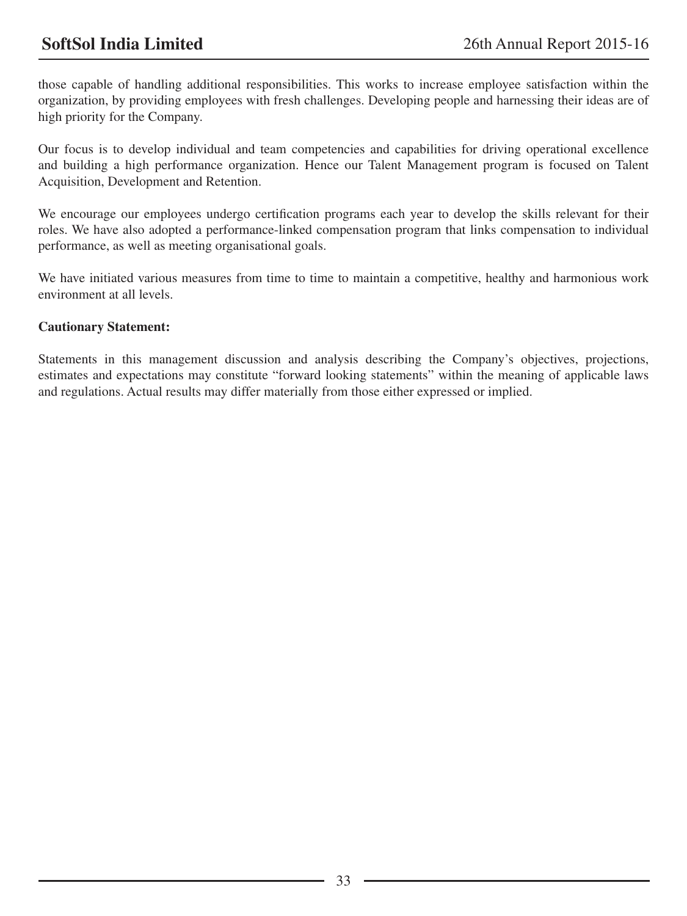those capable of handling additional responsibilities. This works to increase employee satisfaction within the organization, by providing employees with fresh challenges. Developing people and harnessing their ideas are of high priority for the Company.

Our focus is to develop individual and team competencies and capabilities for driving operational excellence and building a high performance organization. Hence our Talent Management program is focused on Talent Acquisition, Development and Retention.

We encourage our employees undergo certification programs each year to develop the skills relevant for their roles. We have also adopted a performance-linked compensation program that links compensation to individual performance, as well as meeting organisational goals.

We have initiated various measures from time to time to maintain a competitive, healthy and harmonious work environment at all levels.

**Cautionary Statement:**

Statements in this management discussion and analysis describing the Company's objectives, projections, estimates and expectations may constitute "forward looking statements" within the meaning of applicable laws and regulations. Actual results may differ materially from those either expressed or implied.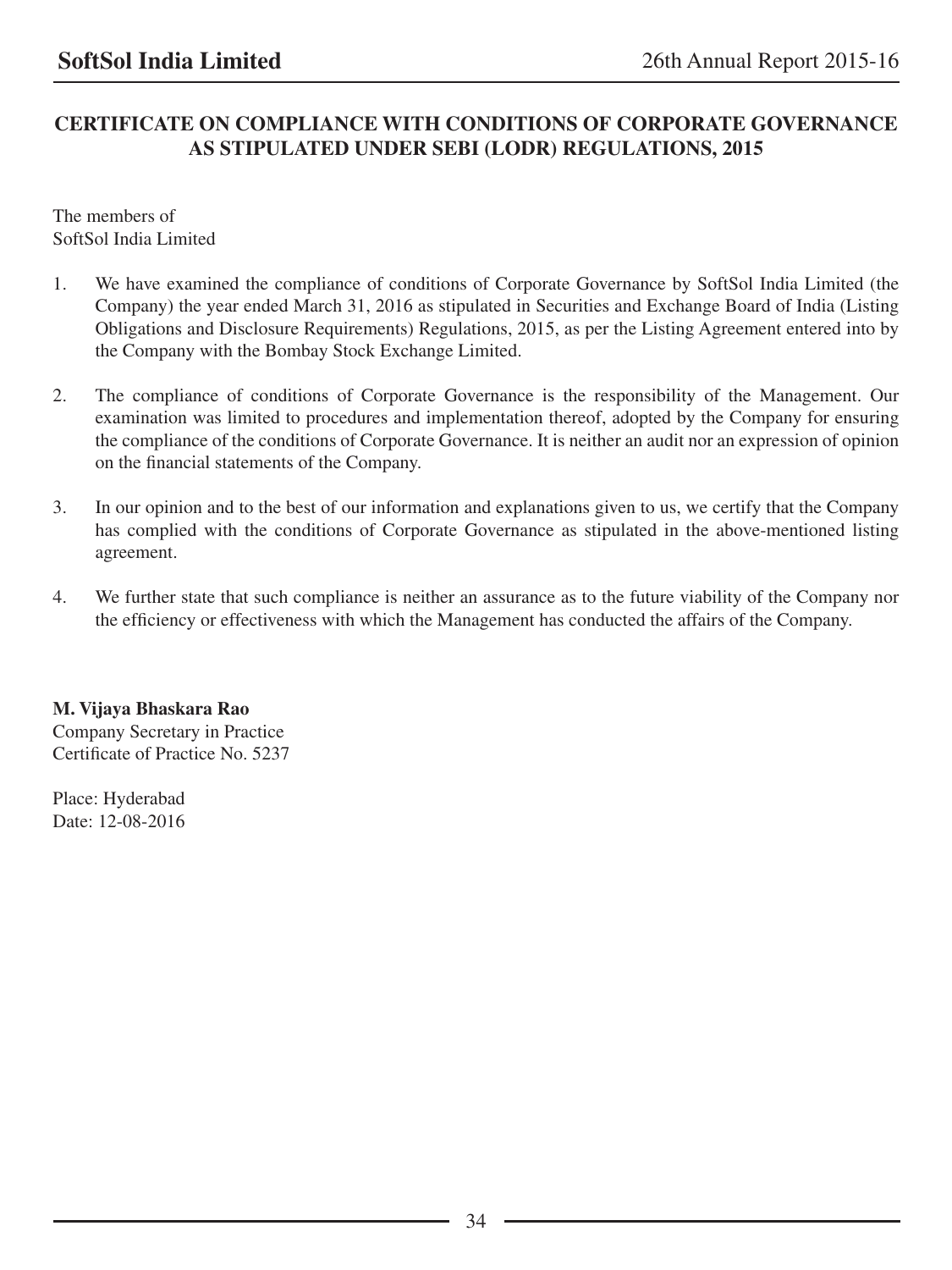# CERTIFICATE ON COMPLIANCE WITH CONDITIONS OF CORPORATE GOVERNANCE AS STIPULATED UNDER SEBI (LODR) REGULATIONS, 2015

The members of
SoftSol India Limited

1. We have examined the compliance of conditions of Corporate Governance by SoftSol India Limited (the Company) the year ended March 31, 2016 as stipulated in Securities and Exchange Board of India (Listing Obligations and Disclosure Requirements) Regulations, 2015, as per the Listing Agreement entered into by the Company with the Bombay Stock Exchange Limited.

2. The compliance of conditions of Corporate Governance is the responsibility of the Management. Our examination was limited to procedures and implementation thereof, adopted by the Company for ensuring the compliance of the conditions of Corporate Governance. It is neither an audit nor an expression of opinion on the financial statements of the Company.

3. In our opinion and to the best of our information and explanations given to us, we certify that the Company has complied with the conditions of Corporate Governance as stipulated in the above-mentioned listing agreement.

4. We further state that such compliance is neither an assurance as to the future viability of the Company nor the efficiency or effectiveness with which the Management has conducted the affairs of the Company.

**M. Vijaya Bhaskara Rao**
Company Secretary in Practice
Certificate of Practice No. 5237

Place: Hyderabad
Date: 12-08-2016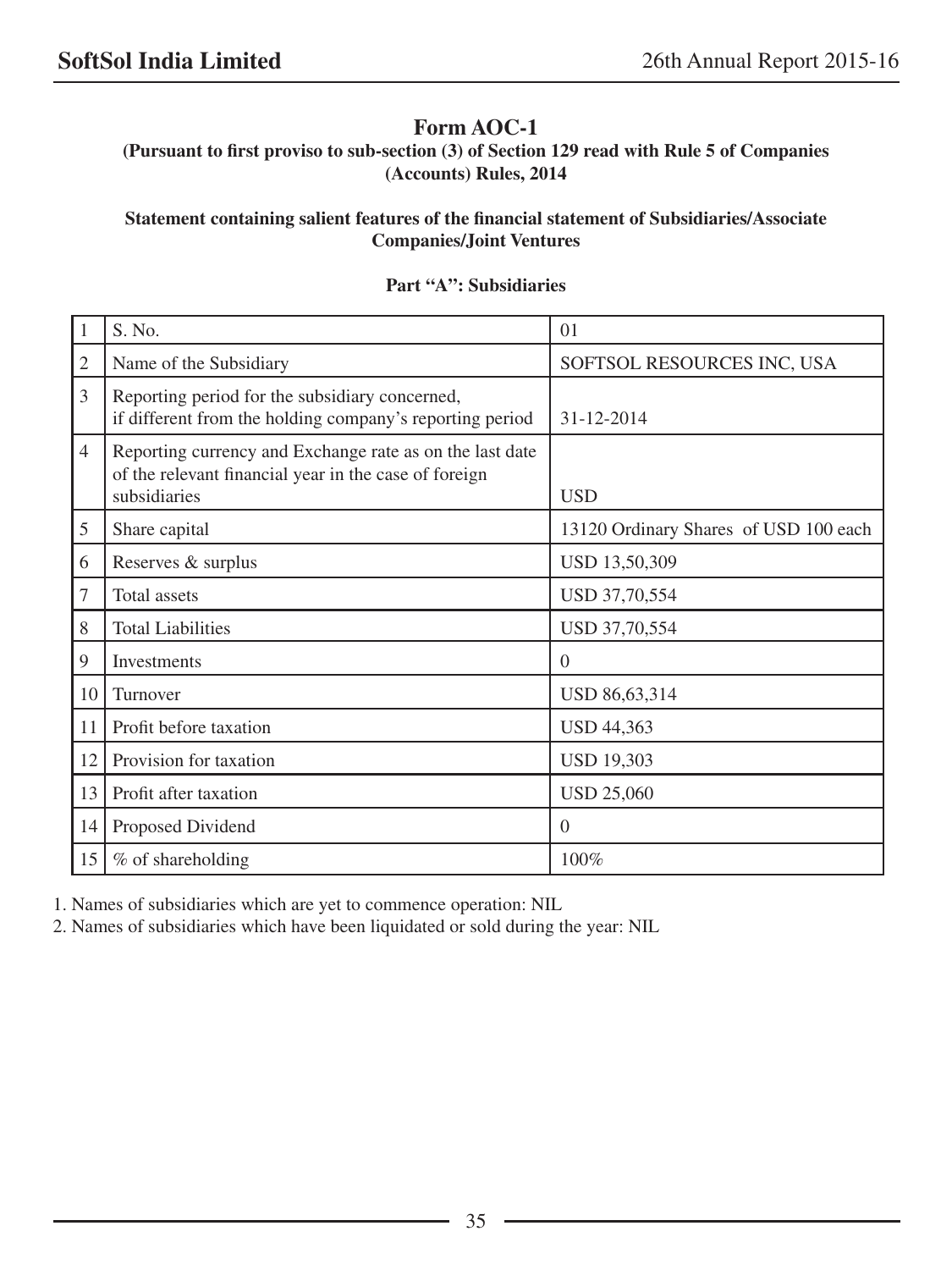# Form AOC-1

**(Pursuant to first proviso to sub-section (3) of Section 129 read with Rule 5 of Companies (Accounts) Rules, 2014**

**Statement containing salient features of the financial statement of Subsidiaries/Associate Companies/Joint Ventures**

**Part "A": Subsidiaries**

| 1 | S. No. | 01 |
|---|---|---|
| 2 | Name of the Subsidiary | SOFTSOL RESOURCES INC, USA |
| 3 | Reporting period for the subsidiary concerned, if different from the holding company's reporting period | 31-12-2014 |
| 4 | Reporting currency and Exchange rate as on the last date of the relevant financial year in the case of foreign subsidiaries | USD |
| 5 | Share capital | 13120 Ordinary Shares of USD 100 each |
| 6 | Reserves & surplus | USD 13,50,309 |
| 7 | Total assets | USD 37,70,554 |
| 8 | Total Liabilities | USD 37,70,554 |
| 9 | Investments | 0 |
| 10 | Turnover | USD 86,63,314 |
| 11 | Profit before taxation | USD 44,363 |
| 12 | Provision for taxation | USD 19,303 |
| 13 | Profit after taxation | USD 25,060 |
| 14 | Proposed Dividend | 0 |
| 15 | % of shareholding | 100% |

1. Names of subsidiaries which are yet to commence operation: NIL
2. Names of subsidiaries which have been liquidated or sold during the year: NIL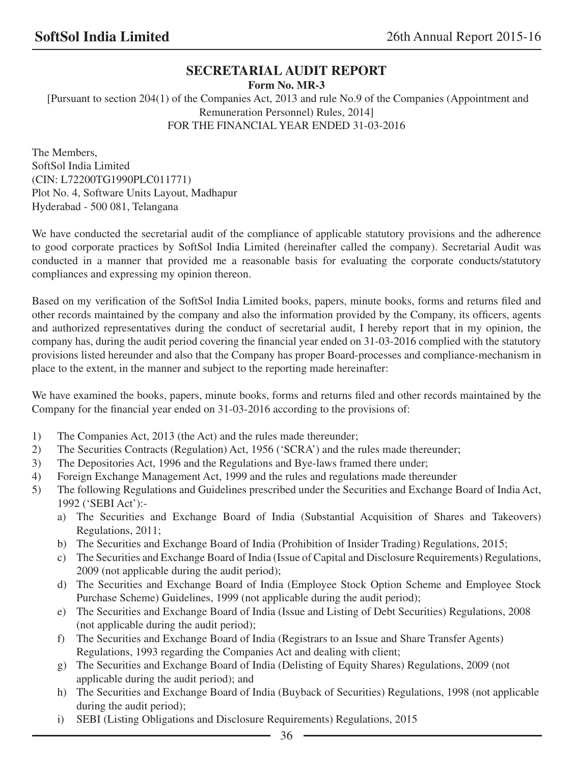# SECRETARIAL AUDIT REPORT

**Form No. MR-3**

[Pursuant to section 204(1) of the Companies Act, 2013 and rule No.9 of the Companies (Appointment and Remuneration Personnel) Rules, 2014]

FOR THE FINANCIAL YEAR ENDED 31-03-2016

The Members,
SoftSol India Limited
(CIN: L72200TG1990PLC011771)
Plot No. 4, Software Units Layout, Madhapur
Hyderabad - 500 081, Telangana

We have conducted the secretarial audit of the compliance of applicable statutory provisions and the adherence to good corporate practices by SoftSol India Limited (hereinafter called the company). Secretarial Audit was conducted in a manner that provided me a reasonable basis for evaluating the corporate conducts/statutory compliances and expressing my opinion thereon.

Based on my verification of the SoftSol India Limited books, papers, minute books, forms and returns filed and other records maintained by the company and also the information provided by the Company, its officers, agents and authorized representatives during the conduct of secretarial audit, I hereby report that in my opinion, the company has, during the audit period covering the financial year ended on 31-03-2016 complied with the statutory provisions listed hereunder and also that the Company has proper Board-processes and compliance-mechanism in place to the extent, in the manner and subject to the reporting made hereinafter:

We have examined the books, papers, minute books, forms and returns filed and other records maintained by the Company for the financial year ended on 31-03-2016 according to the provisions of:

1) The Companies Act, 2013 (the Act) and the rules made thereunder;
2) The Securities Contracts (Regulation) Act, 1956 ('SCRA') and the rules made thereunder;
3) The Depositories Act, 1996 and the Regulations and Bye-laws framed there under;
4) Foreign Exchange Management Act, 1999 and the rules and regulations made thereunder
5) The following Regulations and Guidelines prescribed under the Securities and Exchange Board of India Act, 1992 ('SEBI Act'):-
   a) The Securities and Exchange Board of India (Substantial Acquisition of Shares and Takeovers) Regulations, 2011;
   b) The Securities and Exchange Board of India (Prohibition of Insider Trading) Regulations, 2015;
   c) The Securities and Exchange Board of India (Issue of Capital and Disclosure Requirements) Regulations, 2009 (not applicable during the audit period);
   d) The Securities and Exchange Board of India (Employee Stock Option Scheme and Employee Stock Purchase Scheme) Guidelines, 1999 (not applicable during the audit period);
   e) The Securities and Exchange Board of India (Issue and Listing of Debt Securities) Regulations, 2008 (not applicable during the audit period);
   f) The Securities and Exchange Board of India (Registrars to an Issue and Share Transfer Agents) Regulations, 1993 regarding the Companies Act and dealing with client;
   g) The Securities and Exchange Board of India (Delisting of Equity Shares) Regulations, 2009 (not applicable during the audit period); and
   h) The Securities and Exchange Board of India (Buyback of Securities) Regulations, 1998 (not applicable during the audit period);
   i) SEBI (Listing Obligations and Disclosure Requirements) Regulations, 2015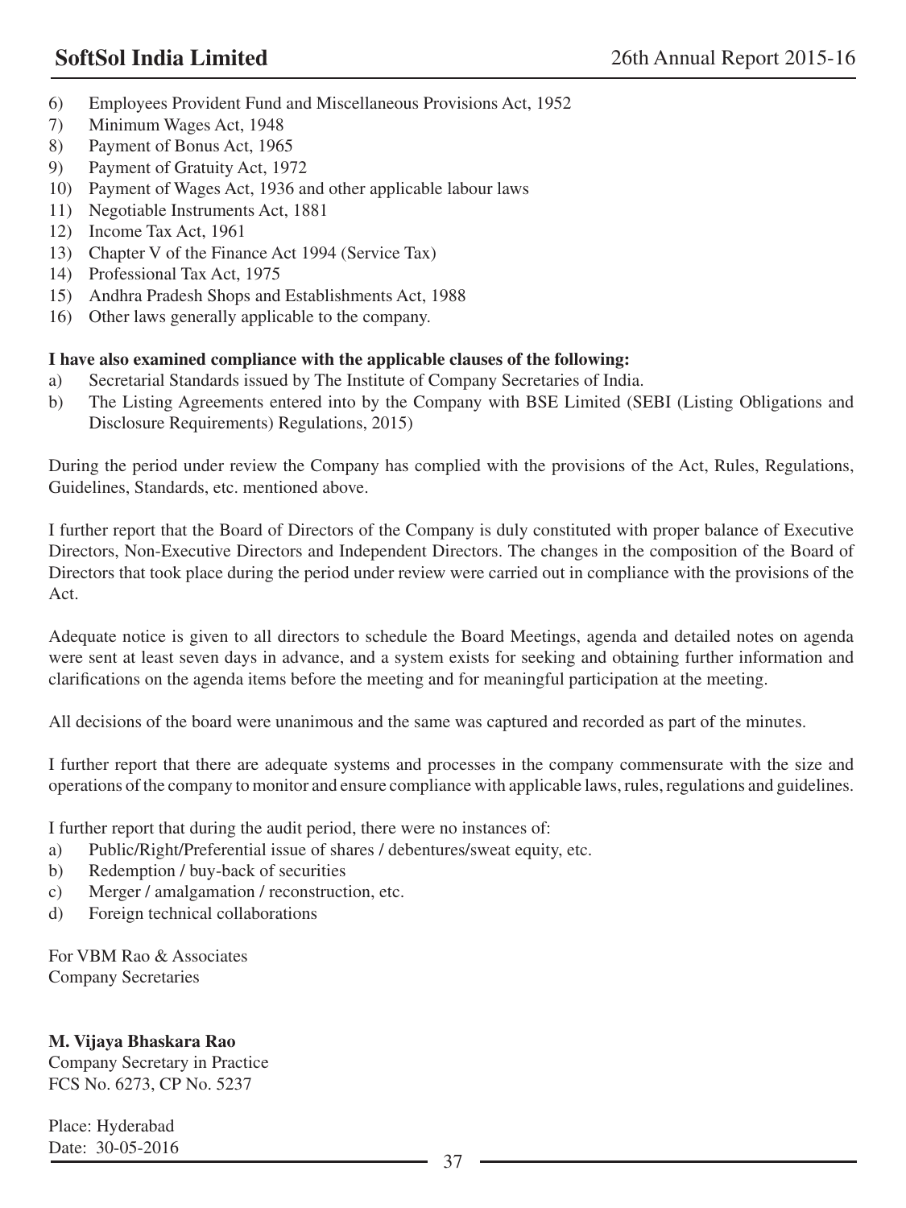6) Employees Provident Fund and Miscellaneous Provisions Act, 1952
7) Minimum Wages Act, 1948
8) Payment of Bonus Act, 1965
9) Payment of Gratuity Act, 1972
10) Payment of Wages Act, 1936 and other applicable labour laws
11) Negotiable Instruments Act, 1881
12) Income Tax Act, 1961
13) Chapter V of the Finance Act 1994 (Service Tax)
14) Professional Tax Act, 1975
15) Andhra Pradesh Shops and Establishments Act, 1988
16) Other laws generally applicable to the company.

**I have also examined compliance with the applicable clauses of the following:**

a) Secretarial Standards issued by The Institute of Company Secretaries of India.
b) The Listing Agreements entered into by the Company with BSE Limited (SEBI (Listing Obligations and Disclosure Requirements) Regulations, 2015)

During the period under review the Company has complied with the provisions of the Act, Rules, Regulations, Guidelines, Standards, etc. mentioned above.

I further report that the Board of Directors of the Company is duly constituted with proper balance of Executive Directors, Non-Executive Directors and Independent Directors. The changes in the composition of the Board of Directors that took place during the period under review were carried out in compliance with the provisions of the Act.

Adequate notice is given to all directors to schedule the Board Meetings, agenda and detailed notes on agenda were sent at least seven days in advance, and a system exists for seeking and obtaining further information and clarifications on the agenda items before the meeting and for meaningful participation at the meeting.

All decisions of the board were unanimous and the same was captured and recorded as part of the minutes.

I further report that there are adequate systems and processes in the company commensurate with the size and operations of the company to monitor and ensure compliance with applicable laws, rules, regulations and guidelines.

I further report that during the audit period, there were no instances of:

a) Public/Right/Preferential issue of shares / debentures/sweat equity, etc.
b) Redemption / buy-back of securities
c) Merger / amalgamation / reconstruction, etc.
d) Foreign technical collaborations

For VBM Rao & Associates
Company Secretaries

**M. Vijaya Bhaskara Rao**
Company Secretary in Practice
FCS No. 6273, CP No. 5237

Place: Hyderabad
Date: 30-05-2016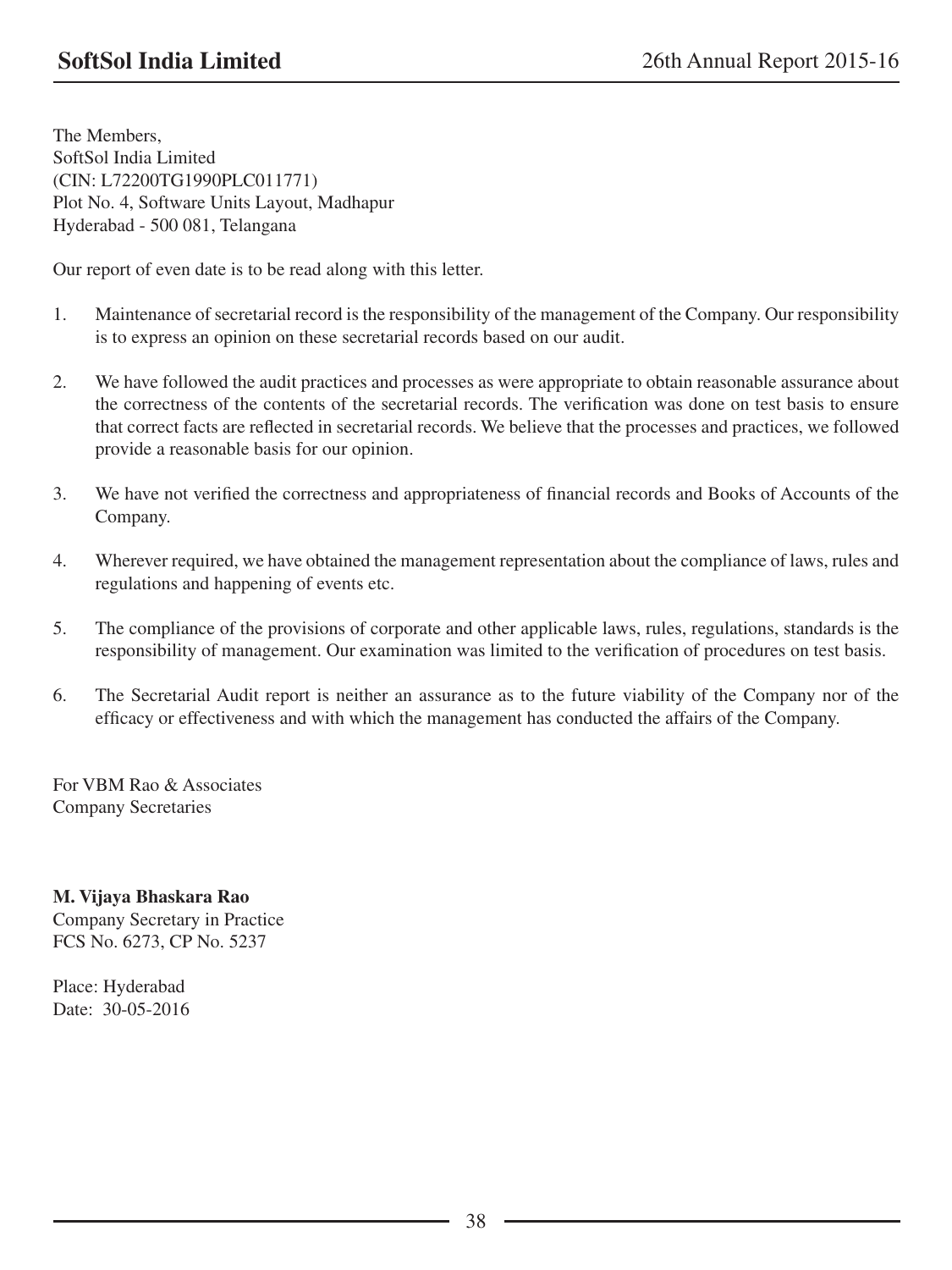The Members,
SoftSol India Limited
(CIN: L72200TG1990PLC011771)
Plot No. 4, Software Units Layout, Madhapur
Hyderabad - 500 081, Telangana

Our report of even date is to be read along with this letter.

1. Maintenance of secretarial record is the responsibility of the management of the Company. Our responsibility is to express an opinion on these secretarial records based on our audit.

2. We have followed the audit practices and processes as were appropriate to obtain reasonable assurance about the correctness of the contents of the secretarial records. The verification was done on test basis to ensure that correct facts are reflected in secretarial records. We believe that the processes and practices, we followed provide a reasonable basis for our opinion.

3. We have not verified the correctness and appropriateness of financial records and Books of Accounts of the Company.

4. Wherever required, we have obtained the management representation about the compliance of laws, rules and regulations and happening of events etc.

5. The compliance of the provisions of corporate and other applicable laws, rules, regulations, standards is the responsibility of management. Our examination was limited to the verification of procedures on test basis.

6. The Secretarial Audit report is neither an assurance as to the future viability of the Company nor of the efficacy or effectiveness and with which the management has conducted the affairs of the Company.

For VBM Rao & Associates
Company Secretaries

**M. Vijaya Bhaskara Rao**
Company Secretary in Practice
FCS No. 6273, CP No. 5237

Place: Hyderabad
Date: 30-05-2016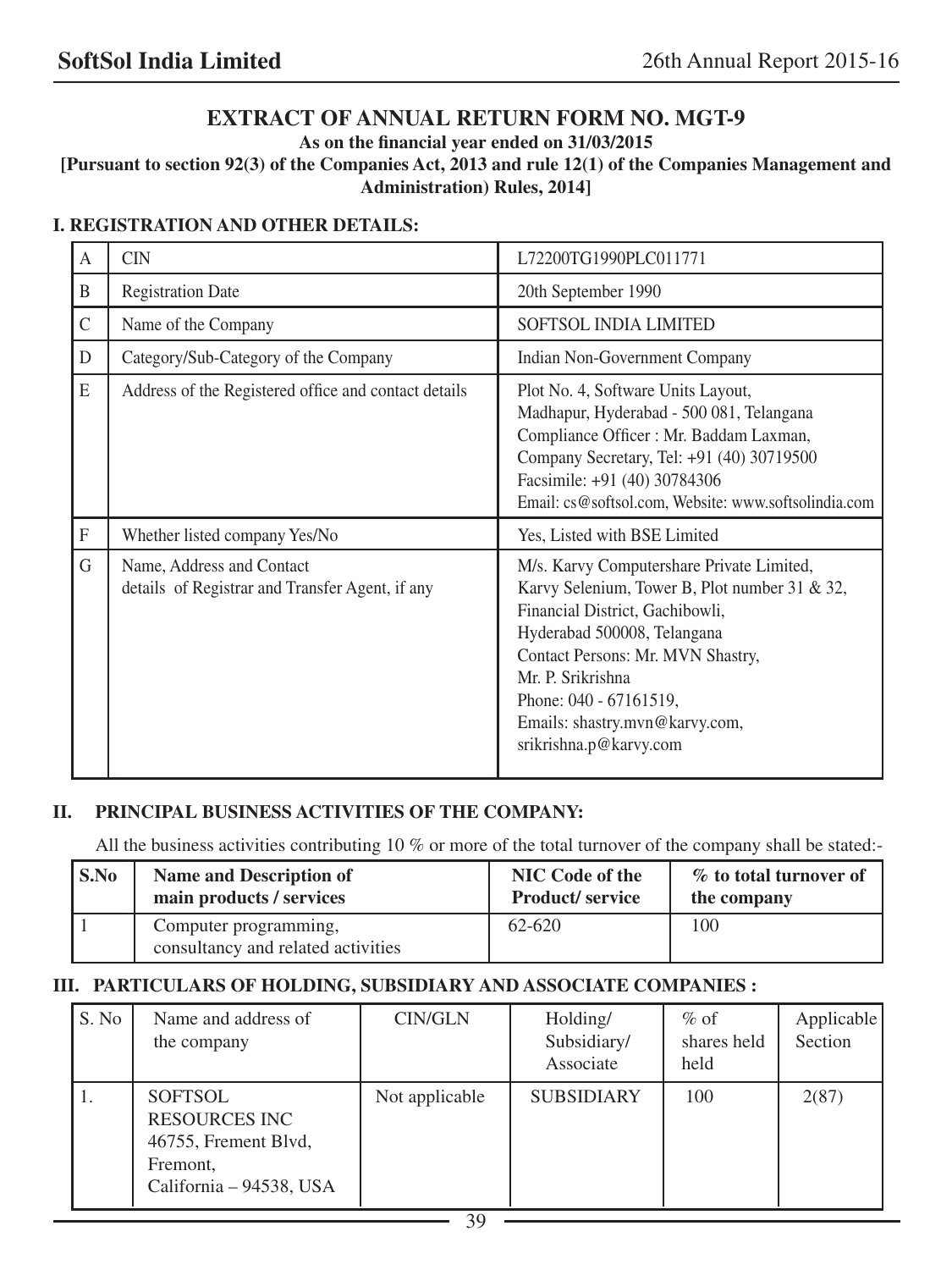# EXTRACT OF ANNUAL RETURN FORM NO. MGT-9

**As on the financial year ended on 31/03/2015**

**[Pursuant to section 92(3) of the Companies Act, 2013 and rule 12(1) of the Companies Management and Administration) Rules, 2014]**

## I. REGISTRATION AND OTHER DETAILS:

| | | |
|---|---|---|
| A | CIN | L72200TG1990PLC011771 |
| B | Registration Date | 20th September 1990 |
| C | Name of the Company | SOFTSOL INDIA LIMITED |
| D | Category/Sub-Category of the Company | Indian Non-Government Company |
| E | Address of the Registered office and contact details | Plot No. 4, Software Units Layout, Madhapur, Hyderabad - 500 081, Telangana<br>Compliance Officer : Mr. Baddam Laxman, Company Secretary, Tel: +91 (40) 30719500<br>Facsimile: +91 (40) 30784306<br>Email: cs@softsol.com, Website: www.softsolindia.com |
| F | Whether listed company Yes/No | Yes, Listed with BSE Limited |
| G | Name, Address and Contact details of Registrar and Transfer Agent, if any | M/s. Karvy Computershare Private Limited, Karvy Selenium, Tower B, Plot number 31 & 32, Financial District, Gachibowli, Hyderabad 500008, Telangana<br>Contact Persons: Mr. MVN Shastry, Mr. P. Srikrishna<br>Phone: 040 - 67161519,<br>Emails: shastry.mvn@karvy.com, srikrishna.p@karvy.com |

## II. PRINCIPAL BUSINESS ACTIVITIES OF THE COMPANY:

All the business activities contributing 10 % or more of the total turnover of the company shall be stated:-

| S.No | Name and Description of main products / services | NIC Code of the Product/ service | % to total turnover of the company |
|---|---|---|---|
| 1 | Computer programming, consultancy and related activities | 62-620 | 100 |

## III. PARTICULARS OF HOLDING, SUBSIDIARY AND ASSOCIATE COMPANIES :

| S. No | Name and address of the company | CIN/GLN | Holding/ Subsidiary/ Associate | % of shares held held | Applicable Section |
|---|---|---|---|---|---|
| 1. | SOFTSOL RESOURCES INC 46755, Frement Blvd, Fremont, California – 94538, USA | Not applicable | SUBSIDIARY | 100 | 2(87) |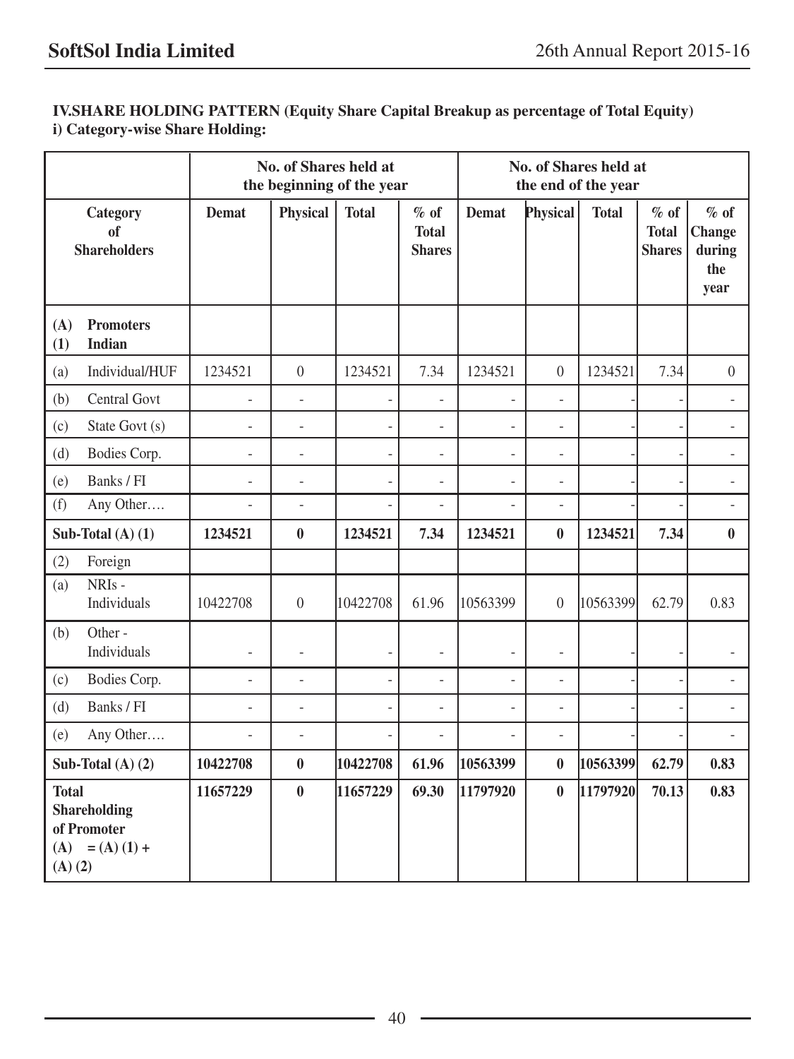**IV.SHARE HOLDING PATTERN (Equity Share Capital Breakup as percentage of Total Equity)**

**i) Category-wise Share Holding:**

| Category of Shareholders | No. of Shares held at the beginning of the year | | | | No. of Shares held at the end of the year | | | | |
|---|---|---|---|---|---|---|---|---|---|
| | Demat | Physical | Total | % of Total Shares | Demat | Physical | Total | % of Total Shares | % of Change during the year |
| **(A) Promoters** **(1) Indian** | | | | | | | | | |
| (a) Individual/HUF | 1234521 | 0 | 1234521 | 7.34 | 1234521 | 0 | 1234521 | 7.34 | 0 |
| (b) Central Govt | - | - | - | - | - | - | - | - | - |
| (c) State Govt (s) | - | - | - | - | - | - | - | - | - |
| (d) Bodies Corp. | - | - | - | - | - | - | - | - | - |
| (e) Banks / FI | - | - | - | - | - | - | - | - | - |
| (f) Any Other…. | - | - | - | - | - | - | - | - | - |
| **Sub-Total (A) (1)** | **1234521** | **0** | **1234521** | **7.34** | **1234521** | **0** | **1234521** | **7.34** | **0** |
| (2) Foreign | | | | | | | | | |
| (a) NRIs - Individuals | 10422708 | 0 | 10422708 | 61.96 | 10563399 | 0 | 10563399 | 62.79 | 0.83 |
| (b) Other - Individuals | - | - | - | - | - | - | - | - | - |
| (c) Bodies Corp. | - | - | - | - | - | - | - | - | - |
| (d) Banks / FI | - | - | - | - | - | - | - | - | - |
| (e) Any Other…. | - | - | - | - | - | - | - | - | - |
| **Sub-Total (A) (2)** | **10422708** | **0** | **10422708** | **61.96** | **10563399** | **0** | **10563399** | **62.79** | **0.83** |
| **Total Shareholding of Promoter (A) = (A) (1) + (A) (2)** | **11657229** | **0** | **11657229** | **69.30** | **11797920** | **0** | **11797920** | **70.13** | **0.83** |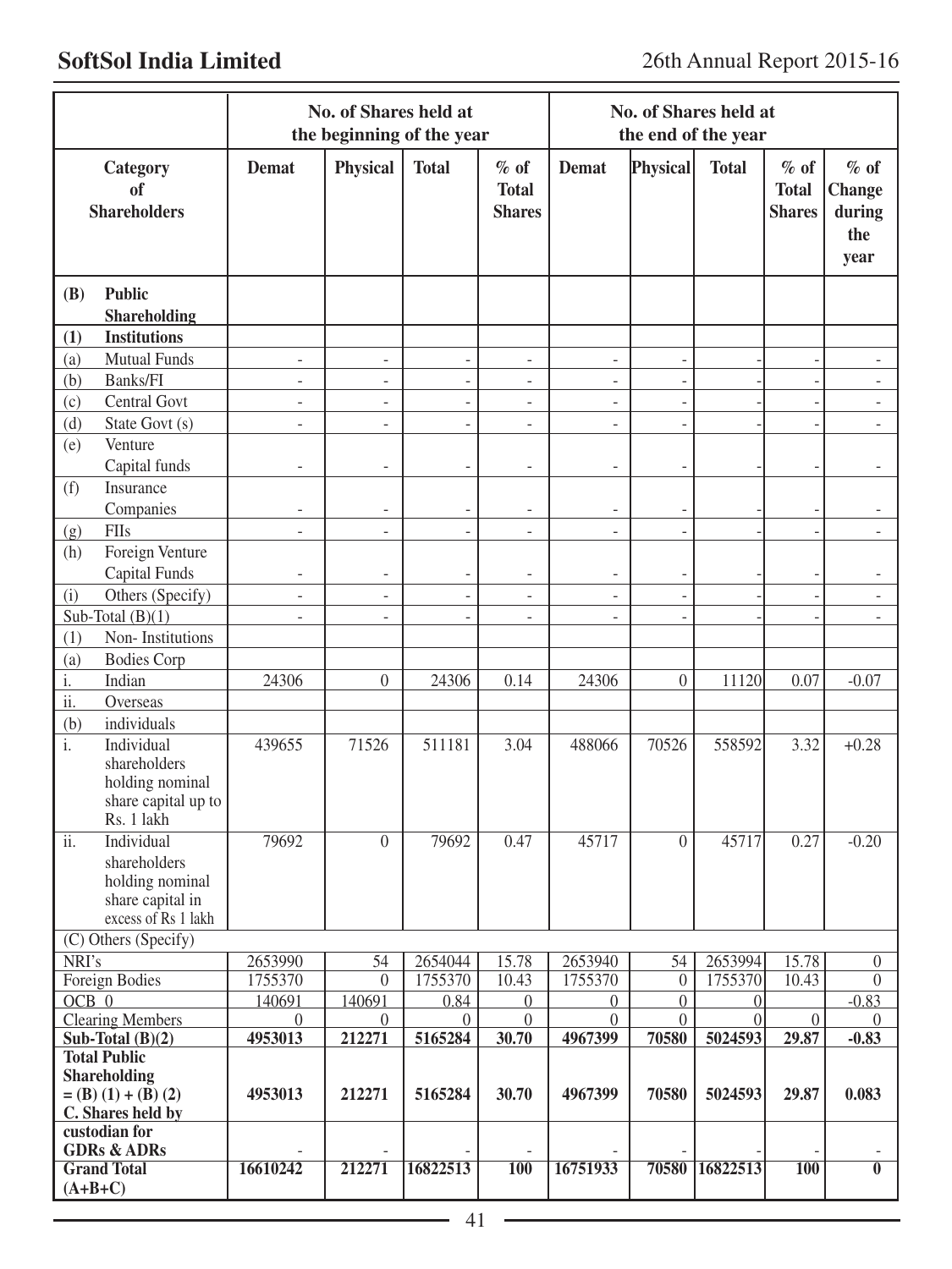| Category of Shareholders | No. of Shares held at the beginning of the year | | | | No. of Shares held at the end of the year | | | | |
|---|---|---|---|---|---|---|---|---|---|
| | Demat | Physical | Total | % of Total Shares | Demat | Physical | Total | % of Total Shares | % of Change during the year |
| **(B) Public Shareholding** | | | | | | | | | |
| **(1) Institutions** | | | | | | | | | |
| (a) Mutual Funds | - | - | - | - | - | - | - | - | - |
| (b) Banks/FI | - | - | - | - | - | - | - | - | - |
| (c) Central Govt | - | - | - | - | - | - | - | - | - |
| (d) State Govt (s) | - | - | - | - | - | - | - | - | - |
| (e) Venture Capital funds | - | - | - | - | - | - | - | - | - |
| (f) Insurance Companies | - | - | - | - | - | - | - | - | - |
| (g) FIIs | - | - | - | - | - | - | - | - | - |
| (h) Foreign Venture Capital Funds | - | - | - | - | - | - | - | - | - |
| (i) Others (Specify) | - | - | - | - | - | - | - | - | - |
| Sub-Total (B)(1) | - | - | - | - | - | - | - | - | - |
| (1) Non- Institutions | | | | | | | | | |
| (a) Bodies Corp | | | | | | | | | |
| i. Indian | 24306 | 0 | 24306 | 0.14 | 24306 | 0 | 11120 | 0.07 | -0.07 |
| ii. Overseas | | | | | | | | | |
| (b) individuals | | | | | | | | | |
| i. Individual shareholders holding nominal share capital up to Rs. 1 lakh | 439655 | 71526 | 511181 | 3.04 | 488066 | 70526 | 558592 | 3.32 | +0.28 |
| ii. Individual shareholders holding nominal share capital in excess of Rs 1 lakh | 79692 | 0 | 79692 | 0.47 | 45717 | 0 | 45717 | 0.27 | -0.20 |
| (C) Others (Specify) | | | | | | | | | |
| NRI's | 2653990 | 54 | 2654044 | 15.78 | 2653940 | 54 | 2653994 | 15.78 | 0 |
| Foreign Bodies | 1755370 | 0 | 1755370 | 10.43 | 1755370 | 0 | 1755370 | 10.43 | 0 |
| OCB 0 | 140691 | 140691 | 0.84 | 0 | 0 | 0 | 0 | | -0.83 |
| Clearing Members | 0 | 0 | 0 | 0 | 0 | 0 | 0 | 0 | 0 |
| **Sub-Total (B)(2)** | **4953013** | **212271** | **5165284** | **30.70** | **4967399** | **70580** | **5024593** | **29.87** | **-0.83** |
| **Total Public Shareholding = (B) (1) + (B) (2)** | **4953013** | **212271** | **5165284** | **30.70** | **4967399** | **70580** | **5024593** | **29.87** | **0.083** |
| **C. Shares held by custodian for GDRs & ADRs** | - | - | - | - | - | - | - | - | - |
| **Grand Total (A+B+C)** | **16610242** | **212271** | **16822513** | **100** | **16751933** | **70580** | **16822513** | **100** | **0** |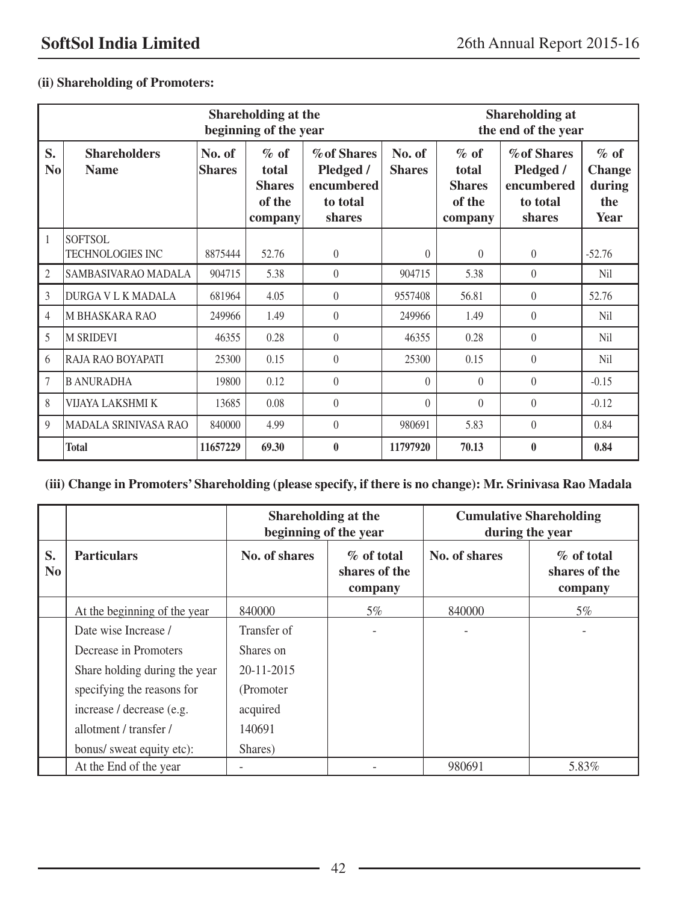**(ii) Shareholding of Promoters:**

| | | Shareholding at the beginning of the year | | | Shareholding at the end of the year | | | |
|---|---|---|---|---|---|---|---|---|
| **S. No** | **Shareholders Name** | **No. of Shares** | **% of total Shares of the company** | **%of Shares Pledged / encumbered to total shares** | **No. of Shares** | **% of total Shares of the company** | **%of Shares Pledged / encumbered to total shares** | **% of Change during the Year** |
| 1 | SOFTSOL TECHNOLOGIES INC | 8875444 | 52.76 | 0 | 0 | 0 | 0 | -52.76 |
| 2 | SAMBASIVARAO MADALA | 904715 | 5.38 | 0 | 904715 | 5.38 | 0 | Nil |
| 3 | DURGA V L K MADALA | 681964 | 4.05 | 0 | 9557408 | 56.81 | 0 | 52.76 |
| 4 | M BHASKARA RAO | 249966 | 1.49 | 0 | 249966 | 1.49 | 0 | Nil |
| 5 | M SRIDEVI | 46355 | 0.28 | 0 | 46355 | 0.28 | 0 | Nil |
| 6 | RAJA RAO BOYAPATI | 25300 | 0.15 | 0 | 25300 | 0.15 | 0 | Nil |
| 7 | B ANURADHA | 19800 | 0.12 | 0 | 0 | 0 | 0 | -0.15 |
| 8 | VIJAYA LAKSHMI K | 13685 | 0.08 | 0 | 0 | 0 | 0 | -0.12 |
| 9 | MADALA SRINIVASA RAO | 840000 | 4.99 | 0 | 980691 | 5.83 | 0 | 0.84 |
| | **Total** | **11657229** | **69.30** | **0** | **11797920** | **70.13** | **0** | **0.84** |

**(iii) Change in Promoters' Shareholding (please specify, if there is no change): Mr. Srinivasa Rao Madala**

| | | Shareholding at the beginning of the year | | Cumulative Shareholding during the year | |
|---|---|---|---|---|---|
| **S. No** | **Particulars** | **No. of shares** | **% of total shares of the company** | **No. of shares** | **% of total shares of the company** |
| | At the beginning of the year | 840000 | 5% | 840000 | 5% |
| | Date wise Increase / Decrease in Promoters Share holding during the year specifying the reasons for increase / decrease (e.g. allotment / transfer / bonus/ sweat equity etc): | Transfer of Shares on 20-11-2015 (Promoter acquired 140691 Shares) | - | - | - |
| | At the End of the year | - | - | 980691 | 5.83% |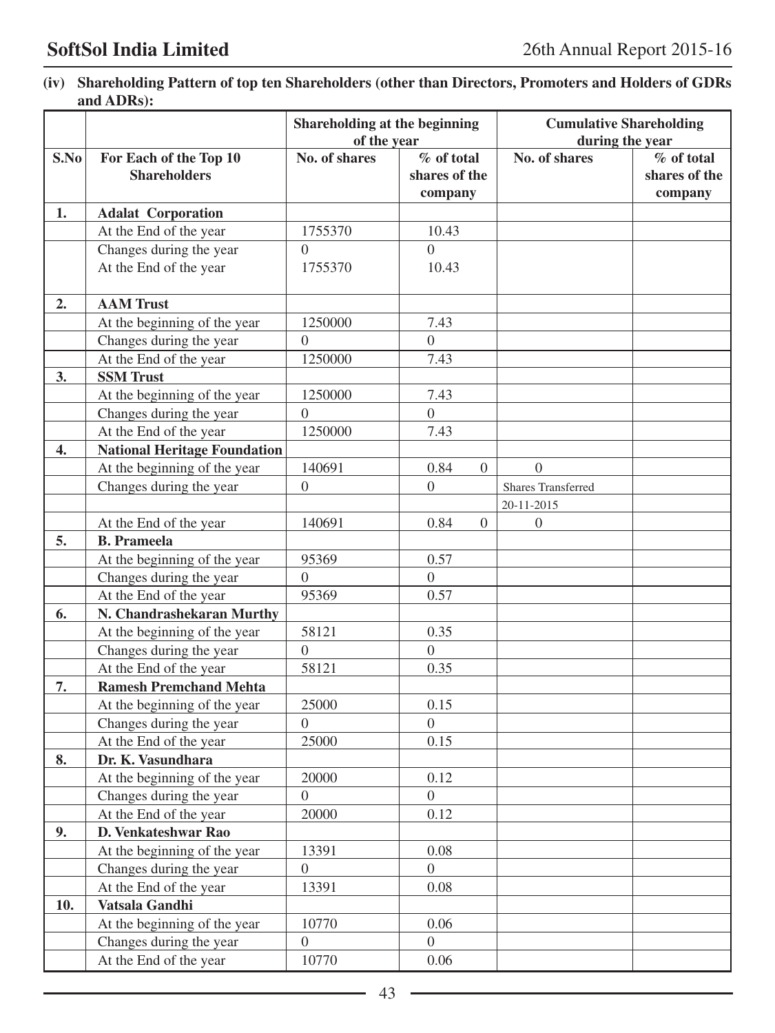**(iv) Shareholding Pattern of top ten Shareholders (other than Directors, Promoters and Holders of GDRs and ADRs):**

| | | Shareholding at the beginning of the year | | Cumulative Shareholding during the year | |
|---|---|---|---|---|---|
| S.No | For Each of the Top 10 Shareholders | No. of shares | % of total shares of the company | No. of shares | % of total shares of the company |
| 1. | **Adalat Corporation** | | | | |
| | At the End of the year | 1755370 | 10.43 | | |
| | Changes during the year | 0 | 0 | | |
| | At the End of the year | 1755370 | 10.43 | | |
| 2. | **AAM Trust** | | | | |
| | At the beginning of the year | 1250000 | 7.43 | | |
| | Changes during the year | 0 | 0 | | |
| | At the End of the year | 1250000 | 7.43 | | |
| 3. | **SSM Trust** | | | | |
| | At the beginning of the year | 1250000 | 7.43 | | |
| | Changes during the year | 0 | 0 | | |
| | At the End of the year | 1250000 | 7.43 | | |
| 4. | **National Heritage Foundation** | | | | |
| | At the beginning of the year | 140691 | 0.84 0 | 0 | |
| | Changes during the year | 0 | 0 | Shares Transferred | |
| | | | | 20-11-2015 | |
| | At the End of the year | 140691 | 0.84 0 | 0 | |
| 5. | **B. Prameela** | | | | |
| | At the beginning of the year | 95369 | 0.57 | | |
| | Changes during the year | 0 | 0 | | |
| | At the End of the year | 95369 | 0.57 | | |
| 6. | **N. Chandrashekaran Murthy** | | | | |
| | At the beginning of the year | 58121 | 0.35 | | |
| | Changes during the year | 0 | 0 | | |
| | At the End of the year | 58121 | 0.35 | | |
| 7. | **Ramesh Premchand Mehta** | | | | |
| | At the beginning of the year | 25000 | 0.15 | | |
| | Changes during the year | 0 | 0 | | |
| | At the End of the year | 25000 | 0.15 | | |
| 8. | **Dr. K. Vasundhara** | | | | |
| | At the beginning of the year | 20000 | 0.12 | | |
| | Changes during the year | 0 | 0 | | |
| | At the End of the year | 20000 | 0.12 | | |
| 9. | **D. Venkateshwar Rao** | | | | |
| | At the beginning of the year | 13391 | 0.08 | | |
| | Changes during the year | 0 | 0 | | |
| | At the End of the year | 13391 | 0.08 | | |
| 10. | **Vatsala Gandhi** | | | | |
| | At the beginning of the year | 10770 | 0.06 | | |
| | Changes during the year | 0 | 0 | | |
| | At the End of the year | 10770 | 0.06 | | |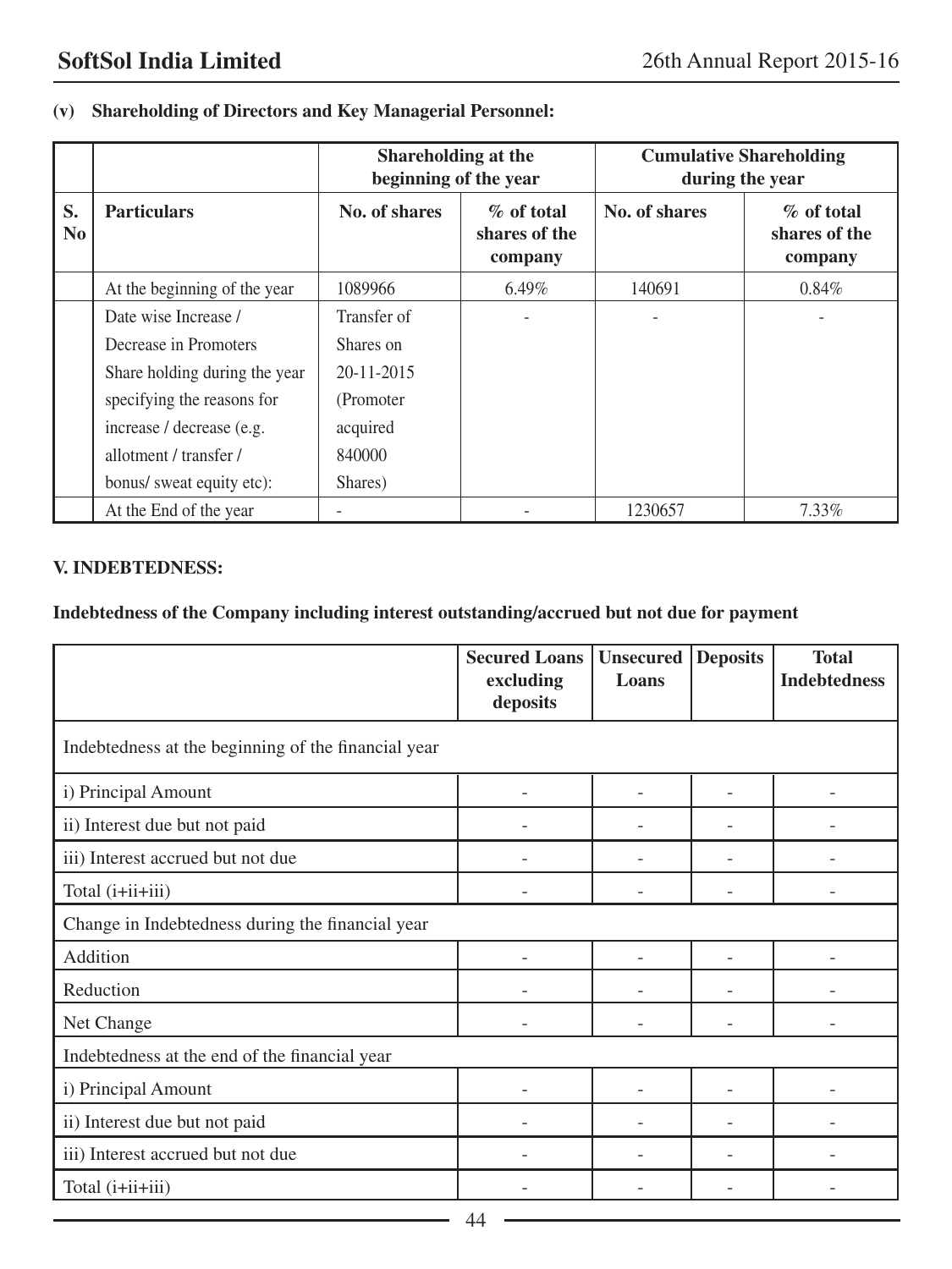**(v) Shareholding of Directors and Key Managerial Personnel:**

| | | Shareholding at the beginning of the year | | Cumulative Shareholding during the year | |
|---|---|---|---|---|---|
| S. No | Particulars | No. of shares | % of total shares of the company | No. of shares | % of total shares of the company |
| | At the beginning of the year | 1089966 | 6.49% | 140691 | 0.84% |
| | Date wise Increase / Decrease in Promoters Share holding during the year specifying the reasons for increase / decrease (e.g. allotment / transfer / bonus/ sweat equity etc): | Transfer of Shares on 20-11-2015 (Promoter acquired 840000 Shares) | - | - | - |
| | At the End of the year | - | - | 1230657 | 7.33% |

**V. INDEBTEDNESS:**

**Indebtedness of the Company including interest outstanding/accrued but not due for payment**

| | Secured Loans excluding deposits | Unsecured Loans | Deposits | Total Indebtedness |
|---|---|---|---|---|
| Indebtedness at the beginning of the financial year | | | | |
| i) Principal Amount | - | - | - | - |
| ii) Interest due but not paid | - | - | - | - |
| iii) Interest accrued but not due | - | - | - | - |
| Total (i+ii+iii) | - | - | - | - |
| Change in Indebtedness during the financial year | | | | |
| Addition | - | - | - | - |
| Reduction | - | - | - | - |
| Net Change | - | - | - | - |
| Indebtedness at the end of the financial year | | | | |
| i) Principal Amount | - | - | - | - |
| ii) Interest due but not paid | - | - | - | - |
| iii) Interest accrued but not due | - | - | - | - |
| Total (i+ii+iii) | - | - | - | - |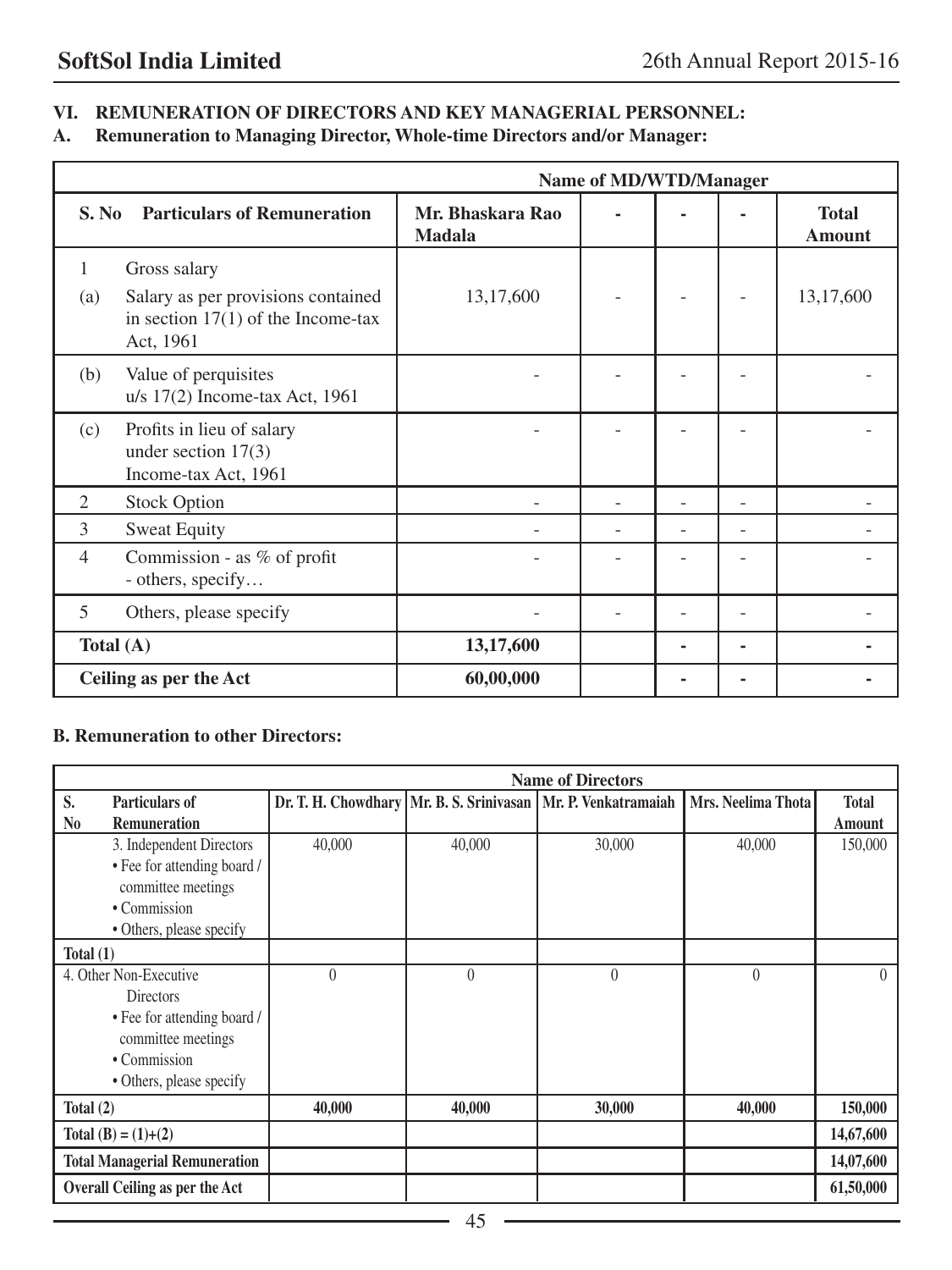## VI. REMUNERATION OF DIRECTORS AND KEY MANAGERIAL PERSONNEL:

### A. Remuneration to Managing Director, Whole-time Directors and/or Manager:

| | | Name of MD/WTD/Manager | | | | |
|---|---|---|---|---|---|---|
| **S. No** | **Particulars of Remuneration** | **Mr. Bhaskara Rao Madala** | **-** | **-** | **-** | **Total Amount** |
| 1 | Gross salary | | | | | |
| (a) | Salary as per provisions contained in section 17(1) of the Income-tax Act, 1961 | 13,17,600 | - | - | - | 13,17,600 |
| (b) | Value of perquisites u/s 17(2) Income-tax Act, 1961 | - | - | - | - | - |
| (c) | Profits in lieu of salary under section 17(3) Income-tax Act, 1961 | - | - | - | - | - |
| 2 | Stock Option | - | - | - | - | - |
| 3 | Sweat Equity | - | - | - | - | - |
| 4 | Commission - as % of profit - others, specify… | - | - | - | - | - |
| 5 | Others, please specify | - | - | - | - | - |
| **Total (A)** | | **13,17,600** | | **-** | **-** | **-** |
| **Ceiling as per the Act** | | **60,00,000** | | **-** | **-** | **-** |

### B. Remuneration to other Directors:

| | | Name of Directors | | | | |
|---|---|---|---|---|---|---|
| **S. No** | **Particulars of Remuneration** | **Dr. T. H. Chowdhary** | **Mr. B. S. Srinivasan** | **Mr. P. Venkatramaiah** | **Mrs. Neelima Thota** | **Total Amount** |
| | 3. Independent Directors<br>• Fee for attending board / committee meetings<br>• Commission<br>• Others, please specify | 40,000 | 40,000 | 30,000 | 40,000 | 150,000 |
| **Total (1)** | | | | | | |
| | 4. Other Non-Executive Directors<br>• Fee for attending board / committee meetings<br>• Commission<br>• Others, please specify | 0 | 0 | 0 | 0 | 0 |
| **Total (2)** | | **40,000** | **40,000** | **30,000** | **40,000** | **150,000** |
| **Total (B) = (1)+(2)** | | | | | | **14,67,600** |
| **Total Managerial Remuneration** | | | | | | **14,07,600** |
| **Overall Ceiling as per the Act** | | | | | | **61,50,000** |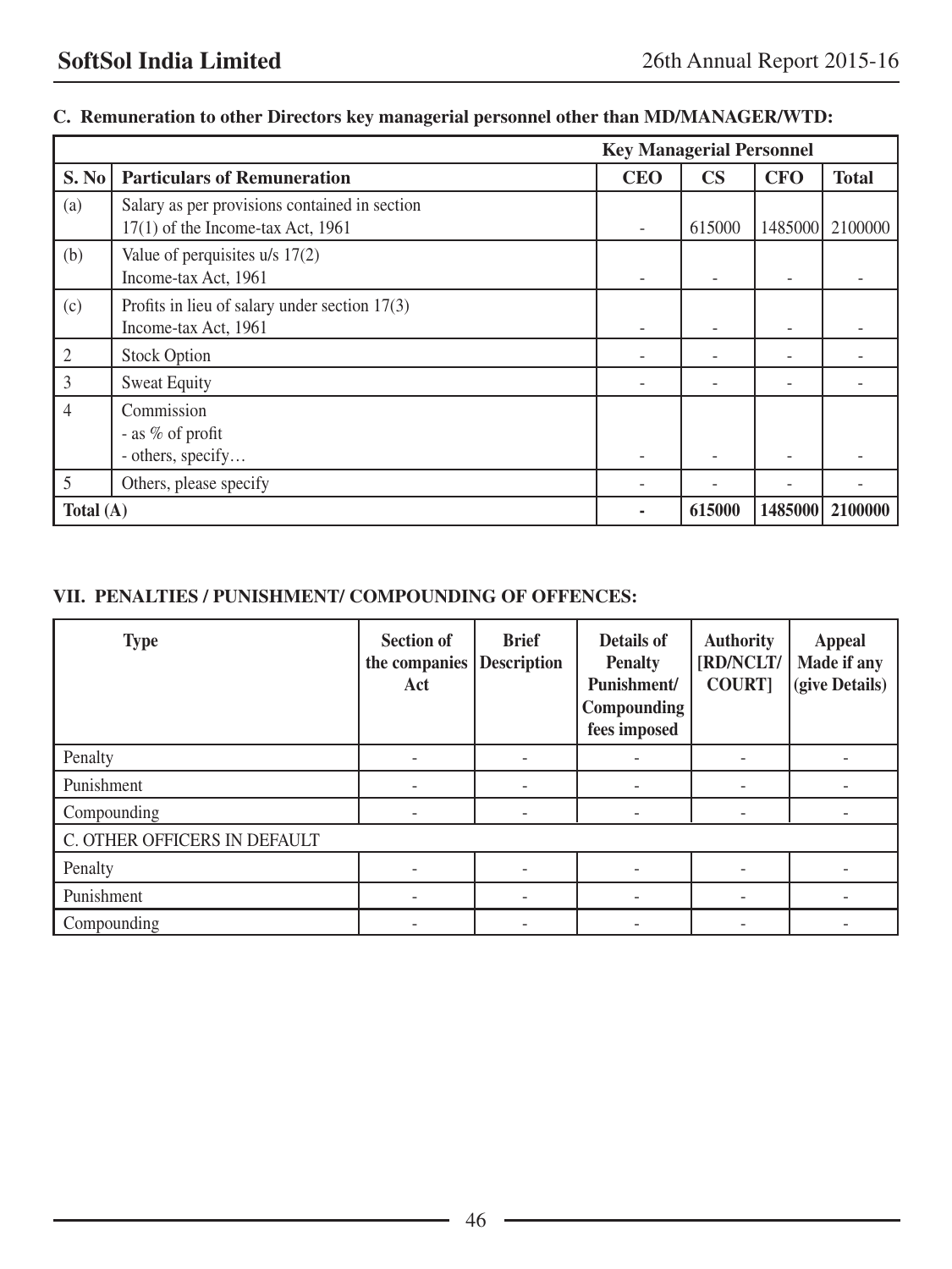### C. Remuneration to other Directors key managerial personnel other than MD/MANAGER/WTD:

| | | Key Managerial Personnel | | | |
|---|---|---|---|---|---|
| **S. No** | **Particulars of Remuneration** | **CEO** | **CS** | **CFO** | **Total** |
| (a) | Salary as per provisions contained in section 17(1) of the Income-tax Act, 1961 | - | 615000 | 1485000 | 2100000 |
| (b) | Value of perquisites u/s 17(2) Income-tax Act, 1961 | - | - | - | - |
| (c) | Profits in lieu of salary under section 17(3) Income-tax Act, 1961 | - | - | - | - |
| 2 | Stock Option | - | - | - | - |
| 3 | Sweat Equity | - | - | - | - |
| 4 | Commission<br>- as % of profit<br>- others, specify… | - | - | - | - |
| 5 | Others, please specify | - | - | - | - |
| **Total (A)** | | **-** | **615000** | **1485000** | **2100000** |

### VII. PENALTIES / PUNISHMENT/ COMPOUNDING OF OFFENCES:

| Type | Section of the companies Act | Brief Description | Details of Penalty Punishment/ Compounding fees imposed | Authority [RD/NCLT/ COURT] | Appeal Made if any (give Details) |
|---|---|---|---|---|---|
| Penalty | - | - | - | - | - |
| Punishment | - | - | - | - | - |
| Compounding | - | - | - | - | - |
| C. OTHER OFFICERS IN DEFAULT | | | | | |
| Penalty | - | - | - | - | - |
| Punishment | - | - | - | - | - |
| Compounding | - | - | - | - | - |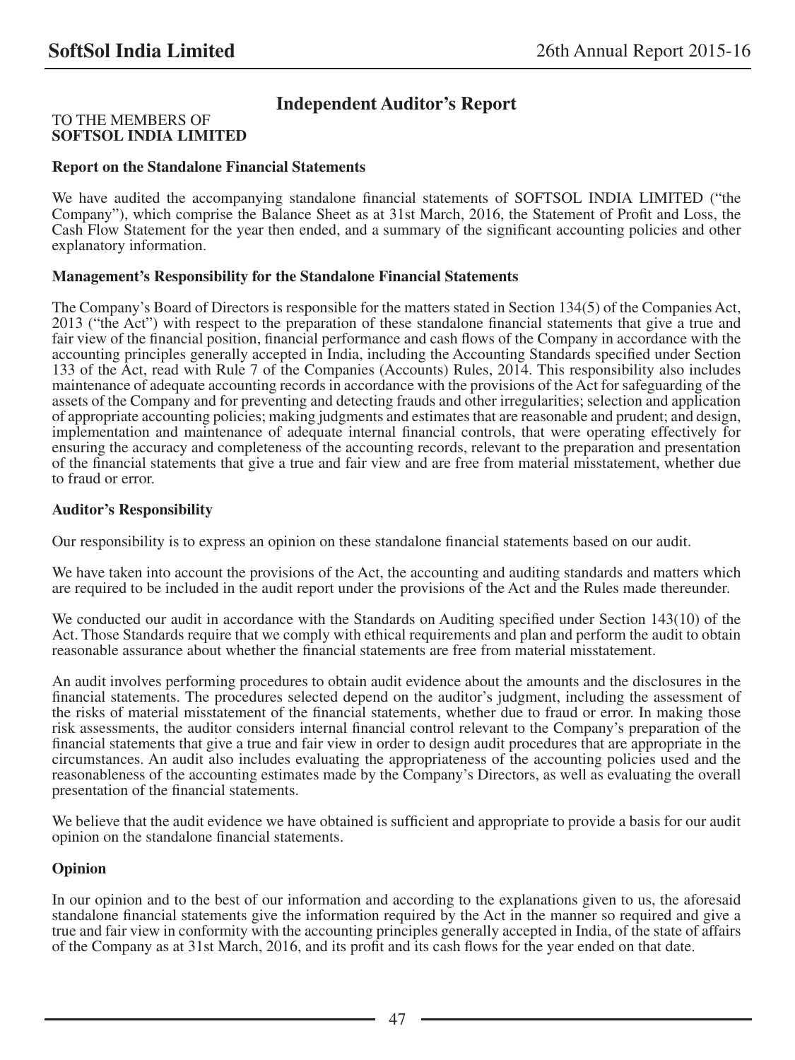# Independent Auditor's Report

TO THE MEMBERS OF
**SOFTSOL INDIA LIMITED**

**Report on the Standalone Financial Statements**

We have audited the accompanying standalone financial statements of SOFTSOL INDIA LIMITED ("the Company"), which comprise the Balance Sheet as at 31st March, 2016, the Statement of Profit and Loss, the Cash Flow Statement for the year then ended, and a summary of the significant accounting policies and other explanatory information.

**Management's Responsibility for the Standalone Financial Statements**

The Company's Board of Directors is responsible for the matters stated in Section 134(5) of the Companies Act, 2013 ("the Act") with respect to the preparation of these standalone financial statements that give a true and fair view of the financial position, financial performance and cash flows of the Company in accordance with the accounting principles generally accepted in India, including the Accounting Standards specified under Section 133 of the Act, read with Rule 7 of the Companies (Accounts) Rules, 2014. This responsibility also includes maintenance of adequate accounting records in accordance with the provisions of the Act for safeguarding of the assets of the Company and for preventing and detecting frauds and other irregularities; selection and application of appropriate accounting policies; making judgments and estimates that are reasonable and prudent; and design, implementation and maintenance of adequate internal financial controls, that were operating effectively for ensuring the accuracy and completeness of the accounting records, relevant to the preparation and presentation of the financial statements that give a true and fair view and are free from material misstatement, whether due to fraud or error.

**Auditor's Responsibility**

Our responsibility is to express an opinion on these standalone financial statements based on our audit.

We have taken into account the provisions of the Act, the accounting and auditing standards and matters which are required to be included in the audit report under the provisions of the Act and the Rules made thereunder.

We conducted our audit in accordance with the Standards on Auditing specified under Section 143(10) of the Act. Those Standards require that we comply with ethical requirements and plan and perform the audit to obtain reasonable assurance about whether the financial statements are free from material misstatement.

An audit involves performing procedures to obtain audit evidence about the amounts and the disclosures in the financial statements. The procedures selected depend on the auditor's judgment, including the assessment of the risks of material misstatement of the financial statements, whether due to fraud or error. In making those risk assessments, the auditor considers internal financial control relevant to the Company's preparation of the financial statements that give a true and fair view in order to design audit procedures that are appropriate in the circumstances. An audit also includes evaluating the appropriateness of the accounting policies used and the reasonableness of the accounting estimates made by the Company's Directors, as well as evaluating the overall presentation of the financial statements.

We believe that the audit evidence we have obtained is sufficient and appropriate to provide a basis for our audit opinion on the standalone financial statements.

**Opinion**

In our opinion and to the best of our information and according to the explanations given to us, the aforesaid standalone financial statements give the information required by the Act in the manner so required and give a true and fair view in conformity with the accounting principles generally accepted in India, of the state of affairs of the Company as at 31st March, 2016, and its profit and its cash flows for the year ended on that date.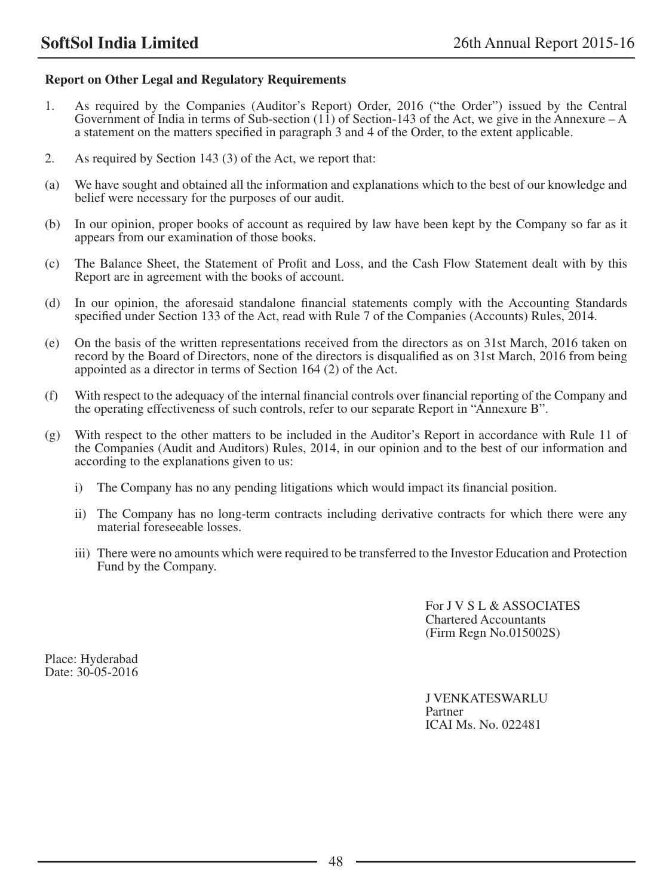**Report on Other Legal and Regulatory Requirements**

1. As required by the Companies (Auditor's Report) Order, 2016 ("the Order") issued by the Central Government of India in terms of Sub-section (11) of Section-143 of the Act, we give in the Annexure – A a statement on the matters specified in paragraph 3 and 4 of the Order, to the extent applicable.

2. As required by Section 143 (3) of the Act, we report that:

(a) We have sought and obtained all the information and explanations which to the best of our knowledge and belief were necessary for the purposes of our audit.

(b) In our opinion, proper books of account as required by law have been kept by the Company so far as it appears from our examination of those books.

(c) The Balance Sheet, the Statement of Profit and Loss, and the Cash Flow Statement dealt with by this Report are in agreement with the books of account.

(d) In our opinion, the aforesaid standalone financial statements comply with the Accounting Standards specified under Section 133 of the Act, read with Rule 7 of the Companies (Accounts) Rules, 2014.

(e) On the basis of the written representations received from the directors as on 31st March, 2016 taken on record by the Board of Directors, none of the directors is disqualified as on 31st March, 2016 from being appointed as a director in terms of Section 164 (2) of the Act.

(f) With respect to the adequacy of the internal financial controls over financial reporting of the Company and the operating effectiveness of such controls, refer to our separate Report in "Annexure B".

(g) With respect to the other matters to be included in the Auditor's Report in accordance with Rule 11 of the Companies (Audit and Auditors) Rules, 2014, in our opinion and to the best of our information and according to the explanations given to us:

   i) The Company has no any pending litigations which would impact its financial position.

   ii) The Company has no long-term contracts including derivative contracts for which there were any material foreseeable losses.

   iii) There were no amounts which were required to be transferred to the Investor Education and Protection Fund by the Company.

For J V S L & ASSOCIATES
Chartered Accountants
(Firm Regn No.015002S)

Place: Hyderabad
Date: 30-05-2016

J VENKATESWARLU
Partner
ICAI Ms. No. 022481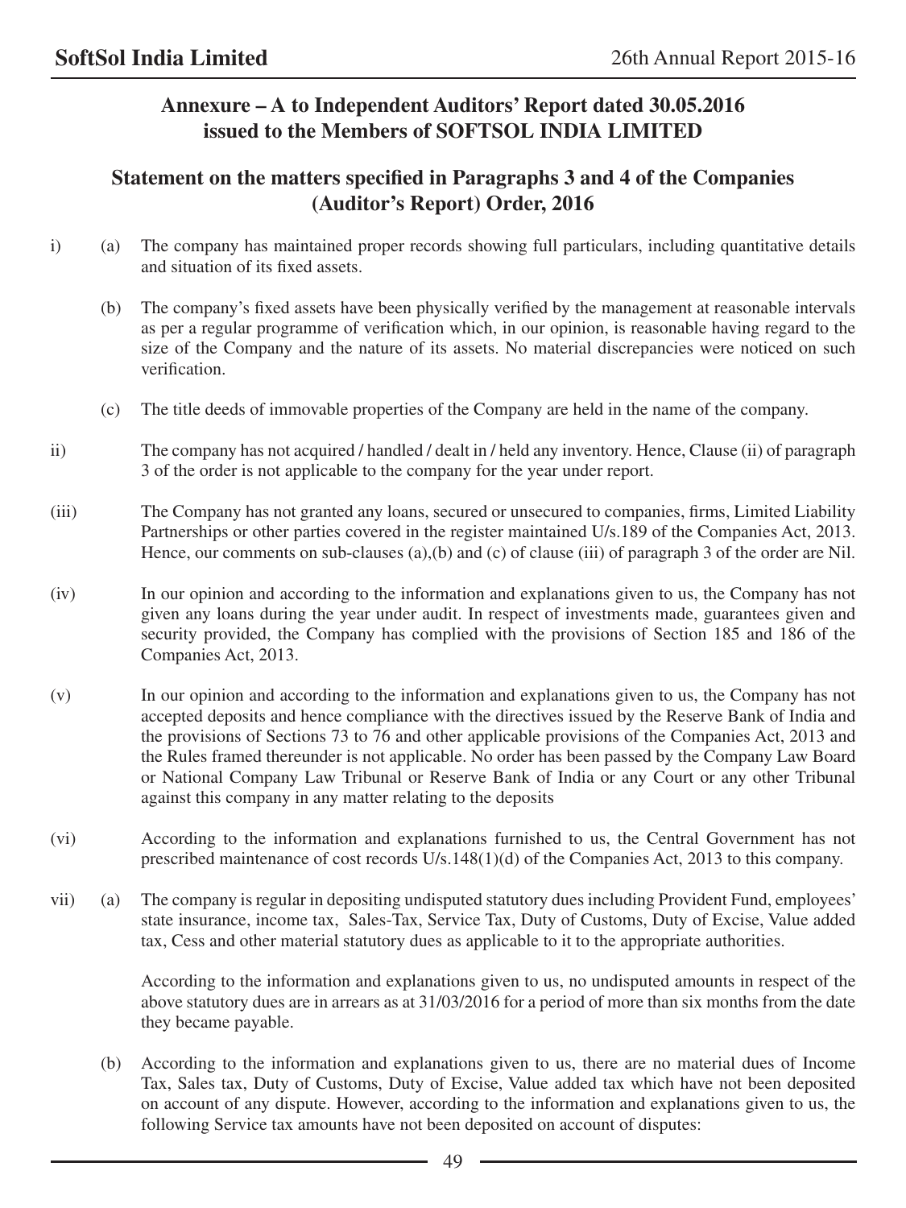## Annexure – A to Independent Auditors' Report dated 30.05.2016 issued to the Members of SOFTSOL INDIA LIMITED

## Statement on the matters specified in Paragraphs 3 and 4 of the Companies (Auditor's Report) Order, 2016

i) (a) The company has maintained proper records showing full particulars, including quantitative details and situation of its fixed assets.

(b) The company's fixed assets have been physically verified by the management at reasonable intervals as per a regular programme of verification which, in our opinion, is reasonable having regard to the size of the Company and the nature of its assets. No material discrepancies were noticed on such verification.

(c) The title deeds of immovable properties of the Company are held in the name of the company.

ii) The company has not acquired / handled / dealt in / held any inventory. Hence, Clause (ii) of paragraph 3 of the order is not applicable to the company for the year under report.

(iii) The Company has not granted any loans, secured or unsecured to companies, firms, Limited Liability Partnerships or other parties covered in the register maintained U/s.189 of the Companies Act, 2013. Hence, our comments on sub-clauses (a),(b) and (c) of clause (iii) of paragraph 3 of the order are Nil.

(iv) In our opinion and according to the information and explanations given to us, the Company has not given any loans during the year under audit. In respect of investments made, guarantees given and security provided, the Company has complied with the provisions of Section 185 and 186 of the Companies Act, 2013.

(v) In our opinion and according to the information and explanations given to us, the Company has not accepted deposits and hence compliance with the directives issued by the Reserve Bank of India and the provisions of Sections 73 to 76 and other applicable provisions of the Companies Act, 2013 and the Rules framed thereunder is not applicable. No order has been passed by the Company Law Board or National Company Law Tribunal or Reserve Bank of India or any Court or any other Tribunal against this company in any matter relating to the deposits

(vi) According to the information and explanations furnished to us, the Central Government has not prescribed maintenance of cost records U/s.148(1)(d) of the Companies Act, 2013 to this company.

vii) (a) The company is regular in depositing undisputed statutory dues including Provident Fund, employees' state insurance, income tax, Sales-Tax, Service Tax, Duty of Customs, Duty of Excise, Value added tax, Cess and other material statutory dues as applicable to it to the appropriate authorities.

According to the information and explanations given to us, no undisputed amounts in respect of the above statutory dues are in arrears as at 31/03/2016 for a period of more than six months from the date they became payable.

(b) According to the information and explanations given to us, there are no material dues of Income Tax, Sales tax, Duty of Customs, Duty of Excise, Value added tax which have not been deposited on account of any dispute. However, according to the information and explanations given to us, the following Service tax amounts have not been deposited on account of disputes: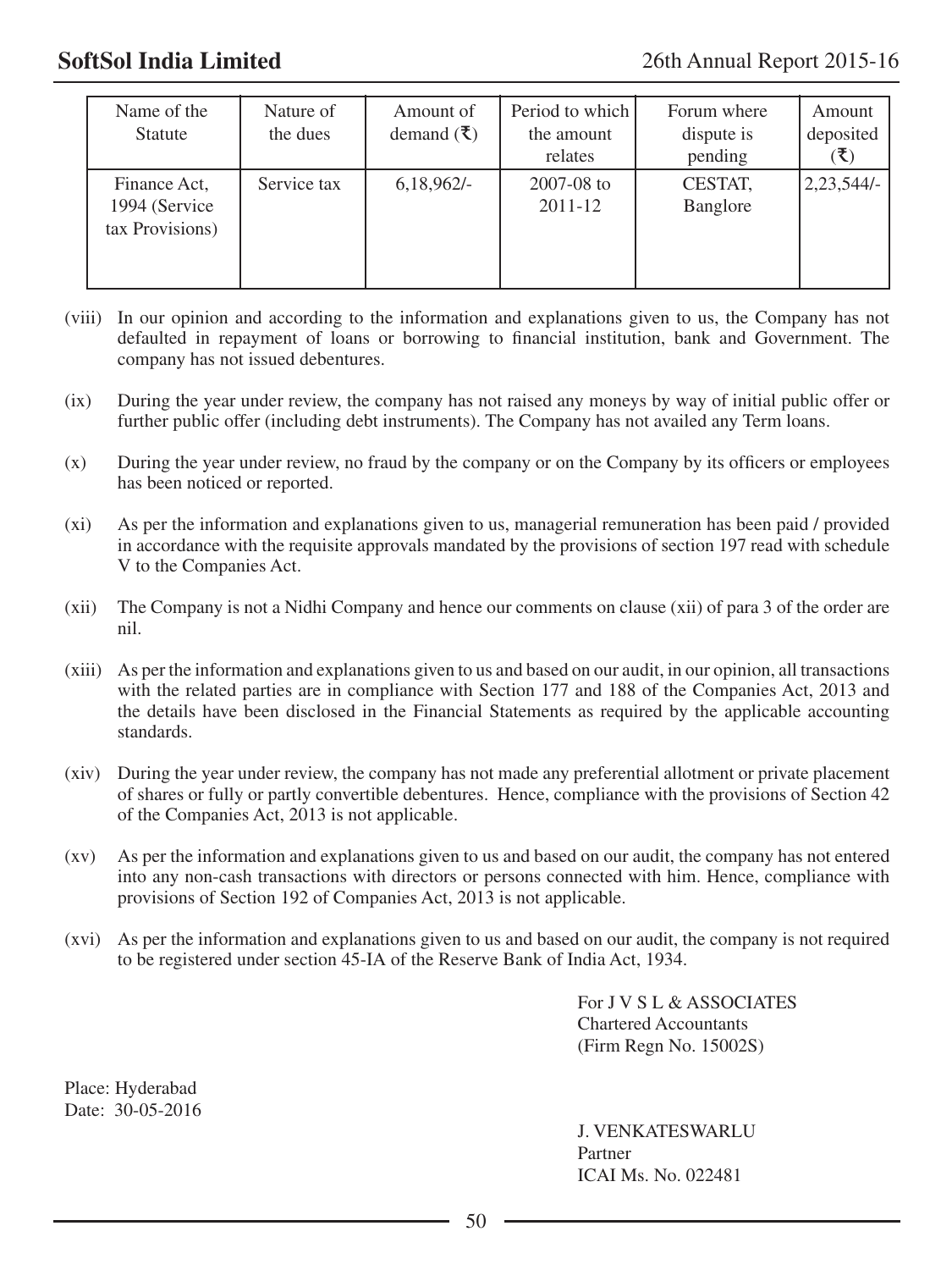| Name of the Statute | Nature of the dues | Amount of demand (₹) | Period to which the amount relates | Forum where dispute is pending | Amount deposited (₹) |
|---|---|---|---|---|---|
| Finance Act, 1994 (Service tax Provisions) | Service tax | 6,18,962/- | 2007-08 to 2011-12 | CESTAT, Banglore | 2,23,544/- |

(viii) In our opinion and according to the information and explanations given to us, the Company has not defaulted in repayment of loans or borrowing to financial institution, bank and Government. The company has not issued debentures.

(ix) During the year under review, the company has not raised any moneys by way of initial public offer or further public offer (including debt instruments). The Company has not availed any Term loans.

(x) During the year under review, no fraud by the company or on the Company by its officers or employees has been noticed or reported.

(xi) As per the information and explanations given to us, managerial remuneration has been paid / provided in accordance with the requisite approvals mandated by the provisions of section 197 read with schedule V to the Companies Act.

(xii) The Company is not a Nidhi Company and hence our comments on clause (xii) of para 3 of the order are nil.

(xiii) As per the information and explanations given to us and based on our audit, in our opinion, all transactions with the related parties are in compliance with Section 177 and 188 of the Companies Act, 2013 and the details have been disclosed in the Financial Statements as required by the applicable accounting standards.

(xiv) During the year under review, the company has not made any preferential allotment or private placement of shares or fully or partly convertible debentures. Hence, compliance with the provisions of Section 42 of the Companies Act, 2013 is not applicable.

(xv) As per the information and explanations given to us and based on our audit, the company has not entered into any non-cash transactions with directors or persons connected with him. Hence, compliance with provisions of Section 192 of Companies Act, 2013 is not applicable.

(xvi) As per the information and explanations given to us and based on our audit, the company is not required to be registered under section 45-IA of the Reserve Bank of India Act, 1934.

For J V S L & ASSOCIATES
Chartered Accountants
(Firm Regn No. 15002S)

Place: Hyderabad
Date: 30-05-2016

J. VENKATESWARLU
Partner
ICAI Ms. No. 022481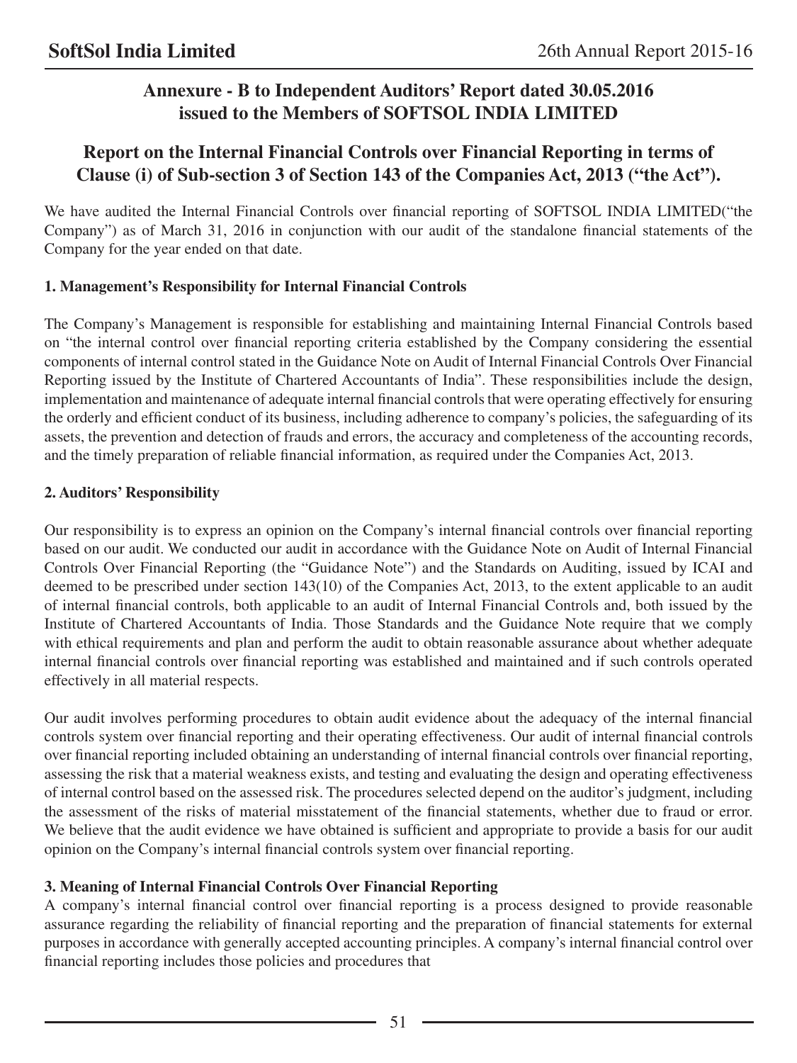## Annexure - B to Independent Auditors' Report dated 30.05.2016 issued to the Members of SOFTSOL INDIA LIMITED

## Report on the Internal Financial Controls over Financial Reporting in terms of Clause (i) of Sub-section 3 of Section 143 of the Companies Act, 2013 ("the Act").

We have audited the Internal Financial Controls over financial reporting of SOFTSOL INDIA LIMITED("the Company") as of March 31, 2016 in conjunction with our audit of the standalone financial statements of the Company for the year ended on that date.

**1. Management's Responsibility for Internal Financial Controls**

The Company's Management is responsible for establishing and maintaining Internal Financial Controls based on "the internal control over financial reporting criteria established by the Company considering the essential components of internal control stated in the Guidance Note on Audit of Internal Financial Controls Over Financial Reporting issued by the Institute of Chartered Accountants of India". These responsibilities include the design, implementation and maintenance of adequate internal financial controls that were operating effectively for ensuring the orderly and efficient conduct of its business, including adherence to company's policies, the safeguarding of its assets, the prevention and detection of frauds and errors, the accuracy and completeness of the accounting records, and the timely preparation of reliable financial information, as required under the Companies Act, 2013.

**2. Auditors' Responsibility**

Our responsibility is to express an opinion on the Company's internal financial controls over financial reporting based on our audit. We conducted our audit in accordance with the Guidance Note on Audit of Internal Financial Controls Over Financial Reporting (the "Guidance Note") and the Standards on Auditing, issued by ICAI and deemed to be prescribed under section 143(10) of the Companies Act, 2013, to the extent applicable to an audit of internal financial controls, both applicable to an audit of Internal Financial Controls and, both issued by the Institute of Chartered Accountants of India. Those Standards and the Guidance Note require that we comply with ethical requirements and plan and perform the audit to obtain reasonable assurance about whether adequate internal financial controls over financial reporting was established and maintained and if such controls operated effectively in all material respects.

Our audit involves performing procedures to obtain audit evidence about the adequacy of the internal financial controls system over financial reporting and their operating effectiveness. Our audit of internal financial controls over financial reporting included obtaining an understanding of internal financial controls over financial reporting, assessing the risk that a material weakness exists, and testing and evaluating the design and operating effectiveness of internal control based on the assessed risk. The procedures selected depend on the auditor's judgment, including the assessment of the risks of material misstatement of the financial statements, whether due to fraud or error. We believe that the audit evidence we have obtained is sufficient and appropriate to provide a basis for our audit opinion on the Company's internal financial controls system over financial reporting.

**3. Meaning of Internal Financial Controls Over Financial Reporting**

A company's internal financial control over financial reporting is a process designed to provide reasonable assurance regarding the reliability of financial reporting and the preparation of financial statements for external purposes in accordance with generally accepted accounting principles. A company's internal financial control over financial reporting includes those policies and procedures that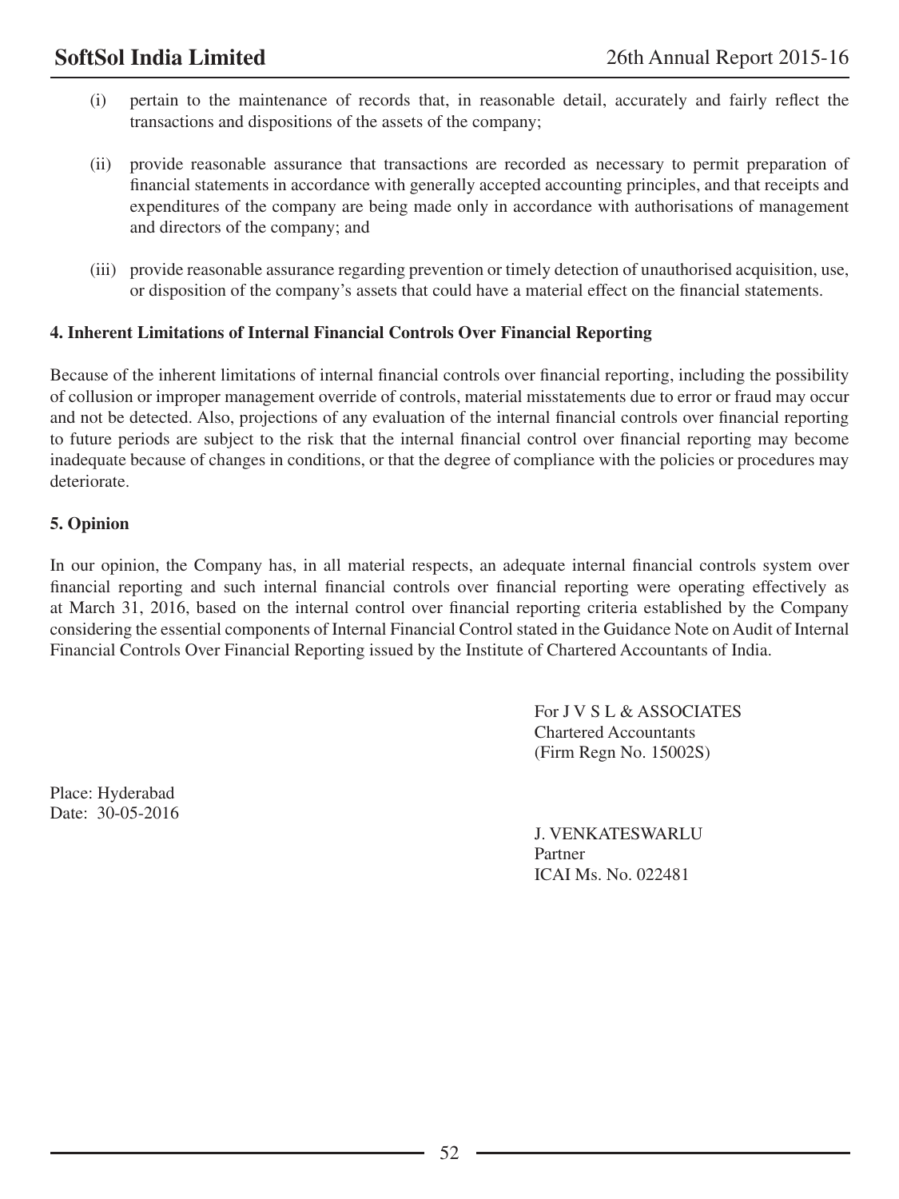(i) pertain to the maintenance of records that, in reasonable detail, accurately and fairly reflect the transactions and dispositions of the assets of the company;

(ii) provide reasonable assurance that transactions are recorded as necessary to permit preparation of financial statements in accordance with generally accepted accounting principles, and that receipts and expenditures of the company are being made only in accordance with authorisations of management and directors of the company; and

(iii) provide reasonable assurance regarding prevention or timely detection of unauthorised acquisition, use, or disposition of the company's assets that could have a material effect on the financial statements.

**4. Inherent Limitations of Internal Financial Controls Over Financial Reporting**

Because of the inherent limitations of internal financial controls over financial reporting, including the possibility of collusion or improper management override of controls, material misstatements due to error or fraud may occur and not be detected. Also, projections of any evaluation of the internal financial controls over financial reporting to future periods are subject to the risk that the internal financial control over financial reporting may become inadequate because of changes in conditions, or that the degree of compliance with the policies or procedures may deteriorate.

**5. Opinion**

In our opinion, the Company has, in all material respects, an adequate internal financial controls system over financial reporting and such internal financial controls over financial reporting were operating effectively as at March 31, 2016, based on the internal control over financial reporting criteria established by the Company considering the essential components of Internal Financial Control stated in the Guidance Note on Audit of Internal Financial Controls Over Financial Reporting issued by the Institute of Chartered Accountants of India.

For J V S L & ASSOCIATES
Chartered Accountants
(Firm Regn No. 15002S)

Place: Hyderabad
Date: 30-05-2016

J. VENKATESWARLU
Partner
ICAI Ms. No. 022481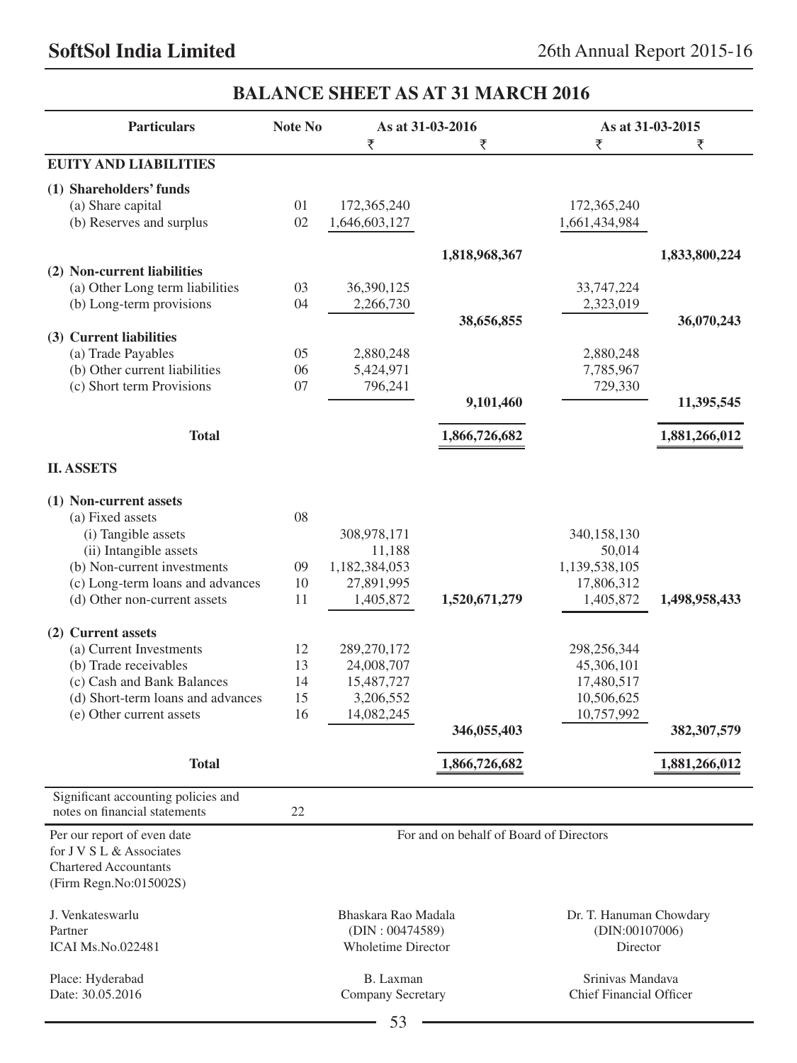## BALANCE SHEET AS AT 31 MARCH 2016

| Particulars | Note No | As at 31-03-2016 | | As at 31-03-2015 | |
|---|---|---|---|---|---|
| | | ₹ | ₹ | ₹ | ₹ |
| **EUITY AND LIABILITIES** | | | | | |
| **(1) Shareholders' funds** | | | | | |
| (a) Share capital | 01 | 172,365,240 | | 172,365,240 | |
| (b) Reserves and surplus | 02 | 1,646,603,127 | | 1,661,434,984 | |
| | | | **1,818,968,367** | | **1,833,800,224** |
| **(2) Non-current liabilities** | | | | | |
| (a) Other Long term liabilities | 03 | 36,390,125 | | 33,747,224 | |
| (b) Long-term provisions | 04 | 2,266,730 | | 2,323,019 | |
| | | | **38,656,855** | | **36,070,243** |
| **(3) Current liabilities** | | | | | |
| (a) Trade Payables | 05 | 2,880,248 | | 2,880,248 | |
| (b) Other current liabilities | 06 | 5,424,971 | | 7,785,967 | |
| (c) Short term Provisions | 07 | 796,241 | | 729,330 | |
| | | | **9,101,460** | | **11,395,545** |
| **Total** | | | **1,866,726,682** | | **1,881,266,012** |
| **II. ASSETS** | | | | | |
| **(1) Non-current assets** | | | | | |
| (a) Fixed assets | 08 | | | | |
| (i) Tangible assets | | 308,978,171 | | 340,158,130 | |
| (ii) Intangible assets | | 11,188 | | 50,014 | |
| (b) Non-current investments | 09 | 1,182,384,053 | | 1,139,538,105 | |
| (c) Long-term loans and advances | 10 | 27,891,995 | | 17,806,312 | |
| (d) Other non-current assets | 11 | 1,405,872 | **1,520,671,279** | 1,405,872 | **1,498,958,433** |
| **(2) Current assets** | | | | | |
| (a) Current Investments | 12 | 289,270,172 | | 298,256,344 | |
| (b) Trade receivables | 13 | 24,008,707 | | 45,306,101 | |
| (c) Cash and Bank Balances | 14 | 15,487,727 | | 17,480,517 | |
| (d) Short-term loans and advances | 15 | 3,206,552 | | 10,506,625 | |
| (e) Other current assets | 16 | 14,082,245 | | 10,757,992 | |
| | | | **346,055,403** | | **382,307,579** |
| **Total** | | | **1,866,726,682** | | **1,881,266,012** |
| Significant accounting policies and notes on financial statements | 22 | | | | |

Per our report of even date
for J V S L & Associates
Chartered Accountants
(Firm Regn.No:015002S)

For and on behalf of Board of Directors

J. Venkateswarlu
Partner
ICAI Ms.No.022481

Bhaskara Rao Madala
(DIN : 00474589)
Wholetime Director

Dr. T. Hanuman Chowdary
(DIN:00107006)
Director

Place: Hyderabad
Date: 30.05.2016

B. Laxman
Company Secretary

Srinivas Mandava
Chief Financial Officer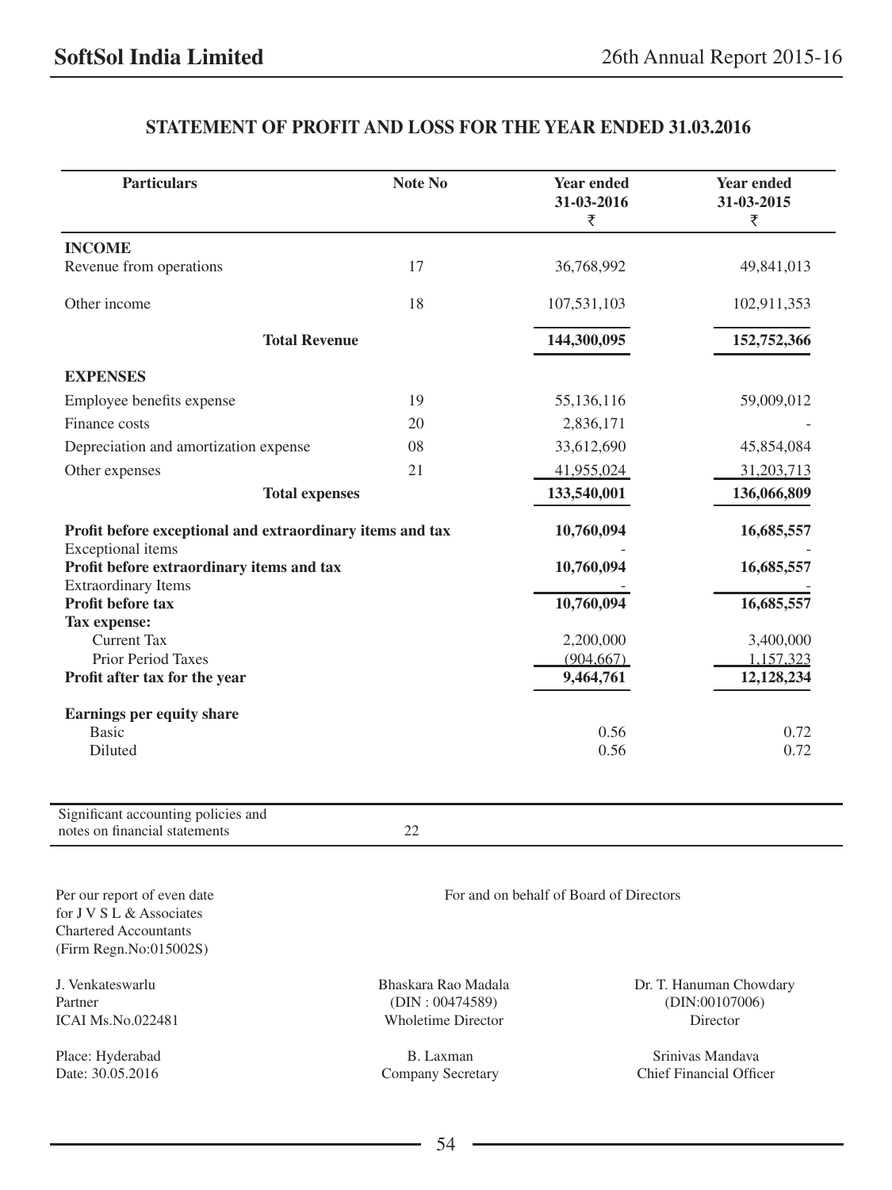## STATEMENT OF PROFIT AND LOSS FOR THE YEAR ENDED 31.03.2016

| Particulars | Note No | Year ended 31-03-2016 ₹ | Year ended 31-03-2015 ₹ |
|---|---|---|---|
| **INCOME** | | | |
| Revenue from operations | 17 | 36,768,992 | 49,841,013 |
| Other income | 18 | 107,531,103 | 102,911,353 |
| **Total Revenue** | | **144,300,095** | **152,752,366** |
| **EXPENSES** | | | |
| Employee benefits expense | 19 | 55,136,116 | 59,009,012 |
| Finance costs | 20 | 2,836,171 | - |
| Depreciation and amortization expense | 08 | 33,612,690 | 45,854,084 |
| Other expenses | 21 | 41,955,024 | 31,203,713 |
| **Total expenses** | | **133,540,001** | **136,066,809** |
| **Profit before exceptional and extraordinary items and tax** | | **10,760,094** | **16,685,557** |
| Exceptional items | | - | - |
| **Profit before extraordinary items and tax** | | **10,760,094** | **16,685,557** |
| Extraordinary Items | | - | - |
| **Profit before tax** | | **10,760,094** | **16,685,557** |
| **Tax expense:** | | | |
| Current Tax | | 2,200,000 | 3,400,000 |
| Prior Period Taxes | | (904,667) | 1,157,323 |
| **Profit after tax for the year** | | **9,464,761** | **12,128,234** |
| **Earnings per equity share** | | | |
| Basic | | 0.56 | 0.72 |
| Diluted | | 0.56 | 0.72 |

| Significant accounting policies and notes on financial statements | 22 |
|---|---|

Per our report of even date
for J V S L & Associates
Chartered Accountants
(Firm Regn.No:015002S)

J. Venkateswarlu
Partner
ICAI Ms.No.022481

Place: Hyderabad
Date: 30.05.2016

For and on behalf of Board of Directors

Bhaskara Rao Madala
(DIN : 00474589)
Wholetime Director

Dr. T. Hanuman Chowdary
(DIN:00107006)
Director

B. Laxman
Company Secretary

Srinivas Mandava
Chief Financial Officer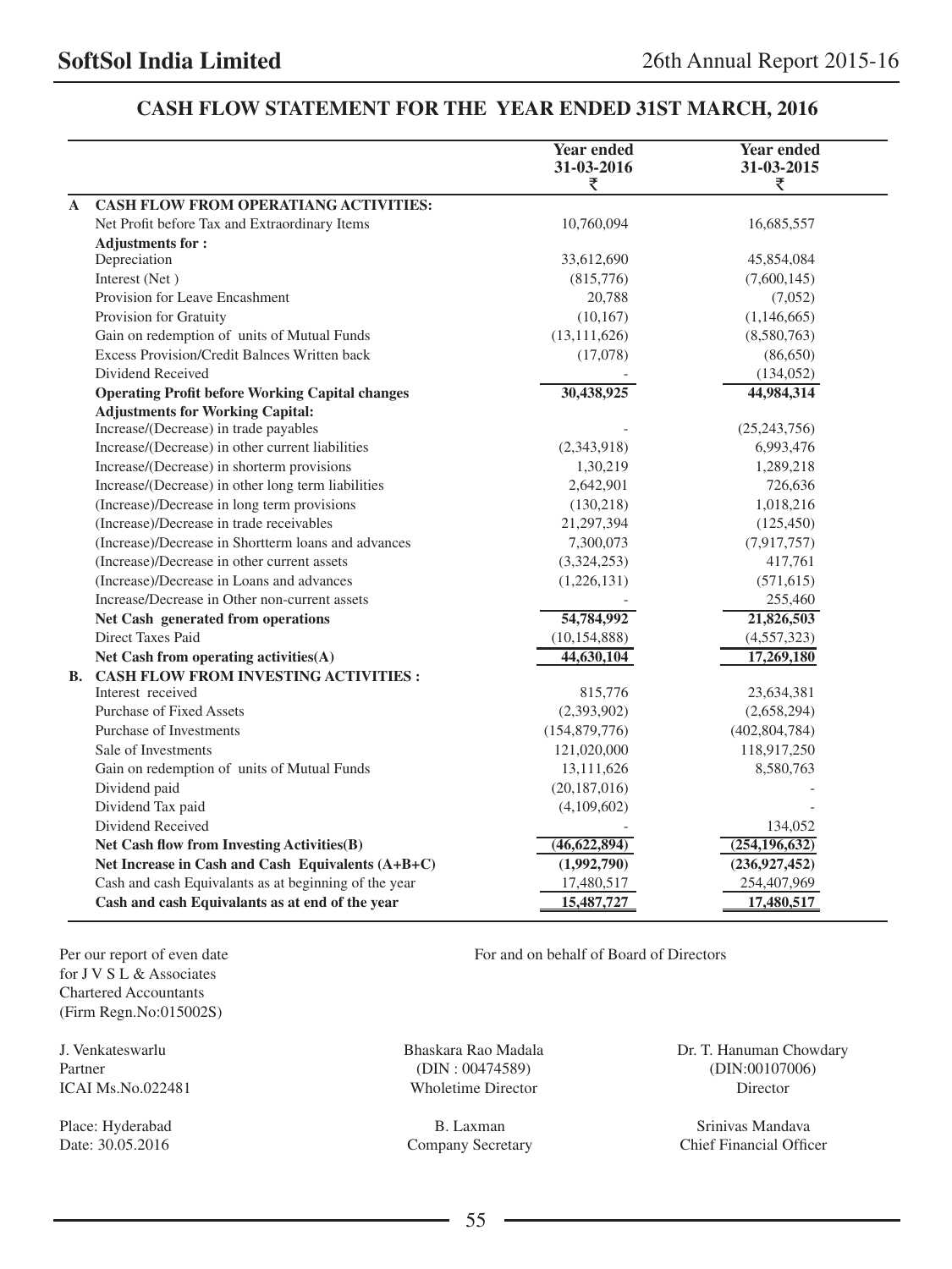# CASH FLOW STATEMENT FOR THE YEAR ENDED 31ST MARCH, 2016

| | | Year ended 31-03-2016 ₹ | Year ended 31-03-2015 ₹ |
|---|---|---|---|
| **A** | **CASH FLOW FROM OPERATIANG ACTIVITIES:** | | |
| | Net Profit before Tax and Extraordinary Items | 10,760,094 | 16,685,557 |
| | **Adjustments for :** | | |
| | Depreciation | 33,612,690 | 45,854,084 |
| | Interest (Net ) | (815,776) | (7,600,145) |
| | Provision for Leave Encashment | 20,788 | (7,052) |
| | Provision for Gratuity | (10,167) | (1,146,665) |
| | Gain on redemption of units of Mutual Funds | (13,111,626) | (8,580,763) |
| | Excess Provision/Credit Balnces Written back | (17,078) | (86,650) |
| | Dividend Received | - | (134,052) |
| | **Operating Profit before Working Capital changes** | **30,438,925** | **44,984,314** |
| | **Adjustments for Working Capital:** | | |
| | Increase/(Decrease) in trade payables | - | (25,243,756) |
| | Increase/(Decrease) in other current liabilities | (2,343,918) | 6,993,476 |
| | Increase/(Decrease) in shorterm provisions | 1,30,219 | 1,289,218 |
| | Increase/(Decrease) in other long term liabilities | 2,642,901 | 726,636 |
| | (Increase)/Decrease in long term provisions | (130,218) | 1,018,216 |
| | (Increase)/Decrease in trade receivables | 21,297,394 | (125,450) |
| | (Increase)/Decrease in Shortterm loans and advances | 7,300,073 | (7,917,757) |
| | (Increase)/Decrease in other current assets | (3,324,253) | 417,761 |
| | (Increase)/Decrease in Loans and advances | (1,226,131) | (571,615) |
| | Increase/Decrease in Other non-current assets | - | 255,460 |
| | **Net Cash generated from operations** | **54,784,992** | **21,826,503** |
| | Direct Taxes Paid | (10,154,888) | (4,557,323) |
| | **Net Cash from operating activities(A)** | **44,630,104** | **17,269,180** |
| **B.** | **CASH FLOW FROM INVESTING ACTIVITIES :** | | |
| | Interest received | 815,776 | 23,634,381 |
| | Purchase of Fixed Assets | (2,393,902) | (2,658,294) |
| | Purchase of Investments | (154,879,776) | (402,804,784) |
| | Sale of Investments | 121,020,000 | 118,917,250 |
| | Gain on redemption of units of Mutual Funds | 13,111,626 | 8,580,763 |
| | Dividend paid | (20,187,016) | - |
| | Dividend Tax paid | (4,109,602) | - |
| | Dividend Received | - | 134,052 |
| | **Net Cash flow from Investing Activities(B)** | **(46,622,894)** | **(254,196,632)** |
| | **Net Increase in Cash and Cash Equivalents (A+B+C)** | **(1,992,790)** | **(236,927,452)** |
| | Cash and cash Equivalants as at beginning of the year | 17,480,517 | 254,407,969 |
| | **Cash and cash Equivalants as at end of the year** | **15,487,727** | **17,480,517** |

Per our report of even date
for J V S L & Associates
Chartered Accountants
(Firm Regn.No:015002S)

For and on behalf of Board of Directors

J. Venkateswarlu
Partner
ICAI Ms.No.022481

Bhaskara Rao Madala
(DIN : 00474589)
Wholetime Director

Dr. T. Hanuman Chowdary
(DIN:00107006)
Director

Place: Hyderabad
Date: 30.05.2016

B. Laxman
Company Secretary

Srinivas Mandava
Chief Financial Officer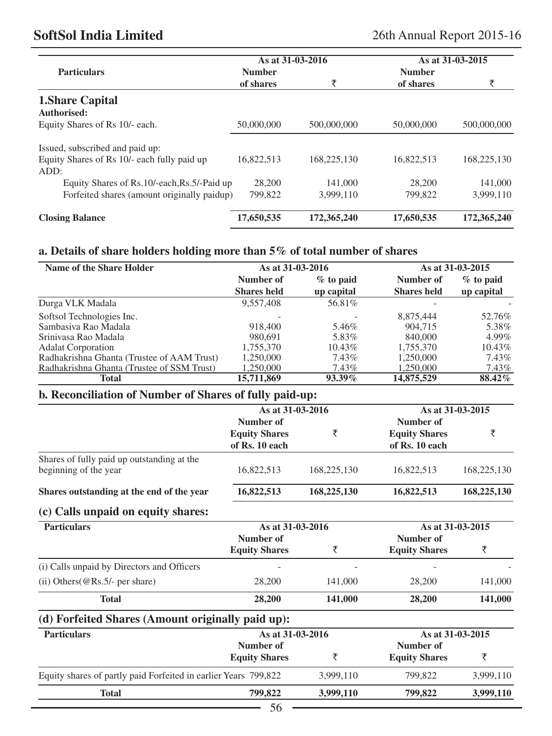| Particulars | As at 31-03-2016 | | As at 31-03-2015 | |
|---|---|---|---|---|
| | Number of shares | ₹ | Number of shares | ₹ |
| **1.Share Capital** | | | | |
| **Authorised:** | | | | |
| Equity Shares of Rs 10/- each. | 50,000,000 | 500,000,000 | 50,000,000 | 500,000,000 |
| Issued, subscribed and paid up: | | | | |
| Equity Shares of Rs 10/- each fully paid up | 16,822,513 | 168,225,130 | 16,822,513 | 168,225,130 |
| ADD: | | | | |
| Equity Shares of Rs.10/-each,Rs.5/-Paid up | 28,200 | 141,000 | 28,200 | 141,000 |
| Forfeited shares (amount originally paidup) | 799,822 | 3,999,110 | 799,822 | 3,999,110 |
| **Closing Balance** | **17,650,535** | **172,365,240** | **17,650,535** | **172,365,240** |

### a. Details of share holders holding more than 5% of total number of shares

| Name of the Share Holder | As at 31-03-2016 | | As at 31-03-2015 | |
|---|---|---|---|---|
| | Number of Shares held | % to paid up capital | Number of Shares held | % to paid up capital |
| Durga VLK Madala | 9,557,408 | 56.81% | - | - |
| Softsol Technologies Inc. | - | - | 8,875,444 | 52.76% |
| Sambasiva Rao Madala | 918,400 | 5.46% | 904,715 | 5.38% |
| Srinivasa Rao Madala | 980,691 | 5.83% | 840,000 | 4.99% |
| Adalat Corporation | 1,755,370 | 10.43% | 1,755,370 | 10.43% |
| Radhakrishna Ghanta (Trustee of AAM Trust) | 1,250,000 | 7.43% | 1,250,000 | 7.43% |
| Radhakrishna Ghanta (Trustee of SSM Trust) | 1,250,000 | 7.43% | 1,250,000 | 7.43% |
| **Total** | **15,711,869** | **93.39%** | **14,875,529** | **88.42%** |

### b. Reconciliation of Number of Shares of fully paid-up:

| | As at 31-03-2016 | | As at 31-03-2015 | |
|---|---|---|---|---|
| | Number of Equity Shares of Rs. 10 each | ₹ | Number of Equity Shares of Rs. 10 each | ₹ |
| Shares of fully paid up outstanding at the beginning of the year | 16,822,513 | 168,225,130 | 16,822,513 | 168,225,130 |
| **Shares outstanding at the end of the year** | **16,822,513** | **168,225,130** | **16,822,513** | **168,225,130** |

### (c) Calls unpaid on equity shares:

| Particulars | As at 31-03-2016 | | As at 31-03-2015 | |
|---|---|---|---|---|
| | Number of Equity Shares | ₹ | Number of Equity Shares | ₹ |
| (i) Calls unpaid by Directors and Officers | - | - | - | - |
| (ii) Others(@Rs.5/- per share) | 28,200 | 141,000 | 28,200 | 141,000 |
| **Total** | **28,200** | **141,000** | **28,200** | **141,000** |

### (d) Forfeited Shares (Amount originally paid up):

| Particulars | As at 31-03-2016 | | As at 31-03-2015 | |
|---|---|---|---|---|
| | Number of Equity Shares | ₹ | Number of Equity Shares | ₹ |
| Equity shares of partly paid Forfeited in earlier Years | 799,822 | 3,999,110 | 799,822 | 3,999,110 |
| **Total** | **799,822** | **3,999,110** | **799,822** | **3,999,110** |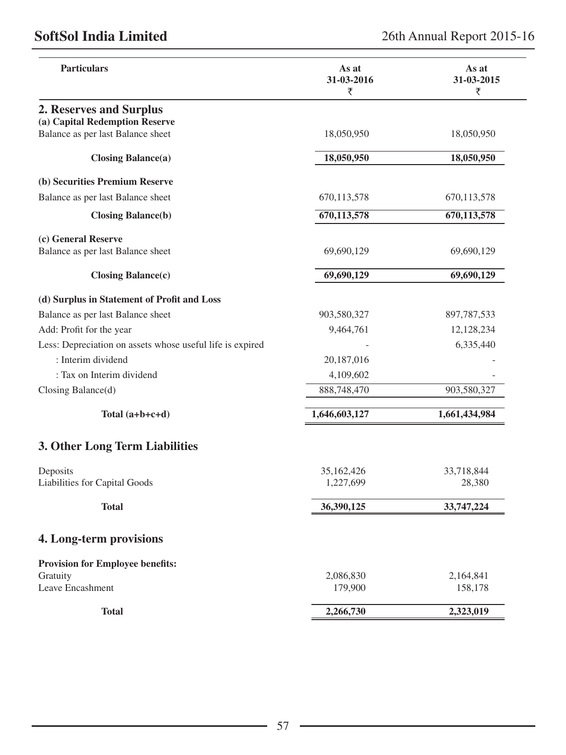| Particulars | As at 31-03-2016 ₹ | As at 31-03-2015 ₹ |
|---|---|---|
| **2. Reserves and Surplus** | | |
| **(a) Capital Redemption Reserve** | | |
| Balance as per last Balance sheet | 18,050,950 | 18,050,950 |
| **Closing Balance(a)** | **18,050,950** | **18,050,950** |
| **(b) Securities Premium Reserve** | | |
| Balance as per last Balance sheet | 670,113,578 | 670,113,578 |
| **Closing Balance(b)** | **670,113,578** | **670,113,578** |
| **(c) General Reserve** | | |
| Balance as per last Balance sheet | 69,690,129 | 69,690,129 |
| **Closing Balance(c)** | **69,690,129** | **69,690,129** |
| **(d) Surplus in Statement of Profit and Loss** | | |
| Balance as per last Balance sheet | 903,580,327 | 897,787,533 |
| Add: Profit for the year | 9,464,761 | 12,128,234 |
| Less: Depreciation on assets whose useful life is expired | - | 6,335,440 |
| : Interim dividend | 20,187,016 | - |
| : Tax on Interim dividend | 4,109,602 | - |
| Closing Balance(d) | 888,748,470 | 903,580,327 |
| **Total (a+b+c+d)** | **1,646,603,127** | **1,661,434,984** |

## 3. Other Long Term Liabilities

| Particulars | As at 31-03-2016 ₹ | As at 31-03-2015 ₹ |
|---|---|---|
| Deposits | 35,162,426 | 33,718,844 |
| Liabilities for Capital Goods | 1,227,699 | 28,380 |
| **Total** | **36,390,125** | **33,747,224** |

## 4. Long-term provisions

| Particulars | As at 31-03-2016 ₹ | As at 31-03-2015 ₹ |
|---|---|---|
| **Provision for Employee benefits:** | | |
| Gratuity | 2,086,830 | 2,164,841 |
| Leave Encashment | 179,900 | 158,178 |
| **Total** | **2,266,730** | **2,323,019** |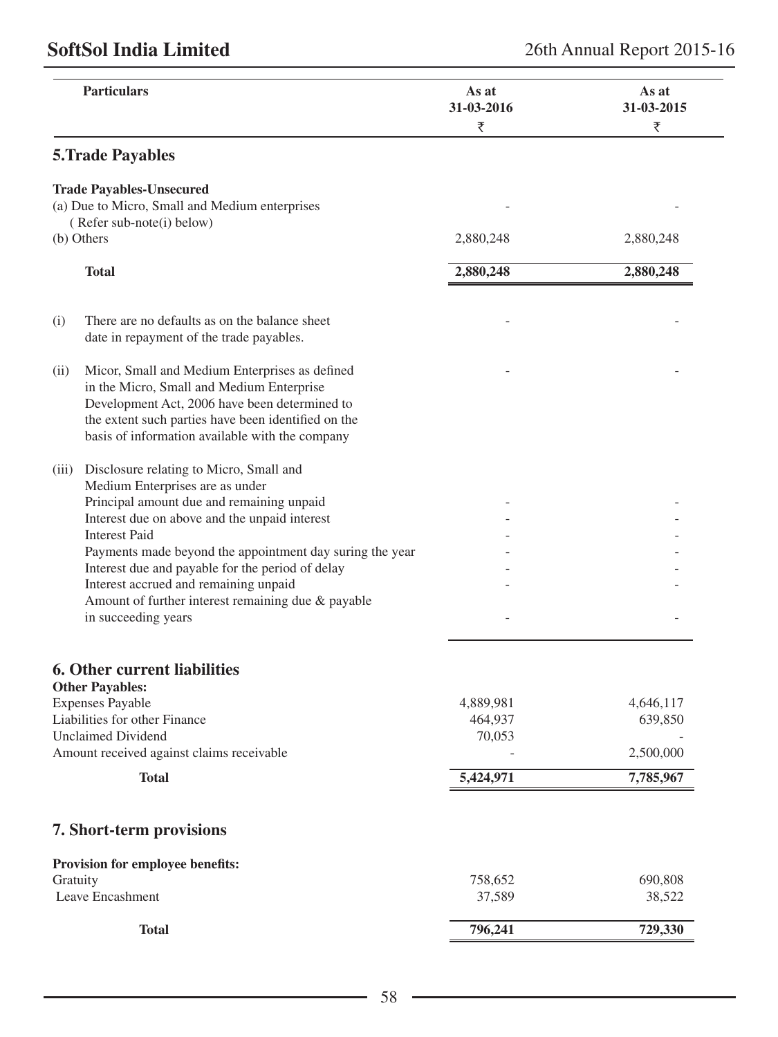| Particulars | As at 31-03-2016 ₹ | As at 31-03-2015 ₹ |
|---|---|---|
| **5.Trade Payables** | | |
| **Trade Payables-Unsecured** | | |
| (a) Due to Micro, Small and Medium enterprises ( Refer sub-note(i) below) | - | - |
| (b) Others | 2,880,248 | 2,880,248 |
| **Total** | **2,880,248** | **2,880,248** |
| (i) There are no defaults as on the balance sheet date in repayment of the trade payables. | - | - |
| (ii) Micor, Small and Medium Enterprises as defined in the Micro, Small and Medium Enterprise Development Act, 2006 have been determined to the extent such parties have been identified on the basis of information available with the company | - | - |
| (iii) Disclosure relating to Micro, Small and Medium Enterprises are as under | | |
| Principal amount due and remaining unpaid | - | - |
| Interest due on above and the unpaid interest | - | - |
| Interest Paid | - | - |
| Payments made beyond the appointment day suring the year | - | - |
| Interest due and payable for the period of delay | - | - |
| Interest accrued and remaining unpaid | - | - |
| Amount of further interest remaining due & payable in succeeding years | - | - |

## 6. Other current liabilities

| Particulars | As at 31-03-2016 ₹ | As at 31-03-2015 ₹ |
|---|---|---|
| **Other Payables:** | | |
| Expenses Payable | 4,889,981 | 4,646,117 |
| Liabilities for other Finance | 464,937 | 639,850 |
| Unclaimed Dividend | 70,053 | - |
| Amount received against claims receivable | - | 2,500,000 |
| **Total** | **5,424,971** | **7,785,967** |

## 7. Short-term provisions

| Particulars | As at 31-03-2016 ₹ | As at 31-03-2015 ₹ |
|---|---|---|
| **Provision for employee benefits:** | | |
| Gratuity | 758,652 | 690,808 |
| Leave Encashment | 37,589 | 38,522 |
| **Total** | **796,241** | **729,330** |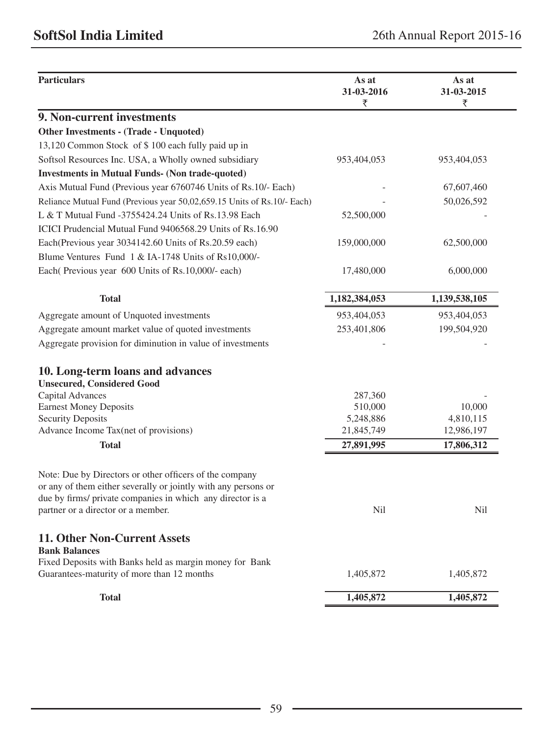| Particulars | As at 31-03-2016 ₹ | As at 31-03-2015 ₹ |
|---|---|---|
| **9. Non-current investments** | | |
| **Other Investments - (Trade - Unquoted)** | | |
| 13,120 Common Stock of $ 100 each fully paid up in Softsol Resources Inc. USA, a Wholly owned subsidiary | 953,404,053 | 953,404,053 |
| **Investments in Mutual Funds- (Non trade-quoted)** | | |
| Axis Mutual Fund (Previous year 6760746 Units of Rs.10/- Each) | - | 67,607,460 |
| Reliance Mutual Fund (Previous year 50,02,659.15 Units of Rs.10/- Each) | - | 50,026,592 |
| L & T Mutual Fund -3755424.24 Units of Rs.13.98 Each | 52,500,000 | - |
| ICICI Prudencial Mutual Fund 9406568.29 Units of Rs.16.90 Each(Previous year 3034142.60 Units of Rs.20.59 each) | 159,000,000 | 62,500,000 |
| Blume Ventures Fund 1 & IA-1748 Units of Rs10,000/- Each( Previous year 600 Units of Rs.10,000/- each) | 17,480,000 | 6,000,000 |
| **Total** | **1,182,384,053** | **1,139,538,105** |
| Aggregate amount of Unquoted investments | 953,404,053 | 953,404,053 |
| Aggregate amount market value of quoted investments | 253,401,806 | 199,504,920 |
| Aggregate provision for diminution in value of investments | - | - |
| **10. Long-term loans and advances** | | |
| **Unsecured, Considered Good** | | |
| Capital Advances | 287,360 | - |
| Earnest Money Deposits | 510,000 | 10,000 |
| Security Deposits | 5,248,886 | 4,810,115 |
| Advance Income Tax(net of provisions) | 21,845,749 | 12,986,197 |
| **Total** | **27,891,995** | **17,806,312** |
| Note: Due by Directors or other officers of the company or any of them either severally or jointly with any persons or due by firms/ private companies in which any director is a partner or a director or a member. | Nil | Nil |
| **11. Other Non-Current Assets** | | |
| **Bank Balances** | | |
| Fixed Deposits with Banks held as margin money for Bank Guarantees-maturity of more than 12 months | 1,405,872 | 1,405,872 |
| **Total** | **1,405,872** | **1,405,872** |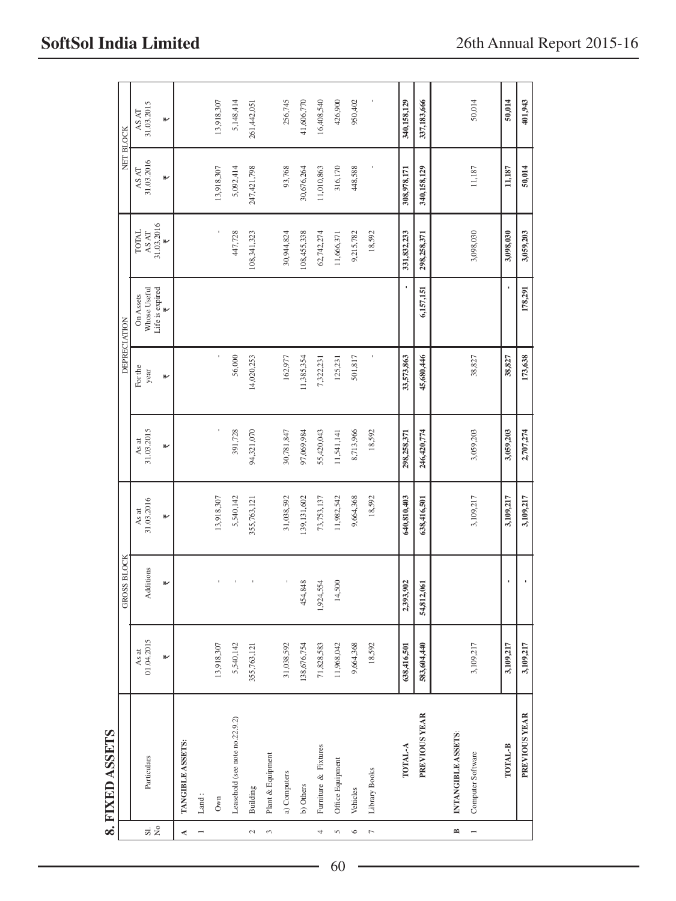## 8. FIXED ASSETS

| Sl. No | Particulars | GROSS BLOCK | | | DEPRECIATION | | | | NET BLOCK | |
|---|---|---|---|---|---|---|---|---|---|---|
| | | As at 01.04.2015 ₹ | Additions ₹ | As at 31.03.2016 ₹ | As at 31.03.2015 ₹ | For the year ₹ | On Assets Whose Useful Life is expired ₹ | TOTAL AS AT 31.03.2016 ₹ | AS AT 31.03.2016 ₹ | AS AT 31.03.2015 ₹ |
| **A** | **TANGIBLE ASSETS:** | | | | | | | | | |
| 1 | Land : | | | | | | | | | |
| | Own | 13,918,307 | - | 13,918,307 | - | - | | - | 13,918,307 | 13,918,307 |
| | Leasehold (see note no.22.9.2) | 5,540,142 | - | 5,540,142 | 391,728 | 56,000 | | 447,728 | 5,092,414 | 5,148,414 |
| 2 | Building | 355,763,121 | - | 355,763,121 | 94,321,070 | 14,020,253 | | 108,341,323 | 247,421,798 | 261,442,051 |
| 3 | Plant & Equipment | | | | | | | | | |
| | a) Computers | 31,038,592 | - | 31,038,592 | 30,781,847 | 162,977 | | 30,944,824 | 93,768 | 256,745 |
| | b) Others | 138,676,754 | 454,848 | 139,131,602 | 97,069,984 | 11,385,354 | | 108,455,338 | 30,676,264 | 41,606,770 |
| 4 | Furniture & Fixtures | 71,828,583 | 1,924,554 | 73,753,137 | 55,420,043 | 7,322,231 | | 62,742,274 | 11,010,863 | 16,408,540 |
| 5 | Office Equipment | 11,968,042 | 14,500 | 11,982,542 | 11,541,141 | 125,231 | | 11,666,371 | 316,170 | 426,900 |
| 6 | Vehicles | 9,664,368 | | 9,664,368 | 8,713,966 | 501,817 | | 9,215,782 | 448,588 | 950,402 |
| 7 | Library Books | 18,592 | | 18,592 | 18,592 | - | | 18,592 | - | - |
| | **TOTAL-A** | **638,416,501** | **2,393,902** | **640,810,403** | **298,258,371** | **33,573,863** | **-** | **331,832,233** | **308,978,171** | **340,158,129** |
| | **PREVIOUS YEAR** | **583,604,440** | **54,812,061** | **638,416,501** | **246,420,774** | **45,680,446** | **6,157,151** | **298,258,371** | **340,158,129** | **337,183,666** |
| **B** | **INTANGIBLE ASSETS:** | | | | | | | | | |
| 1 | Computer Software | 3,109,217 | | 3,109,217 | 3,059,203 | 38,827 | | 3,098,030 | 11,187 | 50,014 |
| | **TOTAL-B** | **3,109,217** | **-** | **3,109,217** | **3,059,203** | **38,827** | **-** | **3,098,030** | **11,187** | **50,014** |
| | **PREVIOUS YEAR** | **3,109,217** | **-** | **3,109,217** | **2,707,274** | **173,638** | **178,291** | **3,059,203** | **50,014** | **401,943** |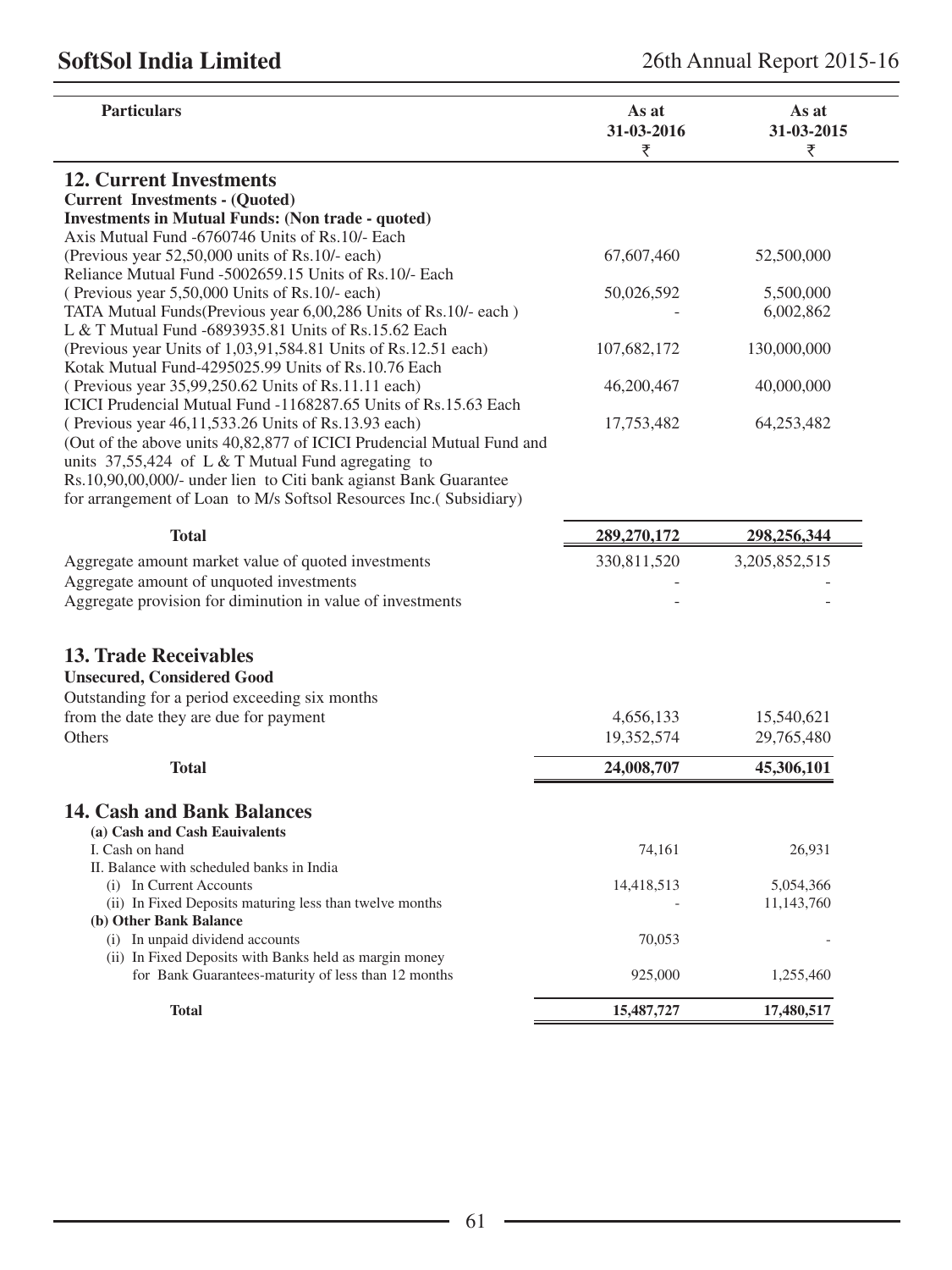| Particulars | As at 31-03-2016 ₹ | As at 31-03-2015 ₹ |
|---|---|---|
| **12. Current Investments** | | |
| **Current Investments - (Quoted)** | | |
| **Investments in Mutual Funds: (Non trade - quoted)** | | |
| Axis Mutual Fund -6760746 Units of Rs.10/- Each | | |
| (Previous year 52,50,000 units of Rs.10/- each) | 67,607,460 | 52,500,000 |
| Reliance Mutual Fund -5002659.15 Units of Rs.10/- Each | | |
| ( Previous year 5,50,000 Units of Rs.10/- each) | 50,026,592 | 5,500,000 |
| TATA Mutual Funds(Previous year 6,00,286 Units of Rs.10/- each ) | - | 6,002,862 |
| L & T Mutual Fund -6893935.81 Units of Rs.15.62 Each | | |
| (Previous year Units of 1,03,91,584.81 Units of Rs.12.51 each) | 107,682,172 | 130,000,000 |
| Kotak Mutual Fund-4295025.99 Units of Rs.10.76 Each | | |
| ( Previous year 35,99,250.62 Units of Rs.11.11 each) | 46,200,467 | 40,000,000 |
| ICICI Prudencial Mutual Fund -1168287.65 Units of Rs.15.63 Each | | |
| ( Previous year 46,11,533.26 Units of Rs.13.93 each) | 17,753,482 | 64,253,482 |
| (Out of the above units 40,82,877 of ICICI Prudencial Mutual Fund and units 37,55,424 of L & T Mutual Fund agregating to Rs.10,90,00,000/- under lien to Citi bank agianst Bank Guarantee for arrangement of Loan to M/s Softsol Resources Inc.( Subsidiary) | | |
| **Total** | **289,270,172** | **298,256,344** |
| Aggregate amount market value of quoted investments | 330,811,520 | 3,205,852,515 |
| Aggregate amount of unquoted investments | - | - |
| Aggregate provision for diminution in value of investments | - | - |
| **13. Trade Receivables** | | |
| **Unsecured, Considered Good** | | |
| Outstanding for a period exceeding six months from the date they are due for payment | 4,656,133 | 15,540,621 |
| Others | 19,352,574 | 29,765,480 |
| **Total** | **24,008,707** | **45,306,101** |
| **14. Cash and Bank Balances** | | |
| **(a) Cash and Cash Eauivalents** | | |
| I. Cash on hand | 74,161 | 26,931 |
| II. Balance with scheduled banks in India | | |
| (i) In Current Accounts | 14,418,513 | 5,054,366 |
| (ii) In Fixed Deposits maturing less than twelve months | - | 11,143,760 |
| **(b) Other Bank Balance** | | |
| (i) In unpaid dividend accounts | 70,053 | - |
| (ii) In Fixed Deposits with Banks held as margin money for Bank Guarantees-maturity of less than 12 months | 925,000 | 1,255,460 |
| **Total** | **15,487,727** | **17,480,517** |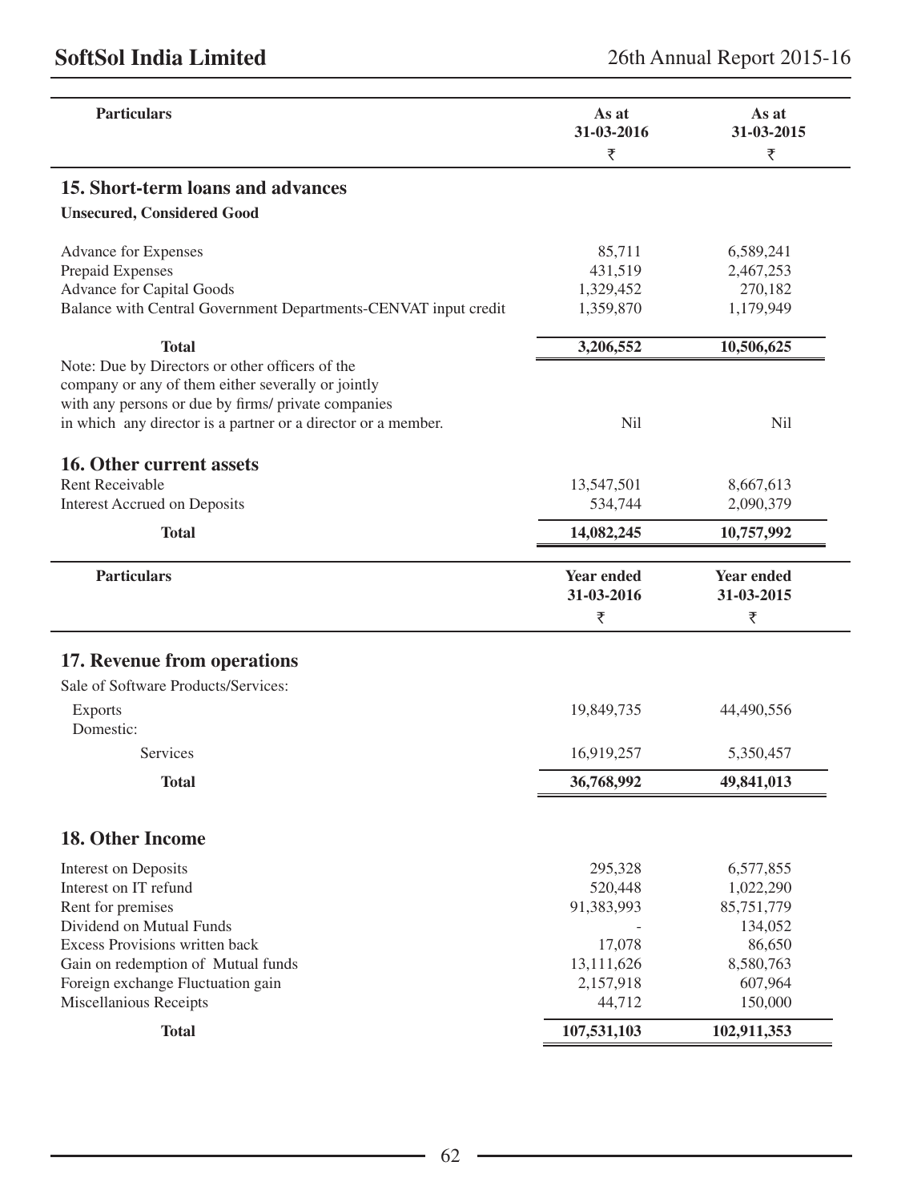| Particulars | As at 31-03-2016 ₹ | As at 31-03-2015 ₹ |
|---|---|---|
| **15. Short-term loans and advances** | | |
| **Unsecured, Considered Good** | | |
| Advance for Expenses | 85,711 | 6,589,241 |
| Prepaid Expenses | 431,519 | 2,467,253 |
| Advance for Capital Goods | 1,329,452 | 270,182 |
| Balance with Central Government Departments-CENVAT input credit | 1,359,870 | 1,179,949 |
| **Total** | **3,206,552** | **10,506,625** |
| Note: Due by Directors or other officers of the company or any of them either severally or jointly with any persons or due by firms/ private companies in which any director is a partner or a director or a member. | Nil | Nil |
| **16. Other current assets** | | |
| Rent Receivable | 13,547,501 | 8,667,613 |
| Interest Accrued on Deposits | 534,744 | 2,090,379 |
| **Total** | **14,082,245** | **10,757,992** |

| Particulars | Year ended 31-03-2016 ₹ | Year ended 31-03-2015 ₹ |
|---|---|---|
| **17. Revenue from operations** | | |
| Sale of Software Products/Services: | | |
| Exports | 19,849,735 | 44,490,556 |
| Domestic: | | |
| Services | 16,919,257 | 5,350,457 |
| **Total** | **36,768,992** | **49,841,013** |
| **18. Other Income** | | |
| Interest on Deposits | 295,328 | 6,577,855 |
| Interest on IT refund | 520,448 | 1,022,290 |
| Rent for premises | 91,383,993 | 85,751,779 |
| Dividend on Mutual Funds | - | 134,052 |
| Excess Provisions written back | 17,078 | 86,650 |
| Gain on redemption of Mutual funds | 13,111,626 | 8,580,763 |
| Foreign exchange Fluctuation gain | 2,157,918 | 607,964 |
| Miscellanious Receipts | 44,712 | 150,000 |
| **Total** | **107,531,103** | **102,911,353** |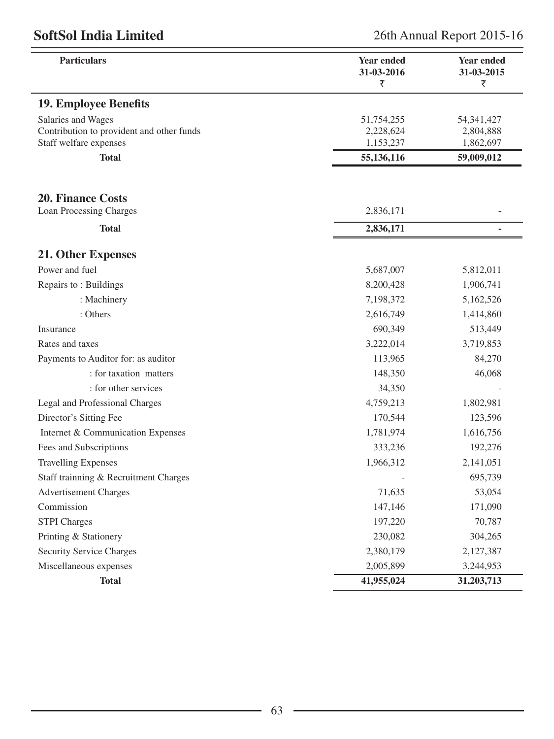| Particulars | Year ended 31-03-2016 ₹ | Year ended 31-03-2015 ₹ |
|---|---|---|
| **19. Employee Benefits** | | |
| Salaries and Wages | 51,754,255 | 54,341,427 |
| Contribution to provident and other funds | 2,228,624 | 2,804,888 |
| Staff welfare expenses | 1,153,237 | 1,862,697 |
| **Total** | **55,136,116** | **59,009,012** |
| **20. Finance Costs** | | |
| Loan Processing Charges | 2,836,171 | - |
| **Total** | **2,836,171** | **-** |
| **21. Other Expenses** | | |
| Power and fuel | 5,687,007 | 5,812,011 |
| Repairs to : Buildings | 8,200,428 | 1,906,741 |
| : Machinery | 7,198,372 | 5,162,526 |
| : Others | 2,616,749 | 1,414,860 |
| Insurance | 690,349 | 513,449 |
| Rates and taxes | 3,222,014 | 3,719,853 |
| Payments to Auditor for: as auditor | 113,965 | 84,270 |
| : for taxation matters | 148,350 | 46,068 |
| : for other services | 34,350 | - |
| Legal and Professional Charges | 4,759,213 | 1,802,981 |
| Director's Sitting Fee | 170,544 | 123,596 |
| Internet & Communication Expenses | 1,781,974 | 1,616,756 |
| Fees and Subscriptions | 333,236 | 192,276 |
| Travelling Expenses | 1,966,312 | 2,141,051 |
| Staff trainning & Recruitment Charges | - | 695,739 |
| Advertisement Charges | 71,635 | 53,054 |
| Commission | 147,146 | 171,090 |
| STPI Charges | 197,220 | 70,787 |
| Printing & Stationery | 230,082 | 304,265 |
| Security Service Charges | 2,380,179 | 2,127,387 |
| Miscellaneous expenses | 2,005,899 | 3,244,953 |
| **Total** | **41,955,024** | **31,203,713** |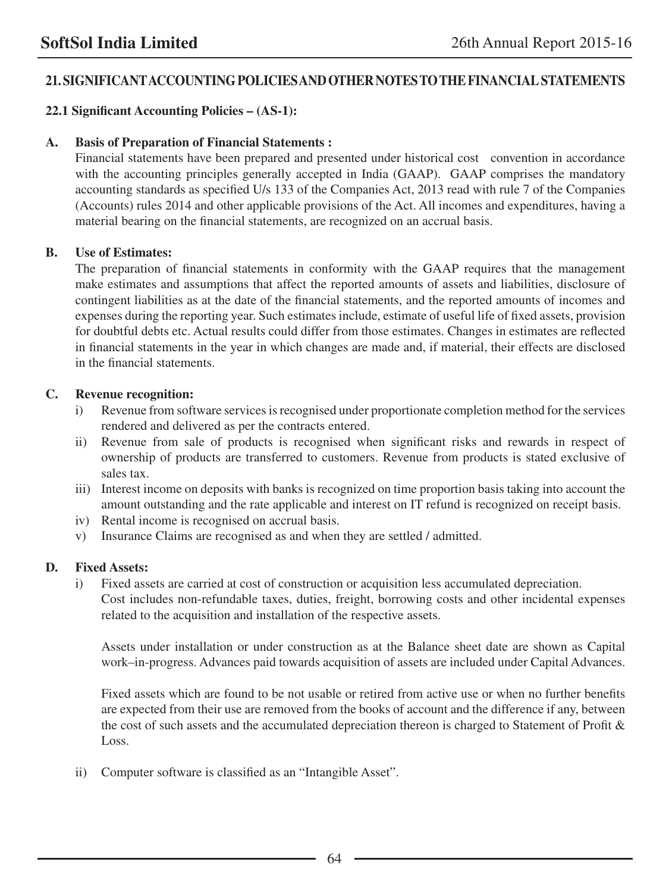## 21. SIGNIFICANT ACCOUNTING POLICIES AND OTHER NOTES TO THE FINANCIAL STATEMENTS

### 22.1 Significant Accounting Policies – (AS-1):

**A. Basis of Preparation of Financial Statements :**

Financial statements have been prepared and presented under historical cost convention in accordance with the accounting principles generally accepted in India (GAAP). GAAP comprises the mandatory accounting standards as specified U/s 133 of the Companies Act, 2013 read with rule 7 of the Companies (Accounts) rules 2014 and other applicable provisions of the Act. All incomes and expenditures, having a material bearing on the financial statements, are recognized on an accrual basis.

**B. Use of Estimates:**

The preparation of financial statements in conformity with the GAAP requires that the management make estimates and assumptions that affect the reported amounts of assets and liabilities, disclosure of contingent liabilities as at the date of the financial statements, and the reported amounts of incomes and expenses during the reporting year. Such estimates include, estimate of useful life of fixed assets, provision for doubtful debts etc. Actual results could differ from those estimates. Changes in estimates are reflected in financial statements in the year in which changes are made and, if material, their effects are disclosed in the financial statements.

**C. Revenue recognition:**

i) Revenue from software services is recognised under proportionate completion method for the services rendered and delivered as per the contracts entered.

ii) Revenue from sale of products is recognised when significant risks and rewards in respect of ownership of products are transferred to customers. Revenue from products is stated exclusive of sales tax.

iii) Interest income on deposits with banks is recognized on time proportion basis taking into account the amount outstanding and the rate applicable and interest on IT refund is recognized on receipt basis.

iv) Rental income is recognised on accrual basis.

v) Insurance Claims are recognised as and when they are settled / admitted.

**D. Fixed Assets:**

i) Fixed assets are carried at cost of construction or acquisition less accumulated depreciation.
Cost includes non-refundable taxes, duties, freight, borrowing costs and other incidental expenses related to the acquisition and installation of the respective assets.

Assets under installation or under construction as at the Balance sheet date are shown as Capital work–in-progress. Advances paid towards acquisition of assets are included under Capital Advances.

Fixed assets which are found to be not usable or retired from active use or when no further benefits are expected from their use are removed from the books of account and the difference if any, between the cost of such assets and the accumulated depreciation thereon is charged to Statement of Profit & Loss.

ii) Computer software is classified as an "Intangible Asset".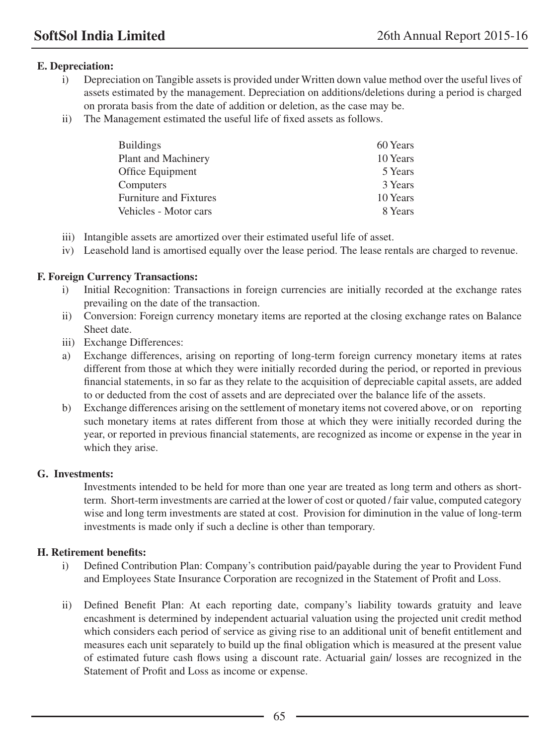**E. Depreciation:**

i) Depreciation on Tangible assets is provided under Written down value method over the useful lives of assets estimated by the management. Depreciation on additions/deletions during a period is charged on prorata basis from the date of addition or deletion, as the case may be.

ii) The Management estimated the useful life of fixed assets as follows.

| | |
|---|---|
| Buildings | 60 Years |
| Plant and Machinery | 10 Years |
| Office Equipment | 5 Years |
| Computers | 3 Years |
| Furniture and Fixtures | 10 Years |
| Vehicles - Motor cars | 8 Years |

iii) Intangible assets are amortized over their estimated useful life of asset.

iv) Leasehold land is amortised equally over the lease period. The lease rentals are charged to revenue.

**F. Foreign Currency Transactions:**

i) Initial Recognition: Transactions in foreign currencies are initially recorded at the exchange rates prevailing on the date of the transaction.

ii) Conversion: Foreign currency monetary items are reported at the closing exchange rates on Balance Sheet date.

iii) Exchange Differences:

a) Exchange differences, arising on reporting of long-term foreign currency monetary items at rates different from those at which they were initially recorded during the period, or reported in previous financial statements, in so far as they relate to the acquisition of depreciable capital assets, are added to or deducted from the cost of assets and are depreciated over the balance life of the assets.

b) Exchange differences arising on the settlement of monetary items not covered above, or on reporting such monetary items at rates different from those at which they were initially recorded during the year, or reported in previous financial statements, are recognized as income or expense in the year in which they arise.

**G. Investments:**

Investments intended to be held for more than one year are treated as long term and others as short-term. Short-term investments are carried at the lower of cost or quoted / fair value, computed category wise and long term investments are stated at cost. Provision for diminution in the value of long-term investments is made only if such a decline is other than temporary.

**H. Retirement benefits:**

i) Defined Contribution Plan: Company's contribution paid/payable during the year to Provident Fund and Employees State Insurance Corporation are recognized in the Statement of Profit and Loss.

ii) Defined Benefit Plan: At each reporting date, company's liability towards gratuity and leave encashment is determined by independent actuarial valuation using the projected unit credit method which considers each period of service as giving rise to an additional unit of benefit entitlement and measures each unit separately to build up the final obligation which is measured at the present value of estimated future cash flows using a discount rate. Actuarial gain/ losses are recognized in the Statement of Profit and Loss as income or expense.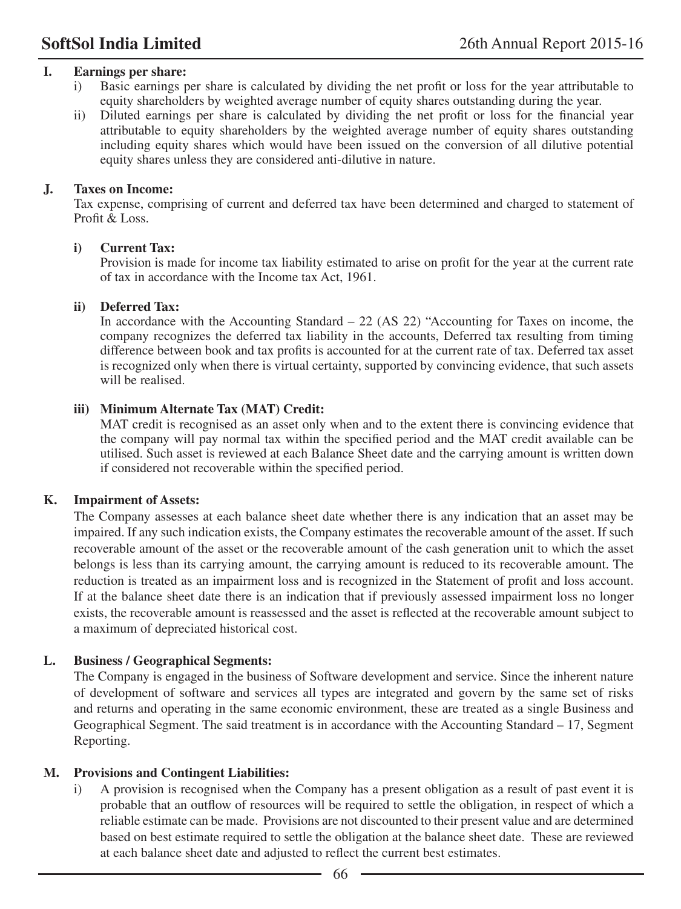**I. Earnings per share:**

i) Basic earnings per share is calculated by dividing the net profit or loss for the year attributable to equity shareholders by weighted average number of equity shares outstanding during the year.

ii) Diluted earnings per share is calculated by dividing the net profit or loss for the financial year attributable to equity shareholders by the weighted average number of equity shares outstanding including equity shares which would have been issued on the conversion of all dilutive potential equity shares unless they are considered anti-dilutive in nature.

**J. Taxes on Income:**

Tax expense, comprising of current and deferred tax have been determined and charged to statement of Profit & Loss.

**i) Current Tax:**

Provision is made for income tax liability estimated to arise on profit for the year at the current rate of tax in accordance with the Income tax Act, 1961.

**ii) Deferred Tax:**

In accordance with the Accounting Standard – 22 (AS 22) "Accounting for Taxes on income, the company recognizes the deferred tax liability in the accounts, Deferred tax resulting from timing difference between book and tax profits is accounted for at the current rate of tax. Deferred tax asset is recognized only when there is virtual certainty, supported by convincing evidence, that such assets will be realised.

**iii) Minimum Alternate Tax (MAT) Credit:**

MAT credit is recognised as an asset only when and to the extent there is convincing evidence that the company will pay normal tax within the specified period and the MAT credit available can be utilised. Such asset is reviewed at each Balance Sheet date and the carrying amount is written down if considered not recoverable within the specified period.

**K. Impairment of Assets:**

The Company assesses at each balance sheet date whether there is any indication that an asset may be impaired. If any such indication exists, the Company estimates the recoverable amount of the asset. If such recoverable amount of the asset or the recoverable amount of the cash generation unit to which the asset belongs is less than its carrying amount, the carrying amount is reduced to its recoverable amount. The reduction is treated as an impairment loss and is recognized in the Statement of profit and loss account. If at the balance sheet date there is an indication that if previously assessed impairment loss no longer exists, the recoverable amount is reassessed and the asset is reflected at the recoverable amount subject to a maximum of depreciated historical cost.

**L. Business / Geographical Segments:**

The Company is engaged in the business of Software development and service. Since the inherent nature of development of software and services all types are integrated and govern by the same set of risks and returns and operating in the same economic environment, these are treated as a single Business and Geographical Segment. The said treatment is in accordance with the Accounting Standard – 17, Segment Reporting.

**M. Provisions and Contingent Liabilities:**

i) A provision is recognised when the Company has a present obligation as a result of past event it is probable that an outflow of resources will be required to settle the obligation, in respect of which a reliable estimate can be made. Provisions are not discounted to their present value and are determined based on best estimate required to settle the obligation at the balance sheet date. These are reviewed at each balance sheet date and adjusted to reflect the current best estimates.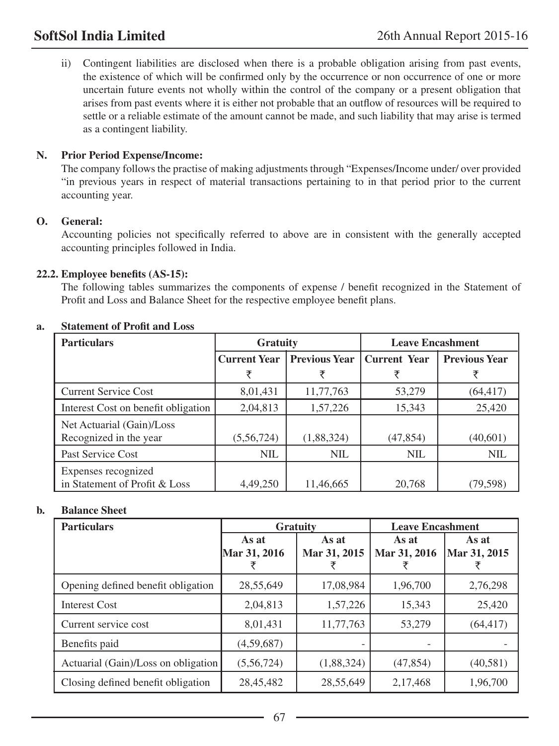ii) Contingent liabilities are disclosed when there is a probable obligation arising from past events, the existence of which will be confirmed only by the occurrence or non occurrence of one or more uncertain future events not wholly within the control of the company or a present obligation that arises from past events where it is either not probable that an outflow of resources will be required to settle or a reliable estimate of the amount cannot be made, and such liability that may arise is termed as a contingent liability.

**N. Prior Period Expense/Income:**

The company follows the practise of making adjustments through "Expenses/Income under/ over provided "in previous years in respect of material transactions pertaining to in that period prior to the current accounting year.

**O. General:**

Accounting policies not specifically referred to above are in consistent with the generally accepted accounting principles followed in India.

**22.2. Employee benefits (AS-15):**

The following tables summarizes the components of expense / benefit recognized in the Statement of Profit and Loss and Balance Sheet for the respective employee benefit plans.

**a. Statement of Profit and Loss**

| Particulars | Gratuity | | Leave Encashment | |
|---|---|---|---|---|
| | Current Year ₹ | Previous Year ₹ | Current Year ₹ | Previous Year ₹ |
| Current Service Cost | 8,01,431 | 11,77,763 | 53,279 | (64,417) |
| Interest Cost on benefit obligation | 2,04,813 | 1,57,226 | 15,343 | 25,420 |
| Net Actuarial (Gain)/Loss Recognized in the year | (5,56,724) | (1,88,324) | (47,854) | (40,601) |
| Past Service Cost | NIL | NIL | NIL | NIL |
| Expenses recognized in Statement of Profit & Loss | 4,49,250 | 11,46,665 | 20,768 | (79,598) |

**b. Balance Sheet**

| Particulars | Gratuity | | Leave Encashment | |
|---|---|---|---|---|
| | As at Mar 31, 2016 ₹ | As at Mar 31, 2015 ₹ | As at Mar 31, 2016 ₹ | As at Mar 31, 2015 ₹ |
| Opening defined benefit obligation | 28,55,649 | 17,08,984 | 1,96,700 | 2,76,298 |
| Interest Cost | 2,04,813 | 1,57,226 | 15,343 | 25,420 |
| Current service cost | 8,01,431 | 11,77,763 | 53,279 | (64,417) |
| Benefits paid | (4,59,687) | - | - | - |
| Actuarial (Gain)/Loss on obligation | (5,56,724) | (1,88,324) | (47,854) | (40,581) |
| Closing defined benefit obligation | 28,45,482 | 28,55,649 | 2,17,468 | 1,96,700 |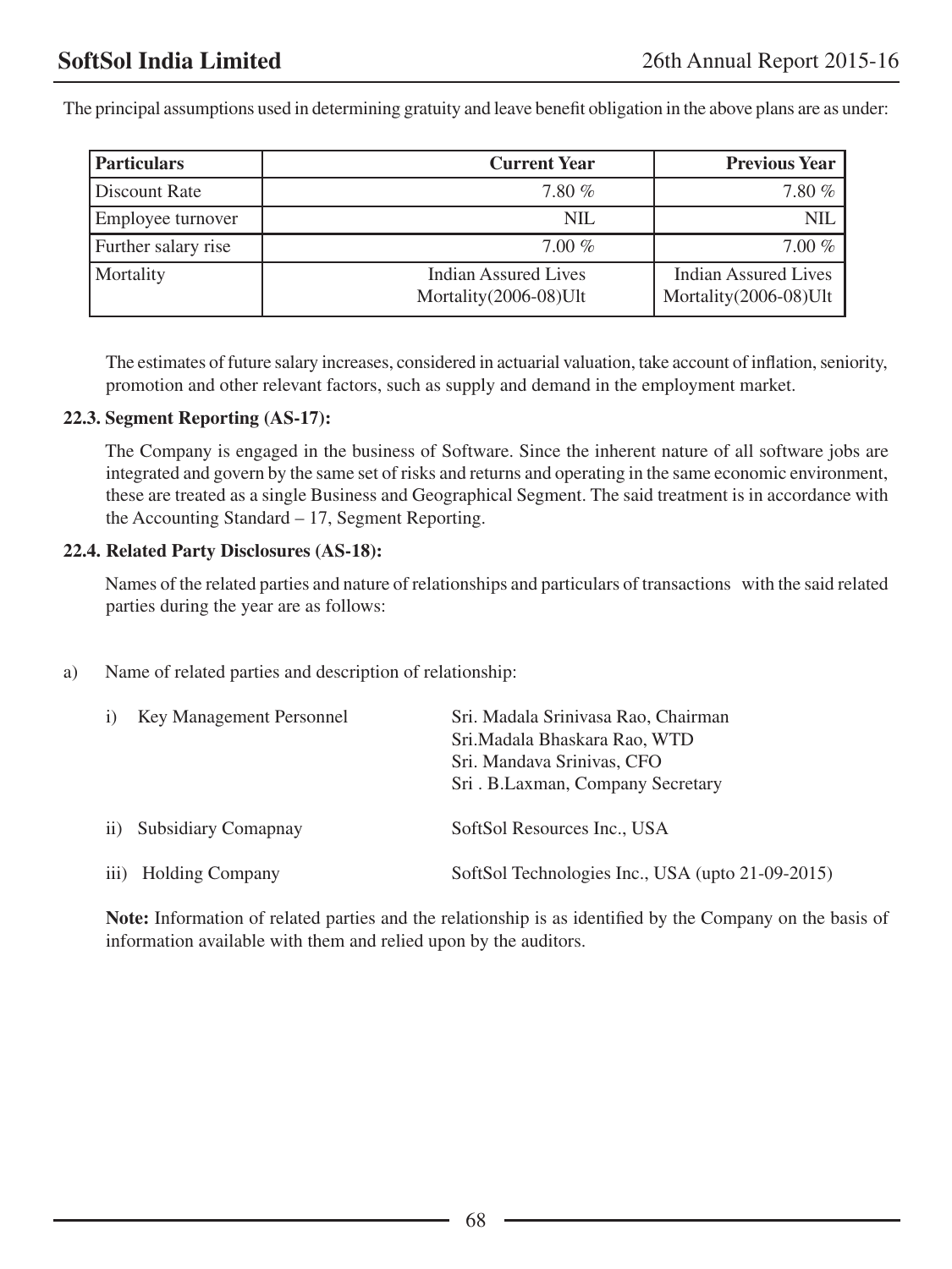The principal assumptions used in determining gratuity and leave benefit obligation in the above plans are as under:

| Particulars | Current Year | Previous Year |
|---|---|---|
| Discount Rate | 7.80 % | 7.80 % |
| Employee turnover | NIL | NIL |
| Further salary rise | 7.00 % | 7.00 % |
| Mortality | Indian Assured Lives Mortality(2006-08)Ult | Indian Assured Lives Mortality(2006-08)Ult |

The estimates of future salary increases, considered in actuarial valuation, take account of inflation, seniority, promotion and other relevant factors, such as supply and demand in the employment market.

**22.3. Segment Reporting (AS-17):**

The Company is engaged in the business of Software. Since the inherent nature of all software jobs are integrated and govern by the same set of risks and returns and operating in the same economic environment, these are treated as a single Business and Geographical Segment. The said treatment is in accordance with the Accounting Standard – 17, Segment Reporting.

**22.4. Related Party Disclosures (AS-18):**

Names of the related parties and nature of relationships and particulars of transactions with the said related parties during the year are as follows:

a) Name of related parties and description of relationship:

| | |
|---|---|
| i) Key Management Personnel | Sri. Madala Srinivasa Rao, Chairman<br>Sri.Madala Bhaskara Rao, WTD<br>Sri. Mandava Srinivas, CFO<br>Sri . B.Laxman, Company Secretary |
| ii) Subsidiary Comapnay | SoftSol Resources Inc., USA |
| iii) Holding Company | SoftSol Technologies Inc., USA (upto 21-09-2015) |

**Note:** Information of related parties and the relationship is as identified by the Company on the basis of information available with them and relied upon by the auditors.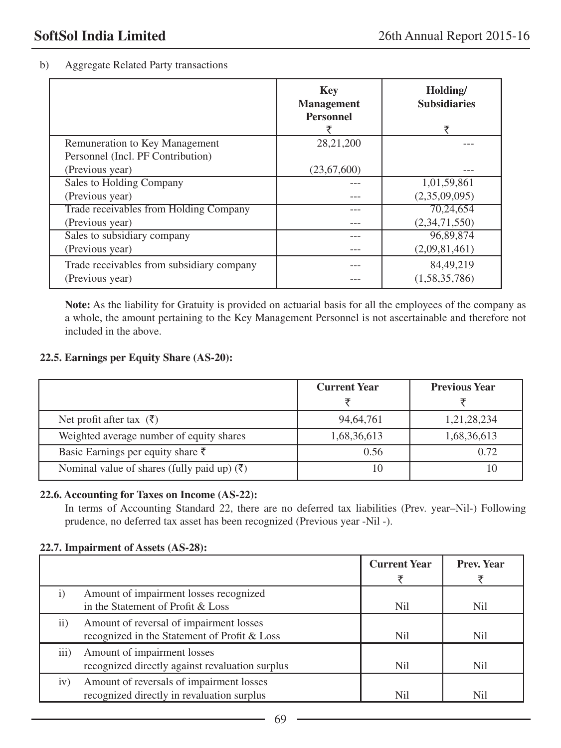b) Aggregate Related Party transactions

| | Key Management Personnel ₹ | Holding/ Subsidiaries ₹ |
|---|---|---|
| Remuneration to Key Management Personnel (Incl. PF Contribution) | 28,21,200 | --- |
| (Previous year) | (23,67,600) | --- |
| Sales to Holding Company | --- | 1,01,59,861 |
| (Previous year) | --- | (2,35,09,095) |
| Trade receivables from Holding Company | --- | 70,24,654 |
| (Previous year) | --- | (2,34,71,550) |
| Sales to subsidiary company | --- | 96,89,874 |
| (Previous year) | --- | (2,09,81,461) |
| Trade receivables from subsidiary company | --- | 84,49,219 |
| (Previous year) | --- | (1,58,35,786) |

**Note:** As the liability for Gratuity is provided on actuarial basis for all the employees of the company as a whole, the amount pertaining to the Key Management Personnel is not ascertainable and therefore not included in the above.

### 22.5. Earnings per Equity Share (AS-20):

| | Current Year ₹ | Previous Year ₹ |
|---|---|---|
| Net profit after tax (₹) | 94,64,761 | 1,21,28,234 |
| Weighted average number of equity shares | 1,68,36,613 | 1,68,36,613 |
| Basic Earnings per equity share ₹ | 0.56 | 0.72 |
| Nominal value of shares (fully paid up) (₹) | 10 | 10 |

### 22.6. Accounting for Taxes on Income (AS-22):

In terms of Accounting Standard 22, there are no deferred tax liabilities (Prev. year–Nil-) Following prudence, no deferred tax asset has been recognized (Previous year -Nil -).

### 22.7. Impairment of Assets (AS-28):

| | | Current Year ₹ | Prev. Year ₹ |
|---|---|---|---|
| i) | Amount of impairment losses recognized in the Statement of Profit & Loss | Nil | Nil |
| ii) | Amount of reversal of impairment losses recognized in the Statement of Profit & Loss | Nil | Nil |
| iii) | Amount of impairment losses recognized directly against revaluation surplus | Nil | Nil |
| iv) | Amount of reversals of impairment losses recognized directly in revaluation surplus | Nil | Nil |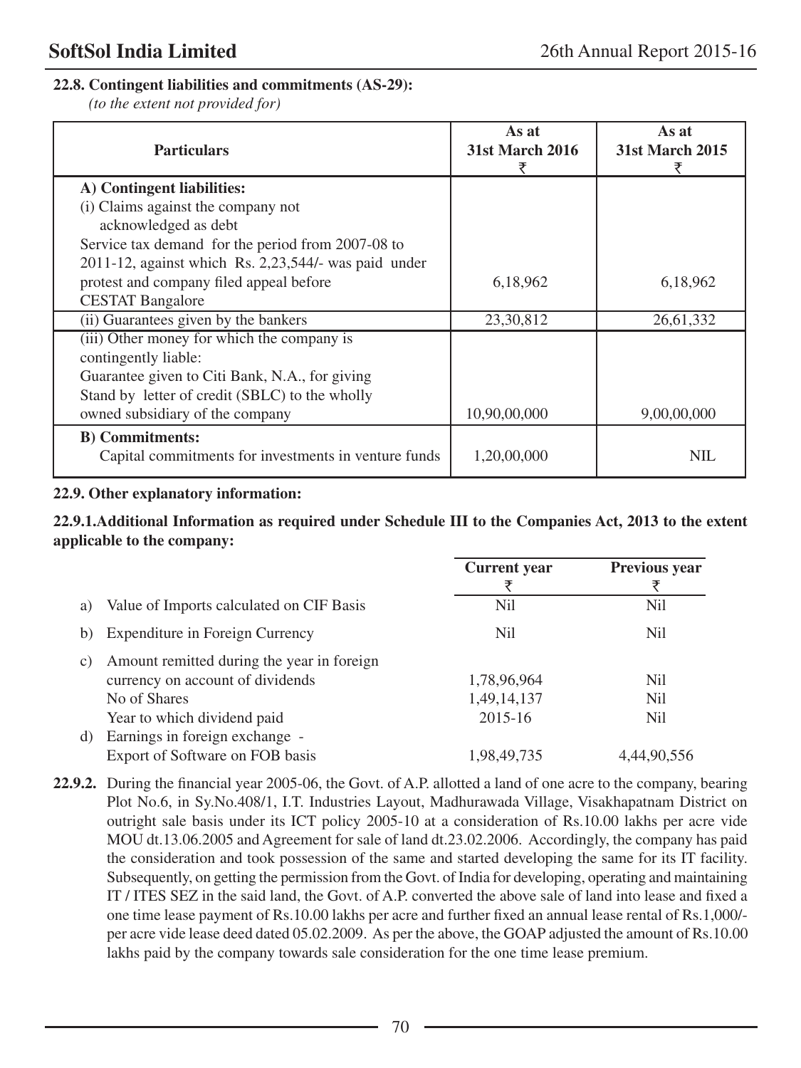### 22.8. Contingent liabilities and commitments (AS-29):

*(to the extent not provided for)*

| Particulars | As at 31st March 2016 ₹ | As at 31st March 2015 ₹ |
|---|---|---|
| **A) Contingent liabilities:** | | |
| (i) Claims against the company not acknowledged as debt<br>Service tax demand for the period from 2007-08 to 2011-12, against which Rs. 2,23,544/- was paid under protest and company filed appeal before CESTAT Bangalore | 6,18,962 | 6,18,962 |
| (ii) Guarantees given by the bankers | 23,30,812 | 26,61,332 |
| (iii) Other money for which the company is contingently liable:<br>Guarantee given to Citi Bank, N.A., for giving Stand by letter of credit (SBLC) to the wholly owned subsidiary of the company | 10,90,00,000 | 9,00,00,000 |
| **B) Commitments:**<br>Capital commitments for investments in venture funds | 1,20,00,000 | NIL |

### 22.9. Other explanatory information:

**22.9.1. Additional Information as required under Schedule III to the Companies Act, 2013 to the extent applicable to the company:**

| | | Current year ₹ | Previous year ₹ |
|---|---|---|---|
| a) | Value of Imports calculated on CIF Basis | Nil | Nil |
| b) | Expenditure in Foreign Currency | Nil | Nil |
| c) | Amount remitted during the year in foreign currency on account of dividends | 1,78,96,964 | Nil |
| | No of Shares | 1,49,14,137 | Nil |
| | Year to which dividend paid | 2015-16 | Nil |
| d) | Earnings in foreign exchange - Export of Software on FOB basis | 1,98,49,735 | 4,44,90,556 |

**22.9.2.** During the financial year 2005-06, the Govt. of A.P. allotted a land of one acre to the company, bearing Plot No.6, in Sy.No.408/1, I.T. Industries Layout, Madhurawada Village, Visakhapatnam District on outright sale basis under its ICT policy 2005-10 at a consideration of Rs.10.00 lakhs per acre vide MOU dt.13.06.2005 and Agreement for sale of land dt.23.02.2006. Accordingly, the company has paid the consideration and took possession of the same and started developing the same for its IT facility. Subsequently, on getting the permission from the Govt. of India for developing, operating and maintaining IT / ITES SEZ in the said land, the Govt. of A.P. converted the above sale of land into lease and fixed a one time lease payment of Rs.10.00 lakhs per acre and further fixed an annual lease rental of Rs.1,000/- per acre vide lease deed dated 05.02.2009. As per the above, the GOAP adjusted the amount of Rs.10.00 lakhs paid by the company towards sale consideration for the one time lease premium.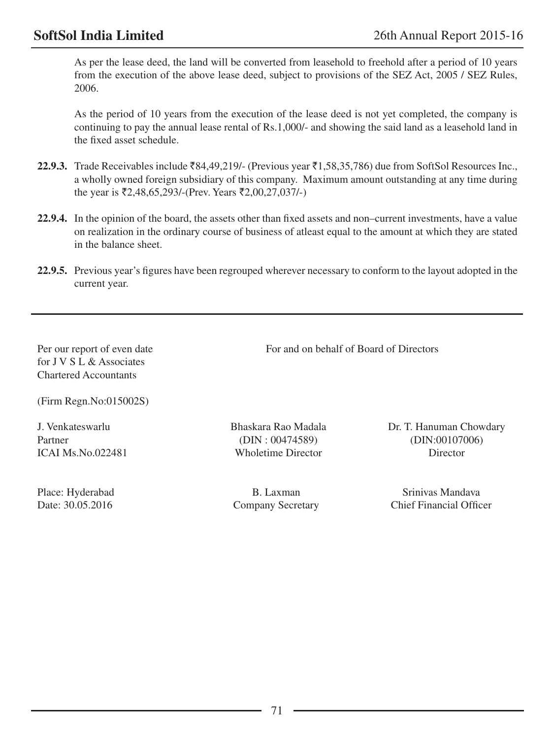As per the lease deed, the land will be converted from leasehold to freehold after a period of 10 years from the execution of the above lease deed, subject to provisions of the SEZ Act, 2005 / SEZ Rules, 2006.

As the period of 10 years from the execution of the lease deed is not yet completed, the company is continuing to pay the annual lease rental of Rs.1,000/- and showing the said land as a leasehold land in the fixed asset schedule.

**22.9.3.** Trade Receivables include ₹84,49,219/- (Previous year ₹1,58,35,786) due from SoftSol Resources Inc., a wholly owned foreign subsidiary of this company. Maximum amount outstanding at any time during the year is ₹2,48,65,293/-(Prev. Years ₹2,00,27,037/-)

**22.9.4.** In the opinion of the board, the assets other than fixed assets and non–current investments, have a value on realization in the ordinary course of business of atleast equal to the amount at which they are stated in the balance sheet.

**22.9.5.** Previous year's figures have been regrouped wherever necessary to conform to the layout adopted in the current year.

---

Per our report of even date
for J V S L & Associates
Chartered Accountants

(Firm Regn.No:015002S)

J. Venkateswarlu
Partner
ICAI Ms.No.022481

Place: Hyderabad
Date: 30.05.2016

For and on behalf of Board of Directors

Bhaskara Rao Madala
(DIN : 00474589)
Wholetime Director

Dr. T. Hanuman Chowdary
(DIN:00107006)
Director

B. Laxman
Company Secretary

Srinivas Mandava
Chief Financial Officer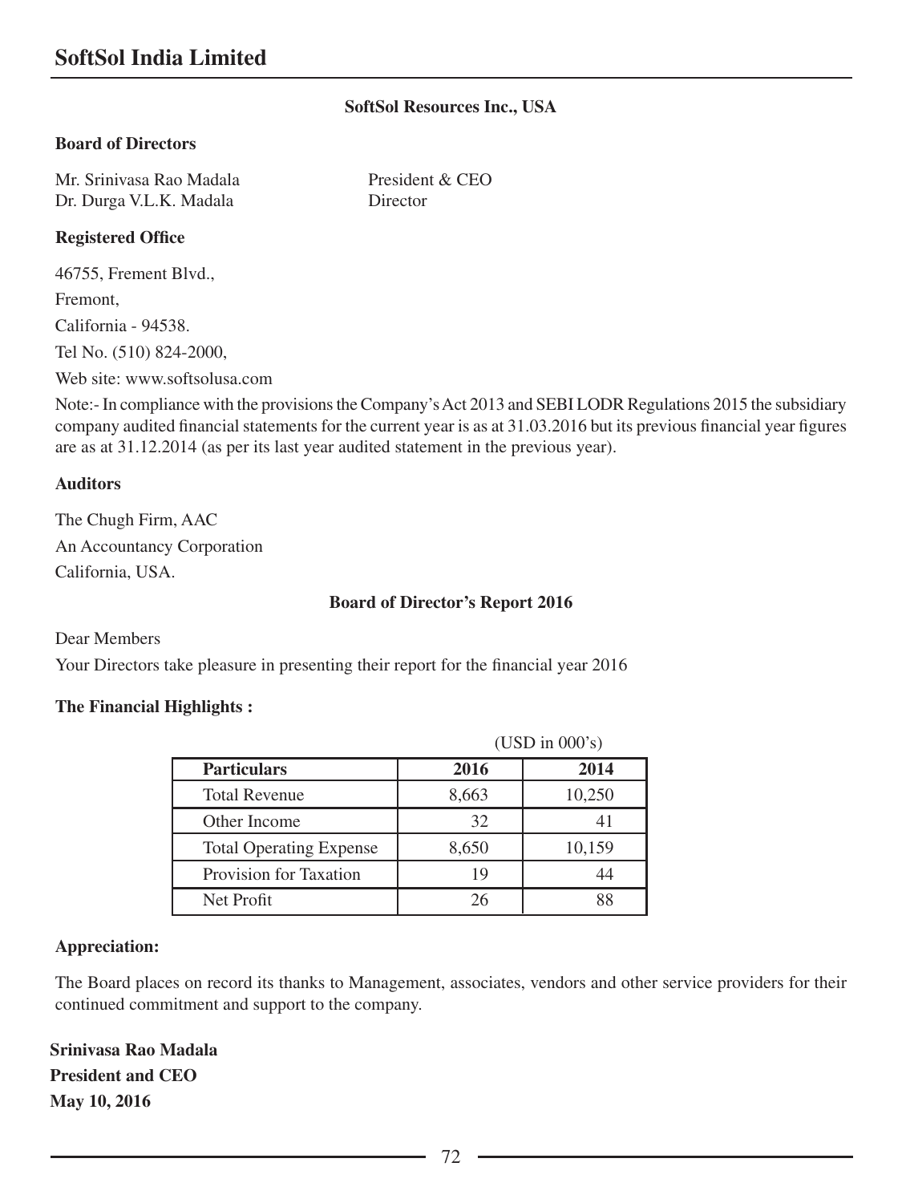## SoftSol Resources Inc., USA

**Board of Directors**

| | |
|---|---|
| Mr. Srinivasa Rao Madala | President & CEO |
| Dr. Durga V.L.K. Madala | Director |

**Registered Office**

46755, Frement Blvd.,

Fremont,

California - 94538.

Tel No. (510) 824-2000,

Web site: www.softsolusa.com

Note:- In compliance with the provisions the Company's Act 2013 and SEBI LODR Regulations 2015 the subsidiary company audited financial statements for the current year is as at 31.03.2016 but its previous financial year figures are as at 31.12.2014 (as per its last year audited statement in the previous year).

**Auditors**

The Chugh Firm, AAC

An Accountancy Corporation

California, USA.

### Board of Director's Report 2016

Dear Members

Your Directors take pleasure in presenting their report for the financial year 2016

**The Financial Highlights :**

(USD in 000's)

| Particulars | 2016 | 2014 |
|---|---|---|
| Total Revenue | 8,663 | 10,250 |
| Other Income | 32 | 41 |
| Total Operating Expense | 8,650 | 10,159 |
| Provision for Taxation | 19 | 44 |
| Net Profit | 26 | 88 |

**Appreciation:**

The Board places on record its thanks to Management, associates, vendors and other service providers for their continued commitment and support to the company.

**Srinivasa Rao Madala**
**President and CEO**
**May 10, 2016**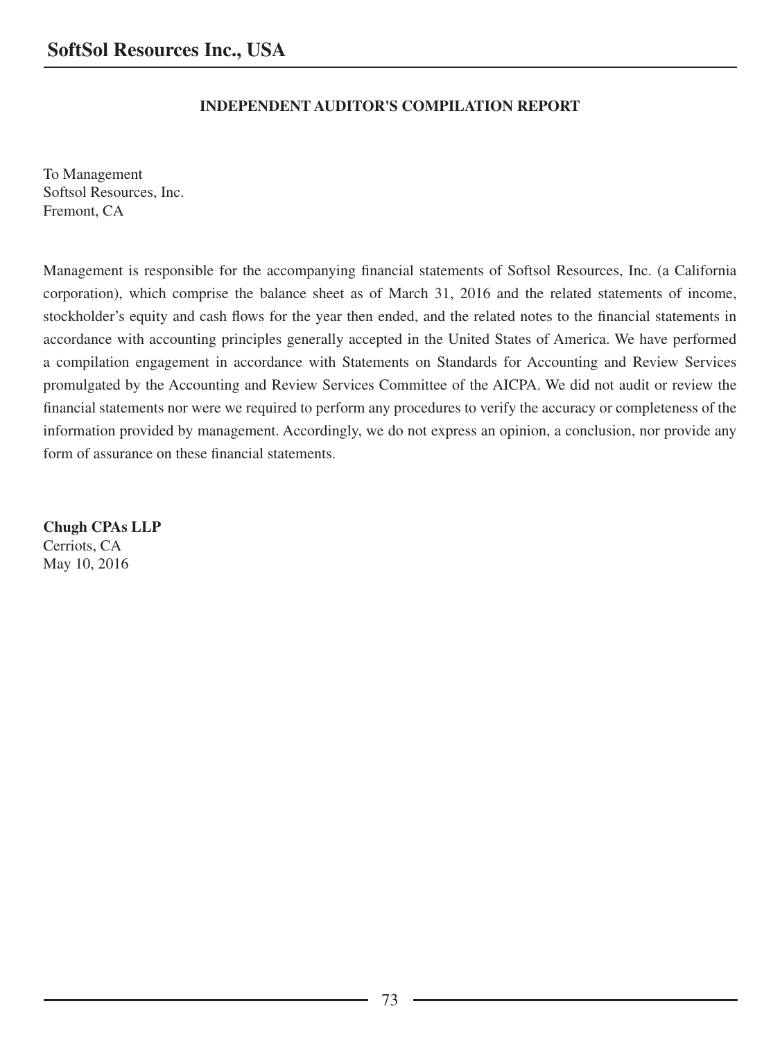## INDEPENDENT AUDITOR'S COMPILATION REPORT

To Management
Softsol Resources, Inc.
Fremont, CA

Management is responsible for the accompanying financial statements of Softsol Resources, Inc. (a California corporation), which comprise the balance sheet as of March 31, 2016 and the related statements of income, stockholder's equity and cash flows for the year then ended, and the related notes to the financial statements in accordance with accounting principles generally accepted in the United States of America. We have performed a compilation engagement in accordance with Statements on Standards for Accounting and Review Services promulgated by the Accounting and Review Services Committee of the AICPA. We did not audit or review the financial statements nor were we required to perform any procedures to verify the accuracy or completeness of the information provided by management. Accordingly, we do not express an opinion, a conclusion, nor provide any form of assurance on these financial statements.

**Chugh CPAs LLP**
Cerriots, CA
May 10, 2016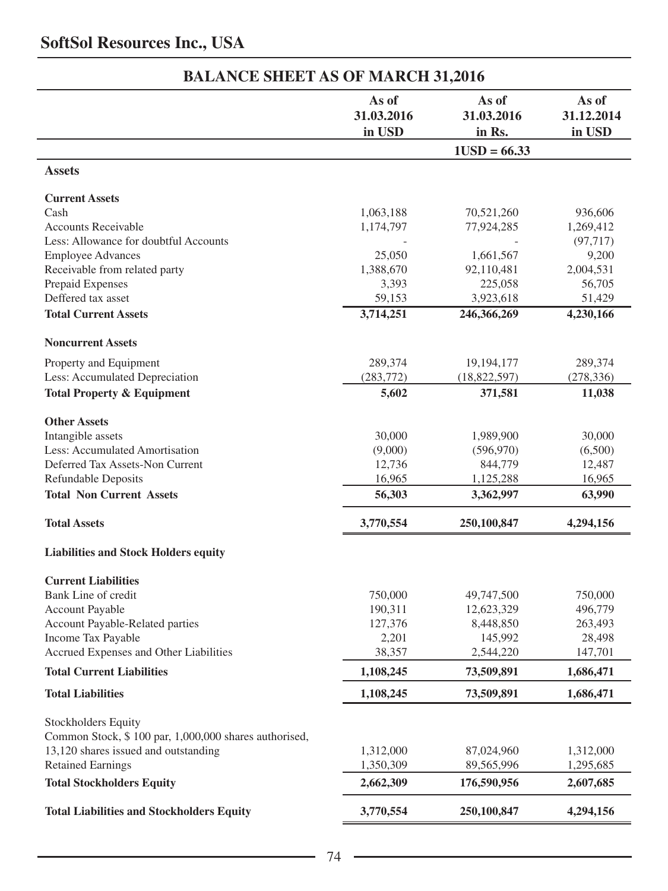# SoftSol Resources Inc., USA

## BALANCE SHEET AS OF MARCH 31,2016

| | As of 31.03.2016 in USD | As of 31.03.2016 in Rs. | As of 31.12.2014 in USD |
|---|---|---|---|
| | | 1USD = 66.33 | |
| **Assets** | | | |
| **Current Assets** | | | |
| Cash | 1,063,188 | 70,521,260 | 936,606 |
| Accounts Receivable | 1,174,797 | 77,924,285 | 1,269,412 |
| Less: Allowance for doubtful Accounts | - | - | (97,717) |
| Employee Advances | 25,050 | 1,661,567 | 9,200 |
| Receivable from related party | 1,388,670 | 92,110,481 | 2,004,531 |
| Prepaid Expenses | 3,393 | 225,058 | 56,705 |
| Deffered tax asset | 59,153 | 3,923,618 | 51,429 |
| **Total Current Assets** | **3,714,251** | **246,366,269** | **4,230,166** |
| **Noncurrent Assets** | | | |
| Property and Equipment | 289,374 | 19,194,177 | 289,374 |
| Less: Accumulated Depreciation | (283,772) | (18,822,597) | (278,336) |
| **Total Property & Equipment** | **5,602** | **371,581** | **11,038** |
| **Other Assets** | | | |
| Intangible assets | 30,000 | 1,989,900 | 30,000 |
| Less: Accumulated Amortisation | (9,000) | (596,970) | (6,500) |
| Deferred Tax Assets-Non Current | 12,736 | 844,779 | 12,487 |
| Refundable Deposits | 16,965 | 1,125,288 | 16,965 |
| **Total Non Current Assets** | **56,303** | **3,362,997** | **63,990** |
| **Total Assets** | **3,770,554** | **250,100,847** | **4,294,156** |
| **Liabilities and Stock Holders equity** | | | |
| **Current Liabilities** | | | |
| Bank Line of credit | 750,000 | 49,747,500 | 750,000 |
| Account Payable | 190,311 | 12,623,329 | 496,779 |
| Account Payable-Related parties | 127,376 | 8,448,850 | 263,493 |
| Income Tax Payable | 2,201 | 145,992 | 28,498 |
| Accrued Expenses and Other Liabilities | 38,357 | 2,544,220 | 147,701 |
| **Total Current Liabilities** | **1,108,245** | **73,509,891** | **1,686,471** |
| **Total Liabilities** | **1,108,245** | **73,509,891** | **1,686,471** |
| Stockholders Equity | | | |
| Common Stock, $ 100 par, 1,000,000 shares authorised, 13,120 shares issued and outstanding | 1,312,000 | 87,024,960 | 1,312,000 |
| Retained Earnings | 1,350,309 | 89,565,996 | 1,295,685 |
| **Total Stockholders Equity** | **2,662,309** | **176,590,956** | **2,607,685** |
| **Total Liabilities and Stockholders Equity** | **3,770,554** | **250,100,847** | **4,294,156** |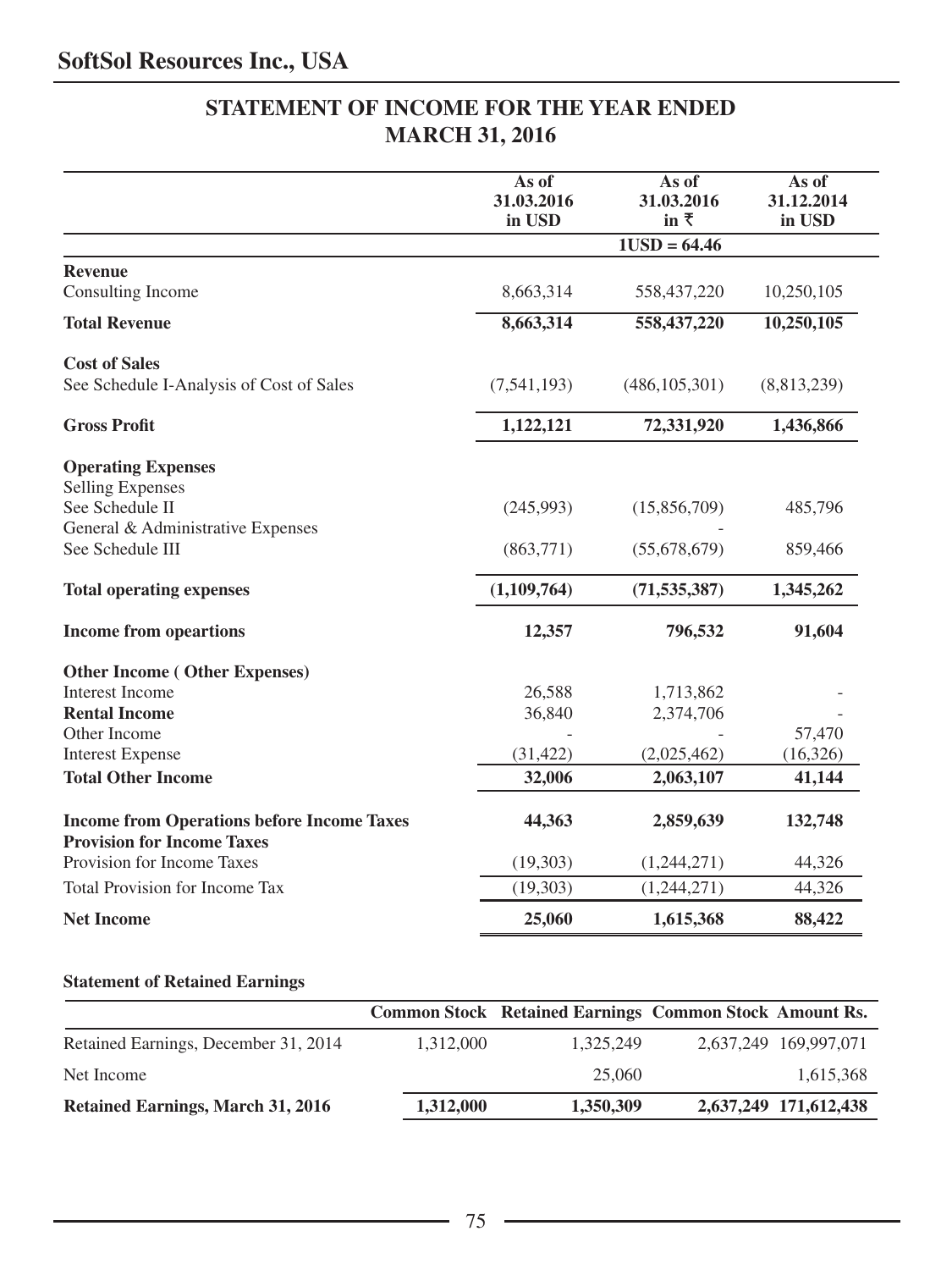# SoftSol Resources Inc., USA

## STATEMENT OF INCOME FOR THE YEAR ENDED MARCH 31, 2016

| | As of 31.03.2016 in USD | As of 31.03.2016 in ₹ | As of 31.12.2014 in USD |
|---|---|---|---|
| | | 1USD = 64.46 | |
| **Revenue** | | | |
| Consulting Income | 8,663,314 | 558,437,220 | 10,250,105 |
| **Total Revenue** | **8,663,314** | **558,437,220** | **10,250,105** |
| **Cost of Sales** | | | |
| See Schedule I-Analysis of Cost of Sales | (7,541,193) | (486,105,301) | (8,813,239) |
| **Gross Profit** | **1,122,121** | **72,331,920** | **1,436,866** |
| **Operating Expenses** | | | |
| Selling Expenses | | | |
| See Schedule II | (245,993) | (15,856,709) | 485,796 |
| General & Administrative Expenses | | - | |
| See Schedule III | (863,771) | (55,678,679) | 859,466 |
| **Total operating expenses** | **(1,109,764)** | **(71,535,387)** | **1,345,262** |
| **Income from opeartions** | **12,357** | **796,532** | **91,604** |
| **Other Income ( Other Expenses)** | | | |
| Interest Income | 26,588 | 1,713,862 | - |
| **Rental Income** | 36,840 | 2,374,706 | - |
| Other Income | - | - | 57,470 |
| Interest Expense | (31,422) | (2,025,462) | (16,326) |
| **Total Other Income** | **32,006** | **2,063,107** | **41,144** |
| **Income from Operations before Income Taxes** | **44,363** | **2,859,639** | **132,748** |
| **Provision for Income Taxes** | | | |
| Provision for Income Taxes | (19,303) | (1,244,271) | 44,326 |
| Total Provision for Income Tax | (19,303) | (1,244,271) | 44,326 |
| **Net Income** | **25,060** | **1,615,368** | **88,422** |

### Statement of Retained Earnings

| | Common Stock | Retained Earnings | Common Stock | Amount Rs. |
|---|---|---|---|---|
| Retained Earnings, December 31, 2014 | 1,312,000 | 1,325,249 | 2,637,249 | 169,997,071 |
| Net Income | | 25,060 | | 1,615,368 |
| **Retained Earnings, March 31, 2016** | **1,312,000** | **1,350,309** | **2,637,249** | **171,612,438** |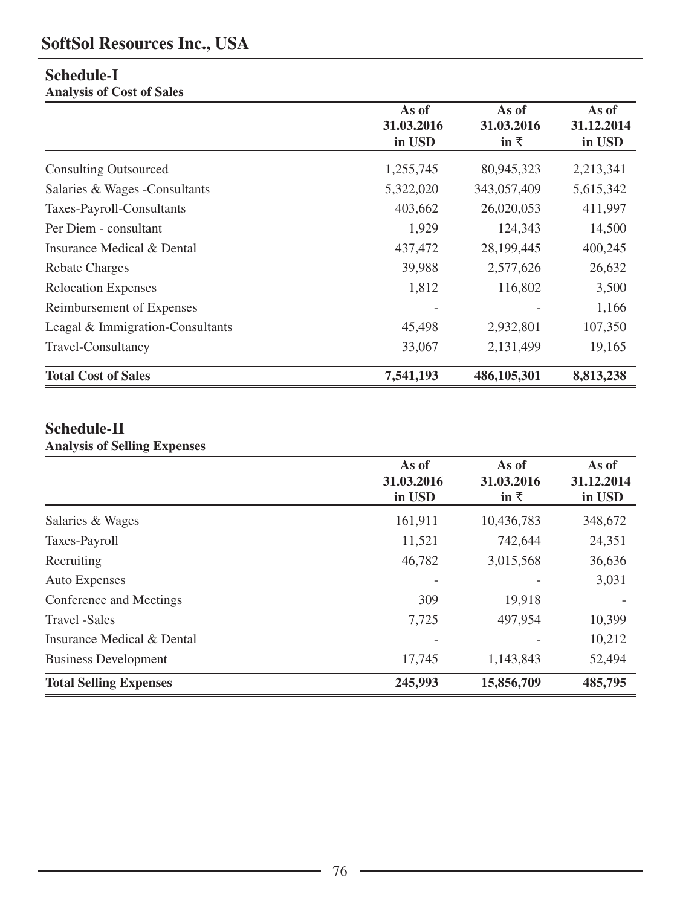# SoftSol Resources Inc., USA

## Schedule-I

**Analysis of Cost of Sales**

| | As of 31.03.2016 in USD | As of 31.03.2016 in ₹ | As of 31.12.2014 in USD |
|---|---|---|---|
| Consulting Outsourced | 1,255,745 | 80,945,323 | 2,213,341 |
| Salaries & Wages -Consultants | 5,322,020 | 343,057,409 | 5,615,342 |
| Taxes-Payroll-Consultants | 403,662 | 26,020,053 | 411,997 |
| Per Diem - consultant | 1,929 | 124,343 | 14,500 |
| Insurance Medical & Dental | 437,472 | 28,199,445 | 400,245 |
| Rebate Charges | 39,988 | 2,577,626 | 26,632 |
| Relocation Expenses | 1,812 | 116,802 | 3,500 |
| Reimbursement of Expenses | - | - | 1,166 |
| Leagal & Immigration-Consultants | 45,498 | 2,932,801 | 107,350 |
| Travel-Consultancy | 33,067 | 2,131,499 | 19,165 |
| **Total Cost of Sales** | **7,541,193** | **486,105,301** | **8,813,238** |

## Schedule-II

**Analysis of Selling Expenses**

| | As of 31.03.2016 in USD | As of 31.03.2016 in ₹ | As of 31.12.2014 in USD |
|---|---|---|---|
| Salaries & Wages | 161,911 | 10,436,783 | 348,672 |
| Taxes-Payroll | 11,521 | 742,644 | 24,351 |
| Recruiting | 46,782 | 3,015,568 | 36,636 |
| Auto Expenses | - | - | 3,031 |
| Conference and Meetings | 309 | 19,918 | - |
| Travel -Sales | 7,725 | 497,954 | 10,399 |
| Insurance Medical & Dental | - | - | 10,212 |
| Business Development | 17,745 | 1,143,843 | 52,494 |
| **Total Selling Expenses** | **245,993** | **15,856,709** | **485,795** |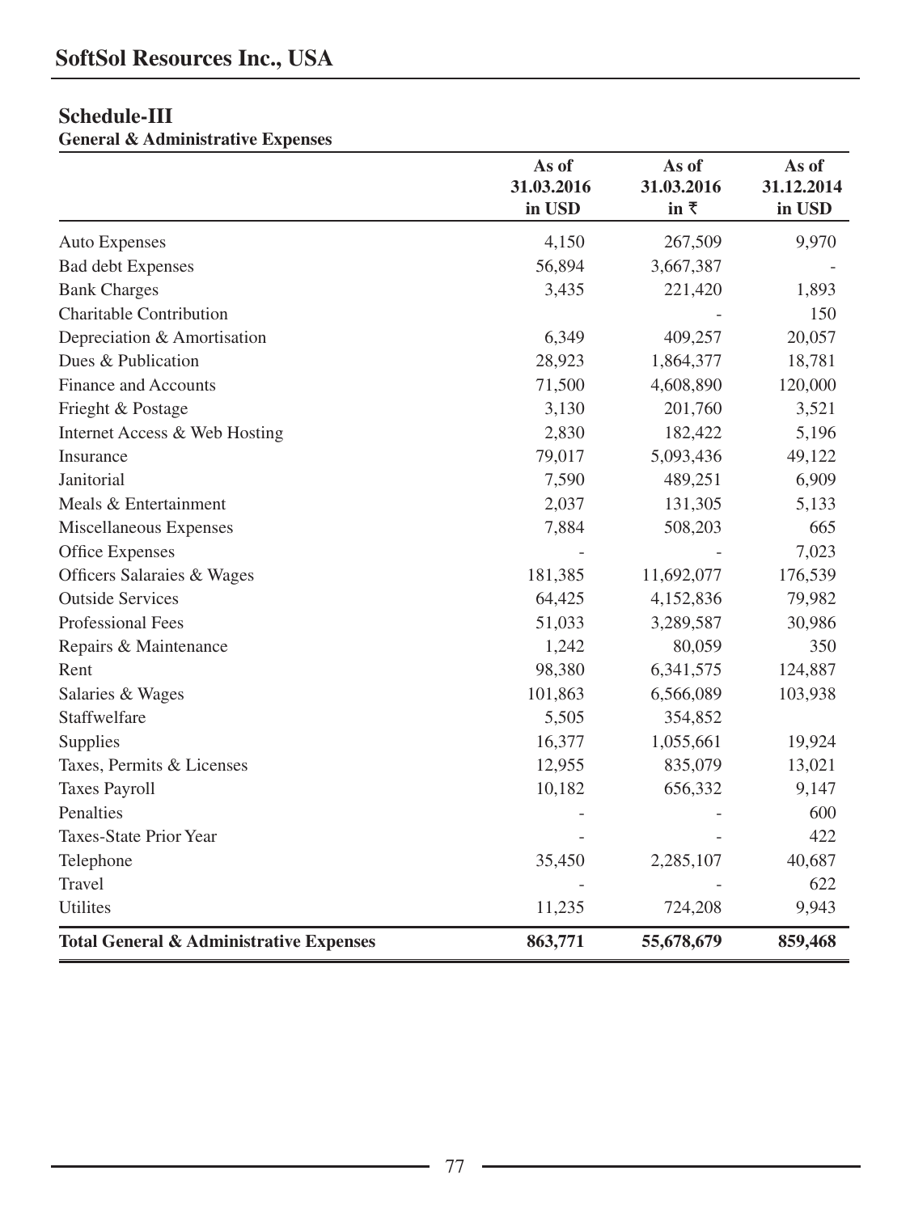## SoftSol Resources Inc., USA

### Schedule-III

**General & Administrative Expenses**

| | As of 31.03.2016 in USD | As of 31.03.2016 in ₹ | As of 31.12.2014 in USD |
|---|---|---|---|
| Auto Expenses | 4,150 | 267,509 | 9,970 |
| Bad debt Expenses | 56,894 | 3,667,387 | - |
| Bank Charges | 3,435 | 221,420 | 1,893 |
| Charitable Contribution | | - | 150 |
| Depreciation & Amortisation | 6,349 | 409,257 | 20,057 |
| Dues & Publication | 28,923 | 1,864,377 | 18,781 |
| Finance and Accounts | 71,500 | 4,608,890 | 120,000 |
| Frieght & Postage | 3,130 | 201,760 | 3,521 |
| Internet Access & Web Hosting | 2,830 | 182,422 | 5,196 |
| Insurance | 79,017 | 5,093,436 | 49,122 |
| Janitorial | 7,590 | 489,251 | 6,909 |
| Meals & Entertainment | 2,037 | 131,305 | 5,133 |
| Miscellaneous Expenses | 7,884 | 508,203 | 665 |
| Office Expenses | - | - | 7,023 |
| Officers Salaraies & Wages | 181,385 | 11,692,077 | 176,539 |
| Outside Services | 64,425 | 4,152,836 | 79,982 |
| Professional Fees | 51,033 | 3,289,587 | 30,986 |
| Repairs & Maintenance | 1,242 | 80,059 | 350 |
| Rent | 98,380 | 6,341,575 | 124,887 |
| Salaries & Wages | 101,863 | 6,566,089 | 103,938 |
| Staffwelfare | 5,505 | 354,852 | |
| Supplies | 16,377 | 1,055,661 | 19,924 |
| Taxes, Permits & Licenses | 12,955 | 835,079 | 13,021 |
| Taxes Payroll | 10,182 | 656,332 | 9,147 |
| Penalties | - | - | 600 |
| Taxes-State Prior Year | - | - | 422 |
| Telephone | 35,450 | 2,285,107 | 40,687 |
| Travel | - | - | 622 |
| Utilites | 11,235 | 724,208 | 9,943 |
| **Total General & Administrative Expenses** | **863,771** | **55,678,679** | **859,468** |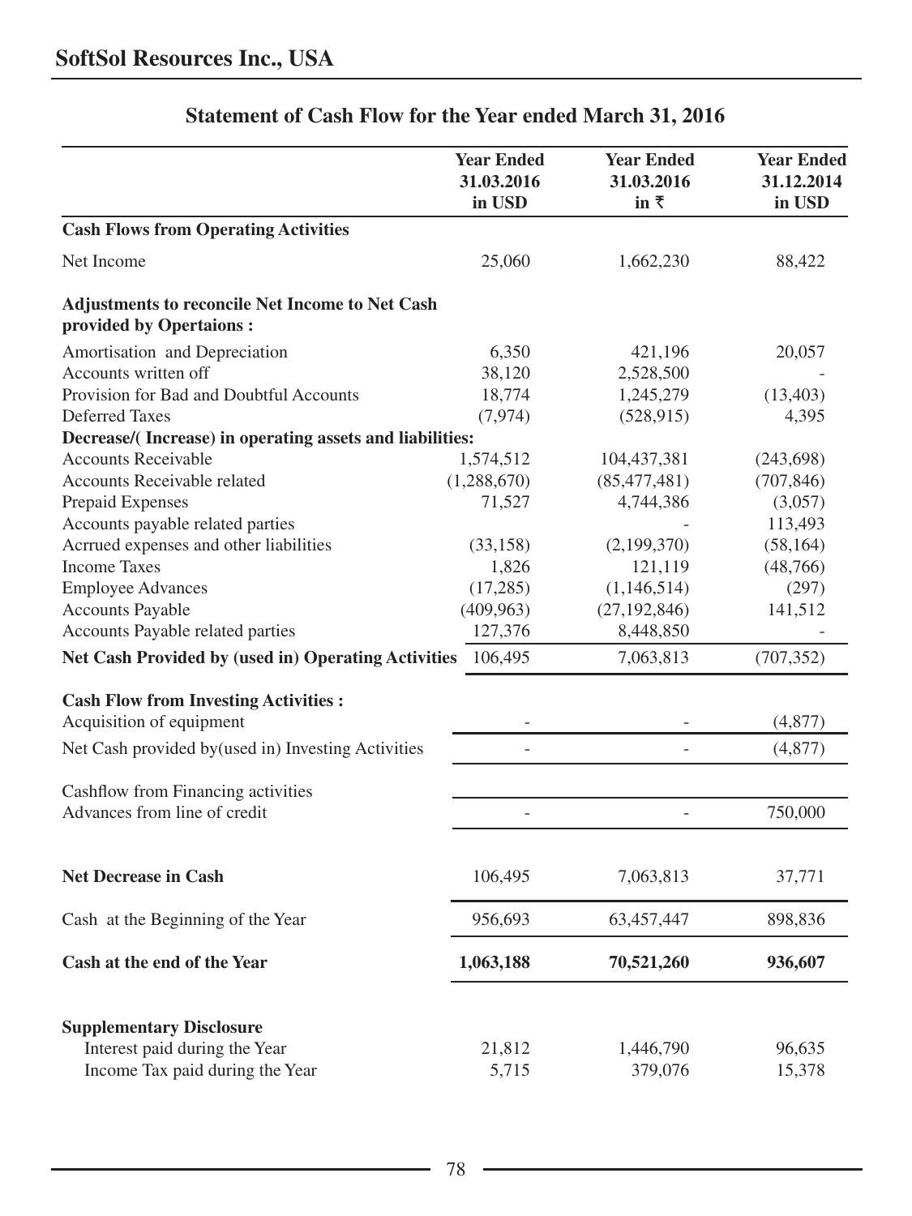# SoftSol Resources Inc., USA

## Statement of Cash Flow for the Year ended March 31, 2016

| | Year Ended 31.03.2016 in USD | Year Ended 31.03.2016 in ₹ | Year Ended 31.12.2014 in USD |
|---|---|---|---|
| **Cash Flows from Operating Activities** | | | |
| Net Income | 25,060 | 1,662,230 | 88,422 |
| **Adjustments to reconcile Net Income to Net Cash provided by Opertaions :** | | | |
| Amortisation and Depreciation | 6,350 | 421,196 | 20,057 |
| Accounts written off | 38,120 | 2,528,500 | - |
| Provision for Bad and Doubtful Accounts | 18,774 | 1,245,279 | (13,403) |
| Deferred Taxes | (7,974) | (528,915) | 4,395 |
| **Decrease/( Increase) in operating assets and liabilities:** | | | |
| Accounts Receivable | 1,574,512 | 104,437,381 | (243,698) |
| Accounts Receivable related | (1,288,670) | (85,477,481) | (707,846) |
| Prepaid Expenses | 71,527 | 4,744,386 | (3,057) |
| Accounts payable related parties | | - | 113,493 |
| Acrrued expenses and other liabilities | (33,158) | (2,199,370) | (58,164) |
| Income Taxes | 1,826 | 121,119 | (48,766) |
| Employee Advances | (17,285) | (1,146,514) | (297) |
| Accounts Payable | (409,963) | (27,192,846) | 141,512 |
| Accounts Payable related parties | 127,376 | 8,448,850 | - |
| **Net Cash Provided by (used in) Operating Activities** | 106,495 | 7,063,813 | (707,352) |
| **Cash Flow from Investing Activities :** | | | |
| Acquisition of equipment | - | - | (4,877) |
| Net Cash provided by(used in) Investing Activities | - | - | (4,877) |
| Cashflow from Financing activities | | | |
| Advances from line of credit | - | - | 750,000 |
| **Net Decrease in Cash** | 106,495 | 7,063,813 | 37,771 |
| Cash at the Beginning of the Year | 956,693 | 63,457,447 | 898,836 |
| **Cash at the end of the Year** | **1,063,188** | **70,521,260** | **936,607** |
| **Supplementary Disclosure** | | | |
| Interest paid during the Year | 21,812 | 1,446,790 | 96,635 |
| Income Tax paid during the Year | 5,715 | 379,076 | 15,378 |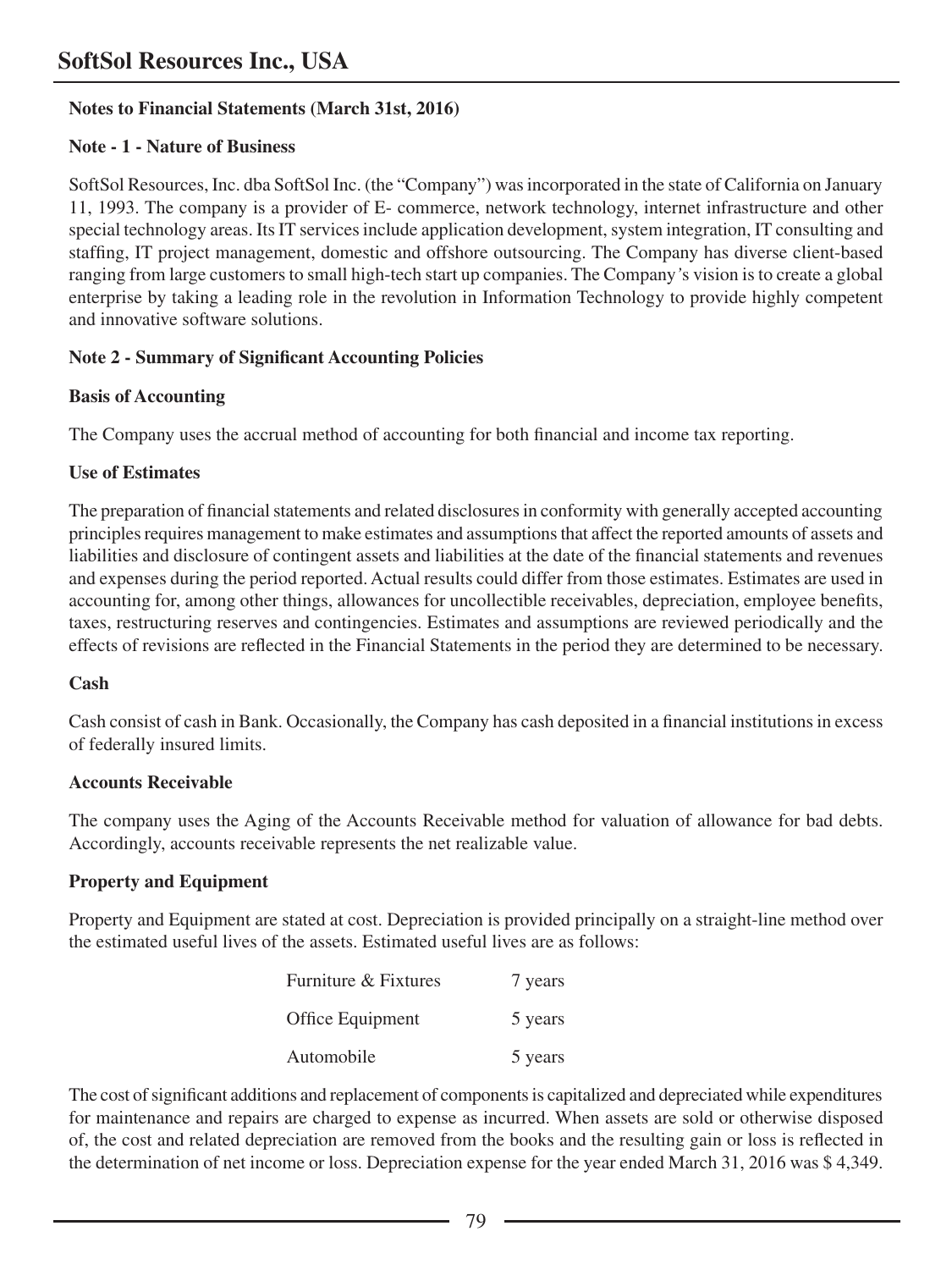**Notes to Financial Statements (March 31st, 2016)**

**Note - 1 - Nature of Business**

SoftSol Resources, Inc. dba SoftSol Inc. (the "Company") was incorporated in the state of California on January 11, 1993. The company is a provider of E- commerce, network technology, internet infrastructure and other special technology areas. Its IT services include application development, system integration, IT consulting and staffing, IT project management, domestic and offshore outsourcing. The Company has diverse client-based ranging from large customers to small high-tech start up companies. The Company's vision is to create a global enterprise by taking a leading role in the revolution in Information Technology to provide highly competent and innovative software solutions.

**Note 2 - Summary of Significant Accounting Policies**

**Basis of Accounting**

The Company uses the accrual method of accounting for both financial and income tax reporting.

**Use of Estimates**

The preparation of financial statements and related disclosures in conformity with generally accepted accounting principles requires management to make estimates and assumptions that affect the reported amounts of assets and liabilities and disclosure of contingent assets and liabilities at the date of the financial statements and revenues and expenses during the period reported. Actual results could differ from those estimates. Estimates are used in accounting for, among other things, allowances for uncollectible receivables, depreciation, employee benefits, taxes, restructuring reserves and contingencies. Estimates and assumptions are reviewed periodically and the effects of revisions are reflected in the Financial Statements in the period they are determined to be necessary.

**Cash**

Cash consist of cash in Bank. Occasionally, the Company has cash deposited in a financial institutions in excess of federally insured limits.

**Accounts Receivable**

The company uses the Aging of the Accounts Receivable method for valuation of allowance for bad debts. Accordingly, accounts receivable represents the net realizable value.

**Property and Equipment**

Property and Equipment are stated at cost. Depreciation is provided principally on a straight-line method over the estimated useful lives of the assets. Estimated useful lives are as follows:

| | |
|---|---|
| Furniture & Fixtures | 7 years |
| Office Equipment | 5 years |
| Automobile | 5 years |

The cost of significant additions and replacement of components is capitalized and depreciated while expenditures for maintenance and repairs are charged to expense as incurred. When assets are sold or otherwise disposed of, the cost and related depreciation are removed from the books and the resulting gain or loss is reflected in the determination of net income or loss. Depreciation expense for the year ended March 31, 2016 was $ 4,349.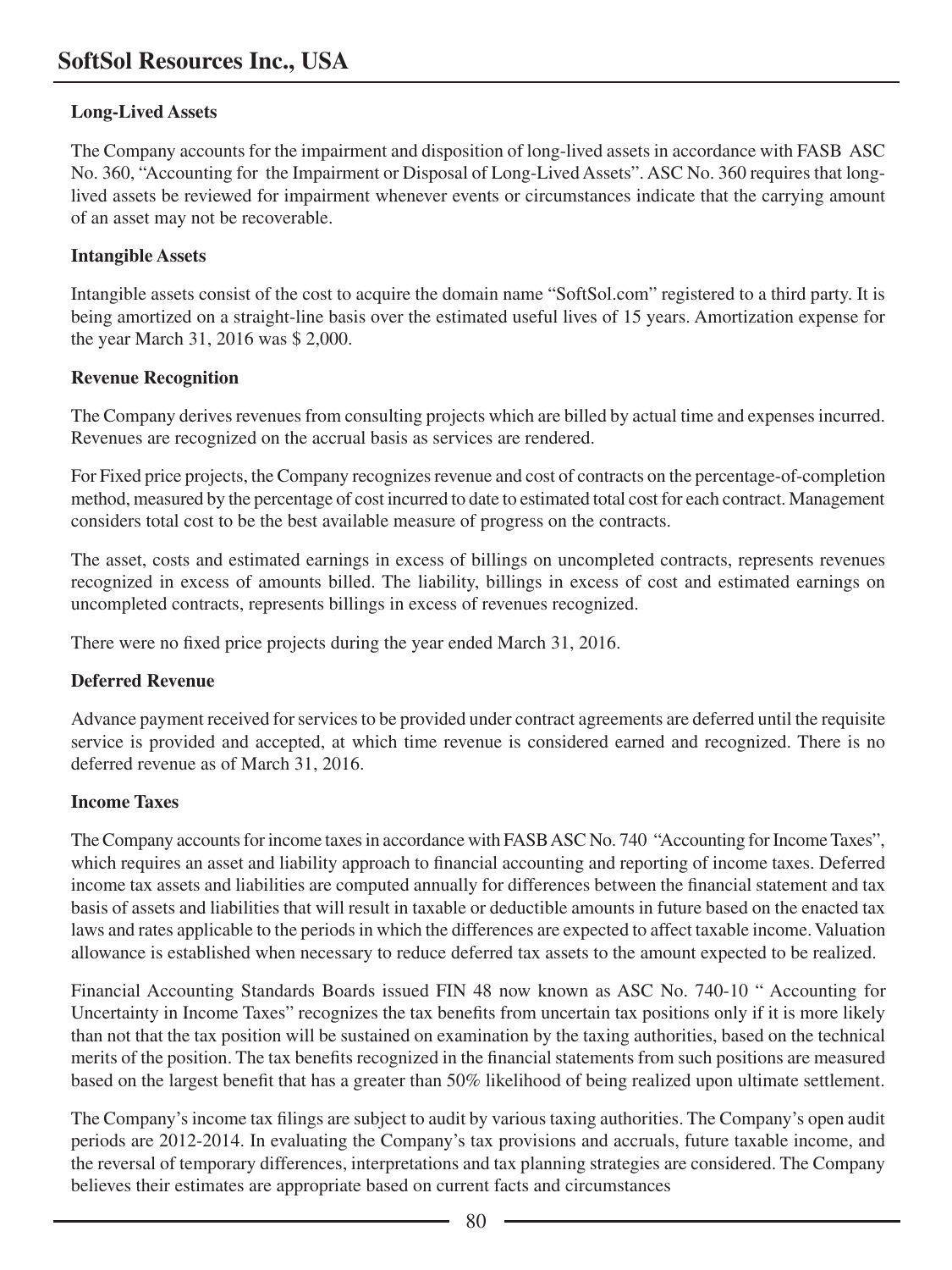**Long-Lived Assets**

The Company accounts for the impairment and disposition of long-lived assets in accordance with FASB ASC No. 360, "Accounting for the Impairment or Disposal of Long-Lived Assets". ASC No. 360 requires that long-lived assets be reviewed for impairment whenever events or circumstances indicate that the carrying amount of an asset may not be recoverable.

**Intangible Assets**

Intangible assets consist of the cost to acquire the domain name "SoftSol.com" registered to a third party. It is being amortized on a straight-line basis over the estimated useful lives of 15 years. Amortization expense for the year March 31, 2016 was $ 2,000.

**Revenue Recognition**

The Company derives revenues from consulting projects which are billed by actual time and expenses incurred. Revenues are recognized on the accrual basis as services are rendered.

For Fixed price projects, the Company recognizes revenue and cost of contracts on the percentage-of-completion method, measured by the percentage of cost incurred to date to estimated total cost for each contract. Management considers total cost to be the best available measure of progress on the contracts.

The asset, costs and estimated earnings in excess of billings on uncompleted contracts, represents revenues recognized in excess of amounts billed. The liability, billings in excess of cost and estimated earnings on uncompleted contracts, represents billings in excess of revenues recognized.

There were no fixed price projects during the year ended March 31, 2016.

**Deferred Revenue**

Advance payment received for services to be provided under contract agreements are deferred until the requisite service is provided and accepted, at which time revenue is considered earned and recognized. There is no deferred revenue as of March 31, 2016.

**Income Taxes**

The Company accounts for income taxes in accordance with FASB ASC No. 740 "Accounting for Income Taxes", which requires an asset and liability approach to financial accounting and reporting of income taxes. Deferred income tax assets and liabilities are computed annually for differences between the financial statement and tax basis of assets and liabilities that will result in taxable or deductible amounts in future based on the enacted tax laws and rates applicable to the periods in which the differences are expected to affect taxable income. Valuation allowance is established when necessary to reduce deferred tax assets to the amount expected to be realized.

Financial Accounting Standards Boards issued FIN 48 now known as ASC No. 740-10 " Accounting for Uncertainty in Income Taxes" recognizes the tax benefits from uncertain tax positions only if it is more likely than not that the tax position will be sustained on examination by the taxing authorities, based on the technical merits of the position. The tax benefits recognized in the financial statements from such positions are measured based on the largest benefit that has a greater than 50% likelihood of being realized upon ultimate settlement.

The Company's income tax filings are subject to audit by various taxing authorities. The Company's open audit periods are 2012-2014. In evaluating the Company's tax provisions and accruals, future taxable income, and the reversal of temporary differences, interpretations and tax planning strategies are considered. The Company believes their estimates are appropriate based on current facts and circumstances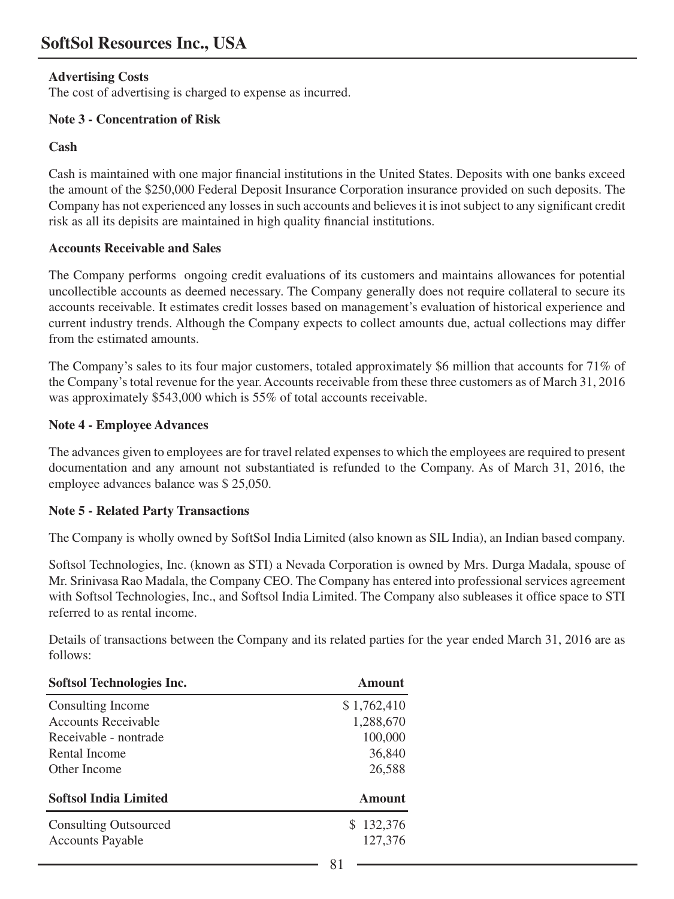**Advertising Costs**

The cost of advertising is charged to expense as incurred.

**Note 3 - Concentration of Risk**

**Cash**

Cash is maintained with one major financial institutions in the United States. Deposits with one banks exceed the amount of the $250,000 Federal Deposit Insurance Corporation insurance provided on such deposits. The Company has not experienced any losses in such accounts and believes it is inot subject to any significant credit risk as all its depisits are maintained in high quality financial institutions.

**Accounts Receivable and Sales**

The Company performs ongoing credit evaluations of its customers and maintains allowances for potential uncollectible accounts as deemed necessary. The Company generally does not require collateral to secure its accounts receivable. It estimates credit losses based on management's evaluation of historical experience and current industry trends. Although the Company expects to collect amounts due, actual collections may differ from the estimated amounts.

The Company's sales to its four major customers, totaled approximately $6 million that accounts for 71% of the Company's total revenue for the year. Accounts receivable from these three customers as of March 31, 2016 was approximately $543,000 which is 55% of total accounts receivable.

**Note 4 - Employee Advances**

The advances given to employees are for travel related expenses to which the employees are required to present documentation and any amount not substantiated is refunded to the Company. As of March 31, 2016, the employee advances balance was $ 25,050.

**Note 5 - Related Party Transactions**

The Company is wholly owned by SoftSol India Limited (also known as SIL India), an Indian based company.

Softsol Technologies, Inc. (known as STI) a Nevada Corporation is owned by Mrs. Durga Madala, spouse of Mr. Srinivasa Rao Madala, the Company CEO. The Company has entered into professional services agreement with Softsol Technologies, Inc., and Softsol India Limited. The Company also subleases it office space to STI referred to as rental income.

Details of transactions between the Company and its related parties for the year ended March 31, 2016 are as follows:

| Softsol Technologies Inc. | Amount |
|---|---|
| Consulting Income | $ 1,762,410 |
| Accounts Receivable | 1,288,670 |
| Receivable - nontrade | 100,000 |
| Rental Income | 36,840 |
| Other Income | 26,588 |

| Softsol India Limited | Amount |
|---|---|
| Consulting Outsourced | $ 132,376 |
| Accounts Payable | 127,376 |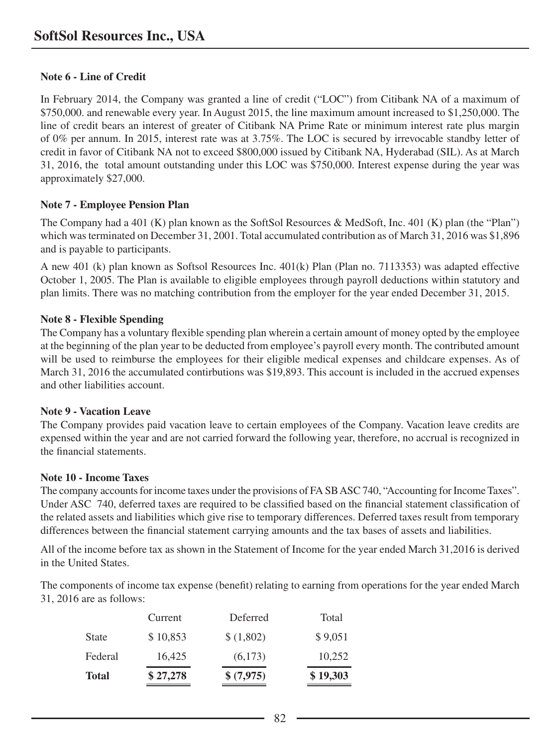### Note 6 - Line of Credit

In February 2014, the Company was granted a line of credit ("LOC") from Citibank NA of a maximum of $750,000. and renewable every year. In August 2015, the line maximum amount increased to $1,250,000. The line of credit bears an interest of greater of Citibank NA Prime Rate or minimum interest rate plus margin of 0% per annum. In 2015, interest rate was at 3.75%. The LOC is secured by irrevocable standby letter of credit in favor of Citibank NA not to exceed $800,000 issued by Citibank NA, Hyderabad (SIL). As at March 31, 2016, the total amount outstanding under this LOC was $750,000. Interest expense during the year was approximately $27,000.

### Note 7 - Employee Pension Plan

The Company had a 401 (K) plan known as the SoftSol Resources & MedSoft, Inc. 401 (K) plan (the "Plan") which was terminated on December 31, 2001. Total accumulated contribution as of March 31, 2016 was $1,896 and is payable to participants.

A new 401 (k) plan known as Softsol Resources Inc. 401(k) Plan (Plan no. 7113353) was adapted effective October 1, 2005. The Plan is available to eligible employees through payroll deductions within statutory and plan limits. There was no matching contribution from the employer for the year ended December 31, 2015.

### Note 8 - Flexible Spending

The Company has a voluntary flexible spending plan wherein a certain amount of money opted by the employee at the beginning of the plan year to be deducted from employee's payroll every month. The contributed amount will be used to reimburse the employees for their eligible medical expenses and childcare expenses. As of March 31, 2016 the accumulated contirbutions was $19,893. This account is included in the accrued expenses and other liabilities account.

### Note 9 - Vacation Leave

The Company provides paid vacation leave to certain employees of the Company. Vacation leave credits are expensed within the year and are not carried forward the following year, therefore, no accrual is recognized in the financial statements.

### Note 10 - Income Taxes

The company accounts for income taxes under the provisions of FA SB ASC 740, "Accounting for Income Taxes". Under ASC 740, deferred taxes are required to be classified based on the financial statement classification of the related assets and liabilities which give rise to temporary differences. Deferred taxes result from temporary differences between the financial statement carrying amounts and the tax bases of assets and liabilities.

All of the income before tax as shown in the Statement of Income for the year ended March 31,2016 is derived in the United States.

The components of income tax expense (benefit) relating to earning from operations for the year ended March 31, 2016 are as follows:

| | Current | Deferred | Total |
|---|---|---|---|
| State | $ 10,853 | $ (1,802) | $ 9,051 |
| Federal | 16,425 | (6,173) | 10,252 |
| **Total** | **$ 27,278** | **$ (7,975)** | **$ 19,303** |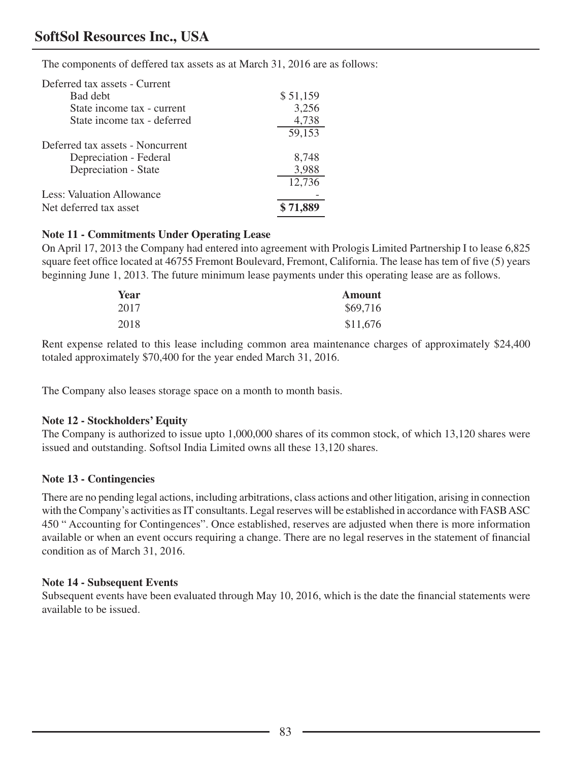The components of deffered tax assets as at March 31, 2016 are as follows:

| | |
|---|---|
| Deferred tax assets - Current | |
| Bad debt | $ 51,159 |
| State income tax - current | 3,256 |
| State income tax - deferred | 4,738 |
| | 59,153 |
| Deferred tax assets - Noncurrent | |
| Depreciation - Federal | 8,748 |
| Depreciation - State | 3,988 |
| | 12,736 |
| Less: Valuation Allowance | - |
| Net deferred tax asset | **$ 71,889** |

**Note 11 - Commitments Under Operating Lease**

On April 17, 2013 the Company had entered into agreement with Prologis Limited Partnership I to lease 6,825 square feet office located at 46755 Fremont Boulevard, Fremont, California. The lease has tem of five (5) years beginning June 1, 2013. The future minimum lease payments under this operating lease are as follows.

| Year | Amount |
|---|---|
| 2017 | $69,716 |
| 2018 | $11,676 |

Rent expense related to this lease including common area maintenance charges of approximately $24,400 totaled approximately $70,400 for the year ended March 31, 2016.

The Company also leases storage space on a month to month basis.

**Note 12 - Stockholders' Equity**

The Company is authorized to issue upto 1,000,000 shares of its common stock, of which 13,120 shares were issued and outstanding. Softsol India Limited owns all these 13,120 shares.

**Note 13 - Contingencies**

There are no pending legal actions, including arbitrations, class actions and other litigation, arising in connection with the Company's activities as IT consultants. Legal reserves will be established in accordance with FASB ASC 450 " Accounting for Contingences". Once established, reserves are adjusted when there is more information available or when an event occurs requiring a change. There are no legal reserves in the statement of financial condition as of March 31, 2016.

**Note 14 - Subsequent Events**

Subsequent events have been evaluated through May 10, 2016, which is the date the financial statements were available to be issued.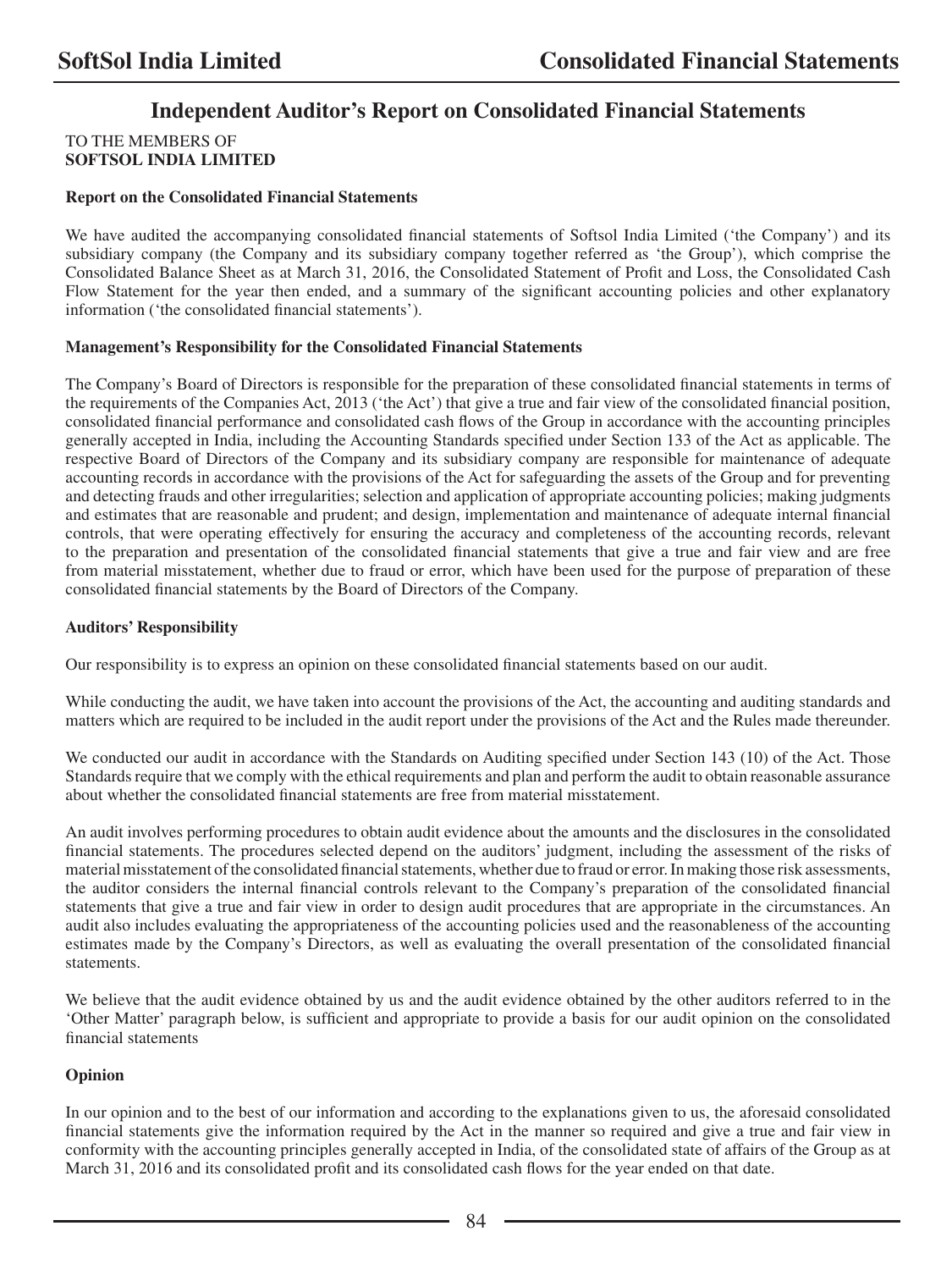# Independent Auditor's Report on Consolidated Financial Statements

TO THE MEMBERS OF
**SOFTSOL INDIA LIMITED**

### Report on the Consolidated Financial Statements

We have audited the accompanying consolidated financial statements of Softsol India Limited ('the Company') and its subsidiary company (the Company and its subsidiary company together referred as 'the Group'), which comprise the Consolidated Balance Sheet as at March 31, 2016, the Consolidated Statement of Profit and Loss, the Consolidated Cash Flow Statement for the year then ended, and a summary of the significant accounting policies and other explanatory information ('the consolidated financial statements').

### Management's Responsibility for the Consolidated Financial Statements

The Company's Board of Directors is responsible for the preparation of these consolidated financial statements in terms of the requirements of the Companies Act, 2013 ('the Act') that give a true and fair view of the consolidated financial position, consolidated financial performance and consolidated cash flows of the Group in accordance with the accounting principles generally accepted in India, including the Accounting Standards specified under Section 133 of the Act as applicable. The respective Board of Directors of the Company and its subsidiary company are responsible for maintenance of adequate accounting records in accordance with the provisions of the Act for safeguarding the assets of the Group and for preventing and detecting frauds and other irregularities; selection and application of appropriate accounting policies; making judgments and estimates that are reasonable and prudent; and design, implementation and maintenance of adequate internal financial controls, that were operating effectively for ensuring the accuracy and completeness of the accounting records, relevant to the preparation and presentation of the consolidated financial statements that give a true and fair view and are free from material misstatement, whether due to fraud or error, which have been used for the purpose of preparation of these consolidated financial statements by the Board of Directors of the Company.

### Auditors' Responsibility

Our responsibility is to express an opinion on these consolidated financial statements based on our audit.

While conducting the audit, we have taken into account the provisions of the Act, the accounting and auditing standards and matters which are required to be included in the audit report under the provisions of the Act and the Rules made thereunder.

We conducted our audit in accordance with the Standards on Auditing specified under Section 143 (10) of the Act. Those Standards require that we comply with the ethical requirements and plan and perform the audit to obtain reasonable assurance about whether the consolidated financial statements are free from material misstatement.

An audit involves performing procedures to obtain audit evidence about the amounts and the disclosures in the consolidated financial statements. The procedures selected depend on the auditors' judgment, including the assessment of the risks of material misstatement of the consolidated financial statements, whether due to fraud or error. In making those risk assessments, the auditor considers the internal financial controls relevant to the Company's preparation of the consolidated financial statements that give a true and fair view in order to design audit procedures that are appropriate in the circumstances. An audit also includes evaluating the appropriateness of the accounting policies used and the reasonableness of the accounting estimates made by the Company's Directors, as well as evaluating the overall presentation of the consolidated financial statements.

We believe that the audit evidence obtained by us and the audit evidence obtained by the other auditors referred to in the 'Other Matter' paragraph below, is sufficient and appropriate to provide a basis for our audit opinion on the consolidated financial statements

### Opinion

In our opinion and to the best of our information and according to the explanations given to us, the aforesaid consolidated financial statements give the information required by the Act in the manner so required and give a true and fair view in conformity with the accounting principles generally accepted in India, of the consolidated state of affairs of the Group as at March 31, 2016 and its consolidated profit and its consolidated cash flows for the year ended on that date.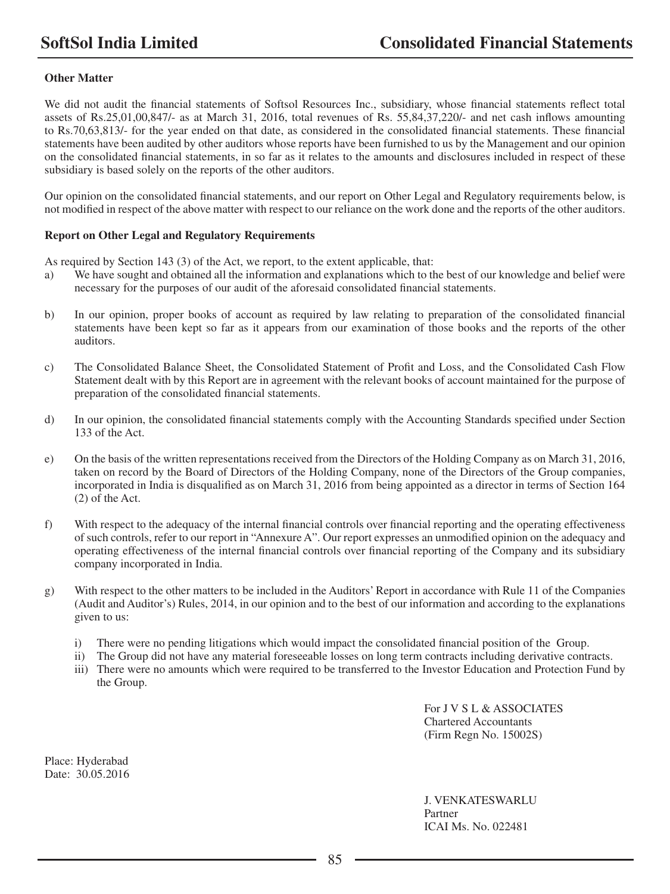**Other Matter**

We did not audit the financial statements of Softsol Resources Inc., subsidiary, whose financial statements reflect total assets of Rs.25,01,00,847/- as at March 31, 2016, total revenues of Rs. 55,84,37,220/- and net cash inflows amounting to Rs.70,63,813/- for the year ended on that date, as considered in the consolidated financial statements. These financial statements have been audited by other auditors whose reports have been furnished to us by the Management and our opinion on the consolidated financial statements, in so far as it relates to the amounts and disclosures included in respect of these subsidiary is based solely on the reports of the other auditors.

Our opinion on the consolidated financial statements, and our report on Other Legal and Regulatory requirements below, is not modified in respect of the above matter with respect to our reliance on the work done and the reports of the other auditors.

**Report on Other Legal and Regulatory Requirements**

As required by Section 143 (3) of the Act, we report, to the extent applicable, that:

a) We have sought and obtained all the information and explanations which to the best of our knowledge and belief were necessary for the purposes of our audit of the aforesaid consolidated financial statements.

b) In our opinion, proper books of account as required by law relating to preparation of the consolidated financial statements have been kept so far as it appears from our examination of those books and the reports of the other auditors.

c) The Consolidated Balance Sheet, the Consolidated Statement of Profit and Loss, and the Consolidated Cash Flow Statement dealt with by this Report are in agreement with the relevant books of account maintained for the purpose of preparation of the consolidated financial statements.

d) In our opinion, the consolidated financial statements comply with the Accounting Standards specified under Section 133 of the Act.

e) On the basis of the written representations received from the Directors of the Holding Company as on March 31, 2016, taken on record by the Board of Directors of the Holding Company, none of the Directors of the Group companies, incorporated in India is disqualified as on March 31, 2016 from being appointed as a director in terms of Section 164 (2) of the Act.

f) With respect to the adequacy of the internal financial controls over financial reporting and the operating effectiveness of such controls, refer to our report in "Annexure A". Our report expresses an unmodified opinion on the adequacy and operating effectiveness of the internal financial controls over financial reporting of the Company and its subsidiary company incorporated in India.

g) With respect to the other matters to be included in the Auditors' Report in accordance with Rule 11 of the Companies (Audit and Auditor's) Rules, 2014, in our opinion and to the best of our information and according to the explanations given to us:

   i) There were no pending litigations which would impact the consolidated financial position of the Group.
   ii) The Group did not have any material foreseeable losses on long term contracts including derivative contracts.
   iii) There were no amounts which were required to be transferred to the Investor Education and Protection Fund by the Group.

For J V S L & ASSOCIATES
Chartered Accountants
(Firm Regn No. 15002S)

Place: Hyderabad
Date: 30.05.2016

J. VENKATESWARLU
Partner
ICAI Ms. No. 022481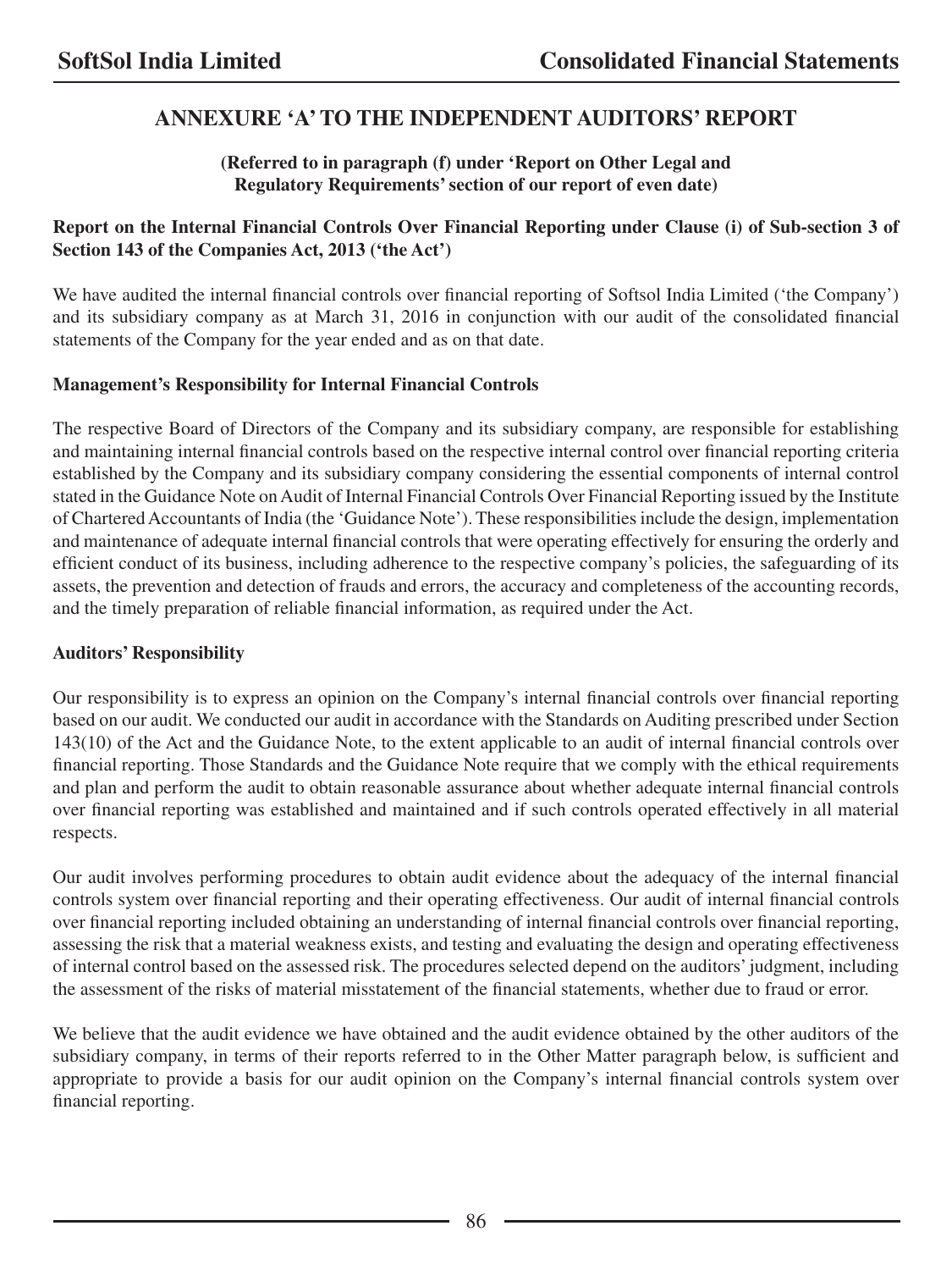# ANNEXURE 'A' TO THE INDEPENDENT AUDITORS' REPORT

**(Referred to in paragraph (f) under 'Report on Other Legal and Regulatory Requirements' section of our report of even date)**

**Report on the Internal Financial Controls Over Financial Reporting under Clause (i) of Sub-section 3 of Section 143 of the Companies Act, 2013 ('the Act')**

We have audited the internal financial controls over financial reporting of Softsol India Limited ('the Company') and its subsidiary company as at March 31, 2016 in conjunction with our audit of the consolidated financial statements of the Company for the year ended and as on that date.

**Management's Responsibility for Internal Financial Controls**

The respective Board of Directors of the Company and its subsidiary company, are responsible for establishing and maintaining internal financial controls based on the respective internal control over financial reporting criteria established by the Company and its subsidiary company considering the essential components of internal control stated in the Guidance Note on Audit of Internal Financial Controls Over Financial Reporting issued by the Institute of Chartered Accountants of India (the 'Guidance Note'). These responsibilities include the design, implementation and maintenance of adequate internal financial controls that were operating effectively for ensuring the orderly and efficient conduct of its business, including adherence to the respective company's policies, the safeguarding of its assets, the prevention and detection of frauds and errors, the accuracy and completeness of the accounting records, and the timely preparation of reliable financial information, as required under the Act.

**Auditors' Responsibility**

Our responsibility is to express an opinion on the Company's internal financial controls over financial reporting based on our audit. We conducted our audit in accordance with the Standards on Auditing prescribed under Section 143(10) of the Act and the Guidance Note, to the extent applicable to an audit of internal financial controls over financial reporting. Those Standards and the Guidance Note require that we comply with the ethical requirements and plan and perform the audit to obtain reasonable assurance about whether adequate internal financial controls over financial reporting was established and maintained and if such controls operated effectively in all material respects.

Our audit involves performing procedures to obtain audit evidence about the adequacy of the internal financial controls system over financial reporting and their operating effectiveness. Our audit of internal financial controls over financial reporting included obtaining an understanding of internal financial controls over financial reporting, assessing the risk that a material weakness exists, and testing and evaluating the design and operating effectiveness of internal control based on the assessed risk. The procedures selected depend on the auditors' judgment, including the assessment of the risks of material misstatement of the financial statements, whether due to fraud or error.

We believe that the audit evidence we have obtained and the audit evidence obtained by the other auditors of the subsidiary company, in terms of their reports referred to in the Other Matter paragraph below, is sufficient and appropriate to provide a basis for our audit opinion on the Company's internal financial controls system over financial reporting.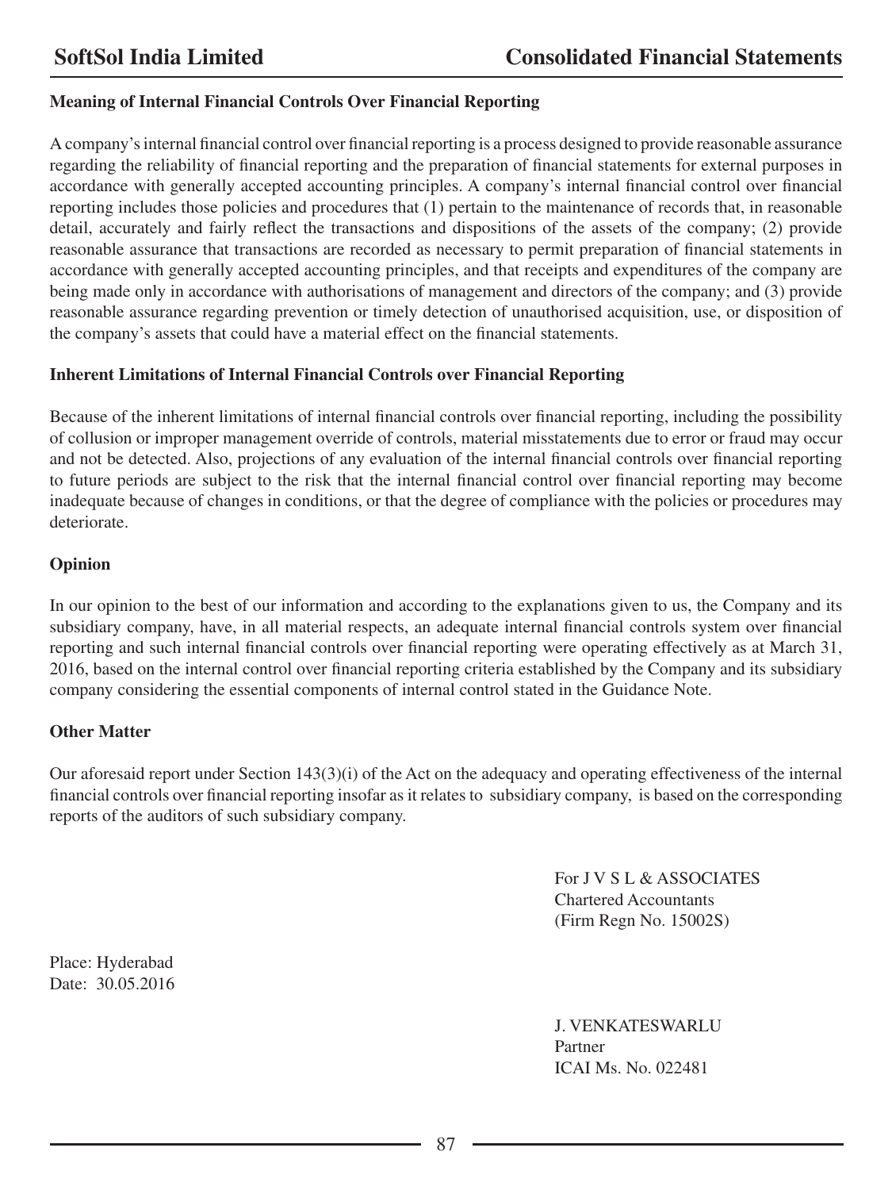### Meaning of Internal Financial Controls Over Financial Reporting

A company's internal financial control over financial reporting is a process designed to provide reasonable assurance regarding the reliability of financial reporting and the preparation of financial statements for external purposes in accordance with generally accepted accounting principles. A company's internal financial control over financial reporting includes those policies and procedures that (1) pertain to the maintenance of records that, in reasonable detail, accurately and fairly reflect the transactions and dispositions of the assets of the company; (2) provide reasonable assurance that transactions are recorded as necessary to permit preparation of financial statements in accordance with generally accepted accounting principles, and that receipts and expenditures of the company are being made only in accordance with authorisations of management and directors of the company; and (3) provide reasonable assurance regarding prevention or timely detection of unauthorised acquisition, use, or disposition of the company's assets that could have a material effect on the financial statements.

### Inherent Limitations of Internal Financial Controls over Financial Reporting

Because of the inherent limitations of internal financial controls over financial reporting, including the possibility of collusion or improper management override of controls, material misstatements due to error or fraud may occur and not be detected. Also, projections of any evaluation of the internal financial controls over financial reporting to future periods are subject to the risk that the internal financial control over financial reporting may become inadequate because of changes in conditions, or that the degree of compliance with the policies or procedures may deteriorate.

### Opinion

In our opinion to the best of our information and according to the explanations given to us, the Company and its subsidiary company, have, in all material respects, an adequate internal financial controls system over financial reporting and such internal financial controls over financial reporting were operating effectively as at March 31, 2016, based on the internal control over financial reporting criteria established by the Company and its subsidiary company considering the essential components of internal control stated in the Guidance Note.

### Other Matter

Our aforesaid report under Section 143(3)(i) of the Act on the adequacy and operating effectiveness of the internal financial controls over financial reporting insofar as it relates to subsidiary company, is based on the corresponding reports of the auditors of such subsidiary company.

For J V S L & ASSOCIATES
Chartered Accountants
(Firm Regn No. 15002S)

Place: Hyderabad
Date: 30.05.2016

J. VENKATESWARLU
Partner
ICAI Ms. No. 022481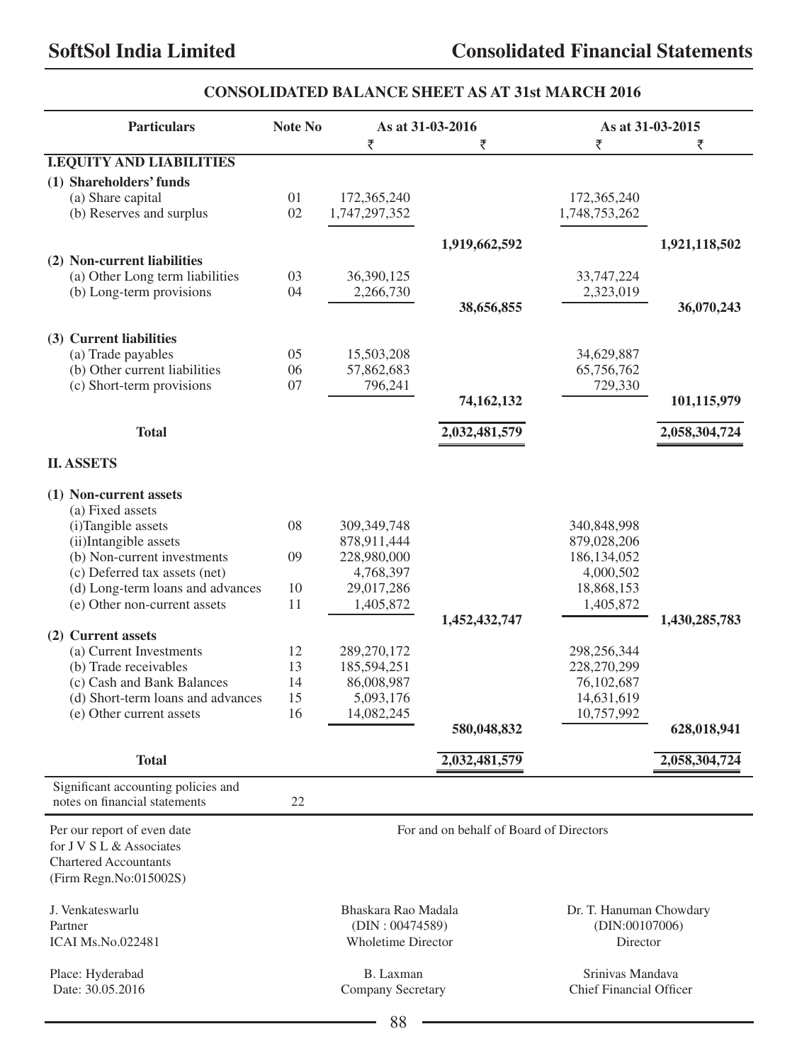## CONSOLIDATED BALANCE SHEET AS AT 31st MARCH 2016

| Particulars | Note No | As at 31-03-2016 | | As at 31-03-2015 | |
|---|---|---|---|---|---|
| | | ₹ | ₹ | ₹ | ₹ |
| **I.EQUITY AND LIABILITIES** | | | | | |
| **(1) Shareholders' funds** | | | | | |
| (a) Share capital | 01 | 172,365,240 | | 172,365,240 | |
| (b) Reserves and surplus | 02 | 1,747,297,352 | | 1,748,753,262 | |
| | | | **1,919,662,592** | | **1,921,118,502** |
| **(2) Non-current liabilities** | | | | | |
| (a) Other Long term liabilities | 03 | 36,390,125 | | 33,747,224 | |
| (b) Long-term provisions | 04 | 2,266,730 | | 2,323,019 | |
| | | | **38,656,855** | | **36,070,243** |
| **(3) Current liabilities** | | | | | |
| (a) Trade payables | 05 | 15,503,208 | | 34,629,887 | |
| (b) Other current liabilities | 06 | 57,862,683 | | 65,756,762 | |
| (c) Short-term provisions | 07 | 796,241 | | 729,330 | |
| | | | **74,162,132** | | **101,115,979** |
| **Total** | | | **2,032,481,579** | | **2,058,304,724** |
| **II. ASSETS** | | | | | |
| **(1) Non-current assets** | | | | | |
| (a) Fixed assets | | | | | |
| (i)Tangible assets | 08 | 309,349,748 | | 340,848,998 | |
| (ii)Intangible assets | | 878,911,444 | | 879,028,206 | |
| (b) Non-current investments | 09 | 228,980,000 | | 186,134,052 | |
| (c) Deferred tax assets (net) | | 4,768,397 | | 4,000,502 | |
| (d) Long-term loans and advances | 10 | 29,017,286 | | 18,868,153 | |
| (e) Other non-current assets | 11 | 1,405,872 | | 1,405,872 | |
| | | | **1,452,432,747** | | **1,430,285,783** |
| **(2) Current assets** | | | | | |
| (a) Current Investments | 12 | 289,270,172 | | 298,256,344 | |
| (b) Trade receivables | 13 | 185,594,251 | | 228,270,299 | |
| (c) Cash and Bank Balances | 14 | 86,008,987 | | 76,102,687 | |
| (d) Short-term loans and advances | 15 | 5,093,176 | | 14,631,619 | |
| (e) Other current assets | 16 | 14,082,245 | | 10,757,992 | |
| | | | **580,048,832** | | **628,018,941** |
| **Total** | | | **2,032,481,579** | | **2,058,304,724** |
| Significant accounting policies and notes on financial statements | 22 | | | | |

Per our report of even date
for J V S L & Associates
Chartered Accountants
(Firm Regn.No:015002S)

For and on behalf of Board of Directors

J. Venkateswarlu
Partner
ICAI Ms.No.022481

Bhaskara Rao Madala
(DIN : 00474589)
Wholetime Director

Dr. T. Hanuman Chowdary
(DIN:00107006)
Director

Place: Hyderabad
Date: 30.05.2016

B. Laxman
Company Secretary

Srinivas Mandava
Chief Financial Officer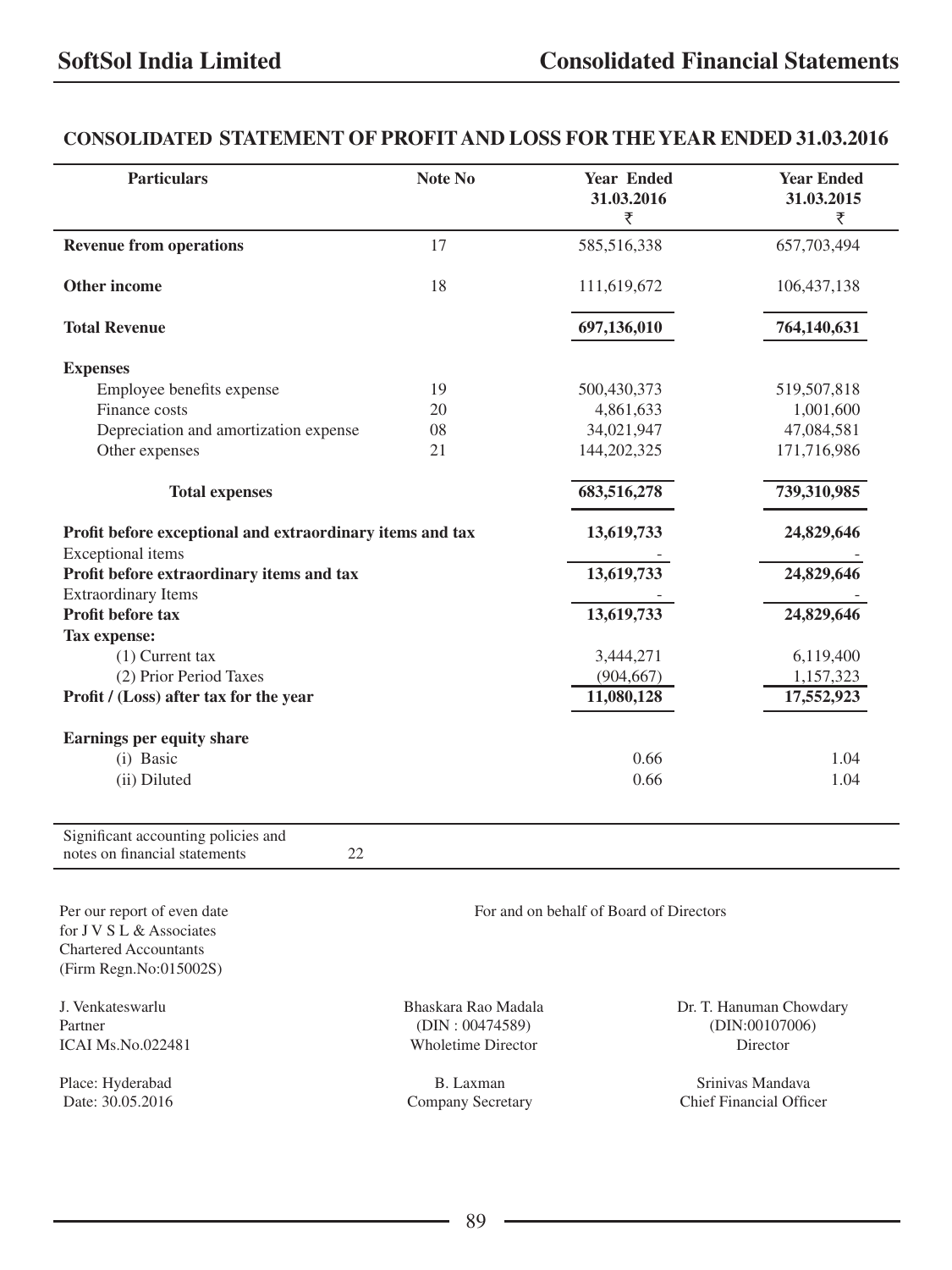## CONSOLIDATED STATEMENT OF PROFIT AND LOSS FOR THE YEAR ENDED 31.03.2016

| Particulars | Note No | Year Ended 31.03.2016 ₹ | Year Ended 31.03.2015 ₹ |
|---|---|---|---|
| **Revenue from operations** | 17 | 585,516,338 | 657,703,494 |
| **Other income** | 18 | 111,619,672 | 106,437,138 |
| **Total Revenue** | | **697,136,010** | **764,140,631** |
| **Expenses** | | | |
| Employee benefits expense | 19 | 500,430,373 | 519,507,818 |
| Finance costs | 20 | 4,861,633 | 1,001,600 |
| Depreciation and amortization expense | 08 | 34,021,947 | 47,084,581 |
| Other expenses | 21 | 144,202,325 | 171,716,986 |
| **Total expenses** | | **683,516,278** | **739,310,985** |
| **Profit before exceptional and extraordinary items and tax** | | **13,619,733** | **24,829,646** |
| Exceptional items | | - | - |
| **Profit before extraordinary items and tax** | | **13,619,733** | **24,829,646** |
| Extraordinary Items | | - | - |
| **Profit before tax** | | **13,619,733** | **24,829,646** |
| **Tax expense:** | | | |
| (1) Current tax | | 3,444,271 | 6,119,400 |
| (2) Prior Period Taxes | | (904,667) | 1,157,323 |
| **Profit / (Loss) after tax for the year** | | **11,080,128** | **17,552,923** |
| **Earnings per equity share** | | | |
| (i) Basic | | 0.66 | 1.04 |
| (ii) Diluted | | 0.66 | 1.04 |

Significant accounting policies and notes on financial statements 22

Per our report of even date
for J V S L & Associates
Chartered Accountants
(Firm Regn.No:015002S)

For and on behalf of Board of Directors

J. Venkateswarlu
Partner
ICAI Ms.No.022481

Bhaskara Rao Madala
(DIN : 00474589)
Wholetime Director

Dr. T. Hanuman Chowdary
(DIN:00107006)
Director

Place: Hyderabad
Date: 30.05.2016

B. Laxman
Company Secretary

Srinivas Mandava
Chief Financial Officer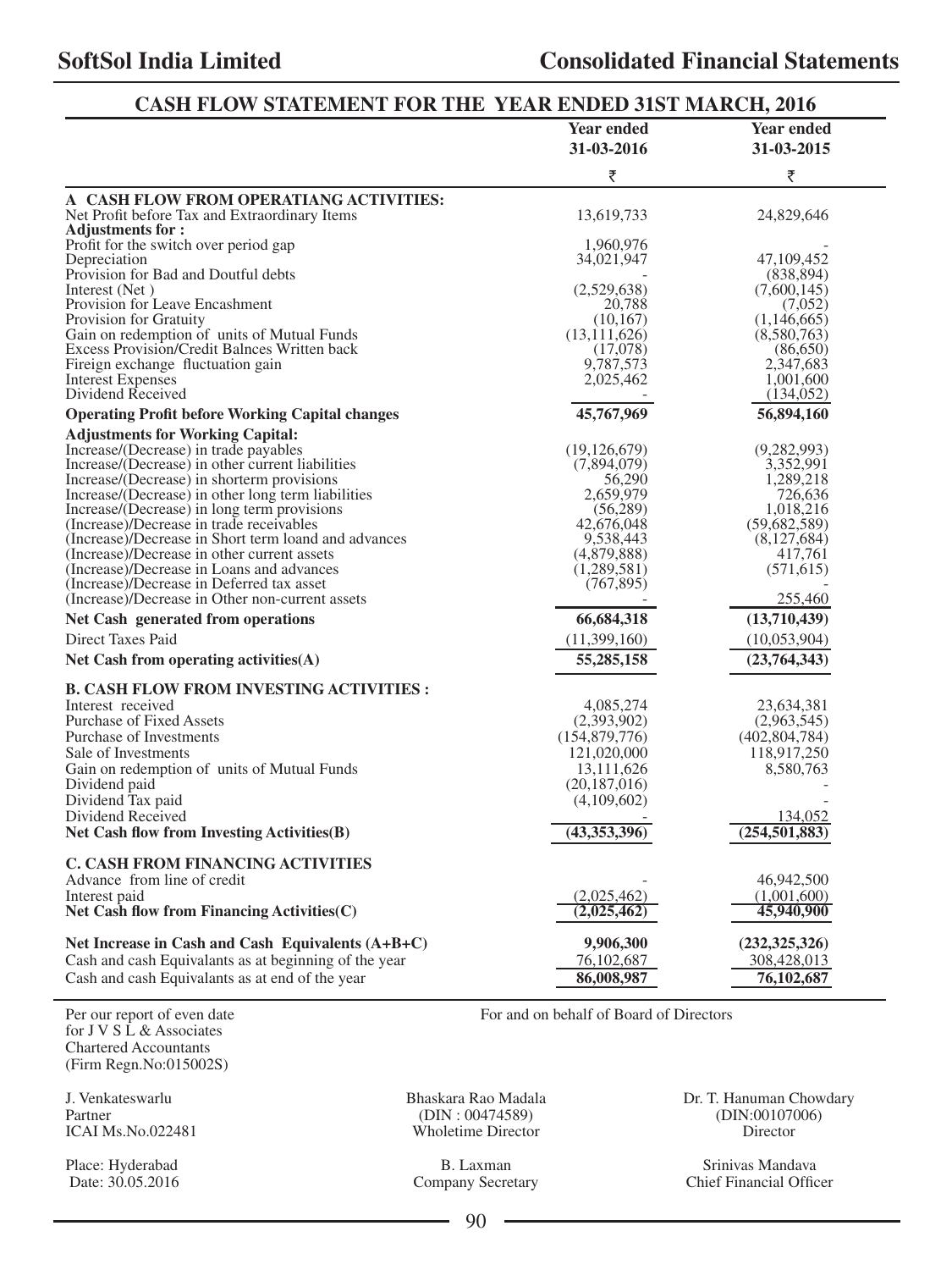# CASH FLOW STATEMENT FOR THE YEAR ENDED 31ST MARCH, 2016

| | Year ended 31-03-2016 | Year ended 31-03-2015 |
|---|---|---|
| | ₹ | ₹ |
| **A CASH FLOW FROM OPERATIANG ACTIVITIES:** | | |
| Net Profit before Tax and Extraordinary Items | 13,619,733 | 24,829,646 |
| **Adjustments for :** | | |
| Profit for the switch over period gap | 1,960,976 | - |
| Depreciation | 34,021,947 | 47,109,452 |
| Provision for Bad and Doutful debts | - | (838,894) |
| Interest (Net ) | (2,529,638) | (7,600,145) |
| Provision for Leave Encashment | 20,788 | (7,052) |
| Provision for Gratuity | (10,167) | (1,146,665) |
| Gain on redemption of units of Mutual Funds | (13,111,626) | (8,580,763) |
| Excess Provision/Credit Balnces Written back | (17,078) | (86,650) |
| Fireign exchange fluctuation gain | 9,787,573 | 2,347,683 |
| Interest Expenses | 2,025,462 | 1,001,600 |
| Dividend Received | - | (134,052) |
| **Operating Profit before Working Capital changes** | **45,767,969** | **56,894,160** |
| **Adjustments for Working Capital:** | | |
| Increase/(Decrease) in trade payables | (19,126,679) | (9,282,993) |
| Increase/(Decrease) in other current liabilities | (7,894,079) | 3,352,991 |
| Increase/(Decrease) in shorterm provisions | 56,290 | 1,289,218 |
| Increase/(Decrease) in other long term liabilities | 2,659,979 | 726,636 |
| Increase/(Decrease) in long term provisions | (56,289) | 1,018,216 |
| (Increase)/Decrease in trade receivables | 42,676,048 | (59,682,589) |
| (Increase)/Decrease in Short term loand and advances | 9,538,443 | (8,127,684) |
| (Increase)/Decrease in other current assets | (4,879,888) | 417,761 |
| (Increase)/Decrease in Loans and advances | (1,289,581) | (571,615) |
| (Increase)/Decrease in Deferred tax asset | (767,895) | - |
| (Increase)/Decrease in Other non-current assets | - | 255,460 |
| **Net Cash generated from operations** | **66,684,318** | **(13,710,439)** |
| Direct Taxes Paid | (11,399,160) | (10,053,904) |
| **Net Cash from operating activities(A)** | **55,285,158** | **(23,764,343)** |
| **B. CASH FLOW FROM INVESTING ACTIVITIES :** | | |
| Interest received | 4,085,274 | 23,634,381 |
| Purchase of Fixed Assets | (2,393,902) | (2,963,545) |
| Purchase of Investments | (154,879,776) | (402,804,784) |
| Sale of Investments | 121,020,000 | 118,917,250 |
| Gain on redemption of units of Mutual Funds | 13,111,626 | 8,580,763 |
| Dividend paid | (20,187,016) | - |
| Dividend Tax paid | (4,109,602) | - |
| Dividend Received | - | 134,052 |
| **Net Cash flow from Investing Activities(B)** | **(43,353,396)** | **(254,501,883)** |
| **C. CASH FROM FINANCING ACTIVITIES** | | |
| Advance from line of credit | - | 46,942,500 |
| Interest paid | (2,025,462) | (1,001,600) |
| **Net Cash flow from Financing Activities(C)** | **(2,025,462)** | **45,940,900** |
| **Net Increase in Cash and Cash Equivalents (A+B+C)** | **9,906,300** | **(232,325,326)** |
| Cash and cash Equivalants as at beginning of the year | 76,102,687 | 308,428,013 |
| Cash and cash Equivalants as at end of the year | **86,008,987** | **76,102,687** |

Per our report of even date
for J V S L & Associates
Chartered Accountants
(Firm Regn.No:015002S)

For and on behalf of Board of Directors

J. Venkateswarlu
Partner
ICAI Ms.No.022481

Bhaskara Rao Madala
(DIN : 00474589)
Wholetime Director

Dr. T. Hanuman Chowdary
(DIN:00107006)
Director

Place: Hyderabad
Date: 30.05.2016

B. Laxman
Company Secretary

Srinivas Mandava
Chief Financial Officer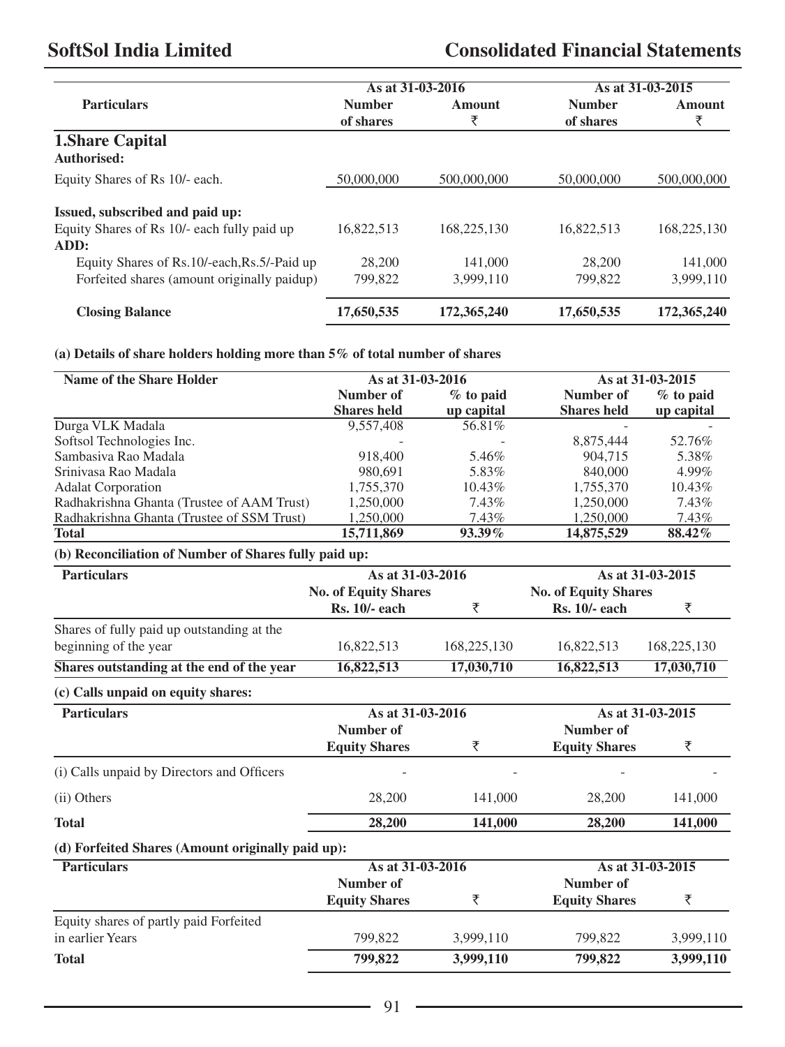| Particulars | As at 31-03-2016 | | As at 31-03-2015 | |
|---|---|---|---|---|
| | Number of shares | Amount ₹ | Number of shares | Amount ₹ |
| **1.Share Capital** | | | | |
| **Authorised:** | | | | |
| Equity Shares of Rs 10/- each. | 50,000,000 | 500,000,000 | 50,000,000 | 500,000,000 |
| **Issued, subscribed and paid up:** | | | | |
| Equity Shares of Rs 10/- each fully paid up | 16,822,513 | 168,225,130 | 16,822,513 | 168,225,130 |
| **ADD:** | | | | |
| Equity Shares of Rs.10/-each,Rs.5/-Paid up | 28,200 | 141,000 | 28,200 | 141,000 |
| Forfeited shares (amount originally paidup) | 799,822 | 3,999,110 | 799,822 | 3,999,110 |
| **Closing Balance** | **17,650,535** | **172,365,240** | **17,650,535** | **172,365,240** |

**(a) Details of share holders holding more than 5% of total number of shares**

| Name of the Share Holder | As at 31-03-2016 | | As at 31-03-2015 | |
|---|---|---|---|---|
| | Number of Shares held | % to paid up capital | Number of Shares held | % to paid up capital |
| Durga VLK Madala | 9,557,408 | 56.81% | - | - |
| Softsol Technologies Inc. | - | - | 8,875,444 | 52.76% |
| Sambasiva Rao Madala | 918,400 | 5.46% | 904,715 | 5.38% |
| Srinivasa Rao Madala | 980,691 | 5.83% | 840,000 | 4.99% |
| Adalat Corporation | 1,755,370 | 10.43% | 1,755,370 | 10.43% |
| Radhakrishna Ghanta (Trustee of AAM Trust) | 1,250,000 | 7.43% | 1,250,000 | 7.43% |
| Radhakrishna Ghanta (Trustee of SSM Trust) | 1,250,000 | 7.43% | 1,250,000 | 7.43% |
| **Total** | **15,711,869** | **93.39%** | **14,875,529** | **88.42%** |

**(b) Reconciliation of Number of Shares fully paid up:**

| Particulars | As at 31-03-2016 | | As at 31-03-2015 | |
|---|---|---|---|---|
| | No. of Equity Shares Rs. 10/- each | ₹ | No. of Equity Shares Rs. 10/- each | ₹ |
| Shares of fully paid up outstanding at the beginning of the year | 16,822,513 | 168,225,130 | 16,822,513 | 168,225,130 |
| **Shares outstanding at the end of the year** | **16,822,513** | **17,030,710** | **16,822,513** | **17,030,710** |

**(c) Calls unpaid on equity shares:**

| Particulars | As at 31-03-2016 | | As at 31-03-2015 | |
|---|---|---|---|---|
| | Number of Equity Shares | ₹ | Number of Equity Shares | ₹ |
| (i) Calls unpaid by Directors and Officers | - | - | - | - |
| (ii) Others | 28,200 | 141,000 | 28,200 | 141,000 |
| **Total** | **28,200** | **141,000** | **28,200** | **141,000** |

**(d) Forfeited Shares (Amount originally paid up):**

| Particulars | As at 31-03-2016 | | As at 31-03-2015 | |
|---|---|---|---|---|
| | Number of Equity Shares | ₹ | Number of Equity Shares | ₹ |
| Equity shares of partly paid Forfeited in earlier Years | 799,822 | 3,999,110 | 799,822 | 3,999,110 |
| **Total** | **799,822** | **3,999,110** | **799,822** | **3,999,110** |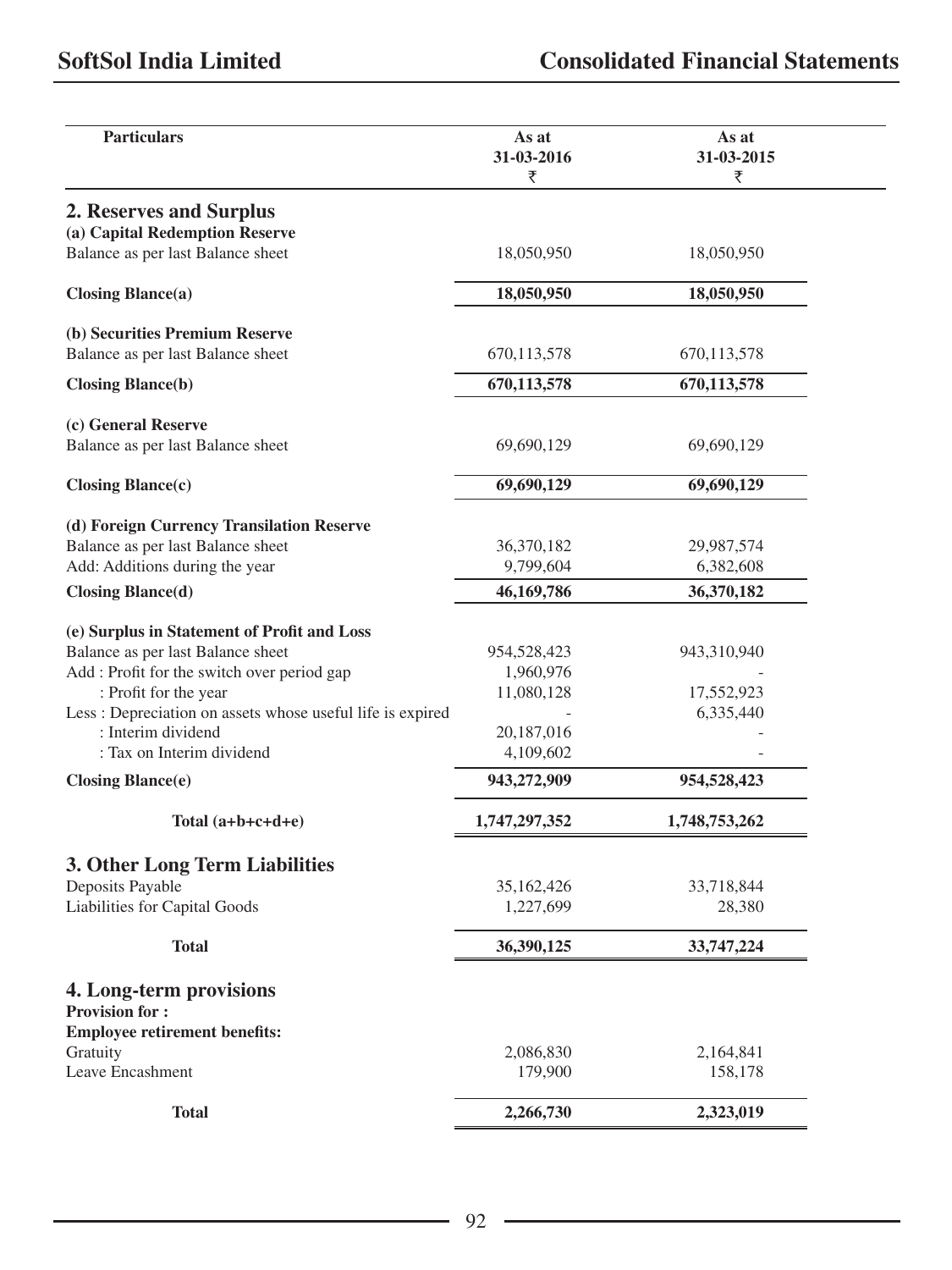| Particulars | As at 31-03-2016 ₹ | As at 31-03-2015 ₹ |
|---|---|---|
| **2. Reserves and Surplus** | | |
| **(a) Capital Redemption Reserve** | | |
| Balance as per last Balance sheet | 18,050,950 | 18,050,950 |
| **Closing Blance(a)** | **18,050,950** | **18,050,950** |
| **(b) Securities Premium Reserve** | | |
| Balance as per last Balance sheet | 670,113,578 | 670,113,578 |
| **Closing Blance(b)** | **670,113,578** | **670,113,578** |
| **(c) General Reserve** | | |
| Balance as per last Balance sheet | 69,690,129 | 69,690,129 |
| **Closing Blance(c)** | **69,690,129** | **69,690,129** |
| **(d) Foreign Currency Transilation Reserve** | | |
| Balance as per last Balance sheet | 36,370,182 | 29,987,574 |
| Add: Additions during the year | 9,799,604 | 6,382,608 |
| **Closing Blance(d)** | **46,169,786** | **36,370,182** |
| **(e) Surplus in Statement of Profit and Loss** | | |
| Balance as per last Balance sheet | 954,528,423 | 943,310,940 |
| Add : Profit for the switch over period gap | 1,960,976 | - |
| : Profit for the year | 11,080,128 | 17,552,923 |
| Less : Depreciation on assets whose useful life is expired | - | 6,335,440 |
| : Interim dividend | 20,187,016 | - |
| : Tax on Interim dividend | 4,109,602 | - |
| **Closing Blance(e)** | **943,272,909** | **954,528,423** |
| **Total (a+b+c+d+e)** | **1,747,297,352** | **1,748,753,262** |
| **3. Other Long Term Liabilities** | | |
| Deposits Payable | 35,162,426 | 33,718,844 |
| Liabilities for Capital Goods | 1,227,699 | 28,380 |
| **Total** | **36,390,125** | **33,747,224** |
| **4. Long-term provisions** | | |
| **Provision for :** | | |
| **Employee retirement benefits:** | | |
| Gratuity | 2,086,830 | 2,164,841 |
| Leave Encashment | 179,900 | 158,178 |
| **Total** | **2,266,730** | **2,323,019** |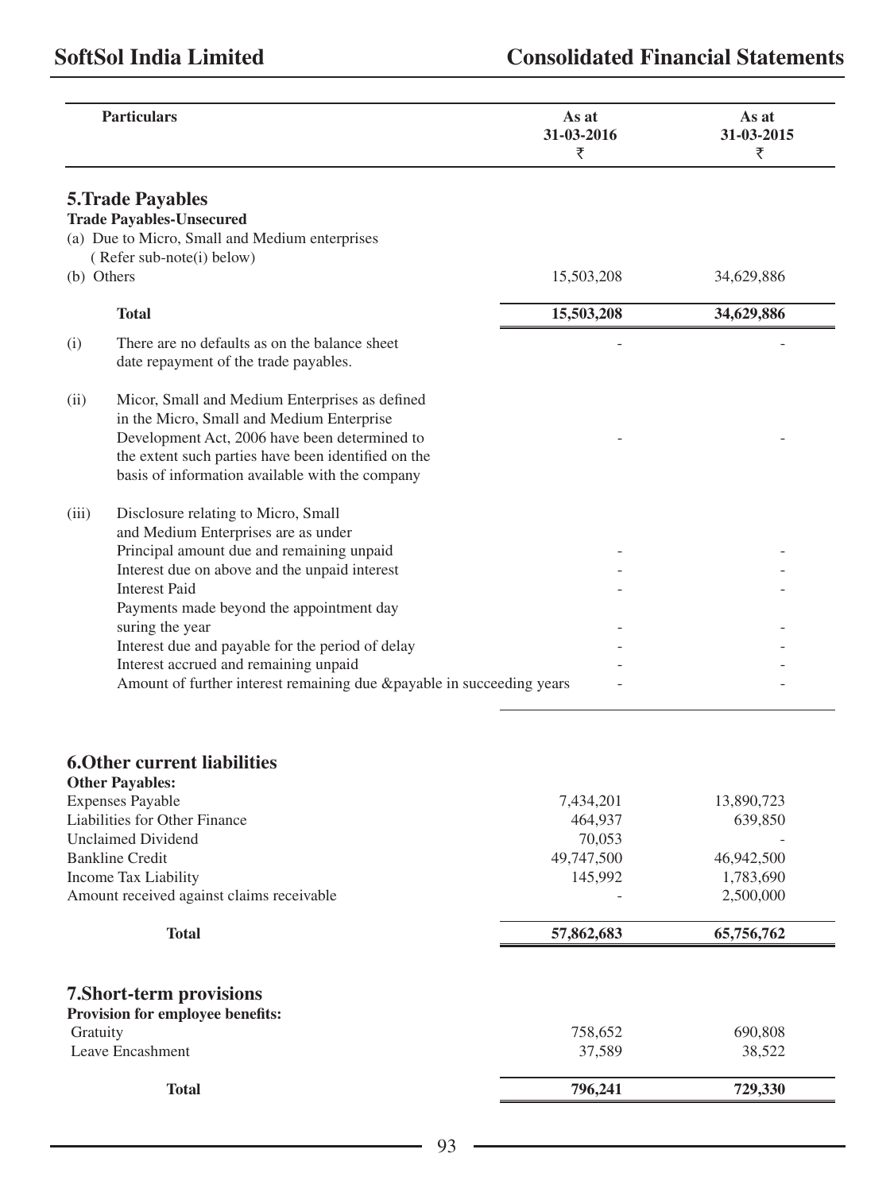| Particulars | As at 31-03-2016 ₹ | As at 31-03-2015 ₹ |
|---|---|---|
| **5.Trade Payables** | | |
| **Trade Payables-Unsecured** | | |
| (a) Due to Micro, Small and Medium enterprises ( Refer sub-note(i) below) | | |
| (b) Others | 15,503,208 | 34,629,886 |
| **Total** | **15,503,208** | **34,629,886** |
| (i) There are no defaults as on the balance sheet date repayment of the trade payables. | - | - |
| (ii) Micor, Small and Medium Enterprises as defined in the Micro, Small and Medium Enterprise Development Act, 2006 have been determined to the extent such parties have been identified on the basis of information available with the company | - | - |
| (iii) Disclosure relating to Micro, Small and Medium Enterprises are as under | | |
| Principal amount due and remaining unpaid | - | - |
| Interest due on above and the unpaid interest | - | - |
| Interest Paid | - | - |
| Payments made beyond the appointment day suring the year | - | - |
| Interest due and payable for the period of delay | - | - |
| Interest accrued and remaining unpaid | - | - |
| Amount of further interest remaining due &payable in succeeding years | - | - |
| **6.Other current liabilities** | | |
| **Other Payables:** | | |
| Expenses Payable | 7,434,201 | 13,890,723 |
| Liabilities for Other Finance | 464,937 | 639,850 |
| Unclaimed Dividend | 70,053 | - |
| Bankline Credit | 49,747,500 | 46,942,500 |
| Income Tax Liability | 145,992 | 1,783,690 |
| Amount received against claims receivable | - | 2,500,000 |
| **Total** | **57,862,683** | **65,756,762** |
| **7.Short-term provisions** | | |
| **Provision for employee benefits:** | | |
| Gratuity | 758,652 | 690,808 |
| Leave Encashment | 37,589 | 38,522 |
| **Total** | **796,241** | **729,330** |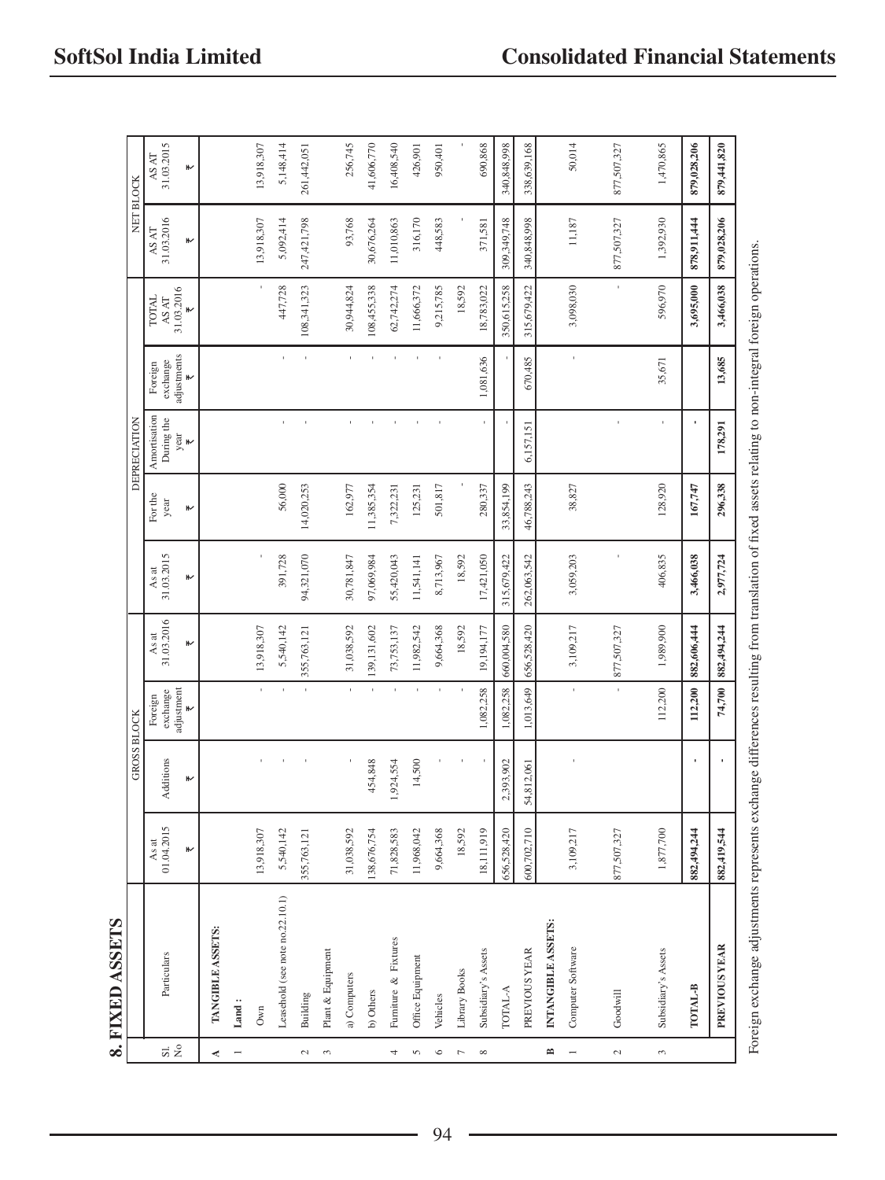## 8. FIXED ASSETS

| Sl. No | Particulars | GROSS BLOCK | | | | DEPRECIATION | | | | | NET BLOCK | |
|---|---|---|---|---|---|---|---|---|---|---|---|---|
| | | As at 01.04.2015 ₹ | Additions ₹ | Foreign exchange adjustment ₹ | As at 31.03.2016 ₹ | As at 31.03.2015 ₹ | For the year ₹ | Amortisation During the year ₹ | Foreign exchange adjustments ₹ | TOTAL AS AT 31.03.2016 ₹ | AS AT 31.03.2016 ₹ | AS AT 31.03.2015 ₹ |
| **A** | **TANGIBLE ASSETS:** | | | | | | | | | | | |
| 1 | **Land :** | | | | | | | | | | | |
| | Own | 13,918,307 | - | - | 13,918,307 | - | | | | - | 13,918,307 | 13,918,307 |
| | Leasehold (see note no.22.10.1) | 5,540,142 | - | - | 5,540,142 | 391,728 | 56,000 | - | - | 447,728 | 5,092,414 | 5,148,414 |
| 2 | Building | 355,763,121 | - | - | 355,763,121 | 94,321,070 | 14,020,253 | - | - | 108,341,323 | 247,421,798 | 261,442,051 |
| 3 | Plant & Equipment | | | | | | | | | | | |
| | a) Computers | 31,038,592 | - | - | 31,038,592 | 30,781,847 | 162,977 | - | - | 30,944,824 | 93,768 | 256,745 |
| | b) Others | 138,676,754 | 454,848 | - | 139,131,602 | 97,069,984 | 11,385,354 | - | - | 108,455,338 | 30,676,264 | 41,606,770 |
| 4 | Furniture & Fixtures | 71,828,583 | 1,924,554 | - | 73,753,137 | 55,420,043 | 7,322,231 | - | - | 62,742,274 | 11,010,863 | 16,408,540 |
| 5 | Office Equipment | 11,968,042 | 14,500 | - | 11,982,542 | 11,541,141 | 125,231 | - | - | 11,666,372 | 316,170 | 426,901 |
| 6 | Vehicles | 9,664,368 | - | - | 9,664,368 | 8,713,967 | 501,817 | - | - | 9,215,785 | 448,583 | 950,401 |
| 7 | Library Books | 18,592 | - | - | 18,592 | 18,592 | - | - | | 18,592 | - | - |
| 8 | Subsidiary's Assets | 18,111,919 | - | 1,082,258 | 19,194,177 | 17,421,050 | 280,337 | - | 1,081,636 | 18,783,022 | 371,581 | 690,868 |
| | TOTAL-A | 656,528,420 | 2,393,902 | 1,082,258 | 660,004,580 | 315,679,422 | 33,854,199 | - | - | 350,615,258 | 309,349,748 | 340,848,998 |
| | PREVIOUS YEAR | 600,702,710 | 54,812,061 | 1,013,649 | 656,528,420 | 262,063,542 | 46,788,243 | 6,157,151 | 670,485 | 315,679,422 | 340,848,998 | 338,639,168 |
| **B** | **INTANGIBLE ASSETS:** | | | | | | | | | | | |
| 1 | Computer Software | 3,109,217 | - | - | 3,109,217 | 3,059,203 | 38,827 | | - | 3,098,030 | 11,187 | 50,014 |
| 2 | Goodwill | 877,507,327 | | - | 877,507,327 | - | | - | - | - | 877,507,327 | 877,507,327 |
| 3 | Subsidiary's Assets | 1,877,700 | | 112,200 | 1,989,900 | 406,835 | 128,920 | - | 35,671 | 596,970 | 1,392,930 | 1,470,865 |
| | **TOTAL-B** | **882,494,244** | **-** | **112,200** | **882,606,444** | **3,466,038** | **167,747** | **-** | | **3,695,000** | **878,911,444** | **879,028,206** |
| | **PREVIOUS YEAR** | **882,419,544** | **-** | **74,700** | **882,494,244** | **2,977,724** | **296,338** | **178,291** | **13,685** | **3,466,038** | **879,028,206** | **879,441,820** |

Foreign exchange adjustments represents exchange differences resulting from translation of fixed assets relating to non-integral foreign operations.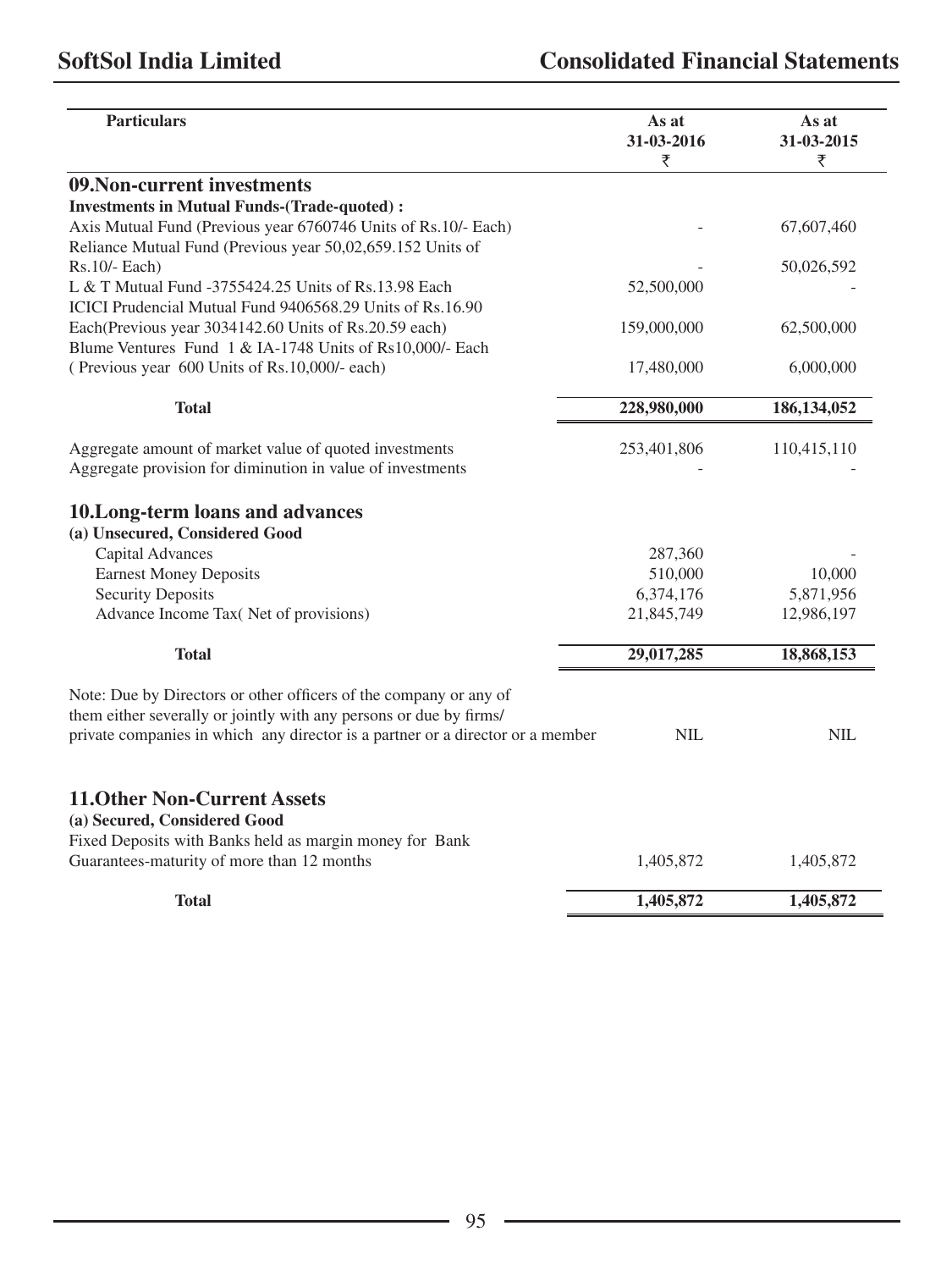| Particulars | As at 31-03-2016 ₹ | As at 31-03-2015 ₹ |
|---|---|---|
| **09.Non-current investments** | | |
| **Investments in Mutual Funds-(Trade-quoted) :** | | |
| Axis Mutual Fund (Previous year 6760746 Units of Rs.10/- Each) | - | 67,607,460 |
| Reliance Mutual Fund (Previous year 50,02,659.152 Units of Rs.10/- Each) | - | 50,026,592 |
| L & T Mutual Fund -3755424.25 Units of Rs.13.98 Each | 52,500,000 | - |
| ICICI Prudencial Mutual Fund 9406568.29 Units of Rs.16.90 Each(Previous year 3034142.60 Units of Rs.20.59 each) | 159,000,000 | 62,500,000 |
| Blume Ventures Fund 1 & IA-1748 Units of Rs10,000/- Each ( Previous year 600 Units of Rs.10,000/- each) | 17,480,000 | 6,000,000 |
| **Total** | **228,980,000** | **186,134,052** |
| Aggregate amount of market value of quoted investments | 253,401,806 | 110,415,110 |
| Aggregate provision for diminution in value of investments | - | - |
| **10.Long-term loans and advances** | | |
| **(a) Unsecured, Considered Good** | | |
| Capital Advances | 287,360 | - |
| Earnest Money Deposits | 510,000 | 10,000 |
| Security Deposits | 6,374,176 | 5,871,956 |
| Advance Income Tax( Net of provisions) | 21,845,749 | 12,986,197 |
| **Total** | **29,017,285** | **18,868,153** |
| Note: Due by Directors or other officers of the company or any of them either severally or jointly with any persons or due by firms/ private companies in which any director is a partner or a director or a member | NIL | NIL |
| **11.Other Non-Current Assets** | | |
| **(a) Secured, Considered Good** | | |
| Fixed Deposits with Banks held as margin money for Bank Guarantees-maturity of more than 12 months | 1,405,872 | 1,405,872 |
| **Total** | **1,405,872** | **1,405,872** |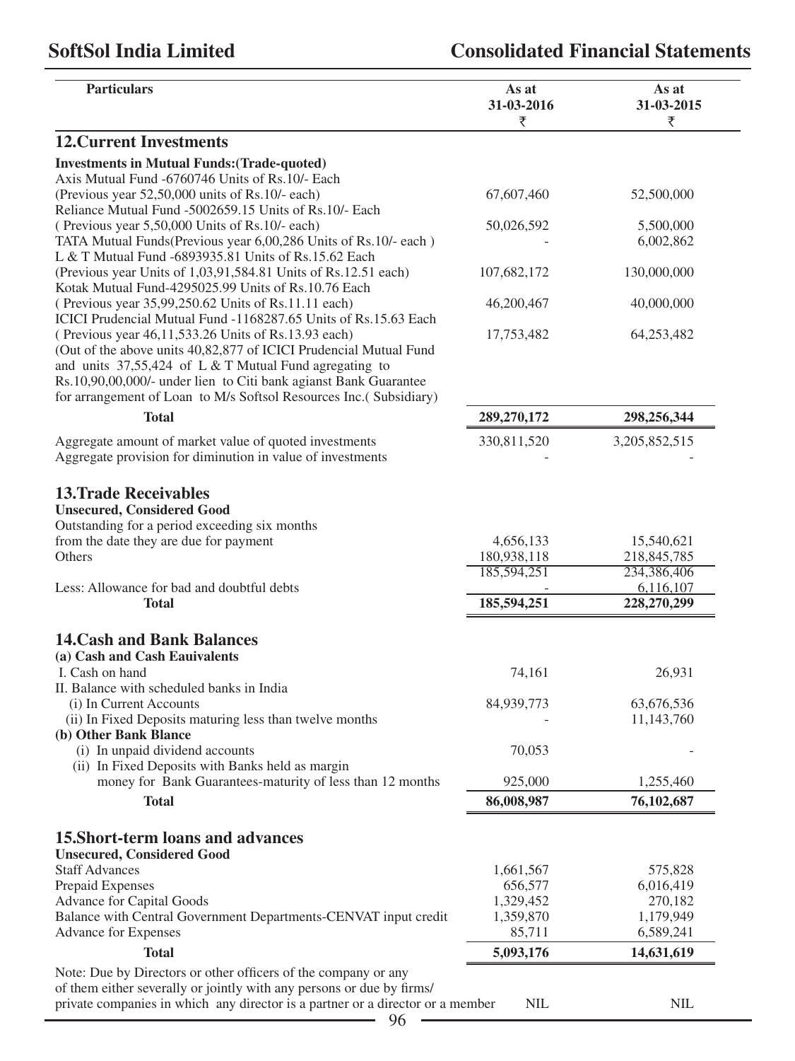| Particulars | As at 31-03-2016 ₹ | As at 31-03-2015 ₹ |
|---|---|---|
| **12.Current Investments** | | |
| **Investments in Mutual Funds:(Trade-quoted)** | | |
| Axis Mutual Fund -6760746 Units of Rs.10/- Each (Previous year 52,50,000 units of Rs.10/- each) | 67,607,460 | 52,500,000 |
| Reliance Mutual Fund -5002659.15 Units of Rs.10/- Each ( Previous year 5,50,000 Units of Rs.10/- each) | 50,026,592 | 5,500,000 |
| TATA Mutual Funds(Previous year 6,00,286 Units of Rs.10/- each ) | - | 6,002,862 |
| L & T Mutual Fund -6893935.81 Units of Rs.15.62 Each (Previous year Units of 1,03,91,584.81 Units of Rs.12.51 each) | 107,682,172 | 130,000,000 |
| Kotak Mutual Fund-4295025.99 Units of Rs.10.76 Each ( Previous year 35,99,250.62 Units of Rs.11.11 each) | 46,200,467 | 40,000,000 |
| ICICI Prudencial Mutual Fund -1168287.65 Units of Rs.15.63 Each ( Previous year 46,11,533.26 Units of Rs.13.93 each) | 17,753,482 | 64,253,482 |
| (Out of the above units 40,82,877 of ICICI Prudencial Mutual Fund and units 37,55,424 of L & T Mutual Fund agregating to Rs.10,90,00,000/- under lien to Citi bank agianst Bank Guarantee for arrangement of Loan to M/s Softsol Resources Inc.( Subsidiary) | | |
| **Total** | **289,270,172** | **298,256,344** |
| Aggregate amount of market value of quoted investments | 330,811,520 | 3,205,852,515 |
| Aggregate provision for diminution in value of investments | - | - |
| **13.Trade Receivables** | | |
| **Unsecured, Considered Good** | | |
| Outstanding for a period exceeding six months from the date they are due for payment | 4,656,133 | 15,540,621 |
| Others | 180,938,118 | 218,845,785 |
| | 185,594,251 | 234,386,406 |
| Less: Allowance for bad and doubtful debts | - | 6,116,107 |
| **Total** | **185,594,251** | **228,270,299** |
| **14.Cash and Bank Balances** | | |
| **(a) Cash and Cash Eauivalents** | | |
| I. Cash on hand | 74,161 | 26,931 |
| II. Balance with scheduled banks in India | | |
| (i) In Current Accounts | 84,939,773 | 63,676,536 |
| (ii) In Fixed Deposits maturing less than twelve months | - | 11,143,760 |
| **(b) Other Bank Blance** | | |
| (i) In unpaid dividend accounts | 70,053 | - |
| (ii) In Fixed Deposits with Banks held as margin money for Bank Guarantees-maturity of less than 12 months | 925,000 | 1,255,460 |
| **Total** | **86,008,987** | **76,102,687** |
| **15.Short-term loans and advances** | | |
| **Unsecured, Considered Good** | | |
| Staff Advances | 1,661,567 | 575,828 |
| Prepaid Expenses | 656,577 | 6,016,419 |
| Advance for Capital Goods | 1,329,452 | 270,182 |
| Balance with Central Government Departments-CENVAT input credit | 1,359,870 | 1,179,949 |
| Advance for Expenses | 85,711 | 6,589,241 |
| **Total** | **5,093,176** | **14,631,619** |
| Note: Due by Directors or other officers of the company or any of them either severally or jointly with any persons or due by firms/ private companies in which any director is a partner or a director or a member | NIL | NIL |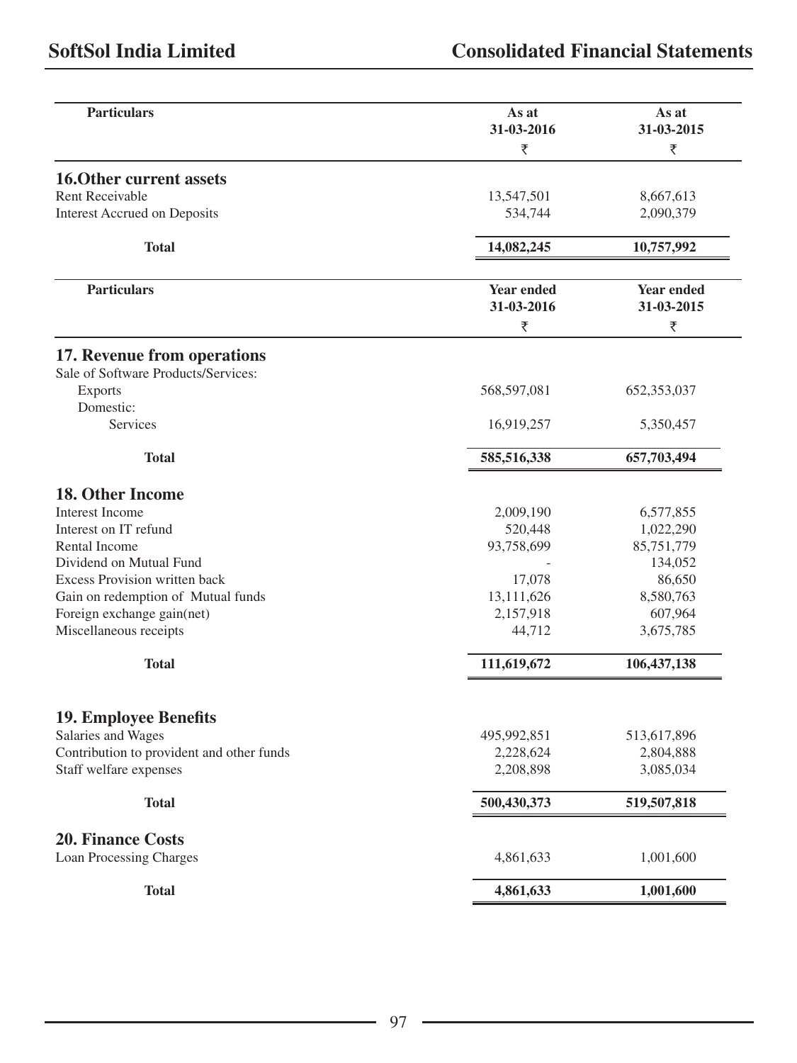| Particulars | As at 31-03-2016 ₹ | As at 31-03-2015 ₹ |
|---|---|---|
| **16.Other current assets** | | |
| Rent Receivable | 13,547,501 | 8,667,613 |
| Interest Accrued on Deposits | 534,744 | 2,090,379 |
| **Total** | **14,082,245** | **10,757,992** |

| Particulars | Year ended 31-03-2016 ₹ | Year ended 31-03-2015 ₹ |
|---|---|---|
| **17. Revenue from operations** | | |
| Sale of Software Products/Services: | | |
| Exports | 568,597,081 | 652,353,037 |
| Domestic: | | |
| Services | 16,919,257 | 5,350,457 |
| **Total** | **585,516,338** | **657,703,494** |
| **18. Other Income** | | |
| Interest Income | 2,009,190 | 6,577,855 |
| Interest on IT refund | 520,448 | 1,022,290 |
| Rental Income | 93,758,699 | 85,751,779 |
| Dividend on Mutual Fund | - | 134,052 |
| Excess Provision written back | 17,078 | 86,650 |
| Gain on redemption of Mutual funds | 13,111,626 | 8,580,763 |
| Foreign exchange gain(net) | 2,157,918 | 607,964 |
| Miscellaneous receipts | 44,712 | 3,675,785 |
| **Total** | **111,619,672** | **106,437,138** |
| **19. Employee Benefits** | | |
| Salaries and Wages | 495,992,851 | 513,617,896 |
| Contribution to provident and other funds | 2,228,624 | 2,804,888 |
| Staff welfare expenses | 2,208,898 | 3,085,034 |
| **Total** | **500,430,373** | **519,507,818** |
| **20. Finance Costs** | | |
| Loan Processing Charges | 4,861,633 | 1,001,600 |
| **Total** | **4,861,633** | **1,001,600** |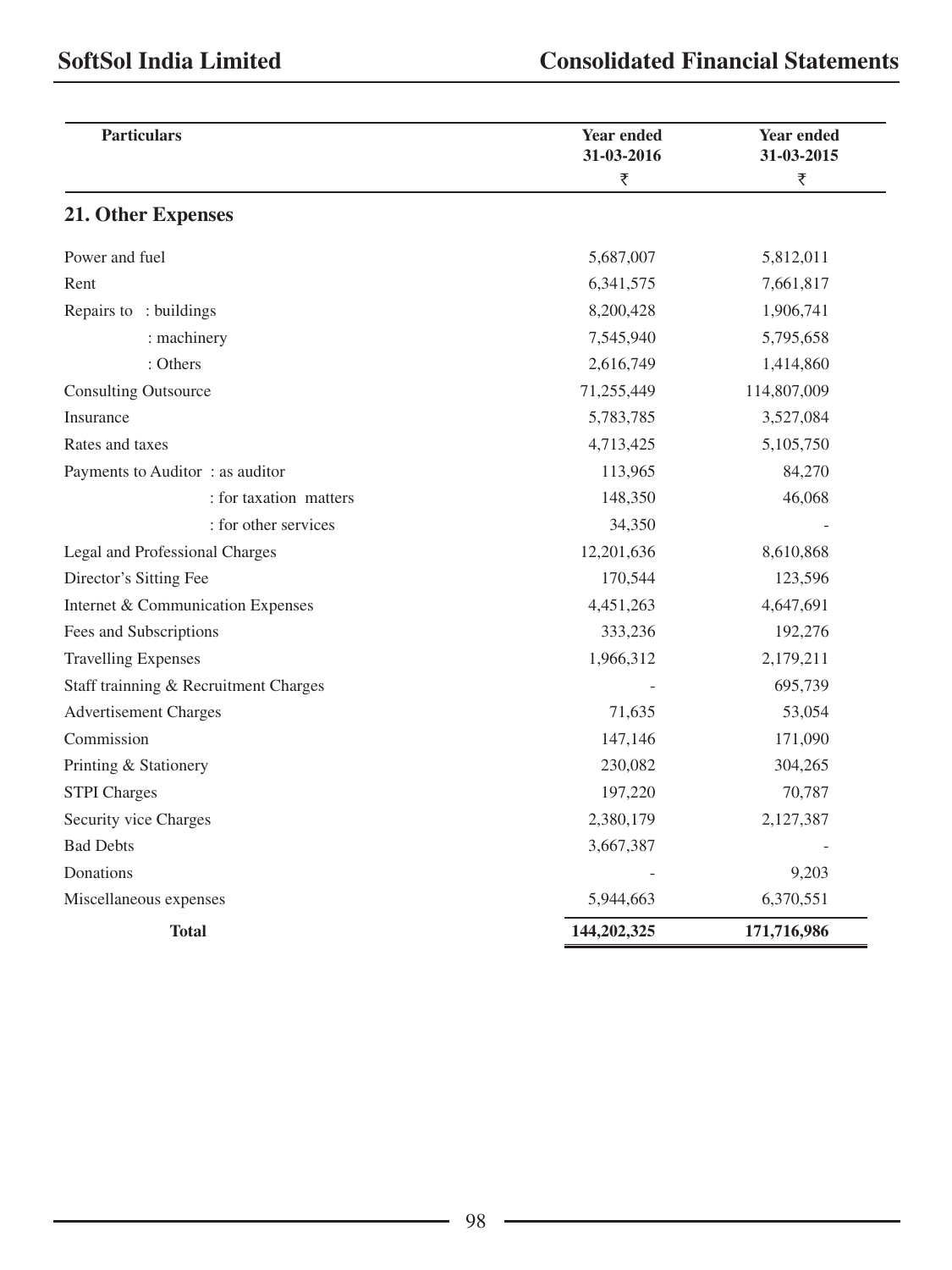| Particulars | Year ended 31-03-2016 ₹ | Year ended 31-03-2015 ₹ |
|---|---|---|
| **21. Other Expenses** | | |
| Power and fuel | 5,687,007 | 5,812,011 |
| Rent | 6,341,575 | 7,661,817 |
| Repairs to : buildings | 8,200,428 | 1,906,741 |
| : machinery | 7,545,940 | 5,795,658 |
| : Others | 2,616,749 | 1,414,860 |
| Consulting Outsource | 71,255,449 | 114,807,009 |
| Insurance | 5,783,785 | 3,527,084 |
| Rates and taxes | 4,713,425 | 5,105,750 |
| Payments to Auditor : as auditor | 113,965 | 84,270 |
| : for taxation matters | 148,350 | 46,068 |
| : for other services | 34,350 | - |
| Legal and Professional Charges | 12,201,636 | 8,610,868 |
| Director's Sitting Fee | 170,544 | 123,596 |
| Internet & Communication Expenses | 4,451,263 | 4,647,691 |
| Fees and Subscriptions | 333,236 | 192,276 |
| Travelling Expenses | 1,966,312 | 2,179,211 |
| Staff trainning & Recruitment Charges | - | 695,739 |
| Advertisement Charges | 71,635 | 53,054 |
| Commission | 147,146 | 171,090 |
| Printing & Stationery | 230,082 | 304,265 |
| STPI Charges | 197,220 | 70,787 |
| Security vice Charges | 2,380,179 | 2,127,387 |
| Bad Debts | 3,667,387 | - |
| Donations | - | 9,203 |
| Miscellaneous expenses | 5,944,663 | 6,370,551 |
| **Total** | **144,202,325** | **171,716,986** |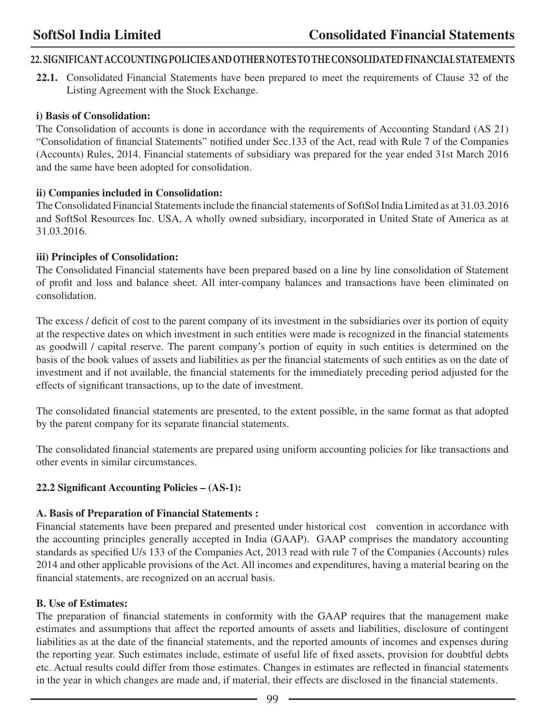## 22. SIGNIFICANT ACCOUNTING POLICIES AND OTHER NOTES TO THE CONSOLIDATED FINANCIAL STATEMENTS

**22.1.** Consolidated Financial Statements have been prepared to meet the requirements of Clause 32 of the Listing Agreement with the Stock Exchange.

**i) Basis of Consolidation:**

The Consolidation of accounts is done in accordance with the requirements of Accounting Standard (AS 21) "Consolidation of financial Statements" notified under Sec.133 of the Act, read with Rule 7 of the Companies (Accounts) Rules, 2014. Financial statements of subsidiary was prepared for the year ended 31st March 2016 and the same have been adopted for consolidation.

**ii) Companies included in Consolidation:**

The Consolidated Financial Statements include the financial statements of SoftSol India Limited as at 31.03.2016 and SoftSol Resources Inc. USA, A wholly owned subsidiary, incorporated in United State of America as at 31.03.2016.

**iii) Principles of Consolidation:**

The Consolidated Financial statements have been prepared based on a line by line consolidation of Statement of profit and loss and balance sheet. All inter-company balances and transactions have been eliminated on consolidation.

The excess / deficit of cost to the parent company of its investment in the subsidiaries over its portion of equity at the respective dates on which investment in such entities were made is recognized in the financial statements as goodwill / capital reserve. The parent company's portion of equity in such entities is determined on the basis of the book values of assets and liabilities as per the financial statements of such entities as on the date of investment and if not available, the financial statements for the immediately preceding period adjusted for the effects of significant transactions, up to the date of investment.

The consolidated financial statements are presented, to the extent possible, in the same format as that adopted by the parent company for its separate financial statements.

The consolidated financial statements are prepared using uniform accounting policies for like transactions and other events in similar circumstances.

**22.2 Significant Accounting Policies – (AS-1):**

**A. Basis of Preparation of Financial Statements :**

Financial statements have been prepared and presented under historical cost convention in accordance with the accounting principles generally accepted in India (GAAP). GAAP comprises the mandatory accounting standards as specified U/s 133 of the Companies Act, 2013 read with rule 7 of the Companies (Accounts) rules 2014 and other applicable provisions of the Act. All incomes and expenditures, having a material bearing on the financial statements, are recognized on an accrual basis.

**B. Use of Estimates:**

The preparation of financial statements in conformity with the GAAP requires that the management make estimates and assumptions that affect the reported amounts of assets and liabilities, disclosure of contingent liabilities as at the date of the financial statements, and the reported amounts of incomes and expenses during the reporting year. Such estimates include, estimate of useful life of fixed assets, provision for doubtful debts etc. Actual results could differ from those estimates. Changes in estimates are reflected in financial statements in the year in which changes are made and, if material, their effects are disclosed in the financial statements.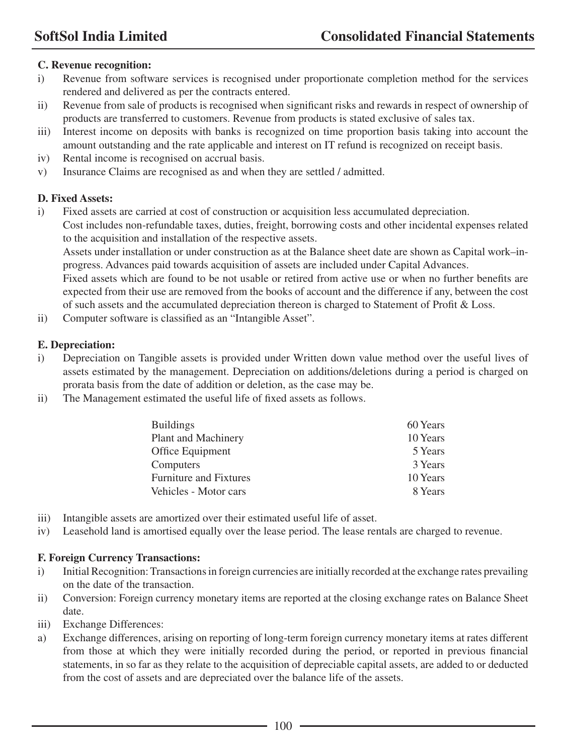**C. Revenue recognition:**

i) Revenue from software services is recognised under proportionate completion method for the services rendered and delivered as per the contracts entered.

ii) Revenue from sale of products is recognised when significant risks and rewards in respect of ownership of products are transferred to customers. Revenue from products is stated exclusive of sales tax.

iii) Interest income on deposits with banks is recognized on time proportion basis taking into account the amount outstanding and the rate applicable and interest on IT refund is recognized on receipt basis.

iv) Rental income is recognised on accrual basis.

v) Insurance Claims are recognised as and when they are settled / admitted.

**D. Fixed Assets:**

i) Fixed assets are carried at cost of construction or acquisition less accumulated depreciation.
Cost includes non-refundable taxes, duties, freight, borrowing costs and other incidental expenses related to the acquisition and installation of the respective assets.
Assets under installation or under construction as at the Balance sheet date are shown as Capital work–in-progress. Advances paid towards acquisition of assets are included under Capital Advances.
Fixed assets which are found to be not usable or retired from active use or when no further benefits are expected from their use are removed from the books of account and the difference if any, between the cost of such assets and the accumulated depreciation thereon is charged to Statement of Profit & Loss.

ii) Computer software is classified as an "Intangible Asset".

**E. Depreciation:**

i) Depreciation on Tangible assets is provided under Written down value method over the useful lives of assets estimated by the management. Depreciation on additions/deletions during a period is charged on prorata basis from the date of addition or deletion, as the case may be.

ii) The Management estimated the useful life of fixed assets as follows.

| | |
|---|---|
| Buildings | 60 Years |
| Plant and Machinery | 10 Years |
| Office Equipment | 5 Years |
| Computers | 3 Years |
| Furniture and Fixtures | 10 Years |
| Vehicles - Motor cars | 8 Years |

iii) Intangible assets are amortized over their estimated useful life of asset.

iv) Leasehold land is amortised equally over the lease period. The lease rentals are charged to revenue.

**F. Foreign Currency Transactions:**

i) Initial Recognition: Transactions in foreign currencies are initially recorded at the exchange rates prevailing on the date of the transaction.

ii) Conversion: Foreign currency monetary items are reported at the closing exchange rates on Balance Sheet date.

iii) Exchange Differences:

a) Exchange differences, arising on reporting of long-term foreign currency monetary items at rates different from those at which they were initially recorded during the period, or reported in previous financial statements, in so far as they relate to the acquisition of depreciable capital assets, are added to or deducted from the cost of assets and are depreciated over the balance life of the assets.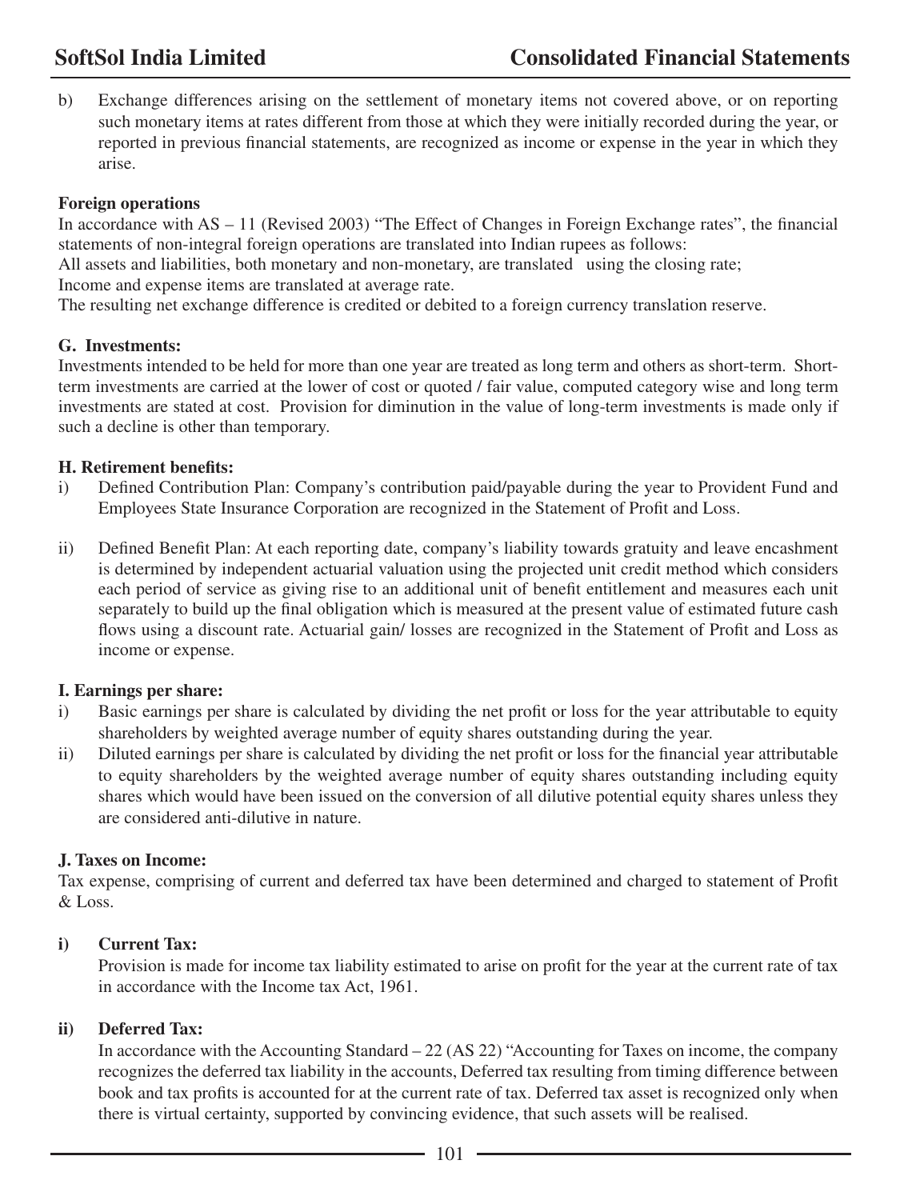b) Exchange differences arising on the settlement of monetary items not covered above, or on reporting such monetary items at rates different from those at which they were initially recorded during the year, or reported in previous financial statements, are recognized as income or expense in the year in which they arise.

**Foreign operations**

In accordance with AS – 11 (Revised 2003) "The Effect of Changes in Foreign Exchange rates", the financial statements of non-integral foreign operations are translated into Indian rupees as follows:

All assets and liabilities, both monetary and non-monetary, are translated using the closing rate;

Income and expense items are translated at average rate.

The resulting net exchange difference is credited or debited to a foreign currency translation reserve.

**G. Investments:**

Investments intended to be held for more than one year are treated as long term and others as short-term. Short-term investments are carried at the lower of cost or quoted / fair value, computed category wise and long term investments are stated at cost. Provision for diminution in the value of long-term investments is made only if such a decline is other than temporary.

**H. Retirement benefits:**

i) Defined Contribution Plan: Company's contribution paid/payable during the year to Provident Fund and Employees State Insurance Corporation are recognized in the Statement of Profit and Loss.

ii) Defined Benefit Plan: At each reporting date, company's liability towards gratuity and leave encashment is determined by independent actuarial valuation using the projected unit credit method which considers each period of service as giving rise to an additional unit of benefit entitlement and measures each unit separately to build up the final obligation which is measured at the present value of estimated future cash flows using a discount rate. Actuarial gain/ losses are recognized in the Statement of Profit and Loss as income or expense.

**I. Earnings per share:**

i) Basic earnings per share is calculated by dividing the net profit or loss for the year attributable to equity shareholders by weighted average number of equity shares outstanding during the year.

ii) Diluted earnings per share is calculated by dividing the net profit or loss for the financial year attributable to equity shareholders by the weighted average number of equity shares outstanding including equity shares which would have been issued on the conversion of all dilutive potential equity shares unless they are considered anti-dilutive in nature.

**J. Taxes on Income:**

Tax expense, comprising of current and deferred tax have been determined and charged to statement of Profit & Loss.

**i) Current Tax:**

Provision is made for income tax liability estimated to arise on profit for the year at the current rate of tax in accordance with the Income tax Act, 1961.

**ii) Deferred Tax:**

In accordance with the Accounting Standard – 22 (AS 22) "Accounting for Taxes on income, the company recognizes the deferred tax liability in the accounts, Deferred tax resulting from timing difference between book and tax profits is accounted for at the current rate of tax. Deferred tax asset is recognized only when there is virtual certainty, supported by convincing evidence, that such assets will be realised.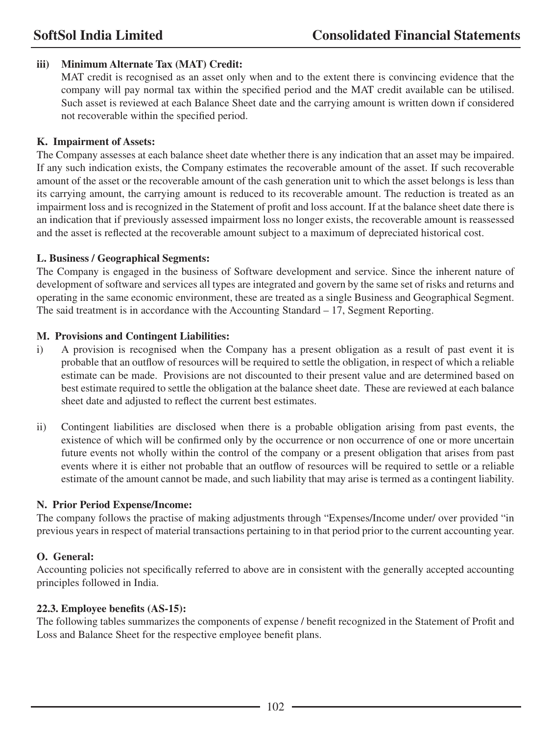**iii) Minimum Alternate Tax (MAT) Credit:**

MAT credit is recognised as an asset only when and to the extent there is convincing evidence that the company will pay normal tax within the specified period and the MAT credit available can be utilised. Such asset is reviewed at each Balance Sheet date and the carrying amount is written down if considered not recoverable within the specified period.

**K. Impairment of Assets:**

The Company assesses at each balance sheet date whether there is any indication that an asset may be impaired. If any such indication exists, the Company estimates the recoverable amount of the asset. If such recoverable amount of the asset or the recoverable amount of the cash generation unit to which the asset belongs is less than its carrying amount, the carrying amount is reduced to its recoverable amount. The reduction is treated as an impairment loss and is recognized in the Statement of profit and loss account. If at the balance sheet date there is an indication that if previously assessed impairment loss no longer exists, the recoverable amount is reassessed and the asset is reflected at the recoverable amount subject to a maximum of depreciated historical cost.

**L. Business / Geographical Segments:**

The Company is engaged in the business of Software development and service. Since the inherent nature of development of software and services all types are integrated and govern by the same set of risks and returns and operating in the same economic environment, these are treated as a single Business and Geographical Segment. The said treatment is in accordance with the Accounting Standard – 17, Segment Reporting.

**M. Provisions and Contingent Liabilities:**

i) A provision is recognised when the Company has a present obligation as a result of past event it is probable that an outflow of resources will be required to settle the obligation, in respect of which a reliable estimate can be made. Provisions are not discounted to their present value and are determined based on best estimate required to settle the obligation at the balance sheet date. These are reviewed at each balance sheet date and adjusted to reflect the current best estimates.

ii) Contingent liabilities are disclosed when there is a probable obligation arising from past events, the existence of which will be confirmed only by the occurrence or non occurrence of one or more uncertain future events not wholly within the control of the company or a present obligation that arises from past events where it is either not probable that an outflow of resources will be required to settle or a reliable estimate of the amount cannot be made, and such liability that may arise is termed as a contingent liability.

**N. Prior Period Expense/Income:**

The company follows the practise of making adjustments through "Expenses/Income under/ over provided "in previous years in respect of material transactions pertaining to in that period prior to the current accounting year.

**O. General:**

Accounting policies not specifically referred to above are in consistent with the generally accepted accounting principles followed in India.

**22.3. Employee benefits (AS-15):**

The following tables summarizes the components of expense / benefit recognized in the Statement of Profit and Loss and Balance Sheet for the respective employee benefit plans.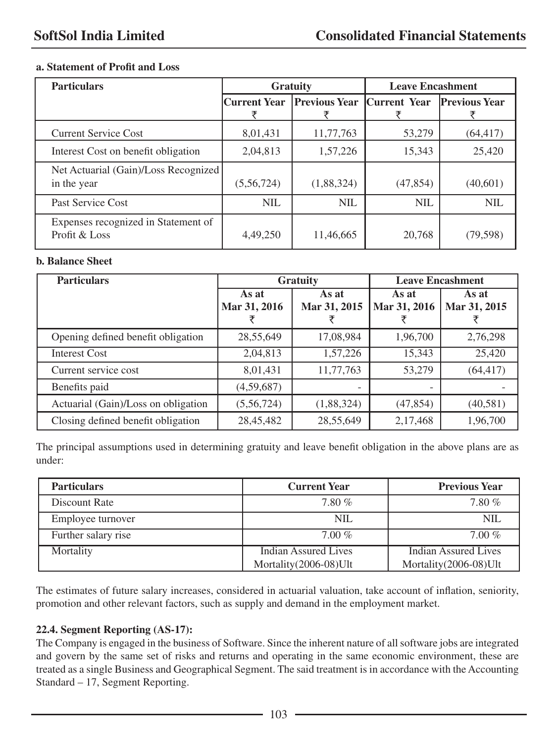**a. Statement of Profit and Loss**

| Particulars | Gratuity | | Leave Encashment | |
|---|---|---|---|---|
| | Current Year ₹ | Previous Year ₹ | Current Year ₹ | Previous Year ₹ |
| Current Service Cost | 8,01,431 | 11,77,763 | 53,279 | (64,417) |
| Interest Cost on benefit obligation | 2,04,813 | 1,57,226 | 15,343 | 25,420 |
| Net Actuarial (Gain)/Loss Recognized in the year | (5,56,724) | (1,88,324) | (47,854) | (40,601) |
| Past Service Cost | NIL | NIL | NIL | NIL |
| Expenses recognized in Statement of Profit & Loss | 4,49,250 | 11,46,665 | 20,768 | (79,598) |

**b. Balance Sheet**

| Particulars | Gratuity | | Leave Encashment | |
|---|---|---|---|---|
| | As at Mar 31, 2016 ₹ | As at Mar 31, 2015 ₹ | As at Mar 31, 2016 ₹ | As at Mar 31, 2015 ₹ |
| Opening defined benefit obligation | 28,55,649 | 17,08,984 | 1,96,700 | 2,76,298 |
| Interest Cost | 2,04,813 | 1,57,226 | 15,343 | 25,420 |
| Current service cost | 8,01,431 | 11,77,763 | 53,279 | (64,417) |
| Benefits paid | (4,59,687) | - | - | - |
| Actuarial (Gain)/Loss on obligation | (5,56,724) | (1,88,324) | (47,854) | (40,581) |
| Closing defined benefit obligation | 28,45,482 | 28,55,649 | 2,17,468 | 1,96,700 |

The principal assumptions used in determining gratuity and leave benefit obligation in the above plans are as under:

| Particulars | Current Year | Previous Year |
|---|---|---|
| Discount Rate | 7.80 % | 7.80 % |
| Employee turnover | NIL | NIL |
| Further salary rise | 7.00 % | 7.00 % |
| Mortality | Indian Assured Lives Mortality(2006-08)Ult | Indian Assured Lives Mortality(2006-08)Ult |

The estimates of future salary increases, considered in actuarial valuation, take account of inflation, seniority, promotion and other relevant factors, such as supply and demand in the employment market.

**22.4. Segment Reporting (AS-17):**

The Company is engaged in the business of Software. Since the inherent nature of all software jobs are integrated and govern by the same set of risks and returns and operating in the same economic environment, these are treated as a single Business and Geographical Segment. The said treatment is in accordance with the Accounting Standard – 17, Segment Reporting.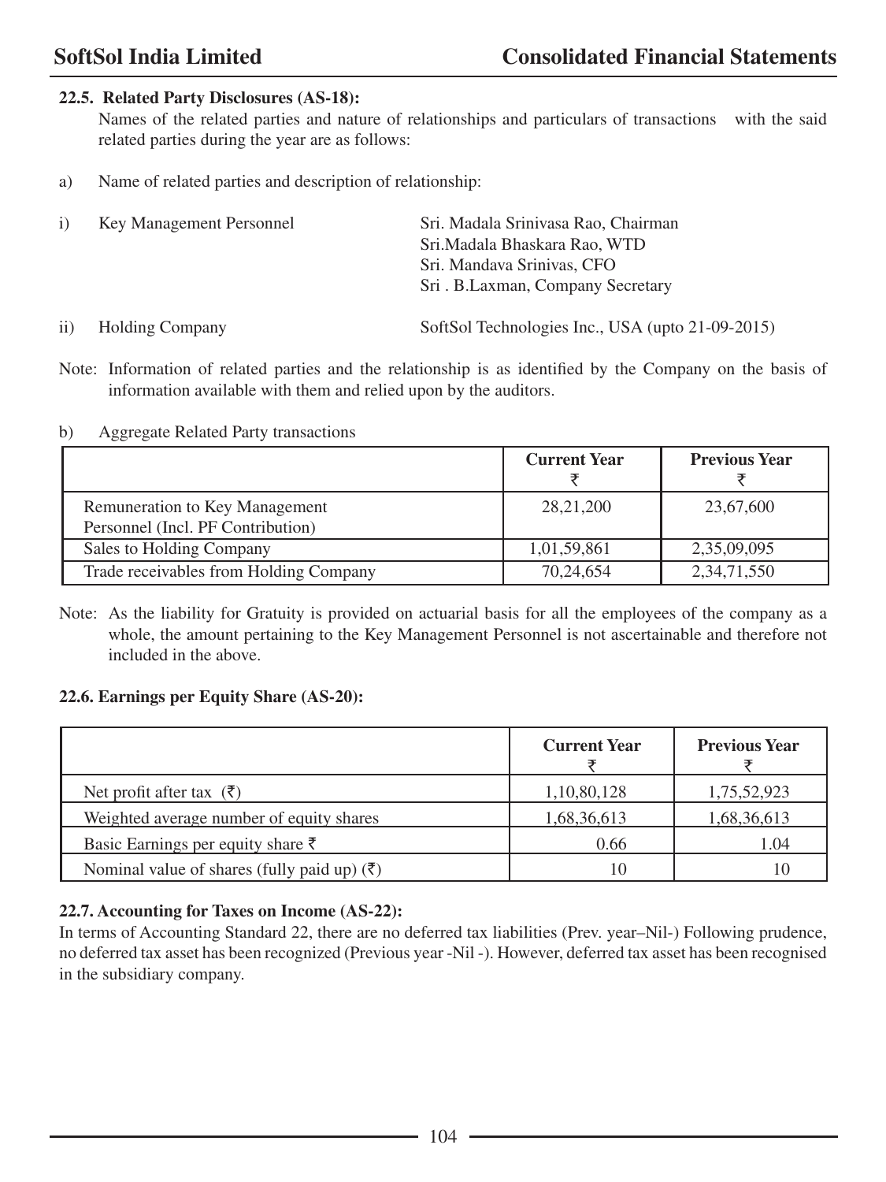### 22.5. Related Party Disclosures (AS-18):

Names of the related parties and nature of relationships and particulars of transactions with the said related parties during the year are as follows:

a) Name of related parties and description of relationship:

i) Key Management Personnel
- Sri. Madala Srinivasa Rao, Chairman
- Sri.Madala Bhaskara Rao, WTD
- Sri. Mandava Srinivas, CFO
- Sri . B.Laxman, Company Secretary

ii) Holding Company
- SoftSol Technologies Inc., USA (upto 21-09-2015)

Note: Information of related parties and the relationship is as identified by the Company on the basis of information available with them and relied upon by the auditors.

b) Aggregate Related Party transactions

| | Current Year ₹ | Previous Year ₹ |
|---|---|---|
| Remuneration to Key Management Personnel (Incl. PF Contribution) | 28,21,200 | 23,67,600 |
| Sales to Holding Company | 1,01,59,861 | 2,35,09,095 |
| Trade receivables from Holding Company | 70,24,654 | 2,34,71,550 |

Note: As the liability for Gratuity is provided on actuarial basis for all the employees of the company as a whole, the amount pertaining to the Key Management Personnel is not ascertainable and therefore not included in the above.

### 22.6. Earnings per Equity Share (AS-20):

| | Current Year ₹ | Previous Year ₹ |
|---|---|---|
| Net profit after tax (₹) | 1,10,80,128 | 1,75,52,923 |
| Weighted average number of equity shares | 1,68,36,613 | 1,68,36,613 |
| Basic Earnings per equity share ₹ | 0.66 | 1.04 |
| Nominal value of shares (fully paid up) (₹) | 10 | 10 |

### 22.7. Accounting for Taxes on Income (AS-22):

In terms of Accounting Standard 22, there are no deferred tax liabilities (Prev. year–Nil-) Following prudence, no deferred tax asset has been recognized (Previous year -Nil -). However, deferred tax asset has been recognised in the subsidiary company.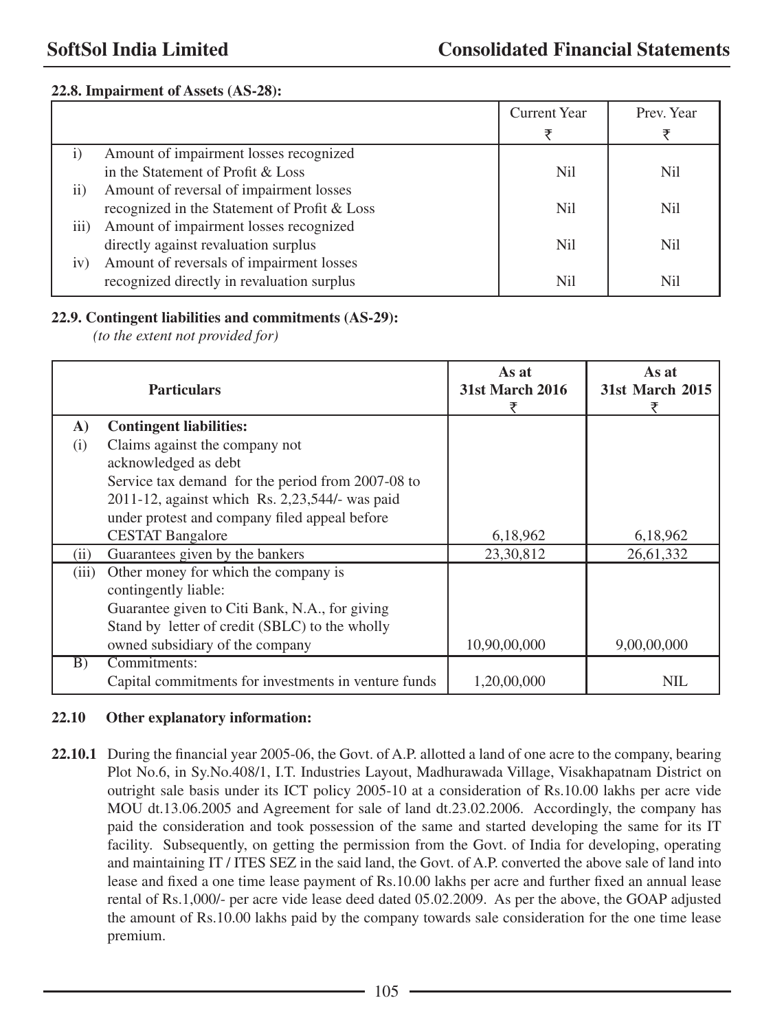**22.8. Impairment of Assets (AS-28):**

| | | Current Year ₹ | Prev. Year ₹ |
|---|---|---|---|
| i) | Amount of impairment losses recognized in the Statement of Profit & Loss | Nil | Nil |
| ii) | Amount of reversal of impairment losses recognized in the Statement of Profit & Loss | Nil | Nil |
| iii) | Amount of impairment losses recognized directly against revaluation surplus | Nil | Nil |
| iv) | Amount of reversals of impairment losses recognized directly in revaluation surplus | Nil | Nil |

**22.9. Contingent liabilities and commitments (AS-29):**

*(to the extent not provided for)*

| | Particulars | As at 31st March 2016 ₹ | As at 31st March 2015 ₹ |
|---|---|---|---|
| **A)** | **Contingent liabilities:** | | |
| (i) | Claims against the company not acknowledged as debt<br>Service tax demand for the period from 2007-08 to 2011-12, against which Rs. 2,23,544/- was paid under protest and company filed appeal before CESTAT Bangalore | 6,18,962 | 6,18,962 |
| (ii) | Guarantees given by the bankers | 23,30,812 | 26,61,332 |
| (iii) | Other money for which the company is contingently liable:<br>Guarantee given to Citi Bank, N.A., for giving Stand by letter of credit (SBLC) to the wholly owned subsidiary of the company | 10,90,00,000 | 9,00,00,000 |
| B) | Commitments:<br>Capital commitments for investments in venture funds | 1,20,00,000 | NIL |

**22.10 Other explanatory information:**

**22.10.1** During the financial year 2005-06, the Govt. of A.P. allotted a land of one acre to the company, bearing Plot No.6, in Sy.No.408/1, I.T. Industries Layout, Madhurawada Village, Visakhapatnam District on outright sale basis under its ICT policy 2005-10 at a consideration of Rs.10.00 lakhs per acre vide MOU dt.13.06.2005 and Agreement for sale of land dt.23.02.2006. Accordingly, the company has paid the consideration and took possession of the same and started developing the same for its IT facility. Subsequently, on getting the permission from the Govt. of India for developing, operating and maintaining IT / ITES SEZ in the said land, the Govt. of A.P. converted the above sale of land into lease and fixed a one time lease payment of Rs.10.00 lakhs per acre and further fixed an annual lease rental of Rs.1,000/- per acre vide lease deed dated 05.02.2009. As per the above, the GOAP adjusted the amount of Rs.10.00 lakhs paid by the company towards sale consideration for the one time lease premium.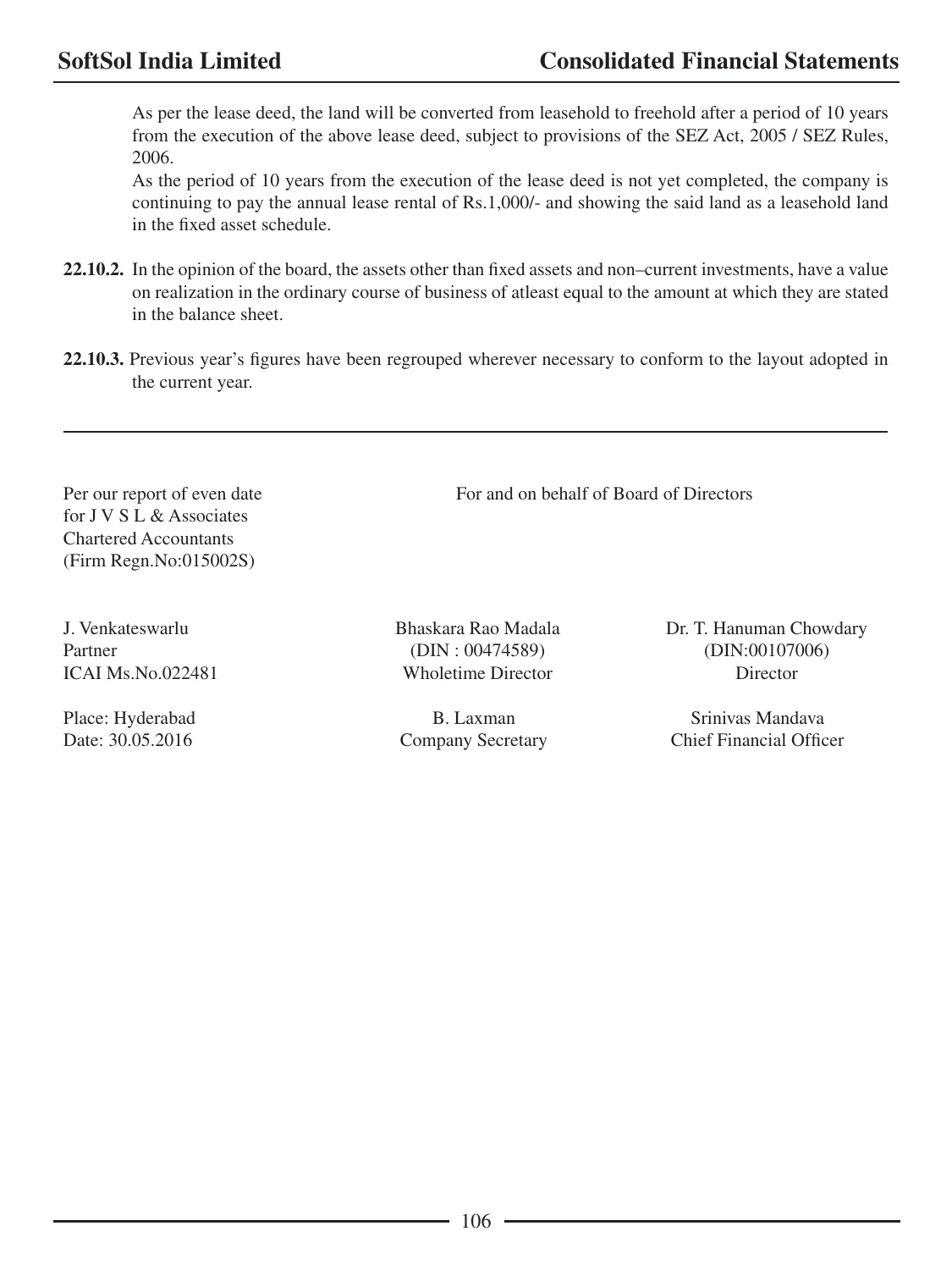As per the lease deed, the land will be converted from leasehold to freehold after a period of 10 years from the execution of the above lease deed, subject to provisions of the SEZ Act, 2005 / SEZ Rules, 2006.

As the period of 10 years from the execution of the lease deed is not yet completed, the company is continuing to pay the annual lease rental of Rs.1,000/- and showing the said land as a leasehold land in the fixed asset schedule.

**22.10.2.** In the opinion of the board, the assets other than fixed assets and non–current investments, have a value on realization in the ordinary course of business of atleast equal to the amount at which they are stated in the balance sheet.

**22.10.3.** Previous year's figures have been regrouped wherever necessary to conform to the layout adopted in the current year.

---

Per our report of even date
for J V S L & Associates
Chartered Accountants
(Firm Regn.No:015002S)

For and on behalf of Board of Directors

J. Venkateswarlu
Partner
ICAI Ms.No.022481

Bhaskara Rao Madala
(DIN : 00474589)
Wholetime Director

Dr. T. Hanuman Chowdary
(DIN:00107006)
Director

Place: Hyderabad
Date: 30.05.2016

B. Laxman
Company Secretary

Srinivas Mandava
Chief Financial Officer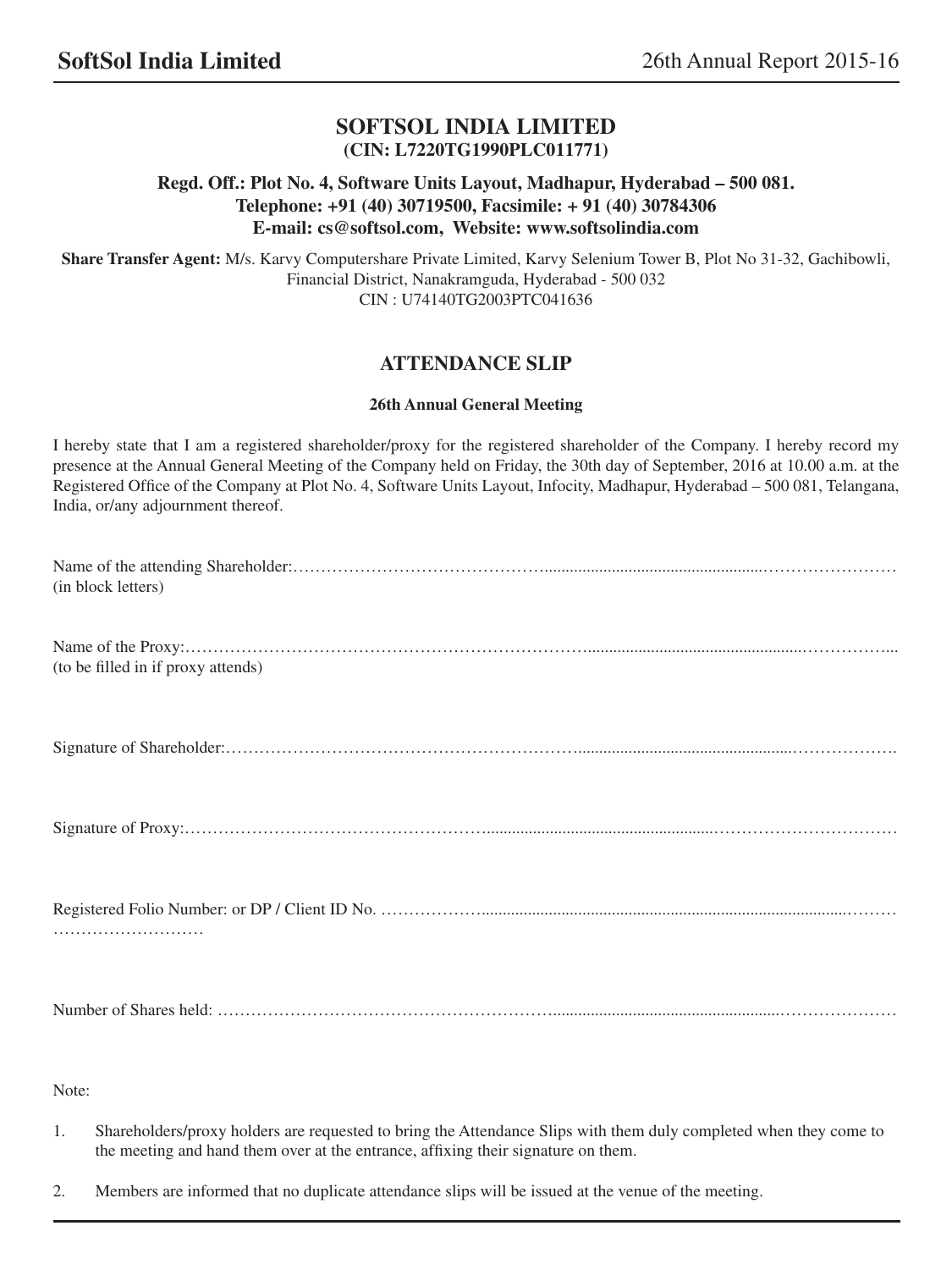# SOFTSOL INDIA LIMITED

**(CIN: L7220TG1990PLC011771)**

**Regd. Off.: Plot No. 4, Software Units Layout, Madhapur, Hyderabad – 500 081.**
**Telephone: +91 (40) 30719500, Facsimile: + 91 (40) 30784306**
**E-mail: cs@softsol.com, Website: www.softsolindia.com**

**Share Transfer Agent:** M/s. Karvy Computershare Private Limited, Karvy Selenium Tower B, Plot No 31-32, Gachibowli, Financial District, Nanakramguda, Hyderabad - 500 032
CIN : U74140TG2003PTC041636

## ATTENDANCE SLIP

**26th Annual General Meeting**

I hereby state that I am a registered shareholder/proxy for the registered shareholder of the Company. I hereby record my presence at the Annual General Meeting of the Company held on Friday, the 30th day of September, 2016 at 10.00 a.m. at the Registered Office of the Company at Plot No. 4, Software Units Layout, Infocity, Madhapur, Hyderabad – 500 081, Telangana, India, or/any adjournment thereof.

Name of the attending Shareholder:………………………………………………………………………………
(in block letters)

Name of the Proxy:…………………………………………………………………………………………………
(to be filled in if proxy attends)

Signature of Shareholder:……………………………………………………………………………………………

Signature of Proxy:…………………………………………………………………………………………………

Registered Folio Number: or DP / Client ID No. ……………………………………………………………………
………………………

Number of Shares held: ……………………………………………………………………………………………

Note:

1. Shareholders/proxy holders are requested to bring the Attendance Slips with them duly completed when they come to the meeting and hand them over at the entrance, affixing their signature on them.
2. Members are informed that no duplicate attendance slips will be issued at the venue of the meeting.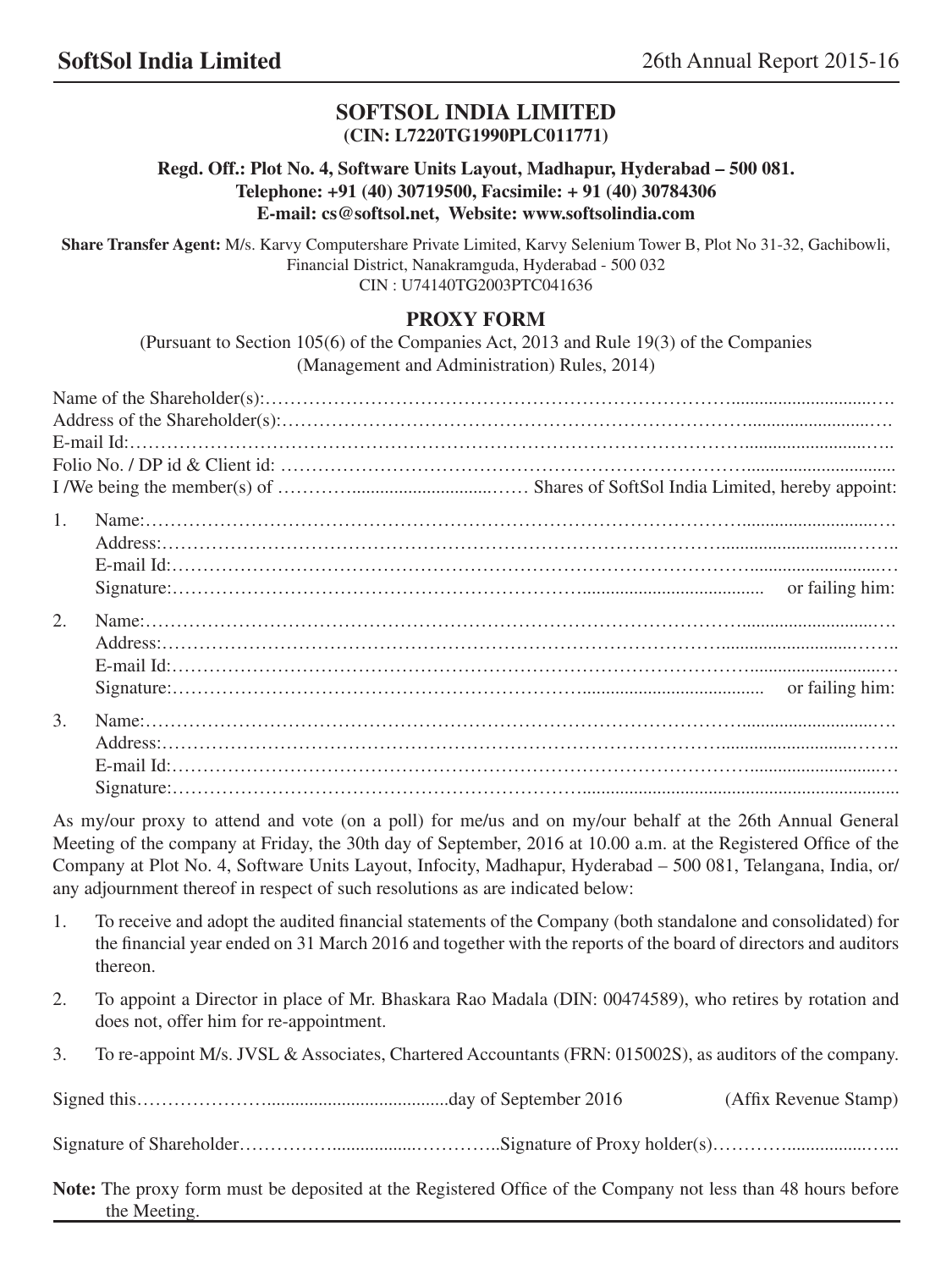# SOFTSOL INDIA LIMITED

**(CIN: L7220TG1990PLC011771)**

**Regd. Off.: Plot No. 4, Software Units Layout, Madhapur, Hyderabad – 500 081.**
**Telephone: +91 (40) 30719500, Facsimile: + 91 (40) 30784306**
**E-mail: cs@softsol.net, Website: www.softsolindia.com**

**Share Transfer Agent:** M/s. Karvy Computershare Private Limited, Karvy Selenium Tower B, Plot No 31-32, Gachibowli, Financial District, Nanakramguda, Hyderabad - 500 032
CIN : U74140TG2003PTC041636

## PROXY FORM

(Pursuant to Section 105(6) of the Companies Act, 2013 and Rule 19(3) of the Companies (Management and Administration) Rules, 2014)

Name of the Shareholder(s):…………………………………………………………………………………………

Address of the Shareholder(s):………………………………………………………………………………………

E-mail Id:…………………………………………………………………………………………………………………

Folio No. / DP id & Client id: ……………………………………………………………………………………

I /We being the member(s) of ………….............................…… Shares of SoftSol India Limited, hereby appoint:

1. Name:……………………………………………………………………………………………………
   Address:…………………………………………………………………………………………………
   E-mail Id:………………………………………………………………………………………………
   Signature:………………………………………………………………… or failing him:

2. Name:……………………………………………………………………………………………………
   Address:…………………………………………………………………………………………………
   E-mail Id:………………………………………………………………………………………………
   Signature:………………………………………………………………… or failing him:

3. Name:……………………………………………………………………………………………………
   Address:…………………………………………………………………………………………………
   E-mail Id:………………………………………………………………………………………………
   Signature:…………………………………………………………………………………………………

As my/our proxy to attend and vote (on a poll) for me/us and on my/our behalf at the 26th Annual General Meeting of the company at Friday, the 30th day of September, 2016 at 10.00 a.m. at the Registered Office of the Company at Plot No. 4, Software Units Layout, Infocity, Madhapur, Hyderabad – 500 081, Telangana, India, or/ any adjournment thereof in respect of such resolutions as are indicated below:

1. To receive and adopt the audited financial statements of the Company (both standalone and consolidated) for the financial year ended on 31 March 2016 and together with the reports of the board of directors and auditors thereon.
2. To appoint a Director in place of Mr. Bhaskara Rao Madala (DIN: 00474589), who retires by rotation and does not, offer him for re-appointment.
3. To re-appoint M/s. JVSL & Associates, Chartered Accountants (FRN: 015002S), as auditors of the company.

Signed this…………………......................................day of September 2016 (Affix Revenue Stamp)

Signature of Shareholder……………................…………..Signature of Proxy holder(s)…………...............…...

**Note:** The proxy form must be deposited at the Registered Office of the Company not less than 48 hours before the Meeting.